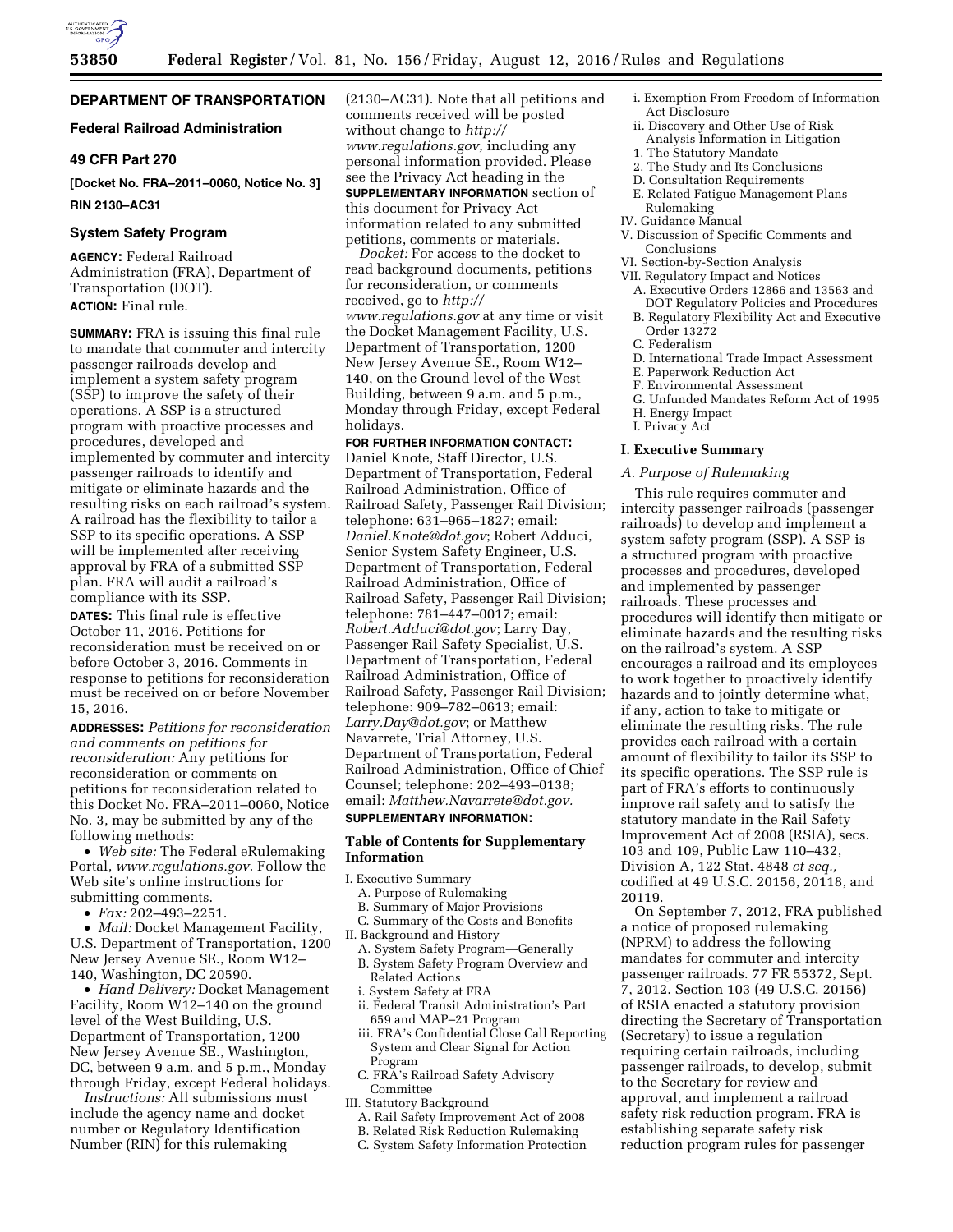# DEPARTMENT OF TRANSPORTATION

## Federal Railroad Administration

### 49 CFR Part 270

**[Docket No. FRA–2011–0060, Notice No. 3]**

**RIN 2130–AC31**

### System Safety Program

**AGENCY:** Federal Railroad Administration (FRA), Department of Transportation (DOT).

**ACTION:** Final rule.

**SUMMARY:** FRA is issuing this final rule to mandate that commuter and intercity passenger railroads develop and implement a system safety program (SSP) to improve the safety of their operations. A SSP is a structured program with proactive processes and procedures, developed and implemented by commuter and intercity passenger railroads to identify and mitigate or eliminate hazards and the resulting risks on each railroad's system. A railroad has the flexibility to tailor a SSP to its specific operations. A SSP will be implemented after receiving approval by FRA of a submitted SSP plan. FRA will audit a railroad's compliance with its SSP.

**DATES:** This final rule is effective October 11, 2016. Petitions for reconsideration must be received on or before October 3, 2016. Comments in response to petitions for reconsideration must be received on or before November 15, 2016.

**ADDRESSES:** *Petitions for reconsideration and comments on petitions for reconsideration:* Any petitions for reconsideration or comments on petitions for reconsideration related to this Docket No. FRA–2011–0060, Notice No. 3, may be submitted by any of the following methods:

- *Web site:* The Federal eRulemaking Portal, *www.regulations.gov*. Follow the Web site's online instructions for submitting comments.
- *Fax:* 202–493–2251.
- *Mail:* Docket Management Facility, U.S. Department of Transportation, 1200 New Jersey Avenue SE., Room W12–140, Washington, DC 20590.
- *Hand Delivery:* Docket Management Facility, Room W12–140 on the ground level of the West Building, U.S. Department of Transportation, 1200 New Jersey Avenue SE., Washington, DC, between 9 a.m. and 5 p.m., Monday through Friday, except Federal holidays.

*Instructions:* All submissions must include the agency name and docket number or Regulatory Identification Number (RIN) for this rulemaking (2130–AC31). Note that all petitions and comments received will be posted without change to *http://www.regulations.gov,* including any personal information provided. Please see the Privacy Act heading in the **SUPPLEMENTARY INFORMATION** section of this document for Privacy Act information related to any submitted petitions, comments or materials.

*Docket:* For access to the docket to read background documents, petitions for reconsideration, or comments received, go to *http://www.regulations.gov* at any time or visit the Docket Management Facility, U.S. Department of Transportation, 1200 New Jersey Avenue SE., Room W12–140, on the Ground level of the West Building, between 9 a.m. and 5 p.m., Monday through Friday, except Federal holidays.

**FOR FURTHER INFORMATION CONTACT:** Daniel Knote, Staff Director, U.S. Department of Transportation, Federal Railroad Administration, Office of Railroad Safety, Passenger Rail Division; telephone: 631–965–1827; email: *Daniel.Knote@dot.gov*; Robert Adduci, Senior System Safety Engineer, U.S. Department of Transportation, Federal Railroad Administration, Office of Railroad Safety, Passenger Rail Division; telephone: 781–447–0017; email: *Robert.Adduci@dot.gov*; Larry Day, Passenger Rail Safety Specialist, U.S. Department of Transportation, Federal Railroad Administration, Office of Railroad Safety, Passenger Rail Division; telephone: 909–782–0613; email: *Larry.Day@dot.gov*; or Matthew Navarrete, Trial Attorney, U.S. Department of Transportation, Federal Railroad Administration, Office of Chief Counsel; telephone: 202–493–0138; email: *Matthew.Navarrete@dot.gov.*

**SUPPLEMENTARY INFORMATION:**

## Table of Contents for Supplementary Information

- I. Executive Summary
  - A. Purpose of Rulemaking
  - B. Summary of Major Provisions
  - C. Summary of the Costs and Benefits
- II. Background and History
  - A. System Safety Program—Generally
  - B. System Safety Program Overview and Related Actions
    - i. System Safety at FRA
    - ii. Federal Transit Administration's Part 659 and MAP–21 Program
    - iii. FRA's Confidential Close Call Reporting System and Clear Signal for Action Program
  - C. FRA's Railroad Safety Advisory Committee
- III. Statutory Background
  - A. Rail Safety Improvement Act of 2008
  - B. Related Risk Reduction Rulemaking
  - C. System Safety Information Protection
    - i. Exemption From Freedom of Information Act Disclosure
    - ii. Discovery and Other Use of Risk Analysis Information in Litigation
      1. The Statutory Mandate
      2. The Study and Its Conclusions
  - D. Consultation Requirements
  - E. Related Fatigue Management Plans Rulemaking
- IV. Guidance Manual
- V. Discussion of Specific Comments and Conclusions
- VI. Section-by-Section Analysis
- VII. Regulatory Impact and Notices
  - A. Executive Orders 12866 and 13563 and DOT Regulatory Policies and Procedures
  - B. Regulatory Flexibility Act and Executive Order 13272
  - C. Federalism
  - D. International Trade Impact Assessment
  - E. Paperwork Reduction Act
  - F. Environmental Assessment
  - G. Unfunded Mandates Reform Act of 1995
  - H. Energy Impact
  - I. Privacy Act

## I. Executive Summary

### A. Purpose of Rulemaking

This rule requires commuter and intercity passenger railroads (passenger railroads) to develop and implement a system safety program (SSP). A SSP is a structured program with proactive processes and procedures, developed and implemented by passenger railroads. These processes and procedures will identify then mitigate or eliminate hazards and the resulting risks on the railroad's system. A SSP encourages a railroad and its employees to work together to proactively identify hazards and to jointly determine what, if any, action to take to mitigate or eliminate the resulting risks. The rule provides each railroad with a certain amount of flexibility to tailor its SSP to its specific operations. The SSP rule is part of FRA's efforts to continuously improve rail safety and to satisfy the statutory mandate in the Rail Safety Improvement Act of 2008 (RSIA), secs. 103 and 109, Public Law 110–432, Division A, 122 Stat. 4848 *et seq.,* codified at 49 U.S.C. 20156, 20118, and 20119.

On September 7, 2012, FRA published a notice of proposed rulemaking (NPRM) to address the following mandates for commuter and intercity passenger railroads. 77 FR 55372, Sept. 7, 2012. Section 103 (49 U.S.C. 20156) of RSIA enacted a statutory provision directing the Secretary of Transportation (Secretary) to issue a regulation requiring certain railroads, including passenger railroads, to develop, submit to the Secretary for review and approval, and implement a railroad safety risk reduction program. FRA is establishing separate safety risk reduction program rules for passenger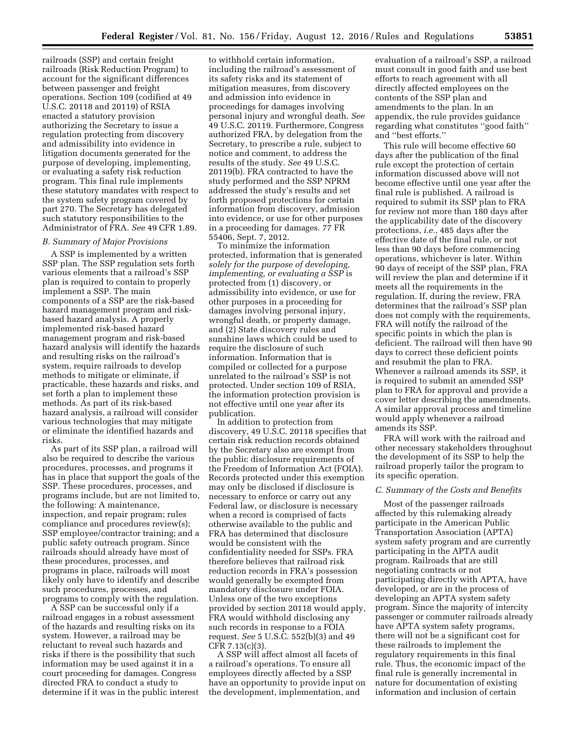railroads (SSP) and certain freight railroads (Risk Reduction Program) to account for the significant differences between passenger and freight operations. Section 109 (codified at 49 U.S.C. 20118 and 20119) of RSIA enacted a statutory provision authorizing the Secretary to issue a regulation protecting from discovery and admissibility into evidence in litigation documents generated for the purpose of developing, implementing, or evaluating a safety risk reduction program. This final rule implements these statutory mandates with respect to the system safety program covered by part 270. The Secretary has delegated such statutory responsibilities to the Administrator of FRA. *See* 49 CFR 1.89.

### B. Summary of Major Provisions

A SSP is implemented by a written SSP plan. The SSP regulation sets forth various elements that a railroad's SSP plan is required to contain to properly implement a SSP. The main components of a SSP are the risk-based hazard management program and risk-based hazard analysis. A properly implemented risk-based hazard management program and risk-based hazard analysis will identify the hazards and resulting risks on the railroad's system, require railroads to develop methods to mitigate or eliminate, if practicable, these hazards and risks, and set forth a plan to implement these methods. As part of its risk-based hazard analysis, a railroad will consider various technologies that may mitigate or eliminate the identified hazards and risks.

As part of its SSP plan, a railroad will also be required to describe the various procedures, processes, and programs it has in place that support the goals of the SSP. These procedures, processes, and programs include, but are not limited to, the following: A maintenance, inspection, and repair program; rules compliance and procedures review(s); SSP employee/contractor training; and a public safety outreach program. Since railroads should already have most of these procedures, processes, and programs in place, railroads will most likely only have to identify and describe such procedures, processes, and programs to comply with the regulation.

A SSP can be successful only if a railroad engages in a robust assessment of the hazards and resulting risks on its system. However, a railroad may be reluctant to reveal such hazards and risks if there is the possibility that such information may be used against it in a court proceeding for damages. Congress directed FRA to conduct a study to determine if it was in the public interest to withhold certain information, including the railroad's assessment of its safety risks and its statement of mitigation measures, from discovery and admission into evidence in proceedings for damages involving personal injury and wrongful death. *See* 49 U.S.C. 20119. Furthermore, Congress authorized FRA, by delegation from the Secretary, to prescribe a rule, subject to notice and comment, to address the results of the study. *See* 49 U.S.C. 20119(b). FRA contracted to have the study performed and the SSP NPRM addressed the study's results and set forth proposed protections for certain information from discovery, admission into evidence, or use for other purposes in a proceeding for damages. 77 FR 55406, Sept. 7, 2012.

To minimize the information protected, information that is generated *solely for the purpose of developing, implementing, or evaluating a SSP* is protected from (1) discovery, or admissibility into evidence, or use for other purposes in a proceeding for damages involving personal injury, wrongful death, or property damage, and (2) State discovery rules and sunshine laws which could be used to require the disclosure of such information. Information that is compiled or collected for a purpose unrelated to the railroad's SSP is not protected. Under section 109 of RSIA, the information protection provision is not effective until one year after its publication.

In addition to protection from discovery, 49 U.S.C. 20118 specifies that certain risk reduction records obtained by the Secretary also are exempt from the public disclosure requirements of the Freedom of Information Act (FOIA). Records protected under this exemption may only be disclosed if disclosure is necessary to enforce or carry out any Federal law, or disclosure is necessary when a record is comprised of facts otherwise available to the public and FRA has determined that disclosure would be consistent with the confidentiality needed for SSPs. FRA therefore believes that railroad risk reduction records in FRA's possession would generally be exempted from mandatory disclosure under FOIA. Unless one of the two exceptions provided by section 20118 would apply, FRA would withhold disclosing any such records in response to a FOIA request. *See* 5 U.S.C. 552(b)(3) and 49 CFR 7.13(c)(3).

A SSP will affect almost all facets of a railroad's operations. To ensure all employees directly affected by a SSP have an opportunity to provide input on the development, implementation, and evaluation of a railroad's SSP, a railroad must consult in good faith and use best efforts to reach agreement with all directly affected employees on the contents of the SSP plan and amendments to the plan. In an appendix, the rule provides guidance regarding what constitutes "good faith" and "best efforts."

This rule will become effective 60 days after the publication of the final rule except the protection of certain information discussed above will not become effective until one year after the final rule is published. A railroad is required to submit its SSP plan to FRA for review not more than 180 days after the applicability date of the discovery protections, *i.e.,* 485 days after the effective date of the final rule, or not less than 90 days before commencing operations, whichever is later. Within 90 days of receipt of the SSP plan, FRA will review the plan and determine if it meets all the requirements in the regulation. If, during the review, FRA determines that the railroad's SSP plan does not comply with the requirements, FRA will notify the railroad of the specific points in which the plan is deficient. The railroad will then have 90 days to correct these deficient points and resubmit the plan to FRA. Whenever a railroad amends its SSP, it is required to submit an amended SSP plan to FRA for approval and provide a cover letter describing the amendments. A similar approval process and timeline would apply whenever a railroad amends its SSP.

FRA will work with the railroad and other necessary stakeholders throughout the development of its SSP to help the railroad properly tailor the program to its specific operation.

### C. Summary of the Costs and Benefits

Most of the passenger railroads affected by this rulemaking already participate in the American Public Transportation Association (APTA) system safety program and are currently participating in the APTA audit program. Railroads that are still negotiating contracts or not participating directly with APTA, have developed, or are in the process of developing an APTA system safety program. Since the majority of intercity passenger or commuter railroads already have APTA system safety programs, there will not be a significant cost for these railroads to implement the regulatory requirements in this final rule. Thus, the economic impact of the final rule is generally incremental in nature for documentation of existing information and inclusion of certain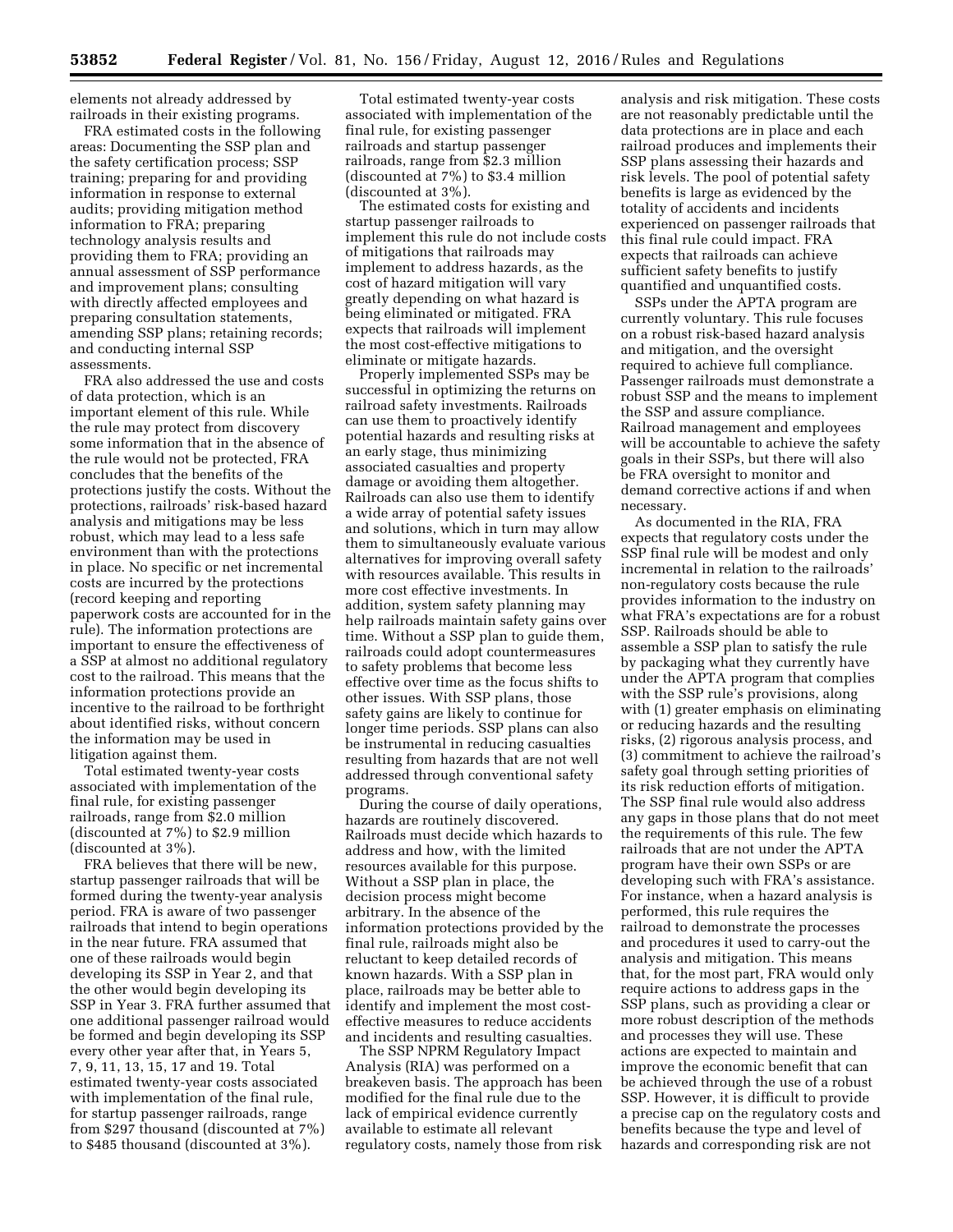elements not already addressed by railroads in their existing programs.

FRA estimated costs in the following areas: Documenting the SSP plan and the safety certification process; SSP training; preparing for and providing information in response to external audits; providing mitigation method information to FRA; preparing technology analysis results and providing them to FRA; providing an annual assessment of SSP performance and improvement plans; consulting with directly affected employees and preparing consultation statements, amending SSP plans; retaining records; and conducting internal SSP assessments.

FRA also addressed the use and costs of data protection, which is an important element of this rule. While the rule may protect from discovery some information that in the absence of the rule would not be protected, FRA concludes that the benefits of the protections justify the costs. Without the protections, railroads' risk-based hazard analysis and mitigations may be less robust, which may lead to a less safe environment than with the protections in place. No specific or net incremental costs are incurred by the protections (record keeping and reporting paperwork costs are accounted for in the rule). The information protections are important to ensure the effectiveness of a SSP at almost no additional regulatory cost to the railroad. This means that the information protections provide an incentive to the railroad to be forthright about identified risks, without concern the information may be used in litigation against them.

Total estimated twenty-year costs associated with implementation of the final rule, for existing passenger railroads, range from $2.0 million (discounted at 7%) to $2.9 million (discounted at 3%).

FRA believes that there will be new, startup passenger railroads that will be formed during the twenty-year analysis period. FRA is aware of two passenger railroads that intend to begin operations in the near future. FRA assumed that one of these railroads would begin developing its SSP in Year 2, and that the other would begin developing its SSP in Year 3. FRA further assumed that one additional passenger railroad would be formed and begin developing its SSP every other year after that, in Years 5, 7, 9, 11, 13, 15, 17 and 19. Total estimated twenty-year costs associated with implementation of the final rule, for startup passenger railroads, range from $297 thousand (discounted at 7%) to $485 thousand (discounted at 3%).

Total estimated twenty-year costs associated with implementation of the final rule, for existing passenger railroads and startup passenger railroads, range from $2.3 million (discounted at 7%) to $3.4 million (discounted at 3%).

The estimated costs for existing and startup passenger railroads to implement this rule do not include costs of mitigations that railroads may implement to address hazards, as the cost of hazard mitigation will vary greatly depending on what hazard is being eliminated or mitigated. FRA expects that railroads will implement the most cost-effective mitigations to eliminate or mitigate hazards.

Properly implemented SSPs may be successful in optimizing the returns on railroad safety investments. Railroads can use them to proactively identify potential hazards and resulting risks at an early stage, thus minimizing associated casualties and property damage or avoiding them altogether. Railroads can also use them to identify a wide array of potential safety issues and solutions, which in turn may allow them to simultaneously evaluate various alternatives for improving overall safety with resources available. This results in more cost effective investments. In addition, system safety planning may help railroads maintain safety gains over time. Without a SSP plan to guide them, railroads could adopt countermeasures to safety problems that become less effective over time as the focus shifts to other issues. With SSP plans, those safety gains are likely to continue for longer time periods. SSP plans can also be instrumental in reducing casualties resulting from hazards that are not well addressed through conventional safety programs.

During the course of daily operations, hazards are routinely discovered. Railroads must decide which hazards to address and how, with the limited resources available for this purpose. Without a SSP plan in place, the decision process might become arbitrary. In the absence of the information protections provided by the final rule, railroads might also be reluctant to keep detailed records of known hazards. With a SSP plan in place, railroads may be better able to identify and implement the most cost-effective measures to reduce accidents and incidents and resulting casualties.

The SSP NPRM Regulatory Impact Analysis (RIA) was performed on a breakeven basis. The approach has been modified for the final rule due to the lack of empirical evidence currently available to estimate all relevant regulatory costs, namely those from risk analysis and risk mitigation. These costs are not reasonably predictable until the data protections are in place and each railroad produces and implements their SSP plans assessing their hazards and risk levels. The pool of potential safety benefits is large as evidenced by the totality of accidents and incidents experienced on passenger railroads that this final rule could impact. FRA expects that railroads can achieve sufficient safety benefits to justify quantified and unquantified costs.

SSPs under the APTA program are currently voluntary. This rule focuses on a robust risk-based hazard analysis and mitigation, and the oversight required to achieve full compliance. Passenger railroads must demonstrate a robust SSP and the means to implement the SSP and assure compliance. Railroad management and employees will be accountable to achieve the safety goals in their SSPs, but there will also be FRA oversight to monitor and demand corrective actions if and when necessary.

As documented in the RIA, FRA expects that regulatory costs under the SSP final rule will be modest and only incremental in relation to the railroads' non-regulatory costs because the rule provides information to the industry on what FRA's expectations are for a robust SSP. Railroads should be able to assemble a SSP plan to satisfy the rule by packaging what they currently have under the APTA program that complies with the SSP rule's provisions, along with (1) greater emphasis on eliminating or reducing hazards and the resulting risks, (2) rigorous analysis process, and (3) commitment to achieve the railroad's safety goal through setting priorities of its risk reduction efforts of mitigation. The SSP final rule would also address any gaps in those plans that do not meet the requirements of this rule. The few railroads that are not under the APTA program have their own SSPs or are developing such with FRA's assistance. For instance, when a hazard analysis is performed, this rule requires the railroad to demonstrate the processes and procedures it used to carry-out the analysis and mitigation. This means that, for the most part, FRA would only require actions to address gaps in the SSP plans, such as providing a clear or more robust description of the methods and processes they will use. These actions are expected to maintain and improve the economic benefit that can be achieved through the use of a robust SSP. However, it is difficult to provide a precise cap on the regulatory costs and benefits because the type and level of hazards and corresponding risk are not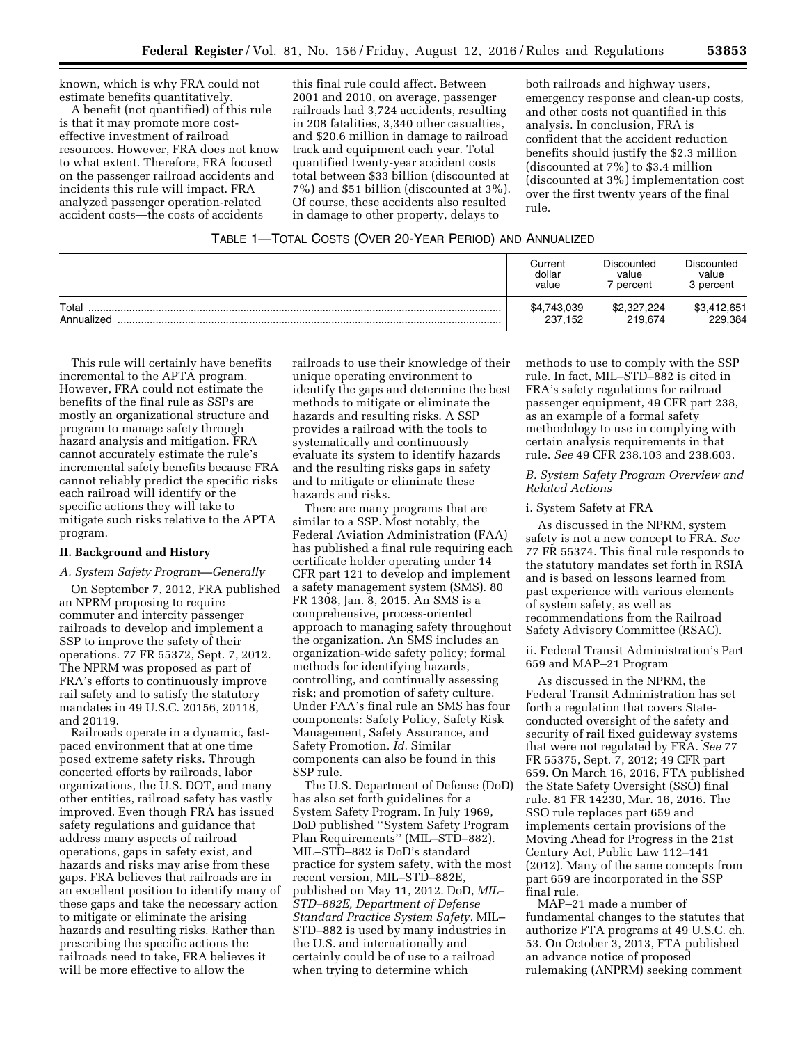known, which is why FRA could not estimate benefits quantitatively.

A benefit (not quantified) of this rule is that it may promote more cost-effective investment of railroad resources. However, FRA does not know to what extent. Therefore, FRA focused on the passenger railroad accidents and incidents this rule will impact. FRA analyzed passenger operation-related accident costs—the costs of accidents this final rule could affect. Between 2001 and 2010, on average, passenger railroads had 3,724 accidents, resulting in 208 fatalities, 3,340 other casualties, and $20.6 million in damage to railroad track and equipment each year. Total quantified twenty-year accident costs total between $33 billion (discounted at 7%) and $51 billion (discounted at 3%). Of course, these accidents also resulted in damage to other property, delays to both railroads and highway users, emergency response and clean-up costs, and other costs not quantified in this analysis. In conclusion, FRA is confident that the accident reduction benefits should justify the $2.3 million (discounted at 7%) to $3.4 million (discounted at 3%) implementation cost over the first twenty years of the final rule.

TABLE 1—TOTAL COSTS (OVER 20-YEAR PERIOD) AND ANNUALIZED

| | Current dollar value | Discounted value 7 percent | Discounted value 3 percent |
|---|---|---|---|
| Total | $4,743,039 | $2,327,224 | $3,412,651 |
| Annualized | 237,152 | 219,674 | 229,384 |

This rule will certainly have benefits incremental to the APTA program. However, FRA could not estimate the benefits of the final rule as SSPs are mostly an organizational structure and program to manage safety through hazard analysis and mitigation. FRA cannot accurately estimate the rule's incremental safety benefits because FRA cannot reliably predict the specific risks each railroad will identify or the specific actions they will take to mitigate such risks relative to the APTA program.

## II. Background and History

### A. System Safety Program—Generally

On September 7, 2012, FRA published an NPRM proposing to require commuter and intercity passenger railroads to develop and implement a SSP to improve the safety of their operations. 77 FR 55372, Sept. 7, 2012. The NPRM was proposed as part of FRA's efforts to continuously improve rail safety and to satisfy the statutory mandates in 49 U.S.C. 20156, 20118, and 20119.

Railroads operate in a dynamic, fast-paced environment that at one time posed extreme safety risks. Through concerted efforts by railroads, labor organizations, the U.S. DOT, and many other entities, railroad safety has vastly improved. Even though FRA has issued safety regulations and guidance that address many aspects of railroad operations, gaps in safety exist, and hazards and risks may arise from these gaps. FRA believes that railroads are in an excellent position to identify many of these gaps and take the necessary action to mitigate or eliminate the arising hazards and resulting risks. Rather than prescribing the specific actions the railroads need to take, FRA believes it will be more effective to allow the railroads to use their knowledge of their unique operating environment to identify the gaps and determine the best methods to mitigate or eliminate the hazards and resulting risks. A SSP provides a railroad with the tools to systematically and continuously evaluate its system to identify hazards and the resulting risks gaps in safety and to mitigate or eliminate these hazards and risks.

There are many programs that are similar to a SSP. Most notably, the Federal Aviation Administration (FAA) has published a final rule requiring each certificate holder operating under 14 CFR part 121 to develop and implement a safety management system (SMS). 80 FR 1308, Jan. 8, 2015. An SMS is a comprehensive, process-oriented approach to managing safety throughout the organization. An SMS includes an organization-wide safety policy; formal methods for identifying hazards, controlling, and continually assessing risk; and promotion of safety culture. Under FAA's final rule an SMS has four components: Safety Policy, Safety Risk Management, Safety Assurance, and Safety Promotion. *Id.* Similar components can also be found in this SSP rule.

The U.S. Department of Defense (DoD) has also set forth guidelines for a System Safety Program. In July 1969, DoD published ''System Safety Program Plan Requirements'' (MIL–STD–882). MIL–STD–882 is DoD's standard practice for system safety, with the most recent version, MIL–STD–882E, published on May 11, 2012. DoD, *MIL–STD–882E, Department of Defense Standard Practice System Safety.* MIL–STD–882 is used by many industries in the U.S. and internationally and certainly could be of use to a railroad when trying to determine which methods to use to comply with the SSP rule. In fact, MIL–STD–882 is cited in FRA's safety regulations for railroad passenger equipment, 49 CFR part 238, as an example of a formal safety methodology to use in complying with certain analysis requirements in that rule. *See* 49 CFR 238.103 and 238.603.

### *B. System Safety Program Overview and Related Actions*

#### i. System Safety at FRA

As discussed in the NPRM, system safety is not a new concept to FRA. *See* 77 FR 55374. This final rule responds to the statutory mandates set forth in RSIA and is based on lessons learned from past experience with various elements of system safety, as well as recommendations from the Railroad Safety Advisory Committee (RSAC).

#### ii. Federal Transit Administration's Part 659 and MAP–21 Program

As discussed in the NPRM, the Federal Transit Administration has set forth a regulation that covers State-conducted oversight of the safety and security of rail fixed guideway systems that were not regulated by FRA. *See* 77 FR 55375, Sept. 7, 2012; 49 CFR part 659. On March 16, 2016, FTA published the State Safety Oversight (SSO) final rule. 81 FR 14230, Mar. 16, 2016. The SSO rule replaces part 659 and implements certain provisions of the Moving Ahead for Progress in the 21st Century Act, Public Law 112–141 (2012). Many of the same concepts from part 659 are incorporated in the SSP final rule.

MAP–21 made a number of fundamental changes to the statutes that authorize FTA programs at 49 U.S.C. ch. 53. On October 3, 2013, FTA published an advance notice of proposed rulemaking (ANPRM) seeking comment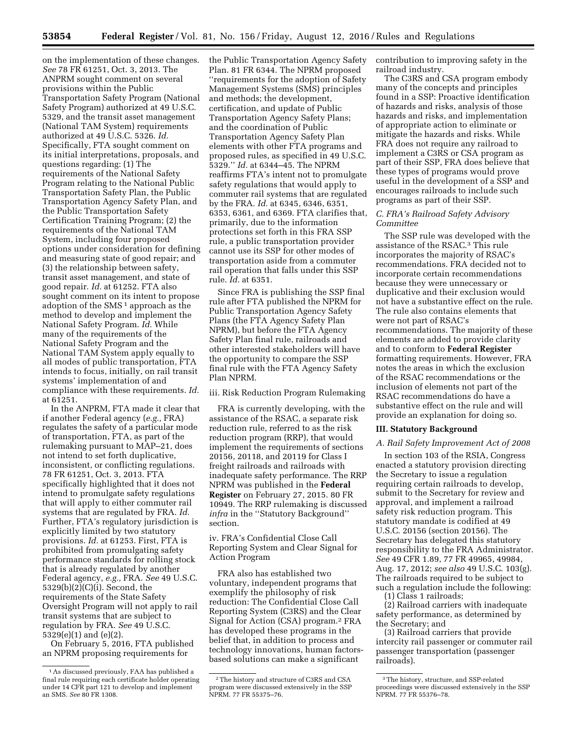on the implementation of these changes. *See* 78 FR 61251, Oct. 3, 2013. The ANPRM sought comment on several provisions within the Public Transportation Safety Program (National Safety Program) authorized at 49 U.S.C. 5329, and the transit asset management (National TAM System) requirements authorized at 49 U.S.C. 5326. *Id.* Specifically, FTA sought comment on its initial interpretations, proposals, and questions regarding: (1) The requirements of the National Safety Program relating to the National Public Transportation Safety Plan, the Public Transportation Agency Safety Plan, and the Public Transportation Safety Certification Training Program; (2) the requirements of the National TAM System, including four proposed options under consideration for defining and measuring state of good repair; and (3) the relationship between safety, transit asset management, and state of good repair. *Id.* at 61252. FTA also sought comment on its intent to propose adoption of the SMS [1] approach as the method to develop and implement the National Safety Program. *Id.* While many of the requirements of the National Safety Program and the National TAM System apply equally to all modes of public transportation, FTA intends to focus, initially, on rail transit systems' implementation of and compliance with these requirements. *Id.* at 61251.

In the ANPRM, FTA made it clear that if another Federal agency (*e.g.,* FRA) regulates the safety of a particular mode of transportation, FTA, as part of the rulemaking pursuant to MAP–21, does not intend to set forth duplicative, inconsistent, or conflicting regulations. 78 FR 61251, Oct. 3, 2013. FTA specifically highlighted that it does not intend to promulgate safety regulations that will apply to either commuter rail systems that are regulated by FRA. *Id.* Further, FTA's regulatory jurisdiction is explicitly limited by two statutory provisions. *Id.* at 61253. First, FTA is prohibited from promulgating safety performance standards for rolling stock that is already regulated by another Federal agency, *e.g.,* FRA. *See* 49 U.S.C. 5329(b)(2)(C)(i). Second, the requirements of the State Safety Oversight Program will not apply to rail transit systems that are subject to regulation by FRA. *See* 49 U.S.C. 5329(e)(1) and (e)(2).

On February 5, 2016, FTA published an NPRM proposing requirements for the Public Transportation Agency Safety Plan. 81 FR 6344. The NPRM proposed ''requirements for the adoption of Safety Management Systems (SMS) principles and methods; the development, certification, and update of Public Transportation Agency Safety Plans; and the coordination of Public Transportation Agency Safety Plan elements with other FTA programs and proposed rules, as specified in 49 U.S.C. 5329.'' *Id.* at 6344–45. The NPRM reaffirms FTA's intent not to promulgate safety regulations that would apply to commuter rail systems that are regulated by the FRA. *Id.* at 6345, 6346, 6351, 6353, 6361, and 6369. FTA clarifies that, primarily, due to the information protections set forth in this FRA SSP rule, a public transportation provider cannot use its SSP for other modes of transportation aside from a commuter rail operation that falls under this SSP rule. *Id.* at 6351.

Since FRA is publishing the SSP final rule after FTA published the NPRM for Public Transportation Agency Safety Plans (the FTA Agency Safety Plan NPRM), but before the FTA Agency Safety Plan final rule, railroads and other interested stakeholders will have the opportunity to compare the SSP final rule with the FTA Agency Safety Plan NPRM.

iii. Risk Reduction Program Rulemaking

FRA is currently developing, with the assistance of the RSAC, a separate risk reduction rule, referred to as the risk reduction program (RRP), that would implement the requirements of sections 20156, 20118, and 20119 for Class I freight railroads and railroads with inadequate safety performance. The RRP NPRM was published in the **Federal Register** on February 27, 2015. 80 FR 10949. The RRP rulemaking is discussed *infra* in the ''Statutory Background'' section.

iv. FRA's Confidential Close Call Reporting System and Clear Signal for Action Program

FRA also has established two voluntary, independent programs that exemplify the philosophy of risk reduction: The Confidential Close Call Reporting System (C3RS) and the Clear Signal for Action (CSA) program.[2] FRA has developed these programs in the belief that, in addition to process and technology innovations, human factors-based solutions can make a significant contribution to improving safety in the railroad industry.

The C3RS and CSA program embody many of the concepts and principles found in a SSP: Proactive identification of hazards and risks, analysis of those hazards and risks, and implementation of appropriate action to eliminate or mitigate the hazards and risks. While FRA does not require any railroad to implement a C3RS or CSA program as part of their SSP, FRA does believe that these types of programs would prove useful in the development of a SSP and encourages railroads to include such programs as part of their SSP.

### C. FRA's Railroad Safety Advisory Committee

The SSP rule was developed with the assistance of the RSAC.[3] This rule incorporates the majority of RSAC's recommendations. FRA decided not to incorporate certain recommendations because they were unnecessary or duplicative and their exclusion would not have a substantive effect on the rule. The rule also contains elements that were not part of RSAC's recommendations. The majority of these elements are added to provide clarity and to conform to **Federal Register** formatting requirements. However, FRA notes the areas in which the exclusion of the RSAC recommendations or the inclusion of elements not part of the RSAC recommendations do have a substantive effect on the rule and will provide an explanation for doing so.

## III. Statutory Background

### A. Rail Safety Improvement Act of 2008

In section 103 of the RSIA, Congress enacted a statutory provision directing the Secretary to issue a regulation requiring certain railroads to develop, submit to the Secretary for review and approval, and implement a railroad safety risk reduction program. This statutory mandate is codified at 49 U.S.C. 20156 (section 20156). The Secretary has delegated this statutory responsibility to the FRA Administrator. *See* 49 CFR 1.89, 77 FR 49965, 49984, Aug. 17, 2012; *see also* 49 U.S.C. 103(g). The railroads required to be subject to such a regulation include the following:

(1) Class 1 railroads;

(2) Railroad carriers with inadequate safety performance, as determined by the Secretary; and

(3) Railroad carriers that provide intercity rail passenger or commuter rail passenger transportation (passenger railroads).

---

[1] As discussed previously, FAA has published a final rule requiring each certificate holder operating under 14 CFR part 121 to develop and implement an SMS. *See* 80 FR 1308.

[2] The history and structure of C3RS and CSA program were discussed extensively in the SSP NPRM. 77 FR 55375–76.

[3] The history, structure, and SSP-related proceedings were discussed extensively in the SSP NPRM. 77 FR 55376–78.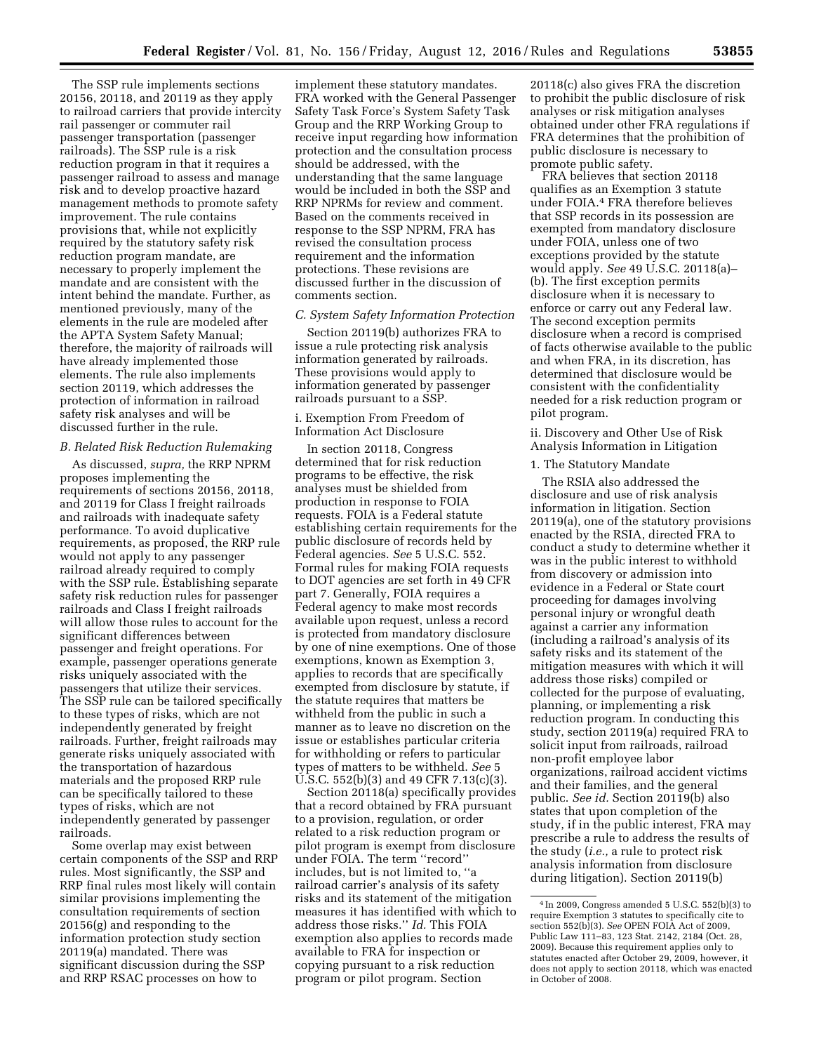The SSP rule implements sections 20156, 20118, and 20119 as they apply to railroad carriers that provide intercity rail passenger or commuter rail passenger transportation (passenger railroads). The SSP rule is a risk reduction program in that it requires a passenger railroad to assess and manage risk and to develop proactive hazard management methods to promote safety improvement. The rule contains provisions that, while not explicitly required by the statutory safety risk reduction program mandate, are necessary to properly implement the mandate and are consistent with the intent behind the mandate. Further, as mentioned previously, many of the elements in the rule are modeled after the APTA System Safety Manual; therefore, the majority of railroads will have already implemented those elements. The rule also implements section 20119, which addresses the protection of information in railroad safety risk analyses and will be discussed further in the rule.

### *B. Related Risk Reduction Rulemaking*

As discussed, *supra,* the RRP NPRM proposes implementing the requirements of sections 20156, 20118, and 20119 for Class I freight railroads and railroads with inadequate safety performance. To avoid duplicative requirements, as proposed, the RRP rule would not apply to any passenger railroad already required to comply with the SSP rule. Establishing separate safety risk reduction rules for passenger railroads and Class I freight railroads will allow those rules to account for the significant differences between passenger and freight operations. For example, passenger operations generate risks uniquely associated with the passengers that utilize their services. The SSP rule can be tailored specifically to these types of risks, which are not independently generated by freight railroads. Further, freight railroads may generate risks uniquely associated with the transportation of hazardous materials and the proposed RRP rule can be specifically tailored to these types of risks, which are not independently generated by passenger railroads.

Some overlap may exist between certain components of the SSP and RRP rules. Most significantly, the SSP and RRP final rules most likely will contain similar provisions implementing the consultation requirements of section 20156(g) and responding to the information protection study section 20119(a) mandated. There was significant discussion during the SSP and RRP RSAC processes on how to implement these statutory mandates. FRA worked with the General Passenger Safety Task Force's System Safety Task Group and the RRP Working Group to receive input regarding how information protection and the consultation process should be addressed, with the understanding that the same language would be included in both the SSP and RRP NPRMs for review and comment. Based on the comments received in response to the SSP NPRM, FRA has revised the consultation process requirement and the information protections. These revisions are discussed further in the discussion of comments section.

### *C. System Safety Information Protection*

Section 20119(b) authorizes FRA to issue a rule protecting risk analysis information generated by railroads. These provisions would apply to information generated by passenger railroads pursuant to a SSP.

#### i. Exemption From Freedom of Information Act Disclosure

In section 20118, Congress determined that for risk reduction programs to be effective, the risk analyses must be shielded from production in response to FOIA requests. FOIA is a Federal statute establishing certain requirements for the public disclosure of records held by Federal agencies. *See* 5 U.S.C. 552. Formal rules for making FOIA requests to DOT agencies are set forth in 49 CFR part 7. Generally, FOIA requires a Federal agency to make most records available upon request, unless a record is protected from mandatory disclosure by one of nine exemptions. One of those exemptions, known as Exemption 3, applies to records that are specifically exempted from disclosure by statute, if the statute requires that matters be withheld from the public in such a manner as to leave no discretion on the issue or establishes particular criteria for withholding or refers to particular types of matters to be withheld. *See* 5 U.S.C. 552(b)(3) and 49 CFR 7.13(c)(3).

Section 20118(a) specifically provides that a record obtained by FRA pursuant to a provision, regulation, or order related to a risk reduction program or pilot program is exempt from disclosure under FOIA. The term "record" includes, but is not limited to, "a railroad carrier's analysis of its safety risks and its statement of the mitigation measures it has identified with which to address those risks." *Id.* This FOIA exemption also applies to records made available to FRA for inspection or copying pursuant to a risk reduction program or pilot program. Section 20118(c) also gives FRA the discretion to prohibit the public disclosure of risk analyses or risk mitigation analyses obtained under other FRA regulations if FRA determines that the prohibition of public disclosure is necessary to promote public safety.

FRA believes that section 20118 qualifies as an Exemption 3 statute under FOIA.[4] FRA therefore believes that SSP records in its possession are exempted from mandatory disclosure under FOIA, unless one of two exceptions provided by the statute would apply. *See* 49 U.S.C. 20118(a)–(b). The first exception permits disclosure when it is necessary to enforce or carry out any Federal law. The second exception permits disclosure when a record is comprised of facts otherwise available to the public and when FRA, in its discretion, has determined that disclosure would be consistent with the confidentiality needed for a risk reduction program or pilot program.

#### ii. Discovery and Other Use of Risk Analysis Information in Litigation

##### 1. The Statutory Mandate

The RSIA also addressed the disclosure and use of risk analysis information in litigation. Section 20119(a), one of the statutory provisions enacted by the RSIA, directed FRA to conduct a study to determine whether it was in the public interest to withhold from discovery or admission into evidence in a Federal or State court proceeding for damages involving personal injury or wrongful death against a carrier any information (including a railroad's analysis of its safety risks and its statement of the mitigation measures with which it will address those risks) compiled or collected for the purpose of evaluating, planning, or implementing a risk reduction program. In conducting this study, section 20119(a) required FRA to solicit input from railroads, railroad non-profit employee labor organizations, railroad accident victims and their families, and the general public. *See id.* Section 20119(b) also states that upon completion of the study, if in the public interest, FRA may prescribe a rule to address the results of the study (*i.e.,* a rule to protect risk analysis information from disclosure during litigation). Section 20119(b)

[4] In 2009, Congress amended 5 U.S.C. 552(b)(3) to require Exemption 3 statutes to specifically cite to section 552(b)(3). *See* OPEN FOIA Act of 2009, Public Law 111–83, 123 Stat. 2142, 2184 (Oct. 28, 2009). Because this requirement applies only to statutes enacted after October 29, 2009, however, it does not apply to section 20118, which was enacted in October of 2008.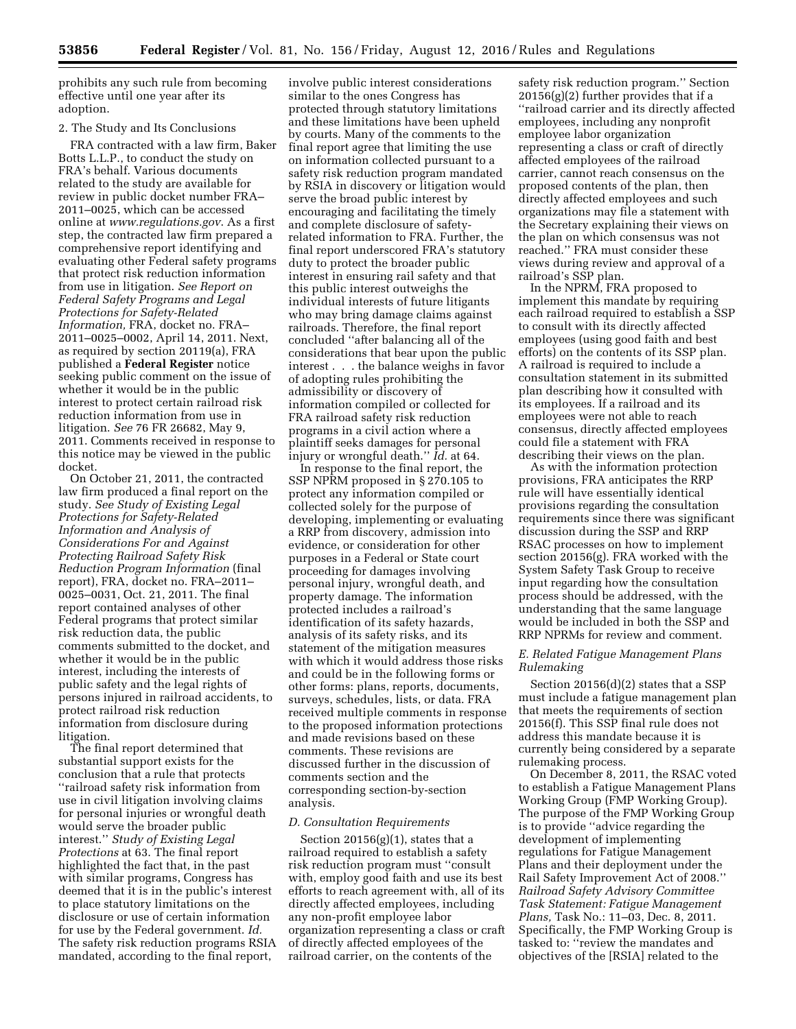prohibits any such rule from becoming effective until one year after its adoption.

2. The Study and Its Conclusions

FRA contracted with a law firm, Baker Botts L.L.P., to conduct the study on FRA's behalf. Various documents related to the study are available for review in public docket number FRA–2011–0025, which can be accessed online at *www.regulations.gov*. As a first step, the contracted law firm prepared a comprehensive report identifying and evaluating other Federal safety programs that protect risk reduction information from use in litigation. *See Report on Federal Safety Programs and Legal Protections for Safety-Related Information,* FRA, docket no. FRA–2011–0025–0002, April 14, 2011. Next, as required by section 20119(a), FRA published a **Federal Register** notice seeking public comment on the issue of whether it would be in the public interest to protect certain railroad risk reduction information from use in litigation. *See* 76 FR 26682, May 9, 2011. Comments received in response to this notice may be viewed in the public docket.

On October 21, 2011, the contracted law firm produced a final report on the study. *See Study of Existing Legal Protections for Safety-Related Information and Analysis of Considerations For and Against Protecting Railroad Safety Risk Reduction Program Information* (final report), FRA, docket no. FRA–2011–0025–0031, Oct. 21, 2011. The final report contained analyses of other Federal programs that protect similar risk reduction data, the public comments submitted to the docket, and whether it would be in the public interest, including the interests of public safety and the legal rights of persons injured in railroad accidents, to protect railroad risk reduction information from disclosure during litigation.

The final report determined that substantial support exists for the conclusion that a rule that protects "railroad safety risk information from use in civil litigation involving claims for personal injuries or wrongful death would serve the broader public interest." *Study of Existing Legal Protections* at 63. The final report highlighted the fact that, in the past with similar programs, Congress has deemed that it is in the public's interest to place statutory limitations on the disclosure or use of certain information for use by the Federal government. *Id.* The safety risk reduction programs RSIA mandated, according to the final report, involve public interest considerations similar to the ones Congress has protected through statutory limitations and these limitations have been upheld by courts. Many of the comments to the final report agree that limiting the use on information collected pursuant to a safety risk reduction program mandated by RSIA in discovery or litigation would serve the broad public interest by encouraging and facilitating the timely and complete disclosure of safety-related information to FRA. Further, the final report underscored FRA's statutory duty to protect the broader public interest in ensuring rail safety and that this public interest outweighs the individual interests of future litigants who may bring damage claims against railroads. Therefore, the final report concluded "after balancing all of the considerations that bear upon the public interest . . . the balance weighs in favor of adopting rules prohibiting the admissibility or discovery of information compiled or collected for FRA railroad safety risk reduction programs in a civil action where a plaintiff seeks damages for personal injury or wrongful death." *Id.* at 64.

In response to the final report, the SSP NPRM proposed in § 270.105 to protect any information compiled or collected solely for the purpose of developing, implementing or evaluating a RRP from discovery, admission into evidence, or consideration for other purposes in a Federal or State court proceeding for damages involving personal injury, wrongful death, and property damage. The information protected includes a railroad's identification of its safety hazards, analysis of its safety risks, and its statement of the mitigation measures with which it would address those risks and could be in the following forms or other forms: plans, reports, documents, surveys, schedules, lists, or data. FRA received multiple comments in response to the proposed information protections and made revisions based on these comments. These revisions are discussed further in the discussion of comments section and the corresponding section-by-section analysis.

### *D. Consultation Requirements*

Section 20156(g)(1), states that a railroad required to establish a safety risk reduction program must "consult with, employ good faith and use its best efforts to reach agreement with, all of its directly affected employees, including any non-profit employee labor organization representing a class or craft of directly affected employees of the railroad carrier, on the contents of the safety risk reduction program." Section 20156(g)(2) further provides that if a "railroad carrier and its directly affected employees, including any nonprofit employee labor organization representing a class or craft of directly affected employees of the railroad carrier, cannot reach consensus on the proposed contents of the plan, then directly affected employees and such organizations may file a statement with the Secretary explaining their views on the plan on which consensus was not reached." FRA must consider these views during review and approval of a railroad's SSP plan.

In the NPRM, FRA proposed to implement this mandate by requiring each railroad required to establish a SSP to consult with its directly affected employees (using good faith and best efforts) on the contents of its SSP plan. A railroad is required to include a consultation statement in its submitted plan describing how it consulted with its employees. If a railroad and its employees were not able to reach consensus, directly affected employees could file a statement with FRA describing their views on the plan.

As with the information protection provisions, FRA anticipates the RRP rule will have essentially identical provisions regarding the consultation requirements since there was significant discussion during the SSP and RRP RSAC processes on how to implement section 20156(g). FRA worked with the System Safety Task Group to receive input regarding how the consultation process should be addressed, with the understanding that the same language would be included in both the SSP and RRP NPRMs for review and comment.

### *E. Related Fatigue Management Plans Rulemaking*

Section 20156(d)(2) states that a SSP must include a fatigue management plan that meets the requirements of section 20156(f). This SSP final rule does not address this mandate because it is currently being considered by a separate rulemaking process.

On December 8, 2011, the RSAC voted to establish a Fatigue Management Plans Working Group (FMP Working Group). The purpose of the FMP Working Group is to provide "advice regarding the development of implementing regulations for Fatigue Management Plans and their deployment under the Rail Safety Improvement Act of 2008." *Railroad Safety Advisory Committee Task Statement: Fatigue Management Plans,* Task No.: 11–03, Dec. 8, 2011. Specifically, the FMP Working Group is tasked to: "review the mandates and objectives of the [RSIA] related to the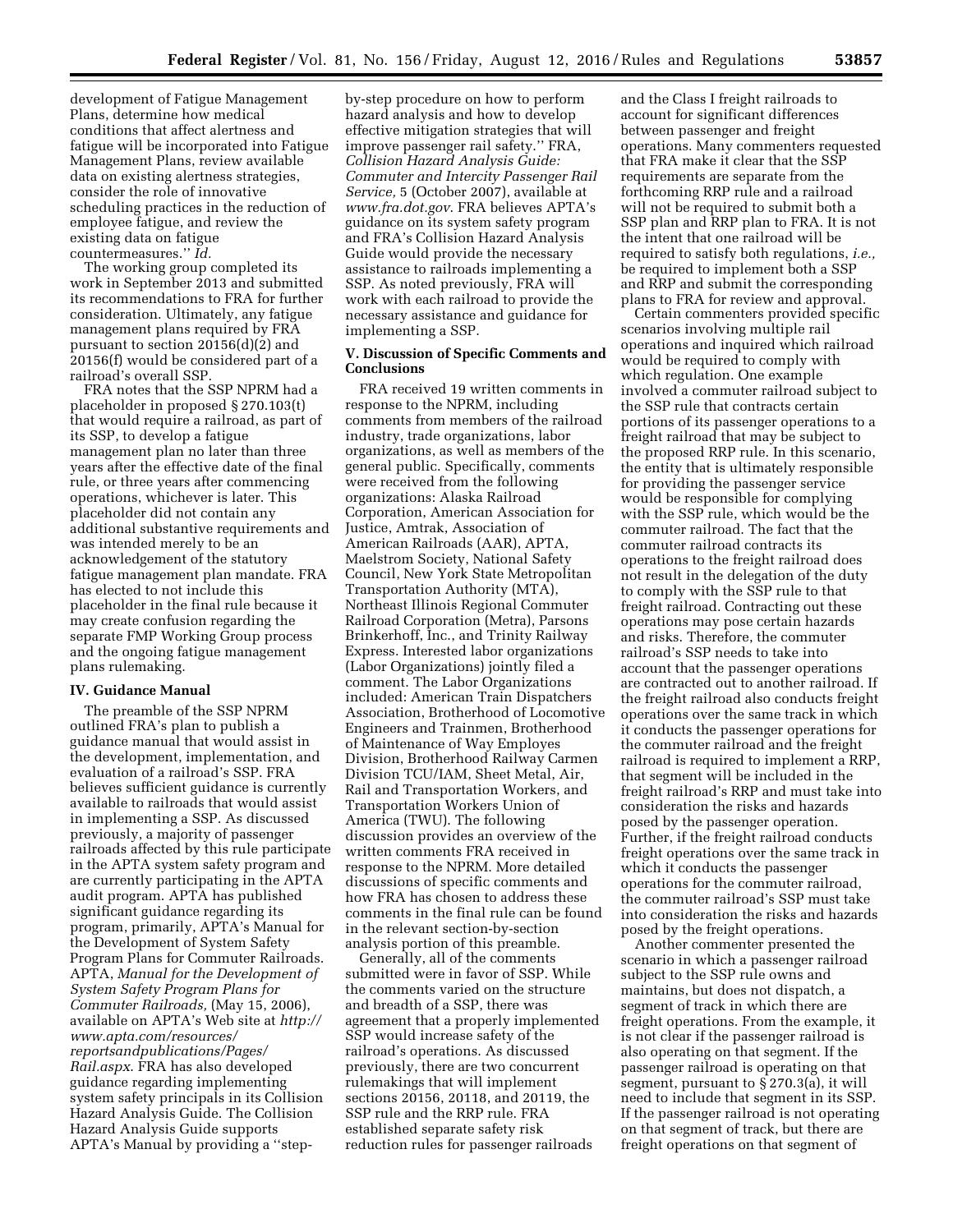development of Fatigue Management Plans, determine how medical conditions that affect alertness and fatigue will be incorporated into Fatigue Management Plans, review available data on existing alertness strategies, consider the role of innovative scheduling practices in the reduction of employee fatigue, and review the existing data on fatigue countermeasures.'' *Id.*

The working group completed its work in September 2013 and submitted its recommendations to FRA for further consideration. Ultimately, any fatigue management plans required by FRA pursuant to section 20156(d)(2) and 20156(f) would be considered part of a railroad's overall SSP.

FRA notes that the SSP NPRM had a placeholder in proposed § 270.103(t) that would require a railroad, as part of its SSP, to develop a fatigue management plan no later than three years after the effective date of the final rule, or three years after commencing operations, whichever is later. This placeholder did not contain any additional substantive requirements and was intended merely to be an acknowledgement of the statutory fatigue management plan mandate. FRA has elected to not include this placeholder in the final rule because it may create confusion regarding the separate FMP Working Group process and the ongoing fatigue management plans rulemaking.

## IV. Guidance Manual

The preamble of the SSP NPRM outlined FRA's plan to publish a guidance manual that would assist in the development, implementation, and evaluation of a railroad's SSP. FRA believes sufficient guidance is currently available to railroads that would assist in implementing a SSP. As discussed previously, a majority of passenger railroads affected by this rule participate in the APTA system safety program and are currently participating in the APTA audit program. APTA has published significant guidance regarding its program, primarily, APTA's Manual for the Development of System Safety Program Plans for Commuter Railroads. APTA, *Manual for the Development of System Safety Program Plans for Commuter Railroads,* (May 15, 2006), available on APTA's Web site at *http://www.apta.com/resources/reportsandpublications/Pages/Rail.aspx*. FRA has also developed guidance regarding implementing system safety principals in its Collision Hazard Analysis Guide. The Collision Hazard Analysis Guide supports APTA's Manual by providing a ''step-by-step procedure on how to perform hazard analysis and how to develop effective mitigation strategies that will improve passenger rail safety.'' FRA, *Collision Hazard Analysis Guide: Commuter and Intercity Passenger Rail Service,* 5 (October 2007), available at *www.fra.dot.gov*. FRA believes APTA's guidance on its system safety program and FRA's Collision Hazard Analysis Guide would provide the necessary assistance to railroads implementing a SSP. As noted previously, FRA will work with each railroad to provide the necessary assistance and guidance for implementing a SSP.

## V. Discussion of Specific Comments and Conclusions

FRA received 19 written comments in response to the NPRM, including comments from members of the railroad industry, trade organizations, labor organizations, as well as members of the general public. Specifically, comments were received from the following organizations: Alaska Railroad Corporation, American Association for Justice, Amtrak, Association of American Railroads (AAR), APTA, Maelstrom Society, National Safety Council, New York State Metropolitan Transportation Authority (MTA), Northeast Illinois Regional Commuter Railroad Corporation (Metra), Parsons Brinkerhoff, Inc., and Trinity Railway Express. Interested labor organizations (Labor Organizations) jointly filed a comment. The Labor Organizations included: American Train Dispatchers Association, Brotherhood of Locomotive Engineers and Trainmen, Brotherhood of Maintenance of Way Employes Division, Brotherhood Railway Carmen Division TCU/IAM, Sheet Metal, Air, Rail and Transportation Workers, and Transportation Workers Union of America (TWU). The following discussion provides an overview of the written comments FRA received in response to the NPRM. More detailed discussions of specific comments and how FRA has chosen to address these comments in the final rule can be found in the relevant section-by-section analysis portion of this preamble.

Generally, all of the comments submitted were in favor of SSP. While the comments varied on the structure and breadth of a SSP, there was agreement that a properly implemented SSP would increase safety of the railroad's operations. As discussed previously, there are two concurrent rulemakings that will implement sections 20156, 20118, and 20119, the SSP rule and the RRP rule. FRA established separate safety risk reduction rules for passenger railroads and the Class I freight railroads to account for significant differences between passenger and freight operations. Many commenters requested that FRA make it clear that the SSP requirements are separate from the forthcoming RRP rule and a railroad will not be required to submit both a SSP plan and RRP plan to FRA. It is not the intent that one railroad will be required to satisfy both regulations, *i.e.,* be required to implement both a SSP and RRP and submit the corresponding plans to FRA for review and approval.

Certain commenters provided specific scenarios involving multiple rail operations and inquired which railroad would be required to comply with which regulation. One example involved a commuter railroad subject to the SSP rule that contracts certain portions of its passenger operations to a freight railroad that may be subject to the proposed RRP rule. In this scenario, the entity that is ultimately responsible for providing the passenger service would be responsible for complying with the SSP rule, which would be the commuter railroad. The fact that the commuter railroad contracts its operations to the freight railroad does not result in the delegation of the duty to comply with the SSP rule to that freight railroad. Contracting out these operations may pose certain hazards and risks. Therefore, the commuter railroad's SSP needs to take into account that the passenger operations are contracted out to another railroad. If the freight railroad also conducts freight operations over the same track in which it conducts the passenger operations for the commuter railroad and the freight railroad is required to implement a RRP, that segment will be included in the freight railroad's RRP and must take into consideration the risks and hazards posed by the passenger operation. Further, if the freight railroad conducts freight operations over the same track in which it conducts the passenger operations for the commuter railroad, the commuter railroad's SSP must take into consideration the risks and hazards posed by the freight operations.

Another commenter presented the scenario in which a passenger railroad subject to the SSP rule owns and maintains, but does not dispatch, a segment of track in which there are freight operations. From the example, it is not clear if the passenger railroad is also operating on that segment. If the passenger railroad is operating on that segment, pursuant to § 270.3(a), it will need to include that segment in its SSP. If the passenger railroad is not operating on that segment of track, but there are freight operations on that segment of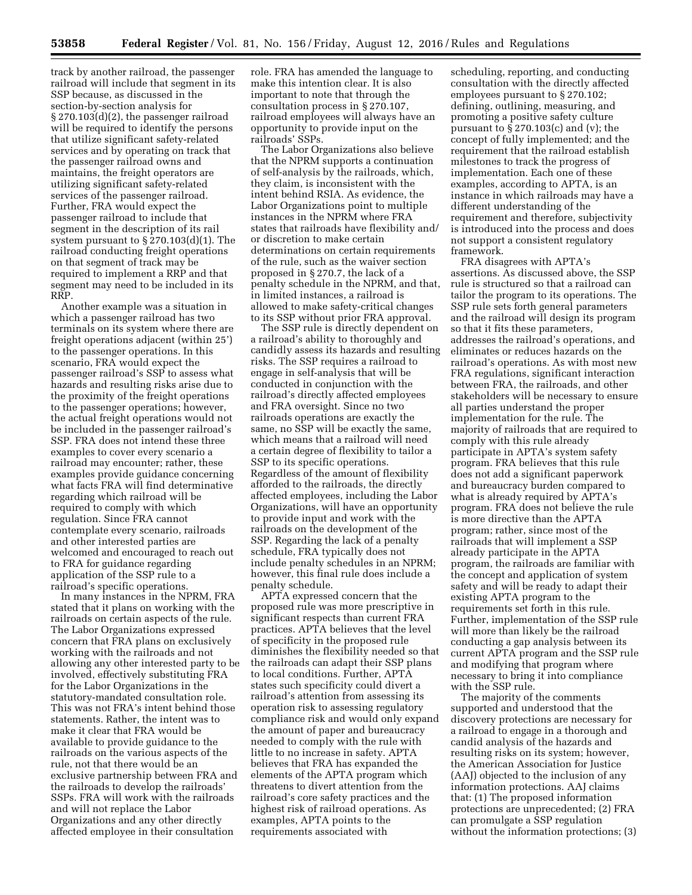track by another railroad, the passenger railroad will include that segment in its SSP because, as discussed in the section-by-section analysis for § 270.103(d)(2), the passenger railroad will be required to identify the persons that utilize significant safety-related services and by operating on track that the passenger railroad owns and maintains, the freight operators are utilizing significant safety-related services of the passenger railroad. Further, FRA would expect the passenger railroad to include that segment in the description of its rail system pursuant to § 270.103(d)(1). The railroad conducting freight operations on that segment of track may be required to implement a RRP and that segment may need to be included in its RRP.

Another example was a situation in which a passenger railroad has two terminals on its system where there are freight operations adjacent (within 25') to the passenger operations. In this scenario, FRA would expect the passenger railroad's SSP to assess what hazards and resulting risks arise due to the proximity of the freight operations to the passenger operations; however, the actual freight operations would not be included in the passenger railroad's SSP. FRA does not intend these three examples to cover every scenario a railroad may encounter; rather, these examples provide guidance concerning what facts FRA will find determinative regarding which railroad will be required to comply with which regulation. Since FRA cannot contemplate every scenario, railroads and other interested parties are welcomed and encouraged to reach out to FRA for guidance regarding application of the SSP rule to a railroad's specific operations.

In many instances in the NPRM, FRA stated that it plans on working with the railroads on certain aspects of the rule. The Labor Organizations expressed concern that FRA plans on exclusively working with the railroads and not allowing any other interested party to be involved, effectively substituting FRA for the Labor Organizations in the statutory-mandated consultation role. This was not FRA's intent behind those statements. Rather, the intent was to make it clear that FRA would be available to provide guidance to the railroads on the various aspects of the rule, not that there would be an exclusive partnership between FRA and the railroads to develop the railroads' SSPs. FRA will work with the railroads and will not replace the Labor Organizations and any other directly affected employee in their consultation role. FRA has amended the language to make this intention clear. It is also important to note that through the consultation process in § 270.107, railroad employees will always have an opportunity to provide input on the railroads' SSPs.

The Labor Organizations also believe that the NPRM supports a continuation of self-analysis by the railroads, which, they claim, is inconsistent with the intent behind RSIA. As evidence, the Labor Organizations point to multiple instances in the NPRM where FRA states that railroads have flexibility and/or discretion to make certain determinations on certain requirements of the rule, such as the waiver section proposed in § 270.7, the lack of a penalty schedule in the NPRM, and that, in limited instances, a railroad is allowed to make safety-critical changes to its SSP without prior FRA approval.

The SSP rule is directly dependent on a railroad's ability to thoroughly and candidly assess its hazards and resulting risks. The SSP requires a railroad to engage in self-analysis that will be conducted in conjunction with the railroad's directly affected employees and FRA oversight. Since no two railroads operations are exactly the same, no SSP will be exactly the same, which means that a railroad will need a certain degree of flexibility to tailor a SSP to its specific operations. Regardless of the amount of flexibility afforded to the railroads, the directly affected employees, including the Labor Organizations, will have an opportunity to provide input and work with the railroads on the development of the SSP. Regarding the lack of a penalty schedule, FRA typically does not include penalty schedules in an NPRM; however, this final rule does include a penalty schedule.

APTA expressed concern that the proposed rule was more prescriptive in significant respects than current FRA practices. APTA believes that the level of specificity in the proposed rule diminishes the flexibility needed so that the railroads can adapt their SSP plans to local conditions. Further, APTA states such specificity could divert a railroad's attention from assessing its operation risk to assessing regulatory compliance risk and would only expand the amount of paper and bureaucracy needed to comply with the rule with little to no increase in safety. APTA believes that FRA has expanded the elements of the APTA program which threatens to divert attention from the railroad's core safety practices and the highest risk of railroad operations. As examples, APTA points to the requirements associated with scheduling, reporting, and conducting consultation with the directly affected employees pursuant to § 270.102; defining, outlining, measuring, and promoting a positive safety culture pursuant to § 270.103(c) and (v); the concept of fully implemented; and the requirement that the railroad establish milestones to track the progress of implementation. Each one of these examples, according to APTA, is an instance in which railroads may have a different understanding of the requirement and therefore, subjectivity is introduced into the process and does not support a consistent regulatory framework.

FRA disagrees with APTA's assertions. As discussed above, the SSP rule is structured so that a railroad can tailor the program to its operations. The SSP rule sets forth general parameters and the railroad will design its program so that it fits these parameters, addresses the railroad's operations, and eliminates or reduces hazards on the railroad's operations. As with most new FRA regulations, significant interaction between FRA, the railroads, and other stakeholders will be necessary to ensure all parties understand the proper implementation for the rule. The majority of railroads that are required to comply with this rule already participate in APTA's system safety program. FRA believes that this rule does not add a significant paperwork and bureaucracy burden compared to what is already required by APTA's program. FRA does not believe the rule is more directive than the APTA program; rather, since most of the railroads that will implement a SSP already participate in the APTA program, the railroads are familiar with the concept and application of system safety and will be ready to adapt their existing APTA program to the requirements set forth in this rule. Further, implementation of the SSP rule will more than likely be the railroad conducting a gap analysis between its current APTA program and the SSP rule and modifying that program where necessary to bring it into compliance with the SSP rule.

The majority of the comments supported and understood that the discovery protections are necessary for a railroad to engage in a thorough and candid analysis of the hazards and resulting risks on its system; however, the American Association for Justice (AAJ) objected to the inclusion of any information protections. AAJ claims that: (1) The proposed information protections are unprecedented; (2) FRA can promulgate a SSP regulation without the information protections; (3)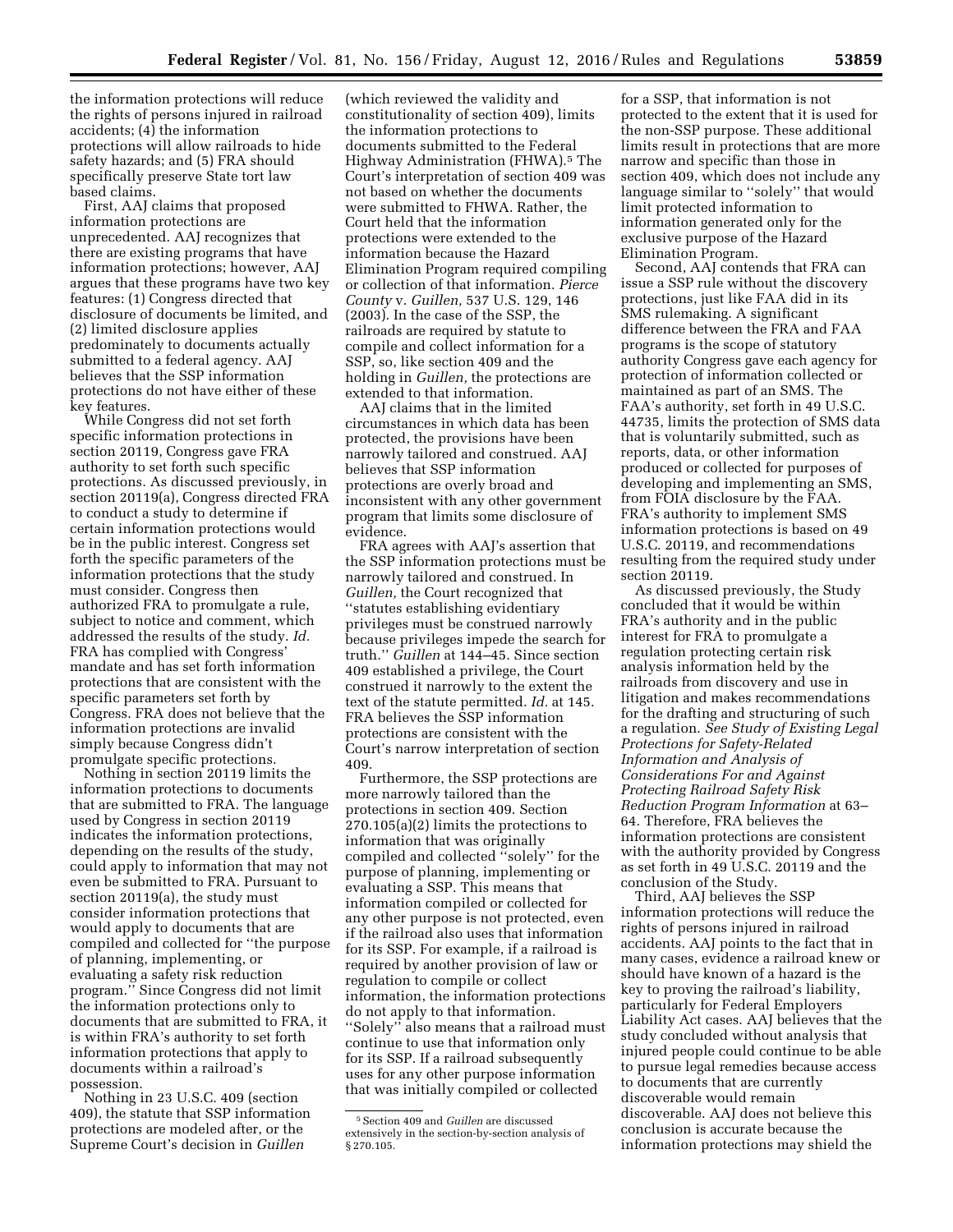the information protections will reduce the rights of persons injured in railroad accidents; (4) the information protections will allow railroads to hide safety hazards; and (5) FRA should specifically preserve State tort law based claims.

First, AAJ claims that proposed information protections are unprecedented. AAJ recognizes that there are existing programs that have information protections; however, AAJ argues that these programs have two key features: (1) Congress directed that disclosure of documents be limited, and (2) limited disclosure applies predominately to documents actually submitted to a federal agency. AAJ believes that the SSP information protections do not have either of these key features.

While Congress did not set forth specific information protections in section 20119, Congress gave FRA authority to set forth such specific protections. As discussed previously, in section 20119(a), Congress directed FRA to conduct a study to determine if certain information protections would be in the public interest. Congress set forth the specific parameters of the information protections that the study must consider. Congress then authorized FRA to promulgate a rule, subject to notice and comment, which addressed the results of the study. *Id.* FRA has complied with Congress' mandate and has set forth information protections that are consistent with the specific parameters set forth by Congress. FRA does not believe that the information protections are invalid simply because Congress didn't promulgate specific protections.

Nothing in section 20119 limits the information protections to documents that are submitted to FRA. The language used by Congress in section 20119 indicates the information protections, depending on the results of the study, could apply to information that may not even be submitted to FRA. Pursuant to section 20119(a), the study must consider information protections that would apply to documents that are compiled and collected for ''the purpose of planning, implementing, or evaluating a safety risk reduction program.'' Since Congress did not limit the information protections only to documents that are submitted to FRA, it is within FRA's authority to set forth information protections that apply to documents within a railroad's possession.

Nothing in 23 U.S.C. 409 (section 409), the statute that SSP information protections are modeled after, or the Supreme Court's decision in *Guillen* (which reviewed the validity and constitutionality of section 409), limits the information protections to documents submitted to the Federal Highway Administration (FHWA).[5] The Court's interpretation of section 409 was not based on whether the documents were submitted to FHWA. Rather, the Court held that the information protections were extended to the information because the Hazard Elimination Program required compiling or collection of that information. *Pierce County* v. *Guillen,* 537 U.S. 129, 146 (2003). In the case of the SSP, the railroads are required by statute to compile and collect information for a SSP, so, like section 409 and the holding in *Guillen,* the protections are extended to that information.

AAJ claims that in the limited circumstances in which data has been protected, the provisions have been narrowly tailored and construed. AAJ believes that SSP information protections are overly broad and inconsistent with any other government program that limits some disclosure of evidence.

FRA agrees with AAJ's assertion that the SSP information protections must be narrowly tailored and construed. In *Guillen,* the Court recognized that ''statutes establishing evidentiary privileges must be construed narrowly because privileges impede the search for truth.'' *Guillen* at 144–45. Since section 409 established a privilege, the Court construed it narrowly to the extent the text of the statute permitted. *Id.* at 145. FRA believes the SSP information protections are consistent with the Court's narrow interpretation of section 409.

Furthermore, the SSP protections are more narrowly tailored than the protections in section 409. Section 270.105(a)(2) limits the protections to information that was originally compiled and collected ''solely'' for the purpose of planning, implementing or evaluating a SSP. This means that information compiled or collected for any other purpose is not protected, even if the railroad also uses that information for its SSP. For example, if a railroad is required by another provision of law or regulation to compile or collect information, the information protections do not apply to that information. ''Solely'' also means that a railroad must continue to use that information only for its SSP. If a railroad subsequently uses for any other purpose information that was initially compiled or collected for a SSP, that information is not protected to the extent that it is used for the non-SSP purpose. These additional limits result in protections that are more narrow and specific than those in section 409, which does not include any language similar to ''solely'' that would limit protected information to information generated only for the exclusive purpose of the Hazard Elimination Program.

Second, AAJ contends that FRA can issue a SSP rule without the discovery protections, just like FAA did in its SMS rulemaking. A significant difference between the FRA and FAA programs is the scope of statutory authority Congress gave each agency for protection of information collected or maintained as part of an SMS. The FAA's authority, set forth in 49 U.S.C. 44735, limits the protection of SMS data that is voluntarily submitted, such as reports, data, or other information produced or collected for purposes of developing and implementing an SMS, from FOIA disclosure by the FAA. FRA's authority to implement SMS information protections is based on 49 U.S.C. 20119, and recommendations resulting from the required study under section 20119.

As discussed previously, the Study concluded that it would be within FRA's authority and in the public interest for FRA to promulgate a regulation protecting certain risk analysis information held by the railroads from discovery and use in litigation and makes recommendations for the drafting and structuring of such a regulation. *See Study of Existing Legal Protections for Safety-Related Information and Analysis of Considerations For and Against Protecting Railroad Safety Risk Reduction Program Information* at 63–64. Therefore, FRA believes the information protections are consistent with the authority provided by Congress as set forth in 49 U.S.C. 20119 and the conclusion of the Study.

Third, AAJ believes the SSP information protections will reduce the rights of persons injured in railroad accidents. AAJ points to the fact that in many cases, evidence a railroad knew or should have known of a hazard is the key to proving the railroad's liability, particularly for Federal Employers Liability Act cases. AAJ believes that the study concluded without analysis that injured people could continue to be able to pursue legal remedies because access to documents that are currently discoverable would remain discoverable. AAJ does not believe this conclusion is accurate because the information protections may shield the

[5] Section 409 and *Guillen* are discussed extensively in the section-by-section analysis of § 270.105.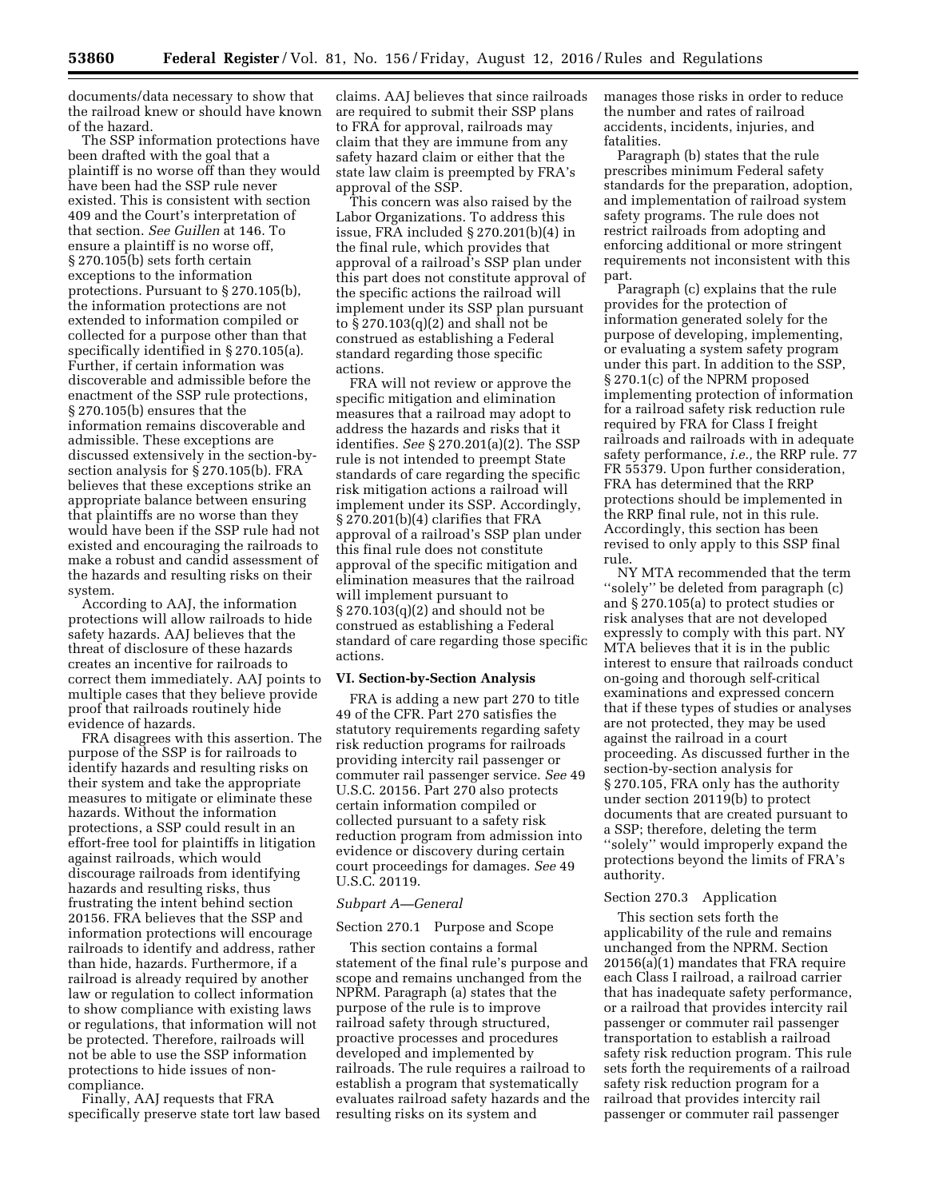documents/data necessary to show that the railroad knew or should have known of the hazard.

The SSP information protections have been drafted with the goal that a plaintiff is no worse off than they would have been had the SSP rule never existed. This is consistent with section 409 and the Court's interpretation of that section. *See Guillen* at 146. To ensure a plaintiff is no worse off, § 270.105(b) sets forth certain exceptions to the information protections. Pursuant to § 270.105(b), the information protections are not extended to information compiled or collected for a purpose other than that specifically identified in § 270.105(a). Further, if certain information was discoverable and admissible before the enactment of the SSP rule protections, § 270.105(b) ensures that the information remains discoverable and admissible. These exceptions are discussed extensively in the section-by-section analysis for § 270.105(b). FRA believes that these exceptions strike an appropriate balance between ensuring that plaintiffs are no worse than they would have been if the SSP rule had not existed and encouraging the railroads to make a robust and candid assessment of the hazards and resulting risks on their system.

According to AAJ, the information protections will allow railroads to hide safety hazards. AAJ believes that the threat of disclosure of these hazards creates an incentive for railroads to correct them immediately. AAJ points to multiple cases that they believe provide proof that railroads routinely hide evidence of hazards.

FRA disagrees with this assertion. The purpose of the SSP is for railroads to identify hazards and resulting risks on their system and take the appropriate measures to mitigate or eliminate these hazards. Without the information protections, a SSP could result in an effort-free tool for plaintiffs in litigation against railroads, which would discourage railroads from identifying hazards and resulting risks, thus frustrating the intent behind section 20156. FRA believes that the SSP and information protections will encourage railroads to identify and address, rather than hide, hazards. Furthermore, if a railroad is already required by another law or regulation to collect information to show compliance with existing laws or regulations, that information will not be protected. Therefore, railroads will not be able to use the SSP information protections to hide issues of non-compliance.

Finally, AAJ requests that FRA specifically preserve state tort law based claims. AAJ believes that since railroads are required to submit their SSP plans to FRA for approval, railroads may claim that they are immune from any safety hazard claim or either that the state law claim is preempted by FRA's approval of the SSP.

This concern was also raised by the Labor Organizations. To address this issue, FRA included § 270.201(b)(4) in the final rule, which provides that approval of a railroad's SSP plan under this part does not constitute approval of the specific actions the railroad will implement under its SSP plan pursuant to § 270.103(q)(2) and shall not be construed as establishing a Federal standard regarding those specific actions.

FRA will not review or approve the specific mitigation and elimination measures that a railroad may adopt to address the hazards and risks that it identifies. *See* § 270.201(a)(2). The SSP rule is not intended to preempt State standards of care regarding the specific risk mitigation actions a railroad will implement under its SSP. Accordingly, § 270.201(b)(4) clarifies that FRA approval of a railroad's SSP plan under this final rule does not constitute approval of the specific mitigation and elimination measures that the railroad will implement pursuant to § 270.103(q)(2) and should not be construed as establishing a Federal standard of care regarding those specific actions.

## VI. Section-by-Section Analysis

FRA is adding a new part 270 to title 49 of the CFR. Part 270 satisfies the statutory requirements regarding safety risk reduction programs for railroads providing intercity rail passenger or commuter rail passenger service. *See* 49 U.S.C. 20156. Part 270 also protects certain information compiled or collected pursuant to a safety risk reduction program from admission into evidence or discovery during certain court proceedings for damages. *See* 49 U.S.C. 20119.

### *Subpart A—General*

#### Section 270.1 Purpose and Scope

This section contains a formal statement of the final rule's purpose and scope and remains unchanged from the NPRM. Paragraph (a) states that the purpose of the rule is to improve railroad safety through structured, proactive processes and procedures developed and implemented by railroads. The rule requires a railroad to establish a program that systematically evaluates railroad safety hazards and the resulting risks on its system and manages those risks in order to reduce the number and rates of railroad accidents, incidents, injuries, and fatalities.

Paragraph (b) states that the rule prescribes minimum Federal safety standards for the preparation, adoption, and implementation of railroad system safety programs. The rule does not restrict railroads from adopting and enforcing additional or more stringent requirements not inconsistent with this part.

Paragraph (c) explains that the rule provides for the protection of information generated solely for the purpose of developing, implementing, or evaluating a system safety program under this part. In addition to the SSP, § 270.1(c) of the NPRM proposed implementing protection of information for a railroad safety risk reduction rule required by FRA for Class I freight railroads and railroads with in adequate safety performance, *i.e.,* the RRP rule. 77 FR 55379. Upon further consideration, FRA has determined that the RRP protections should be implemented in the RRP final rule, not in this rule. Accordingly, this section has been revised to only apply to this SSP final rule.

NY MTA recommended that the term ''solely'' be deleted from paragraph (c) and § 270.105(a) to protect studies or risk analyses that are not developed expressly to comply with this part. NY MTA believes that it is in the public interest to ensure that railroads conduct on-going and thorough self-critical examinations and expressed concern that if these types of studies or analyses are not protected, they may be used against the railroad in a court proceeding. As discussed further in the section-by-section analysis for § 270.105, FRA only has the authority under section 20119(b) to protect documents that are created pursuant to a SSP; therefore, deleting the term ''solely'' would improperly expand the protections beyond the limits of FRA's authority.

#### Section 270.3 Application

This section sets forth the applicability of the rule and remains unchanged from the NPRM. Section 20156(a)(1) mandates that FRA require each Class I railroad, a railroad carrier that has inadequate safety performance, or a railroad that provides intercity rail passenger or commuter rail passenger transportation to establish a railroad safety risk reduction program. This rule sets forth the requirements of a railroad safety risk reduction program for a railroad that provides intercity rail passenger or commuter rail passenger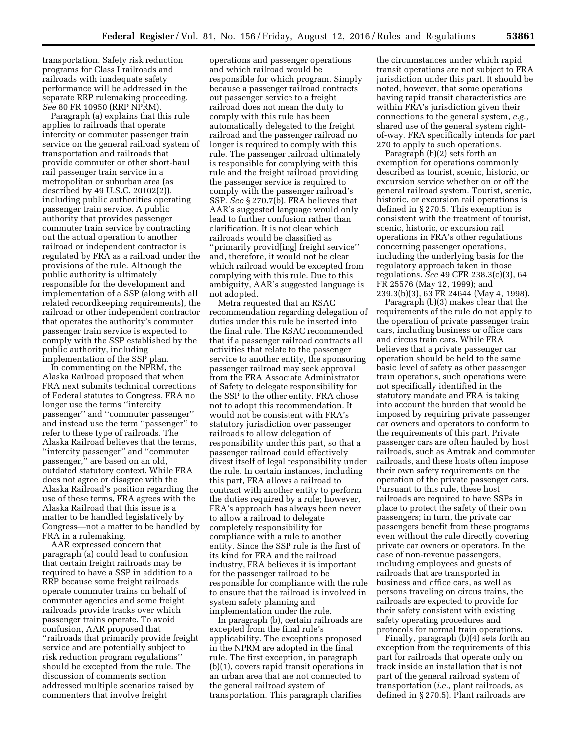transportation. Safety risk reduction programs for Class I railroads and railroads with inadequate safety performance will be addressed in the separate RRP rulemaking proceeding. *See* 80 FR 10950 (RRP NPRM).

Paragraph (a) explains that this rule applies to railroads that operate intercity or commuter passenger train service on the general railroad system of transportation and railroads that provide commuter or other short-haul rail passenger train service in a metropolitan or suburban area (as described by 49 U.S.C. 20102(2)), including public authorities operating passenger train service. A public authority that provides passenger commuter train service by contracting out the actual operation to another railroad or independent contractor is regulated by FRA as a railroad under the provisions of the rule. Although the public authority is ultimately responsible for the development and implementation of a SSP (along with all related recordkeeping requirements), the railroad or other independent contractor that operates the authority's commuter passenger train service is expected to comply with the SSP established by the public authority, including implementation of the SSP plan.

In commenting on the NPRM, the Alaska Railroad proposed that when FRA next submits technical corrections of Federal statutes to Congress, FRA no longer use the terms "intercity passenger" and "commuter passenger" and instead use the term "passenger" to refer to these type of railroads. The Alaska Railroad believes that the terms, "intercity passenger" and "commuter passenger," are based on an old, outdated statutory context. While FRA does not agree or disagree with the Alaska Railroad's position regarding the use of these terms, FRA agrees with the Alaska Railroad that this issue is a matter to be handled legislatively by Congress—not a matter to be handled by FRA in a rulemaking.

AAR expressed concern that paragraph (a) could lead to confusion that certain freight railroads may be required to have a SSP in addition to a RRP because some freight railroads operate commuter trains on behalf of commuter agencies and some freight railroads provide tracks over which passenger trains operate. To avoid confusion, AAR proposed that "railroads that primarily provide freight service and are potentially subject to risk reduction program regulations" should be excepted from the rule. The discussion of comments section addressed multiple scenarios raised by commenters that involve freight operations and passenger operations and which railroad would be responsible for which program. Simply because a passenger railroad contracts out passenger service to a freight railroad does not mean the duty to comply with this rule has been automatically delegated to the freight railroad and the passenger railroad no longer is required to comply with this rule. The passenger railroad ultimately is responsible for complying with this rule and the freight railroad providing the passenger service is required to comply with the passenger railroad's SSP. *See* § 270.7(b). FRA believes that AAR's suggested language would only lead to further confusion rather than clarification. It is not clear which railroads would be classified as "primarily provid[ing] freight service" and, therefore, it would not be clear which railroad would be excepted from complying with this rule. Due to this ambiguity, AAR's suggested language is not adopted.

Metra requested that an RSAC recommendation regarding delegation of duties under this rule be inserted into the final rule. The RSAC recommended that if a passenger railroad contracts all activities that relate to the passenger service to another entity, the sponsoring passenger railroad may seek approval from the FRA Associate Administrator of Safety to delegate responsibility for the SSP to the other entity. FRA chose not to adopt this recommendation. It would not be consistent with FRA's statutory jurisdiction over passenger railroads to allow delegation of responsibility under this part, so that a passenger railroad could effectively divest itself of legal responsibility under the rule. In certain instances, including this part, FRA allows a railroad to contract with another entity to perform the duties required by a rule; however, FRA's approach has always been never to allow a railroad to delegate completely responsibility for compliance with a rule to another entity. Since the SSP rule is the first of its kind for FRA and the railroad industry, FRA believes it is important for the passenger railroad to be responsible for compliance with the rule to ensure that the railroad is involved in system safety planning and implementation under the rule.

In paragraph (b), certain railroads are excepted from the final rule's applicability. The exceptions proposed in the NPRM are adopted in the final rule. The first exception, in paragraph (b)(1), covers rapid transit operations in an urban area that are not connected to the general railroad system of transportation. This paragraph clarifies the circumstances under which rapid transit operations are not subject to FRA jurisdiction under this part. It should be noted, however, that some operations having rapid transit characteristics are within FRA's jurisdiction given their connections to the general system, *e.g.,* shared use of the general system right-of-way. FRA specifically intends for part 270 to apply to such operations.

Paragraph (b)(2) sets forth an exemption for operations commonly described as tourist, scenic, historic, or excursion service whether on or off the general railroad system. Tourist, scenic, historic, or excursion rail operations is defined in § 270.5. This exemption is consistent with the treatment of tourist, scenic, historic, or excursion rail operations in FRA's other regulations concerning passenger operations, including the underlying basis for the regulatory approach taken in those regulations. *See* 49 CFR 238.3(c)(3), 64 FR 25576 (May 12, 1999); and 239.3(b)(3), 63 FR 24644 (May 4, 1998).

Paragraph (b)(3) makes clear that the requirements of the rule do not apply to the operation of private passenger train cars, including business or office cars and circus train cars. While FRA believes that a private passenger car operation should be held to the same basic level of safety as other passenger train operations, such operations were not specifically identified in the statutory mandate and FRA is taking into account the burden that would be imposed by requiring private passenger car owners and operators to conform to the requirements of this part. Private passenger cars are often hauled by host railroads, such as Amtrak and commuter railroads, and these hosts often impose their own safety requirements on the operation of the private passenger cars. Pursuant to this rule, these host railroads are required to have SSPs in place to protect the safety of their own passengers; in turn, the private car passengers benefit from these programs even without the rule directly covering private car owners or operators. In the case of non-revenue passengers, including employees and guests of railroads that are transported in business and office cars, as well as persons traveling on circus trains, the railroads are expected to provide for their safety consistent with existing safety operating procedures and protocols for normal train operations.

Finally, paragraph (b)(4) sets forth an exception from the requirements of this part for railroads that operate only on track inside an installation that is not part of the general railroad system of transportation (*i.e.,* plant railroads, as defined in § 270.5). Plant railroads are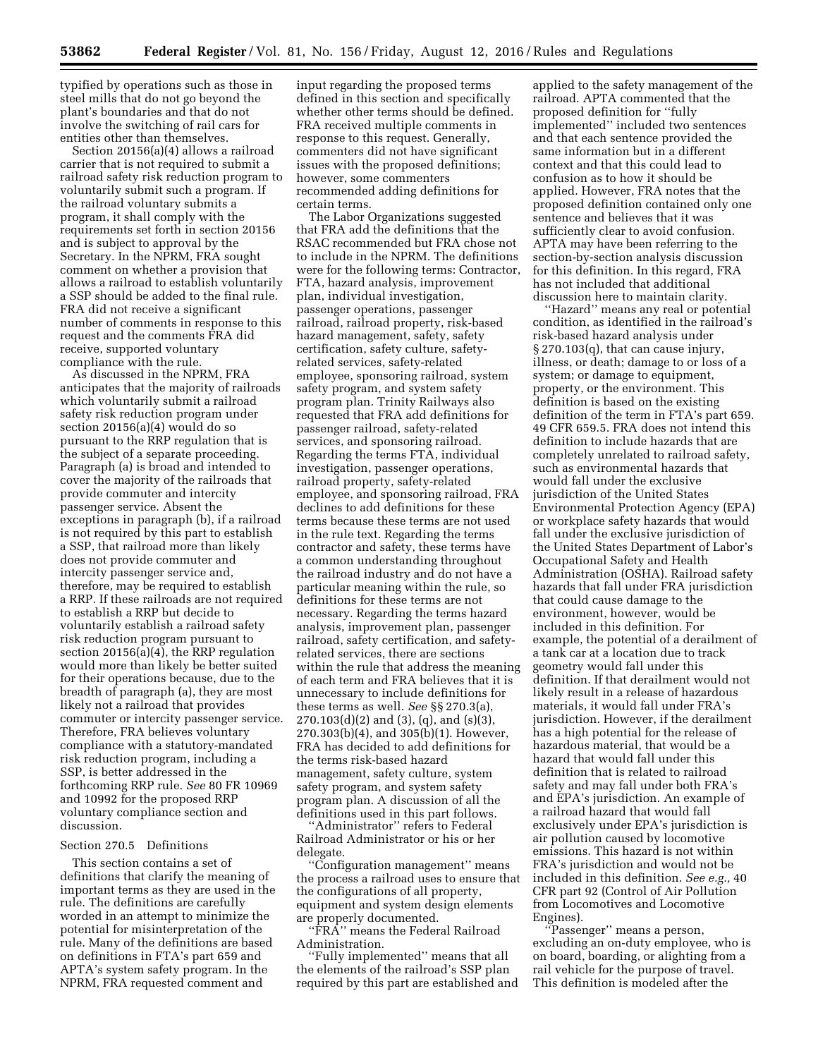typified by operations such as those in steel mills that do not go beyond the plant's boundaries and that do not involve the switching of rail cars for entities other than themselves.

Section 20156(a)(4) allows a railroad carrier that is not required to submit a railroad safety risk reduction program to voluntarily submit such a program. If the railroad voluntary submits a program, it shall comply with the requirements set forth in section 20156 and is subject to approval by the Secretary. In the NPRM, FRA sought comment on whether a provision that allows a railroad to establish voluntarily a SSP should be added to the final rule. FRA did not receive a significant number of comments in response to this request and the comments FRA did receive, supported voluntary compliance with the rule.

As discussed in the NPRM, FRA anticipates that the majority of railroads which voluntarily submit a railroad safety risk reduction program under section 20156(a)(4) would do so pursuant to the RRP regulation that is the subject of a separate proceeding. Paragraph (a) is broad and intended to cover the majority of the railroads that provide commuter and intercity passenger service. Absent the exceptions in paragraph (b), if a railroad is not required by this part to establish a SSP, that railroad more than likely does not provide commuter and intercity passenger service and, therefore, may be required to establish a RRP. If these railroads are not required to establish a RRP but decide to voluntarily establish a railroad safety risk reduction program pursuant to section 20156(a)(4), the RRP regulation would more than likely be better suited for their operations because, due to the breadth of paragraph (a), they are most likely not a railroad that provides commuter or intercity passenger service. Therefore, FRA believes voluntary compliance with a statutory-mandated risk reduction program, including a SSP, is better addressed in the forthcoming RRP rule. *See* 80 FR 10969 and 10992 for the proposed RRP voluntary compliance section and discussion.

Section 270.5 Definitions

This section contains a set of definitions that clarify the meaning of important terms as they are used in the rule. The definitions are carefully worded in an attempt to minimize the potential for misinterpretation of the rule. Many of the definitions are based on definitions in FTA's part 659 and APTA's system safety program. In the NPRM, FRA requested comment and input regarding the proposed terms defined in this section and specifically whether other terms should be defined. FRA received multiple comments in response to this request. Generally, commenters did not have significant issues with the proposed definitions; however, some commenters recommended adding definitions for certain terms.

The Labor Organizations suggested that FRA add the definitions that the RSAC recommended but FRA chose not to include in the NPRM. The definitions were for the following terms: Contractor, FTA, hazard analysis, improvement plan, individual investigation, passenger operations, passenger railroad, railroad property, risk-based hazard management, safety, safety certification, safety culture, safety-related services, safety-related employee, sponsoring railroad, system safety program, and system safety program plan. Trinity Railways also requested that FRA add definitions for passenger railroad, safety-related services, and sponsoring railroad. Regarding the terms FTA, individual investigation, passenger operations, railroad property, safety-related employee, and sponsoring railroad, FRA declines to add definitions for these terms because these terms are not used in the rule text. Regarding the terms contractor and safety, these terms have a common understanding throughout the railroad industry and do not have a particular meaning within the rule, so definitions for these terms are not necessary. Regarding the terms hazard analysis, improvement plan, passenger railroad, safety certification, and safety-related services, there are sections within the rule that address the meaning of each term and FRA believes that it is unnecessary to include definitions for these terms as well. *See* §§ 270.3(a), 270.103(d)(2) and (3), (q), and (s)(3), 270.303(b)(4), and 305(b)(1). However, FRA has decided to add definitions for the terms risk-based hazard management, safety culture, system safety program, and system safety program plan. A discussion of all the definitions used in this part follows.

''Administrator'' refers to Federal Railroad Administrator or his or her delegate.

''Configuration management'' means the process a railroad uses to ensure that the configurations of all property, equipment and system design elements are properly documented.

''FRA'' means the Federal Railroad Administration.

''Fully implemented'' means that all the elements of the railroad's SSP plan required by this part are established and applied to the safety management of the railroad. APTA commented that the proposed definition for ''fully implemented'' included two sentences and that each sentence provided the same information but in a different context and that this could lead to confusion as to how it should be applied. However, FRA notes that the proposed definition contained only one sentence and believes that it was sufficiently clear to avoid confusion. APTA may have been referring to the section-by-section analysis discussion for this definition. In this regard, FRA has not included that additional discussion here to maintain clarity.

''Hazard'' means any real or potential condition, as identified in the railroad's risk-based hazard analysis under § 270.103(q), that can cause injury, illness, or death; damage to or loss of a system; or damage to equipment, property, or the environment. This definition is based on the existing definition of the term in FTA's part 659. 49 CFR 659.5. FRA does not intend this definition to include hazards that are completely unrelated to railroad safety, such as environmental hazards that would fall under the exclusive jurisdiction of the United States Environmental Protection Agency (EPA) or workplace safety hazards that would fall under the exclusive jurisdiction of the United States Department of Labor's Occupational Safety and Health Administration (OSHA). Railroad safety hazards that fall under FRA jurisdiction that could cause damage to the environment, however, would be included in this definition. For example, the potential of a derailment of a tank car at a location due to track geometry would fall under this definition. If that derailment would not likely result in a release of hazardous materials, it would fall under FRA's jurisdiction. However, if the derailment has a high potential for the release of hazardous material, that would be a hazard that would fall under this definition that is related to railroad safety and may fall under both FRA's and EPA's jurisdiction. An example of a railroad hazard that would fall exclusively under EPA's jurisdiction is air pollution caused by locomotive emissions. This hazard is not within FRA's jurisdiction and would not be included in this definition. *See e.g.,* 40 CFR part 92 (Control of Air Pollution from Locomotives and Locomotive Engines).

''Passenger'' means a person, excluding an on-duty employee, who is on board, boarding, or alighting from a rail vehicle for the purpose of travel. This definition is modeled after the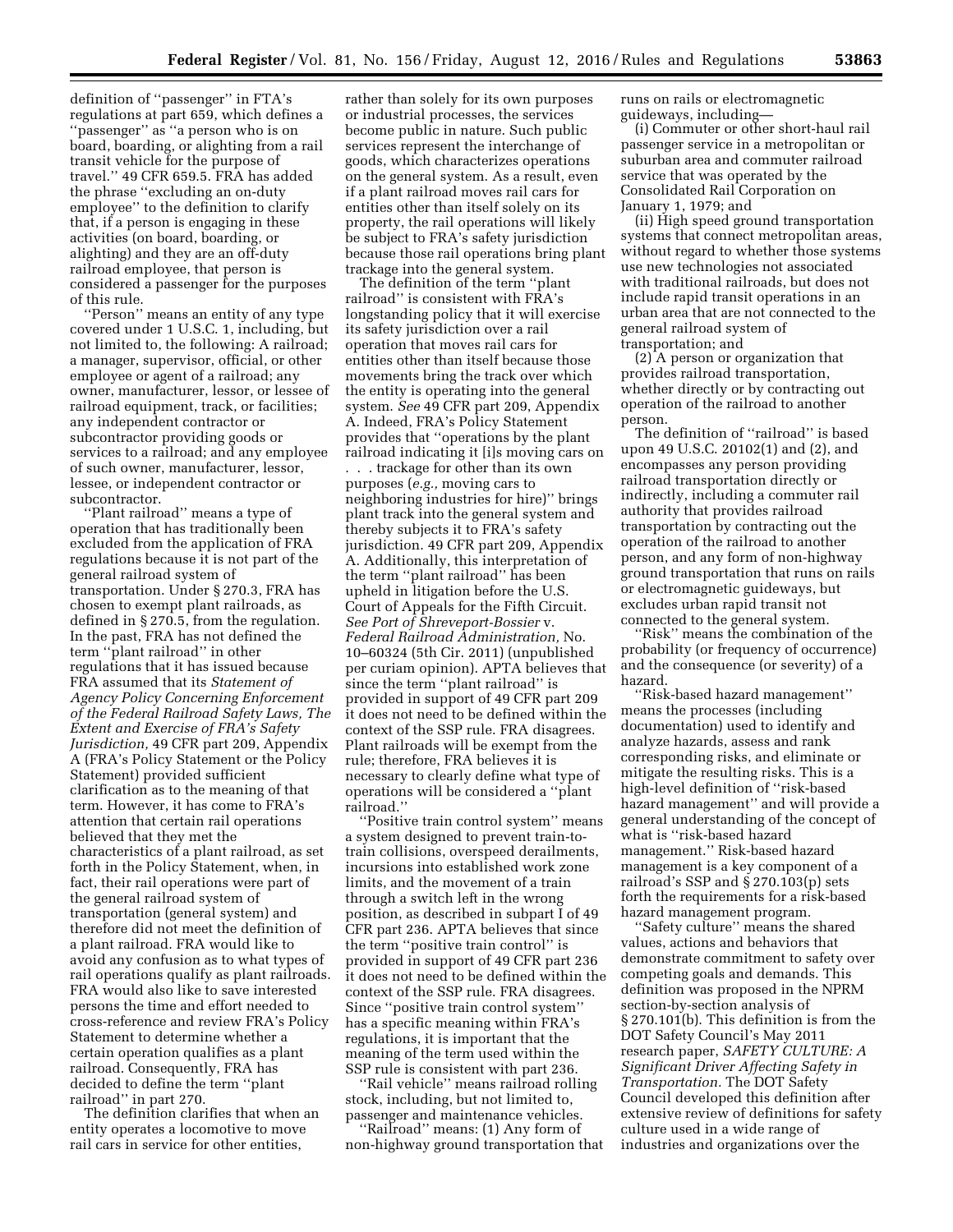definition of ''passenger'' in FTA's regulations at part 659, which defines a ''passenger'' as ''a person who is on board, boarding, or alighting from a rail transit vehicle for the purpose of travel.'' 49 CFR 659.5. FRA has added the phrase ''excluding an on-duty employee'' to the definition to clarify that, if a person is engaging in these activities (on board, boarding, or alighting) and they are an off-duty railroad employee, that person is considered a passenger for the purposes of this rule.

''Person'' means an entity of any type covered under 1 U.S.C. 1, including, but not limited to, the following: A railroad; a manager, supervisor, official, or other employee or agent of a railroad; any owner, manufacturer, lessor, or lessee of railroad equipment, track, or facilities; any independent contractor or subcontractor providing goods or services to a railroad; and any employee of such owner, manufacturer, lessor, lessee, or independent contractor or subcontractor.

''Plant railroad'' means a type of operation that has traditionally been excluded from the application of FRA regulations because it is not part of the general railroad system of transportation. Under § 270.3, FRA has chosen to exempt plant railroads, as defined in § 270.5, from the regulation. In the past, FRA has not defined the term ''plant railroad'' in other regulations that it has issued because FRA assumed that its *Statement of Agency Policy Concerning Enforcement of the Federal Railroad Safety Laws, The Extent and Exercise of FRA's Safety Jurisdiction,* 49 CFR part 209, Appendix A (FRA's Policy Statement or the Policy Statement) provided sufficient clarification as to the meaning of that term. However, it has come to FRA's attention that certain rail operations believed that they met the characteristics of a plant railroad, as set forth in the Policy Statement, when, in fact, their rail operations were part of the general railroad system of transportation (general system) and therefore did not meet the definition of a plant railroad. FRA would like to avoid any confusion as to what types of rail operations qualify as plant railroads. FRA would also like to save interested persons the time and effort needed to cross-reference and review FRA's Policy Statement to determine whether a certain operation qualifies as a plant railroad. Consequently, FRA has decided to define the term ''plant railroad'' in part 270.

The definition clarifies that when an entity operates a locomotive to move rail cars in service for other entities, rather than solely for its own purposes or industrial processes, the services become public in nature. Such public services represent the interchange of goods, which characterizes operations on the general system. As a result, even if a plant railroad moves rail cars for entities other than itself solely on its property, the rail operations will likely be subject to FRA's safety jurisdiction because those rail operations bring plant trackage into the general system.

The definition of the term ''plant railroad'' is consistent with FRA's longstanding policy that it will exercise its safety jurisdiction over a rail operation that moves rail cars for entities other than itself because those movements bring the track over which the entity is operating into the general system. *See* 49 CFR part 209, Appendix A. Indeed, FRA's Policy Statement provides that ''operations by the plant railroad indicating it [i]s moving cars on . . . trackage for other than its own purposes (*e.g.,* moving cars to neighboring industries for hire)'' brings plant track into the general system and thereby subjects it to FRA's safety jurisdiction. 49 CFR part 209, Appendix A. Additionally, this interpretation of the term ''plant railroad'' has been upheld in litigation before the U.S. Court of Appeals for the Fifth Circuit. *See Port of Shreveport-Bossier* v. *Federal Railroad Administration,* No. 10–60324 (5th Cir. 2011) (unpublished per curiam opinion). APTA believes that since the term ''plant railroad'' is provided in support of 49 CFR part 209 it does not need to be defined within the context of the SSP rule. FRA disagrees. Plant railroads will be exempt from the rule; therefore, FRA believes it is necessary to clearly define what type of operations will be considered a ''plant railroad.''

''Positive train control system'' means a system designed to prevent train-to-train collisions, overspeed derailments, incursions into established work zone limits, and the movement of a train through a switch left in the wrong position, as described in subpart I of 49 CFR part 236. APTA believes that since the term ''positive train control'' is provided in support of 49 CFR part 236 it does not need to be defined within the context of the SSP rule. FRA disagrees. Since ''positive train control system'' has a specific meaning within FRA's regulations, it is important that the meaning of the term used within the SSP rule is consistent with part 236.

''Rail vehicle'' means railroad rolling stock, including, but not limited to, passenger and maintenance vehicles.

''Railroad'' means: (1) Any form of non-highway ground transportation that runs on rails or electromagnetic guideways, including—

(i) Commuter or other short-haul rail passenger service in a metropolitan or suburban area and commuter railroad service that was operated by the Consolidated Rail Corporation on January 1, 1979; and

(ii) High speed ground transportation systems that connect metropolitan areas, without regard to whether those systems use new technologies not associated with traditional railroads, but does not include rapid transit operations in an urban area that are not connected to the general railroad system of transportation; and

(2) A person or organization that provides railroad transportation, whether directly or by contracting out operation of the railroad to another person.

The definition of ''railroad'' is based upon 49 U.S.C. 20102(1) and (2), and encompasses any person providing railroad transportation directly or indirectly, including a commuter rail authority that provides railroad transportation by contracting out the operation of the railroad to another person, and any form of non-highway ground transportation that runs on rails or electromagnetic guideways, but excludes urban rapid transit not connected to the general system.

''Risk'' means the combination of the probability (or frequency of occurrence) and the consequence (or severity) of a hazard.

''Risk-based hazard management'' means the processes (including documentation) used to identify and analyze hazards, assess and rank corresponding risks, and eliminate or mitigate the resulting risks. This is a high-level definition of ''risk-based hazard management'' and will provide a general understanding of the concept of what is ''risk-based hazard management.'' Risk-based hazard management is a key component of a railroad's SSP and § 270.103(p) sets forth the requirements for a risk-based hazard management program.

''Safety culture'' means the shared values, actions and behaviors that demonstrate commitment to safety over competing goals and demands. This definition was proposed in the NPRM section-by-section analysis of § 270.101(b). This definition is from the DOT Safety Council's May 2011 research paper, *SAFETY CULTURE: A Significant Driver Affecting Safety in Transportation.* The DOT Safety Council developed this definition after extensive review of definitions for safety culture used in a wide range of industries and organizations over the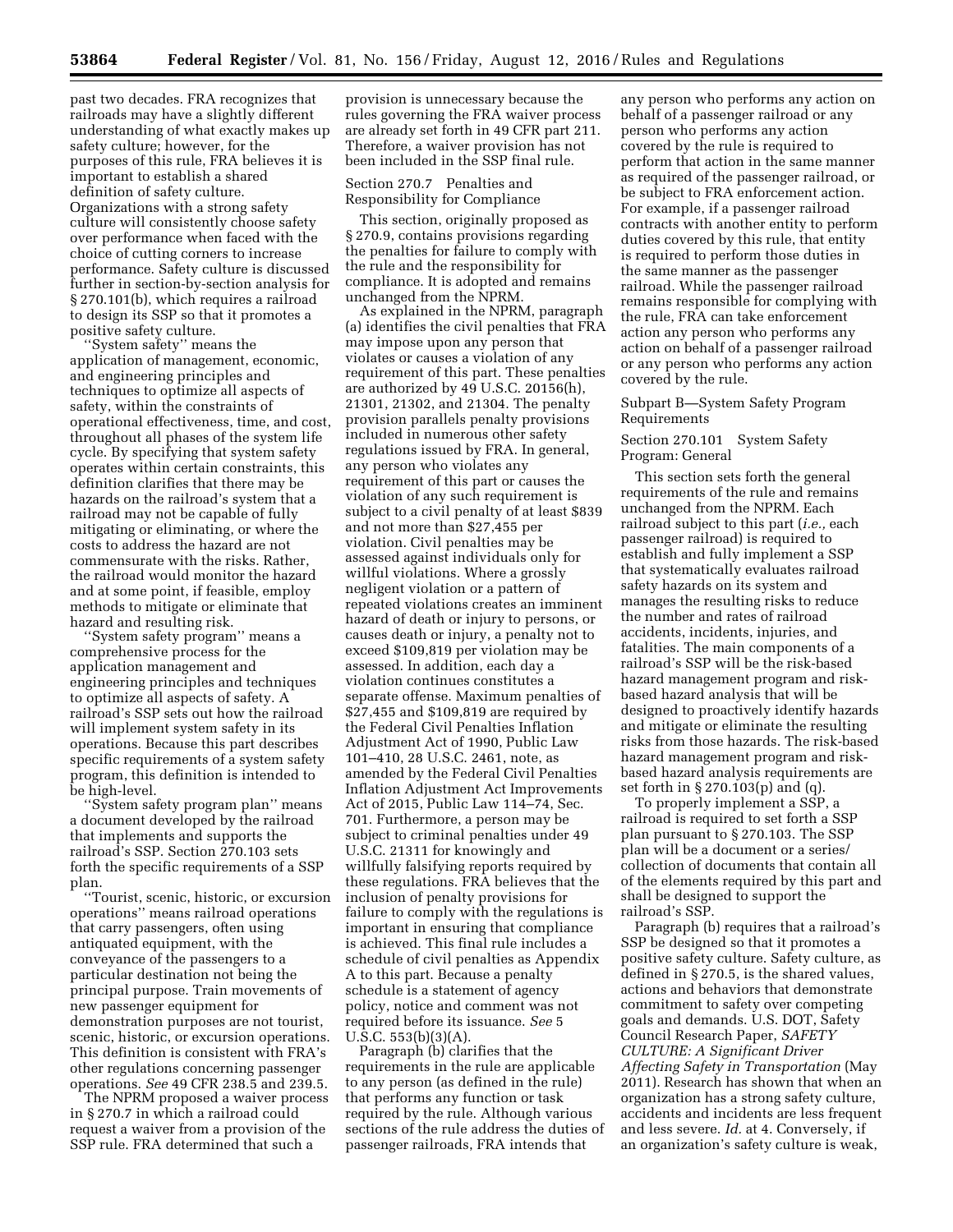past two decades. FRA recognizes that railroads may have a slightly different understanding of what exactly makes up safety culture; however, for the purposes of this rule, FRA believes it is important to establish a shared definition of safety culture. Organizations with a strong safety culture will consistently choose safety over performance when faced with the choice of cutting corners to increase performance. Safety culture is discussed further in section-by-section analysis for § 270.101(b), which requires a railroad to design its SSP so that it promotes a positive safety culture.

''System safety'' means the application of management, economic, and engineering principles and techniques to optimize all aspects of safety, within the constraints of operational effectiveness, time, and cost, throughout all phases of the system life cycle. By specifying that system safety operates within certain constraints, this definition clarifies that there may be hazards on the railroad's system that a railroad may not be capable of fully mitigating or eliminating, or where the costs to address the hazard are not commensurate with the risks. Rather, the railroad would monitor the hazard and at some point, if feasible, employ methods to mitigate or eliminate that hazard and resulting risk.

''System safety program'' means a comprehensive process for the application management and engineering principles and techniques to optimize all aspects of safety. A railroad's SSP sets out how the railroad will implement system safety in its operations. Because this part describes specific requirements of a system safety program, this definition is intended to be high-level.

''System safety program plan'' means a document developed by the railroad that implements and supports the railroad's SSP. Section 270.103 sets forth the specific requirements of a SSP plan.

''Tourist, scenic, historic, or excursion operations'' means railroad operations that carry passengers, often using antiquated equipment, with the conveyance of the passengers to a particular destination not being the principal purpose. Train movements of new passenger equipment for demonstration purposes are not tourist, scenic, historic, or excursion operations. This definition is consistent with FRA's other regulations concerning passenger operations. *See* 49 CFR 238.5 and 239.5.

The NPRM proposed a waiver process in § 270.7 in which a railroad could request a waiver from a provision of the SSP rule. FRA determined that such a provision is unnecessary because the rules governing the FRA waiver process are already set forth in 49 CFR part 211. Therefore, a waiver provision has not been included in the SSP final rule.

Section 270.7 Penalties and Responsibility for Compliance

This section, originally proposed as § 270.9, contains provisions regarding the penalties for failure to comply with the rule and the responsibility for compliance. It is adopted and remains unchanged from the NPRM.

As explained in the NPRM, paragraph (a) identifies the civil penalties that FRA may impose upon any person that violates or causes a violation of any requirement of this part. These penalties are authorized by 49 U.S.C. 20156(h), 21301, 21302, and 21304. The penalty provision parallels penalty provisions included in numerous other safety regulations issued by FRA. In general, any person who violates any requirement of this part or causes the violation of any such requirement is subject to a civil penalty of at least $839 and not more than $27,455 per violation. Civil penalties may be assessed against individuals only for willful violations. Where a grossly negligent violation or a pattern of repeated violations creates an imminent hazard of death or injury to persons, or causes death or injury, a penalty not to exceed $109,819 per violation may be assessed. In addition, each day a violation continues constitutes a separate offense. Maximum penalties of $27,455 and $109,819 are required by the Federal Civil Penalties Inflation Adjustment Act of 1990, Public Law 101–410, 28 U.S.C. 2461, note, as amended by the Federal Civil Penalties Inflation Adjustment Act Improvements Act of 2015, Public Law 114–74, Sec. 701. Furthermore, a person may be subject to criminal penalties under 49 U.S.C. 21311 for knowingly and willfully falsifying reports required by these regulations. FRA believes that the inclusion of penalty provisions for failure to comply with the regulations is important in ensuring that compliance is achieved. This final rule includes a schedule of civil penalties as Appendix A to this part. Because a penalty schedule is a statement of agency policy, notice and comment was not required before its issuance. *See* 5 U.S.C. 553(b)(3)(A).

Paragraph (b) clarifies that the requirements in the rule are applicable to any person (as defined in the rule) that performs any function or task required by the rule. Although various sections of the rule address the duties of passenger railroads, FRA intends that any person who performs any action on behalf of a passenger railroad or any person who performs any action covered by the rule is required to perform that action in the same manner as required of the passenger railroad, or be subject to FRA enforcement action. For example, if a passenger railroad contracts with another entity to perform duties covered by this rule, that entity is required to perform those duties in the same manner as the passenger railroad. While the passenger railroad remains responsible for complying with the rule, FRA can take enforcement action any person who performs any action on behalf of a passenger railroad or any person who performs any action covered by the rule.

Subpart B—System Safety Program Requirements

Section 270.101 System Safety Program: General

This section sets forth the general requirements of the rule and remains unchanged from the NPRM. Each railroad subject to this part (*i.e.,* each passenger railroad) is required to establish and fully implement a SSP that systematically evaluates railroad safety hazards on its system and manages the resulting risks to reduce the number and rates of railroad accidents, incidents, injuries, and fatalities. The main components of a railroad's SSP will be the risk-based hazard management program and risk-based hazard analysis that will be designed to proactively identify hazards and mitigate or eliminate the resulting risks from those hazards. The risk-based hazard management program and risk-based hazard analysis requirements are set forth in § 270.103(p) and (q).

To properly implement a SSP, a railroad is required to set forth a SSP plan pursuant to § 270.103. The SSP plan will be a document or a series/collection of documents that contain all of the elements required by this part and shall be designed to support the railroad's SSP.

Paragraph (b) requires that a railroad's SSP be designed so that it promotes a positive safety culture. Safety culture, as defined in § 270.5, is the shared values, actions and behaviors that demonstrate commitment to safety over competing goals and demands. U.S. DOT, Safety Council Research Paper, *SAFETY CULTURE: A Significant Driver Affecting Safety in Transportation* (May 2011). Research has shown that when an organization has a strong safety culture, accidents and incidents are less frequent and less severe. *Id.* at 4. Conversely, if an organization's safety culture is weak,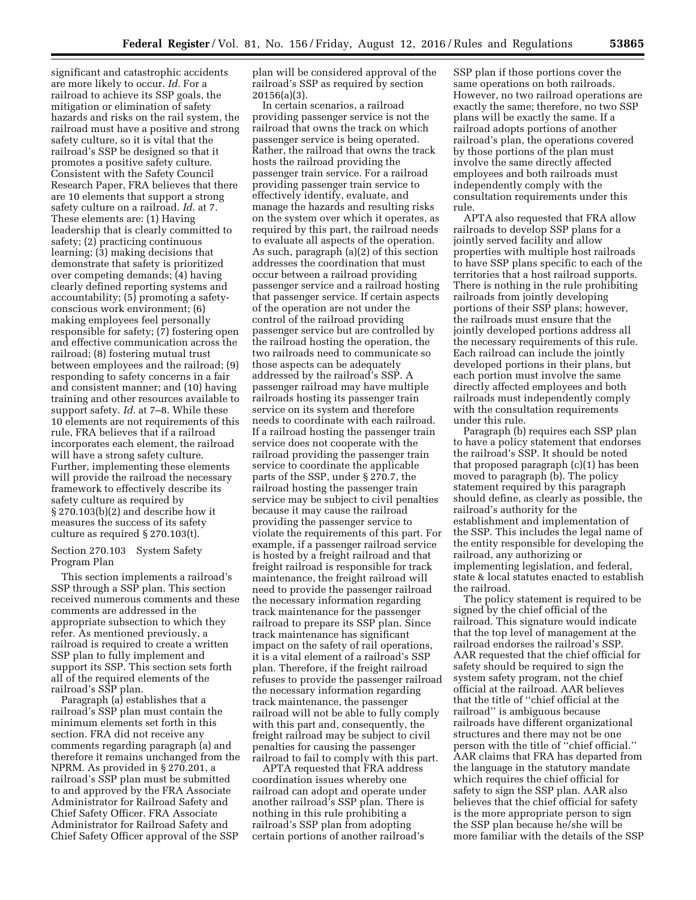significant and catastrophic accidents are more likely to occur. *Id.* For a railroad to achieve its SSP goals, the mitigation or elimination of safety hazards and risks on the rail system, the railroad must have a positive and strong safety culture, so it is vital that the railroad's SSP be designed so that it promotes a positive safety culture. Consistent with the Safety Council Research Paper, FRA believes that there are 10 elements that support a strong safety culture on a railroad. *Id.* at 7. These elements are: (1) Having leadership that is clearly committed to safety; (2) practicing continuous learning; (3) making decisions that demonstrate that safety is prioritized over competing demands; (4) having clearly defined reporting systems and accountability; (5) promoting a safety-conscious work environment; (6) making employees feel personally responsible for safety; (7) fostering open and effective communication across the railroad; (8) fostering mutual trust between employees and the railroad; (9) responding to safety concerns in a fair and consistent manner; and (10) having training and other resources available to support safety. *Id.* at 7–8. While these 10 elements are not requirements of this rule, FRA believes that if a railroad incorporates each element, the railroad will have a strong safety culture. Further, implementing these elements will provide the railroad the necessary framework to effectively describe its safety culture as required by § 270.103(b)(2) and describe how it measures the success of its safety culture as required § 270.103(t).

Section 270.103 System Safety Program Plan

This section implements a railroad's SSP through a SSP plan. This section received numerous comments and these comments are addressed in the appropriate subsection to which they refer. As mentioned previously, a railroad is required to create a written SSP plan to fully implement and support its SSP. This section sets forth all of the required elements of the railroad's SSP plan.

Paragraph (a) establishes that a railroad's SSP plan must contain the minimum elements set forth in this section. FRA did not receive any comments regarding paragraph (a) and therefore it remains unchanged from the NPRM. As provided in § 270.201, a railroad's SSP plan must be submitted to and approved by the FRA Associate Administrator for Railroad Safety and Chief Safety Officer. FRA Associate Administrator for Railroad Safety and Chief Safety Officer approval of the SSP plan will be considered approval of the railroad's SSP as required by section 20156(a)(3).

In certain scenarios, a railroad providing passenger service is not the railroad that owns the track on which passenger service is being operated. Rather, the railroad that owns the track hosts the railroad providing the passenger train service. For a railroad providing passenger train service to effectively identify, evaluate, and manage the hazards and resulting risks on the system over which it operates, as required by this part, the railroad needs to evaluate all aspects of the operation. As such, paragraph (a)(2) of this section addresses the coordination that must occur between a railroad providing passenger service and a railroad hosting that passenger service. If certain aspects of the operation are not under the control of the railroad providing passenger service but are controlled by the railroad hosting the operation, the two railroads need to communicate so those aspects can be adequately addressed by the railroad's SSP. A passenger railroad may have multiple railroads hosting its passenger train service on its system and therefore needs to coordinate with each railroad. If a railroad hosting the passenger train service does not cooperate with the railroad providing the passenger train service to coordinate the applicable parts of the SSP, under § 270.7, the railroad hosting the passenger train service may be subject to civil penalties because it may cause the railroad providing the passenger service to violate the requirements of this part. For example, if a passenger railroad service is hosted by a freight railroad and that freight railroad is responsible for track maintenance, the freight railroad will need to provide the passenger railroad the necessary information regarding track maintenance for the passenger railroad to prepare its SSP plan. Since track maintenance has significant impact on the safety of rail operations, it is a vital element of a railroad's SSP plan. Therefore, if the freight railroad refuses to provide the passenger railroad the necessary information regarding track maintenance, the passenger railroad will not be able to fully comply with this part and, consequently, the freight railroad may be subject to civil penalties for causing the passenger railroad to fail to comply with this part.

APTA requested that FRA address coordination issues whereby one railroad can adopt and operate under another railroad's SSP plan. There is nothing in this rule prohibiting a railroad's SSP plan from adopting certain portions of another railroad's SSP plan if those portions cover the same operations on both railroads. However, no two railroad operations are exactly the same; therefore, no two SSP plans will be exactly the same. If a railroad adopts portions of another railroad's plan, the operations covered by those portions of the plan must involve the same directly affected employees and both railroads must independently comply with the consultation requirements under this rule.

APTA also requested that FRA allow railroads to develop SSP plans for a jointly served facility and allow properties with multiple host railroads to have SSP plans specific to each of the territories that a host railroad supports. There is nothing in the rule prohibiting railroads from jointly developing portions of their SSP plans; however, the railroads must ensure that the jointly developed portions address all the necessary requirements of this rule. Each railroad can include the jointly developed portions in their plans, but each portion must involve the same directly affected employees and both railroads must independently comply with the consultation requirements under this rule.

Paragraph (b) requires each SSP plan to have a policy statement that endorses the railroad's SSP. It should be noted that proposed paragraph (c)(1) has been moved to paragraph (b). The policy statement required by this paragraph should define, as clearly as possible, the railroad's authority for the establishment and implementation of the SSP. This includes the legal name of the entity responsible for developing the railroad, any authorizing or implementing legislation, and federal, state & local statutes enacted to establish the railroad.

The policy statement is required to be signed by the chief official of the railroad. This signature would indicate that the top level of management at the railroad endorses the railroad's SSP. AAR requested that the chief official for safety should be required to sign the system safety program, not the chief official at the railroad. AAR believes that the title of "chief official at the railroad" is ambiguous because railroads have different organizational structures and there may not be one person with the title of "chief official." AAR claims that FRA has departed from the language in the statutory mandate which requires the chief official for safety to sign the SSP plan. AAR also believes that the chief official for safety is the more appropriate person to sign the SSP plan because he/she will be more familiar with the details of the SSP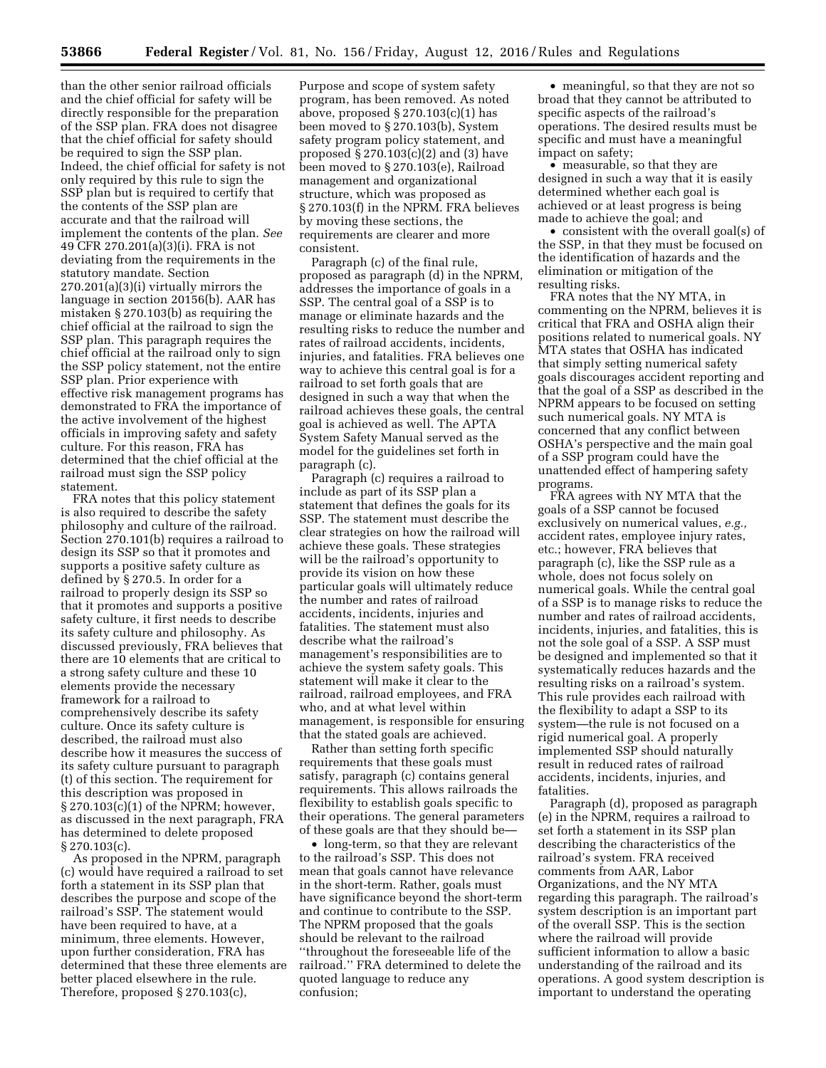than the other senior railroad officials and the chief official for safety will be directly responsible for the preparation of the SSP plan. FRA does not disagree that the chief official for safety should be required to sign the SSP plan. Indeed, the chief official for safety is not only required by this rule to sign the SSP plan but is required to certify that the contents of the SSP plan are accurate and that the railroad will implement the contents of the plan. *See* 49 CFR 270.201(a)(3)(i). FRA is not deviating from the requirements in the statutory mandate. Section 270.201(a)(3)(i) virtually mirrors the language in section 20156(b). AAR has mistaken § 270.103(b) as requiring the chief official at the railroad to sign the SSP plan. This paragraph requires the chief official at the railroad only to sign the SSP policy statement, not the entire SSP plan. Prior experience with effective risk management programs has demonstrated to FRA the importance of the active involvement of the highest officials in improving safety and safety culture. For this reason, FRA has determined that the chief official at the railroad must sign the SSP policy statement.

FRA notes that this policy statement is also required to describe the safety philosophy and culture of the railroad. Section 270.101(b) requires a railroad to design its SSP so that it promotes and supports a positive safety culture as defined by § 270.5. In order for a railroad to properly design its SSP so that it promotes and supports a positive safety culture, it first needs to describe its safety culture and philosophy. As discussed previously, FRA believes that there are 10 elements that are critical to a strong safety culture and these 10 elements provide the necessary framework for a railroad to comprehensively describe its safety culture. Once its safety culture is described, the railroad must also describe how it measures the success of its safety culture pursuant to paragraph (t) of this section. The requirement for this description was proposed in § 270.103(c)(1) of the NPRM; however, as discussed in the next paragraph, FRA has determined to delete proposed § 270.103(c).

As proposed in the NPRM, paragraph (c) would have required a railroad to set forth a statement in its SSP plan that describes the purpose and scope of the railroad's SSP. The statement would have been required to have, at a minimum, three elements. However, upon further consideration, FRA has determined that these three elements are better placed elsewhere in the rule. Therefore, proposed § 270.103(c), Purpose and scope of system safety program, has been removed. As noted above, proposed § 270.103(c)(1) has been moved to § 270.103(b), System safety program policy statement, and proposed § 270.103(c)(2) and (3) have been moved to § 270.103(e), Railroad management and organizational structure, which was proposed as § 270.103(f) in the NPRM. FRA believes by moving these sections, the requirements are clearer and more consistent.

Paragraph (c) of the final rule, proposed as paragraph (d) in the NPRM, addresses the importance of goals in a SSP. The central goal of a SSP is to manage or eliminate hazards and the resulting risks to reduce the number and rates of railroad accidents, incidents, injuries, and fatalities. FRA believes one way to achieve this central goal is for a railroad to set forth goals that are designed in such a way that when the railroad achieves these goals, the central goal is achieved as well. The APTA System Safety Manual served as the model for the guidelines set forth in paragraph (c).

Paragraph (c) requires a railroad to include as part of its SSP plan a statement that defines the goals for its SSP. The statement must describe the clear strategies on how the railroad will achieve these goals. These strategies will be the railroad's opportunity to provide its vision on how these particular goals will ultimately reduce the number and rates of railroad accidents, incidents, injuries and fatalities. The statement must also describe what the railroad's management's responsibilities are to achieve the system safety goals. This statement will make it clear to the railroad, railroad employees, and FRA who, and at what level within management, is responsible for ensuring that the stated goals are achieved.

Rather than setting forth specific requirements that these goals must satisfy, paragraph (c) contains general requirements. This allows railroads the flexibility to establish goals specific to their operations. The general parameters of these goals are that they should be—

- long-term, so that they are relevant to the railroad's SSP. This does not mean that goals cannot have relevance in the short-term. Rather, goals must have significance beyond the short-term and continue to contribute to the SSP. The NPRM proposed that the goals should be relevant to the railroad ''throughout the foreseeable life of the railroad.'' FRA determined to delete the quoted language to reduce any confusion;
- meaningful, so that they are not so broad that they cannot be attributed to specific aspects of the railroad's operations. The desired results must be specific and must have a meaningful impact on safety;
- measurable, so that they are designed in such a way that it is easily determined whether each goal is achieved or at least progress is being made to achieve the goal; and
- consistent with the overall goal(s) of the SSP, in that they must be focused on the identification of hazards and the elimination or mitigation of the resulting risks.

FRA notes that the NY MTA, in commenting on the NPRM, believes it is critical that FRA and OSHA align their positions related to numerical goals. NY MTA states that OSHA has indicated that simply setting numerical safety goals discourages accident reporting and that the goal of a SSP as described in the NPRM appears to be focused on setting such numerical goals. NY MTA is concerned that any conflict between OSHA's perspective and the main goal of a SSP program could have the unattended effect of hampering safety programs.

FRA agrees with NY MTA that the goals of a SSP cannot be focused exclusively on numerical values, *e.g.,* accident rates, employee injury rates, etc.; however, FRA believes that paragraph (c), like the SSP rule as a whole, does not focus solely on numerical goals. While the central goal of a SSP is to manage risks to reduce the number and rates of railroad accidents, incidents, injuries, and fatalities, this is not the sole goal of a SSP. A SSP must be designed and implemented so that it systematically reduces hazards and the resulting risks on a railroad's system. This rule provides each railroad with the flexibility to adapt a SSP to its system—the rule is not focused on a rigid numerical goal. A properly implemented SSP should naturally result in reduced rates of railroad accidents, incidents, injuries, and fatalities.

Paragraph (d), proposed as paragraph (e) in the NPRM, requires a railroad to set forth a statement in its SSP plan describing the characteristics of the railroad's system. FRA received comments from AAR, Labor Organizations, and the NY MTA regarding this paragraph. The railroad's system description is an important part of the overall SSP. This is the section where the railroad will provide sufficient information to allow a basic understanding of the railroad and its operations. A good system description is important to understand the operating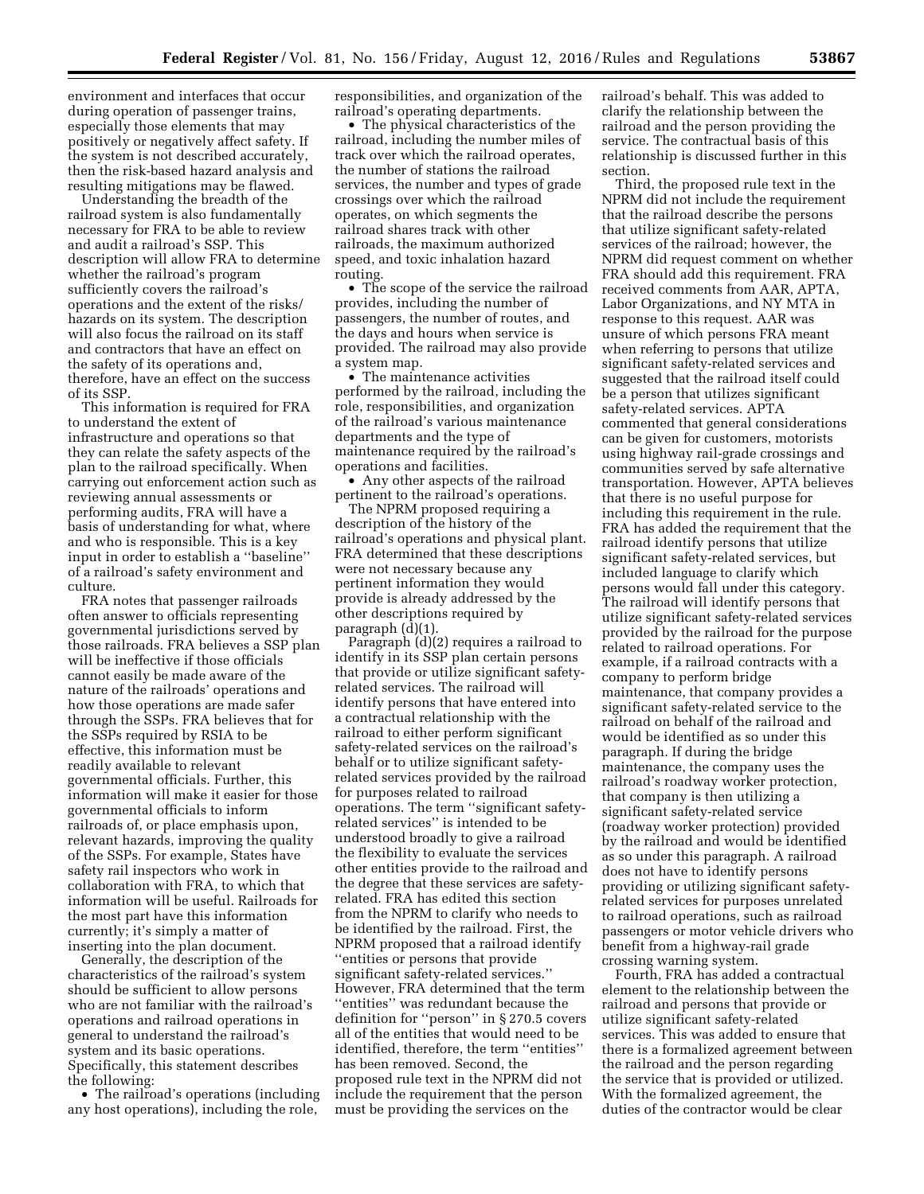environment and interfaces that occur during operation of passenger trains, especially those elements that may positively or negatively affect safety. If the system is not described accurately, then the risk-based hazard analysis and resulting mitigations may be flawed.

Understanding the breadth of the railroad system is also fundamentally necessary for FRA to be able to review and audit a railroad's SSP. This description will allow FRA to determine whether the railroad's program sufficiently covers the railroad's operations and the extent of the risks/hazards on its system. The description will also focus the railroad on its staff and contractors that have an effect on the safety of its operations and, therefore, have an effect on the success of its SSP.

This information is required for FRA to understand the extent of infrastructure and operations so that they can relate the safety aspects of the plan to the railroad specifically. When carrying out enforcement action such as reviewing annual assessments or performing audits, FRA will have a basis of understanding for what, where and who is responsible. This is a key input in order to establish a ''baseline'' of a railroad's safety environment and culture.

FRA notes that passenger railroads often answer to officials representing governmental jurisdictions served by those railroads. FRA believes a SSP plan will be ineffective if those officials cannot easily be made aware of the nature of the railroads' operations and how those operations are made safer through the SSPs. FRA believes that for the SSPs required by RSIA to be effective, this information must be readily available to relevant governmental officials. Further, this information will make it easier for those governmental officials to inform railroads of, or place emphasis upon, relevant hazards, improving the quality of the SSPs. For example, States have safety rail inspectors who work in collaboration with FRA, to which that information will be useful. Railroads for the most part have this information currently; it's simply a matter of inserting into the plan document.

Generally, the description of the characteristics of the railroad's system should be sufficient to allow persons who are not familiar with the railroad's operations and railroad operations in general to understand the railroad's system and its basic operations. Specifically, this statement describes the following:

- The railroad's operations (including any host operations), including the role, responsibilities, and organization of the railroad's operating departments.
- The physical characteristics of the railroad, including the number miles of track over which the railroad operates, the number of stations the railroad services, the number and types of grade crossings over which the railroad operates, on which segments the railroad shares track with other railroads, the maximum authorized speed, and toxic inhalation hazard routing.
- The scope of the service the railroad provides, including the number of passengers, the number of routes, and the days and hours when service is provided. The railroad may also provide a system map.
- The maintenance activities performed by the railroad, including the role, responsibilities, and organization of the railroad's various maintenance departments and the type of maintenance required by the railroad's operations and facilities.
- Any other aspects of the railroad pertinent to the railroad's operations.

The NPRM proposed requiring a description of the history of the railroad's operations and physical plant. FRA determined that these descriptions were not necessary because any pertinent information they would provide is already addressed by the other descriptions required by paragraph (d)(1).

Paragraph (d)(2) requires a railroad to identify in its SSP plan certain persons that provide or utilize significant safety-related services. The railroad will identify persons that have entered into a contractual relationship with the railroad to either perform significant safety-related services on the railroad's behalf or to utilize significant safety-related services provided by the railroad for purposes related to railroad operations. The term ''significant safety-related services'' is intended to be understood broadly to give a railroad the flexibility to evaluate the services other entities provide to the railroad and the degree that these services are safety-related. FRA has edited this section from the NPRM to clarify who needs to be identified by the railroad. First, the NPRM proposed that a railroad identify ''entities or persons that provide significant safety-related services.'' However, FRA determined that the term ''entities'' was redundant because the definition for ''person'' in § 270.5 covers all of the entities that would need to be identified, therefore, the term ''entities'' has been removed. Second, the proposed rule text in the NPRM did not include the requirement that the person must be providing the services on the railroad's behalf. This was added to clarify the relationship between the railroad and the person providing the service. The contractual basis of this relationship is discussed further in this section.

Third, the proposed rule text in the NPRM did not include the requirement that the railroad describe the persons that utilize significant safety-related services of the railroad; however, the NPRM did request comment on whether FRA should add this requirement. FRA received comments from AAR, APTA, Labor Organizations, and NY MTA in response to this request. AAR was unsure of which persons FRA meant when referring to persons that utilize significant safety-related services and suggested that the railroad itself could be a person that utilizes significant safety-related services. APTA commented that general considerations can be given for customers, motorists using highway rail-grade crossings and communities served by safe alternative transportation. However, APTA believes that there is no useful purpose for including this requirement in the rule. FRA has added the requirement that the railroad identify persons that utilize significant safety-related services, but included language to clarify which persons would fall under this category. The railroad will identify persons that utilize significant safety-related services provided by the railroad for the purpose related to railroad operations. For example, if a railroad contracts with a company to perform bridge maintenance, that company provides a significant safety-related service to the railroad on behalf of the railroad and would be identified as so under this paragraph. If during the bridge maintenance, the company uses the railroad's roadway worker protection, that company is then utilizing a significant safety-related service (roadway worker protection) provided by the railroad and would be identified as so under this paragraph. A railroad does not have to identify persons providing or utilizing significant safety-related services for purposes unrelated to railroad operations, such as railroad passengers or motor vehicle drivers who benefit from a highway-rail grade crossing warning system.

Fourth, FRA has added a contractual element to the relationship between the railroad and persons that provide or utilize significant safety-related services. This was added to ensure that there is a formalized agreement between the railroad and the person regarding the service that is provided or utilized. With the formalized agreement, the duties of the contractor would be clear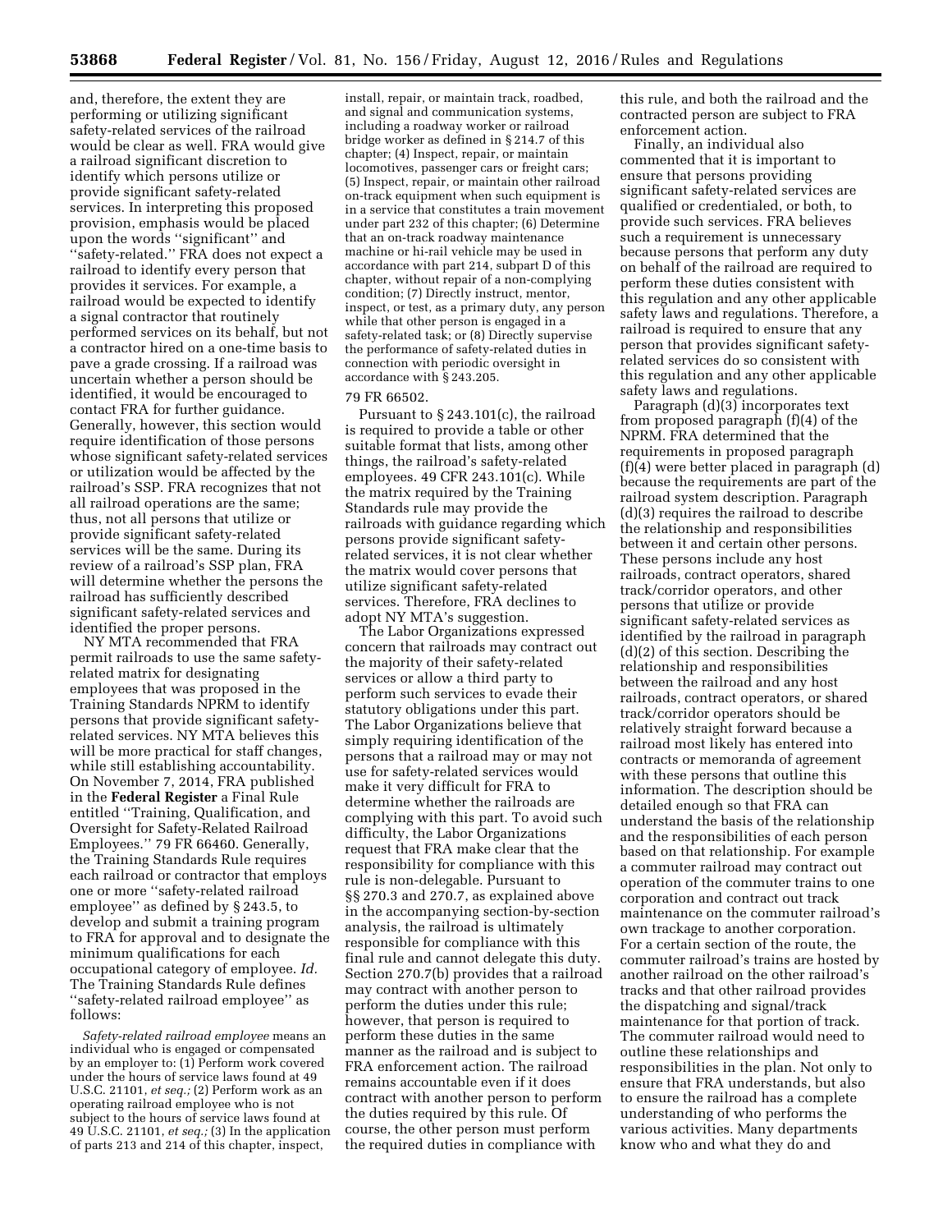and, therefore, the extent they are performing or utilizing significant safety-related services of the railroad would be clear as well. FRA would give a railroad significant discretion to identify which persons utilize or provide significant safety-related services. In interpreting this proposed provision, emphasis would be placed upon the words ''significant'' and ''safety-related.'' FRA does not expect a railroad to identify every person that provides it services. For example, a railroad would be expected to identify a signal contractor that routinely performed services on its behalf, but not a contractor hired on a one-time basis to pave a grade crossing. If a railroad was uncertain whether a person should be identified, it would be encouraged to contact FRA for further guidance. Generally, however, this section would require identification of those persons whose significant safety-related services or utilization would be affected by the railroad's SSP. FRA recognizes that not all railroad operations are the same; thus, not all persons that utilize or provide significant safety-related services will be the same. During its review of a railroad's SSP plan, FRA will determine whether the persons the railroad has sufficiently described significant safety-related services and identified the proper persons.

NY MTA recommended that FRA permit railroads to use the same safety-related matrix for designating employees that was proposed in the Training Standards NPRM to identify persons that provide significant safety-related services. NY MTA believes this will be more practical for staff changes, while still establishing accountability. On November 7, 2014, FRA published in the **Federal Register** a Final Rule entitled ''Training, Qualification, and Oversight for Safety-Related Railroad Employees.'' 79 FR 66460. Generally, the Training Standards Rule requires each railroad or contractor that employs one or more ''safety-related railroad employee'' as defined by § 243.5, to develop and submit a training program to FRA for approval and to designate the minimum qualifications for each occupational category of employee. *Id.* The Training Standards Rule defines ''safety-related railroad employee'' as follows:

> *Safety-related railroad employee* means an individual who is engaged or compensated by an employer to: (1) Perform work covered under the hours of service laws found at 49 U.S.C. 21101, *et seq.;* (2) Perform work as an operating railroad employee who is not subject to the hours of service laws found at 49 U.S.C. 21101, *et seq.;* (3) In the application of parts 213 and 214 of this chapter, inspect, install, repair, or maintain track, roadbed, and signal and communication systems, including a roadway worker or railroad bridge worker as defined in § 214.7 of this chapter; (4) Inspect, repair, or maintain locomotives, passenger cars or freight cars; (5) Inspect, repair, or maintain other railroad on-track equipment when such equipment is in a service that constitutes a train movement under part 232 of this chapter; (6) Determine that an on-track roadway maintenance machine or hi-rail vehicle may be used in accordance with part 214, subpart D of this chapter, without repair of a non-complying condition; (7) Directly instruct, mentor, inspect, or test, as a primary duty, any person while that other person is engaged in a safety-related task; or (8) Directly supervise the performance of safety-related duties in connection with periodic oversight in accordance with § 243.205.

79 FR 66502.

Pursuant to § 243.101(c), the railroad is required to provide a table or other suitable format that lists, among other things, the railroad's safety-related employees. 49 CFR 243.101(c). While the matrix required by the Training Standards rule may provide the railroads with guidance regarding which persons provide significant safety-related services, it is not clear whether the matrix would cover persons that utilize significant safety-related services. Therefore, FRA declines to adopt NY MTA's suggestion.

The Labor Organizations expressed concern that railroads may contract out the majority of their safety-related services or allow a third party to perform such services to evade their statutory obligations under this part. The Labor Organizations believe that simply requiring identification of the persons that a railroad may or may not use for safety-related services would make it very difficult for FRA to determine whether the railroads are complying with this part. To avoid such difficulty, the Labor Organizations request that FRA make clear that the responsibility for compliance with this rule is non-delegable. Pursuant to §§ 270.3 and 270.7, as explained above in the accompanying section-by-section analysis, the railroad is ultimately responsible for compliance with this final rule and cannot delegate this duty. Section 270.7(b) provides that a railroad may contract with another person to perform the duties under this rule; however, that person is required to perform these duties in the same manner as the railroad and is subject to FRA enforcement action. The railroad remains accountable even if it does contract with another person to perform the duties required by this rule. Of course, the other person must perform the required duties in compliance with this rule, and both the railroad and the contracted person are subject to FRA enforcement action.

Finally, an individual also commented that it is important to ensure that persons providing significant safety-related services are qualified or credentialed, or both, to provide such services. FRA believes such a requirement is unnecessary because persons that perform any duty on behalf of the railroad are required to perform these duties consistent with this regulation and any other applicable safety laws and regulations. Therefore, a railroad is required to ensure that any person that provides significant safety-related services do so consistent with this regulation and any other applicable safety laws and regulations.

Paragraph (d)(3) incorporates text from proposed paragraph (f)(4) of the NPRM. FRA determined that the requirements in proposed paragraph (f)(4) were better placed in paragraph (d) because the requirements are part of the railroad system description. Paragraph (d)(3) requires the railroad to describe the relationship and responsibilities between it and certain other persons. These persons include any host railroads, contract operators, shared track/corridor operators, and other persons that utilize or provide significant safety-related services as identified by the railroad in paragraph (d)(2) of this section. Describing the relationship and responsibilities between the railroad and any host railroads, contract operators, or shared track/corridor operators should be relatively straight forward because a railroad most likely has entered into contracts or memoranda of agreement with these persons that outline this information. The description should be detailed enough so that FRA can understand the basis of the relationship and the responsibilities of each person based on that relationship. For example a commuter railroad may contract out operation of the commuter trains to one corporation and contract out track maintenance on the commuter railroad's own trackage to another corporation. For a certain section of the route, the commuter railroad's trains are hosted by another railroad on the other railroad's tracks and that other railroad provides the dispatching and signal/track maintenance for that portion of track. The commuter railroad would need to outline these relationships and responsibilities in the plan. Not only to ensure that FRA understands, but also to ensure the railroad has a complete understanding of who performs the various activities. Many departments know who and what they do and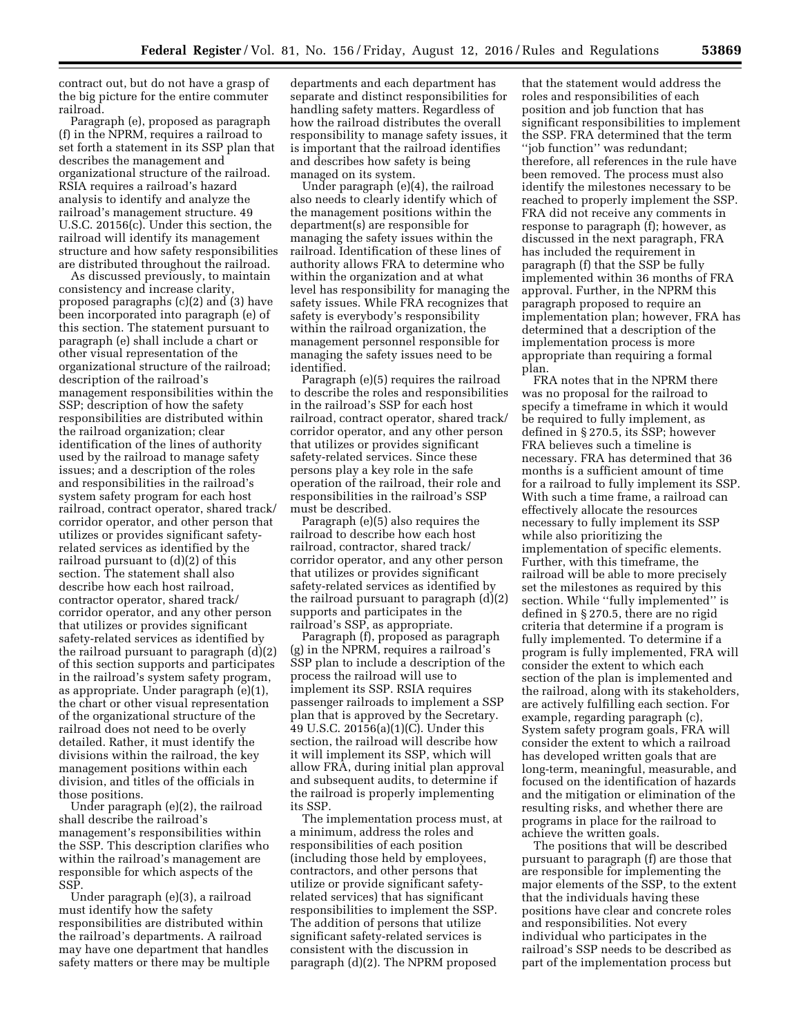contract out, but do not have a grasp of the big picture for the entire commuter railroad.

Paragraph (e), proposed as paragraph (f) in the NPRM, requires a railroad to set forth a statement in its SSP plan that describes the management and organizational structure of the railroad. RSIA requires a railroad's hazard analysis to identify and analyze the railroad's management structure. 49 U.S.C. 20156(c). Under this section, the railroad will identify its management structure and how safety responsibilities are distributed throughout the railroad.

As discussed previously, to maintain consistency and increase clarity, proposed paragraphs (c)(2) and (3) have been incorporated into paragraph (e) of this section. The statement pursuant to paragraph (e) shall include a chart or other visual representation of the organizational structure of the railroad; description of the railroad's management responsibilities within the SSP; description of how the safety responsibilities are distributed within the railroad organization; clear identification of the lines of authority used by the railroad to manage safety issues; and a description of the roles and responsibilities in the railroad's system safety program for each host railroad, contract operator, shared track/corridor operator, and other person that utilizes or provides significant safety-related services as identified by the railroad pursuant to (d)(2) of this section. The statement shall also describe how each host railroad, contractor operator, shared track/corridor operator, and any other person that utilizes or provides significant safety-related services as identified by the railroad pursuant to paragraph (d)(2) of this section supports and participates in the railroad's system safety program, as appropriate. Under paragraph (e)(1), the chart or other visual representation of the organizational structure of the railroad does not need to be overly detailed. Rather, it must identify the divisions within the railroad, the key management positions within each division, and titles of the officials in those positions.

Under paragraph (e)(2), the railroad shall describe the railroad's management's responsibilities within the SSP. This description clarifies who within the railroad's management are responsible for which aspects of the SSP.

Under paragraph (e)(3), a railroad must identify how the safety responsibilities are distributed within the railroad's departments. A railroad may have one department that handles safety matters or there may be multiple departments and each department has separate and distinct responsibilities for handling safety matters. Regardless of how the railroad distributes the overall responsibility to manage safety issues, it is important that the railroad identifies and describes how safety is being managed on its system.

Under paragraph (e)(4), the railroad also needs to clearly identify which of the management positions within the department(s) are responsible for managing the safety issues within the railroad. Identification of these lines of authority allows FRA to determine who within the organization and at what level has responsibility for managing the safety issues. While FRA recognizes that safety is everybody's responsibility within the railroad organization, the management personnel responsible for managing the safety issues need to be identified.

Paragraph (e)(5) requires the railroad to describe the roles and responsibilities in the railroad's SSP for each host railroad, contract operator, shared track/corridor operator, and any other person that utilizes or provides significant safety-related services. Since these persons play a key role in the safe operation of the railroad, their role and responsibilities in the railroad's SSP must be described.

Paragraph (e)(5) also requires the railroad to describe how each host railroad, contractor, shared track/corridor operator, and any other person that utilizes or provides significant safety-related services as identified by the railroad pursuant to paragraph (d)(2) supports and participates in the railroad's SSP, as appropriate.

Paragraph (f), proposed as paragraph (g) in the NPRM, requires a railroad's SSP plan to include a description of the process the railroad will use to implement its SSP. RSIA requires passenger railroads to implement a SSP plan that is approved by the Secretary. 49 U.S.C. 20156(a)(1)(C). Under this section, the railroad will describe how it will implement its SSP, which will allow FRA, during initial plan approval and subsequent audits, to determine if the railroad is properly implementing its SSP.

The implementation process must, at a minimum, address the roles and responsibilities of each position (including those held by employees, contractors, and other persons that utilize or provide significant safety-related services) that has significant responsibilities to implement the SSP. The addition of persons that utilize significant safety-related services is consistent with the discussion in paragraph (d)(2). The NPRM proposed that the statement would address the roles and responsibilities of each position and job function that has significant responsibilities to implement the SSP. FRA determined that the term "job function" was redundant; therefore, all references in the rule have been removed. The process must also identify the milestones necessary to be reached to properly implement the SSP. FRA did not receive any comments in response to paragraph (f); however, as discussed in the next paragraph, FRA has included the requirement in paragraph (f) that the SSP be fully implemented within 36 months of FRA approval. Further, in the NPRM this paragraph proposed to require an implementation plan; however, FRA has determined that a description of the implementation process is more appropriate than requiring a formal plan.

FRA notes that in the NPRM there was no proposal for the railroad to specify a timeframe in which it would be required to fully implement, as defined in § 270.5, its SSP; however FRA believes such a timeline is necessary. FRA has determined that 36 months is a sufficient amount of time for a railroad to fully implement its SSP. With such a time frame, a railroad can effectively allocate the resources necessary to fully implement its SSP while also prioritizing the implementation of specific elements. Further, with this timeframe, the railroad will be able to more precisely set the milestones as required by this section. While "fully implemented" is defined in § 270.5, there are no rigid criteria that determine if a program is fully implemented. To determine if a program is fully implemented, FRA will consider the extent to which each section of the plan is implemented and the railroad, along with its stakeholders, are actively fulfilling each section. For example, regarding paragraph (c), System safety program goals, FRA will consider the extent to which a railroad has developed written goals that are long-term, meaningful, measurable, and focused on the identification of hazards and the mitigation or elimination of the resulting risks, and whether there are programs in place for the railroad to achieve the written goals.

The positions that will be described pursuant to paragraph (f) are those that are responsible for implementing the major elements of the SSP, to the extent that the individuals having these positions have clear and concrete roles and responsibilities. Not every individual who participates in the railroad's SSP needs to be described as part of the implementation process but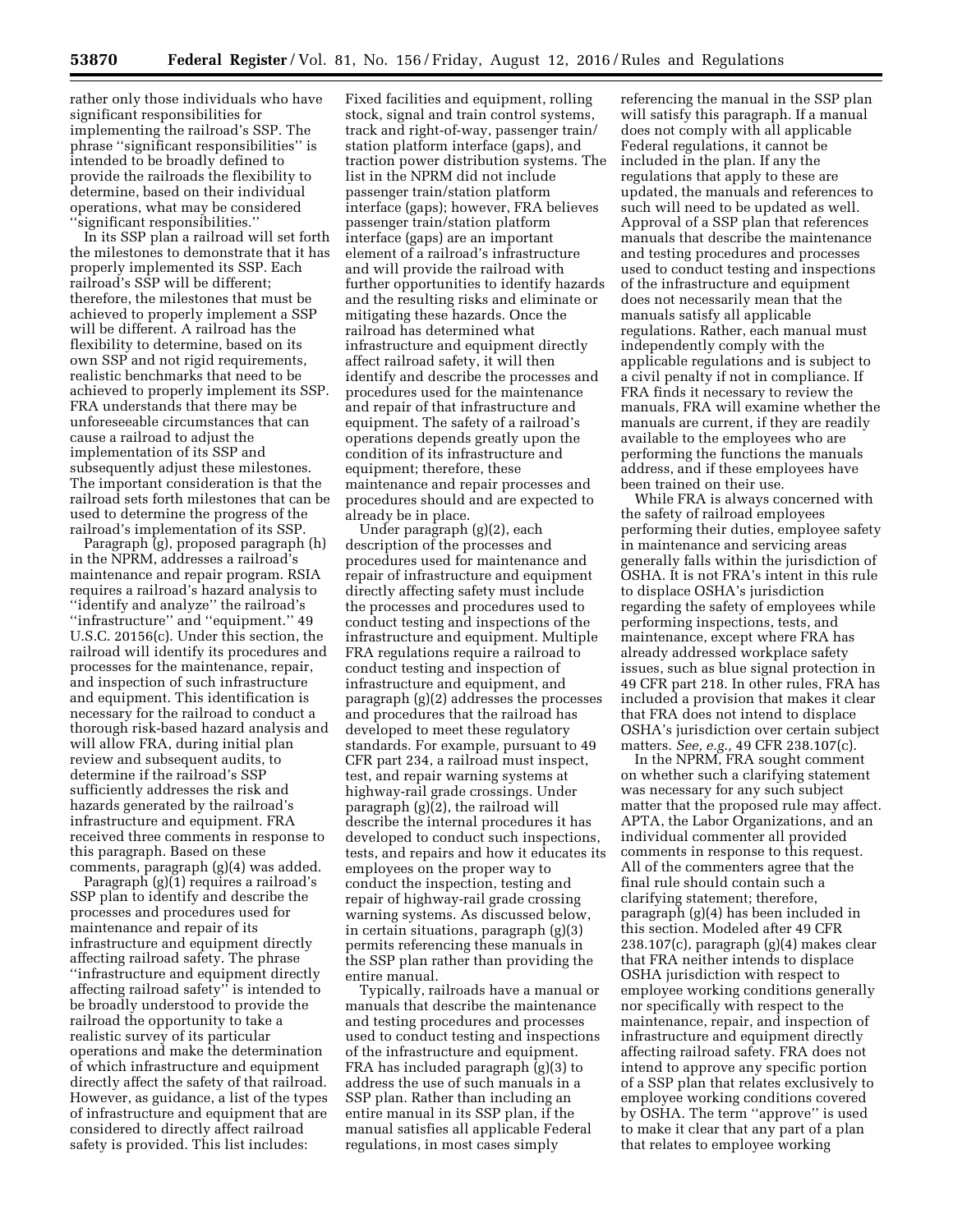rather only those individuals who have significant responsibilities for implementing the railroad's SSP. The phrase ''significant responsibilities'' is intended to be broadly defined to provide the railroads the flexibility to determine, based on their individual operations, what may be considered ''significant responsibilities.''

In its SSP plan a railroad will set forth the milestones to demonstrate that it has properly implemented its SSP. Each railroad's SSP will be different; therefore, the milestones that must be achieved to properly implement a SSP will be different. A railroad has the flexibility to determine, based on its own SSP and not rigid requirements, realistic benchmarks that need to be achieved to properly implement its SSP. FRA understands that there may be unforeseeable circumstances that can cause a railroad to adjust the implementation of its SSP and subsequently adjust these milestones. The important consideration is that the railroad sets forth milestones that can be used to determine the progress of the railroad's implementation of its SSP.

Paragraph (g), proposed paragraph (h) in the NPRM, addresses a railroad's maintenance and repair program. RSIA requires a railroad's hazard analysis to ''identify and analyze'' the railroad's ''infrastructure'' and ''equipment.'' 49 U.S.C. 20156(c). Under this section, the railroad will identify its procedures and processes for the maintenance, repair, and inspection of such infrastructure and equipment. This identification is necessary for the railroad to conduct a thorough risk-based hazard analysis and will allow FRA, during initial plan review and subsequent audits, to determine if the railroad's SSP sufficiently addresses the risk and hazards generated by the railroad's infrastructure and equipment. FRA received three comments in response to this paragraph. Based on these comments, paragraph (g)(4) was added.

Paragraph (g)(1) requires a railroad's SSP plan to identify and describe the processes and procedures used for maintenance and repair of its infrastructure and equipment directly affecting railroad safety. The phrase ''infrastructure and equipment directly affecting railroad safety'' is intended to be broadly understood to provide the railroad the opportunity to take a realistic survey of its particular operations and make the determination of which infrastructure and equipment directly affect the safety of that railroad. However, as guidance, a list of the types of infrastructure and equipment that are considered to directly affect railroad safety is provided. This list includes: Fixed facilities and equipment, rolling stock, signal and train control systems, track and right-of-way, passenger train/station platform interface (gaps), and traction power distribution systems. The list in the NPRM did not include passenger train/station platform interface (gaps); however, FRA believes passenger train/station platform interface (gaps) are an important element of a railroad's infrastructure and will provide the railroad with further opportunities to identify hazards and the resulting risks and eliminate or mitigating these hazards. Once the railroad has determined what infrastructure and equipment directly affect railroad safety, it will then identify and describe the processes and procedures used for the maintenance and repair of that infrastructure and equipment. The safety of a railroad's operations depends greatly upon the condition of its infrastructure and equipment; therefore, these maintenance and repair processes and procedures should and are expected to already be in place.

Under paragraph (g)(2), each description of the processes and procedures used for maintenance and repair of infrastructure and equipment directly affecting safety must include the processes and procedures used to conduct testing and inspections of the infrastructure and equipment. Multiple FRA regulations require a railroad to conduct testing and inspection of infrastructure and equipment, and paragraph (g)(2) addresses the processes and procedures that the railroad has developed to meet these regulatory standards. For example, pursuant to 49 CFR part 234, a railroad must inspect, test, and repair warning systems at highway-rail grade crossings. Under paragraph (g)(2), the railroad will describe the internal procedures it has developed to conduct such inspections, tests, and repairs and how it educates its employees on the proper way to conduct the inspection, testing and repair of highway-rail grade crossing warning systems. As discussed below, in certain situations, paragraph (g)(3) permits referencing these manuals in the SSP plan rather than providing the entire manual.

Typically, railroads have a manual or manuals that describe the maintenance and testing procedures and processes used to conduct testing and inspections of the infrastructure and equipment. FRA has included paragraph (g)(3) to address the use of such manuals in a SSP plan. Rather than including an entire manual in its SSP plan, if the manual satisfies all applicable Federal regulations, in most cases simply referencing the manual in the SSP plan will satisfy this paragraph. If a manual does not comply with all applicable Federal regulations, it cannot be included in the plan. If any the regulations that apply to these are updated, the manuals and references to such will need to be updated as well. Approval of a SSP plan that references manuals that describe the maintenance and testing procedures and processes used to conduct testing and inspections of the infrastructure and equipment does not necessarily mean that the manuals satisfy all applicable regulations. Rather, each manual must independently comply with the applicable regulations and is subject to a civil penalty if not in compliance. If FRA finds it necessary to review the manuals, FRA will examine whether the manuals are current, if they are readily available to the employees who are performing the functions the manuals address, and if these employees have been trained on their use.

While FRA is always concerned with the safety of railroad employees performing their duties, employee safety in maintenance and servicing areas generally falls within the jurisdiction of OSHA. It is not FRA's intent in this rule to displace OSHA's jurisdiction regarding the safety of employees while performing inspections, tests, and maintenance, except where FRA has already addressed workplace safety issues, such as blue signal protection in 49 CFR part 218. In other rules, FRA has included a provision that makes it clear that FRA does not intend to displace OSHA's jurisdiction over certain subject matters. *See, e.g.,* 49 CFR 238.107(c).

In the NPRM, FRA sought comment on whether such a clarifying statement was necessary for any such subject matter that the proposed rule may affect. APTA, the Labor Organizations, and an individual commenter all provided comments in response to this request. All of the commenters agree that the final rule should contain such a clarifying statement; therefore, paragraph (g)(4) has been included in this section. Modeled after 49 CFR 238.107(c), paragraph (g)(4) makes clear that FRA neither intends to displace OSHA jurisdiction with respect to employee working conditions generally nor specifically with respect to the maintenance, repair, and inspection of infrastructure and equipment directly affecting railroad safety. FRA does not intend to approve any specific portion of a SSP plan that relates exclusively to employee working conditions covered by OSHA. The term ''approve'' is used to make it clear that any part of a plan that relates to employee working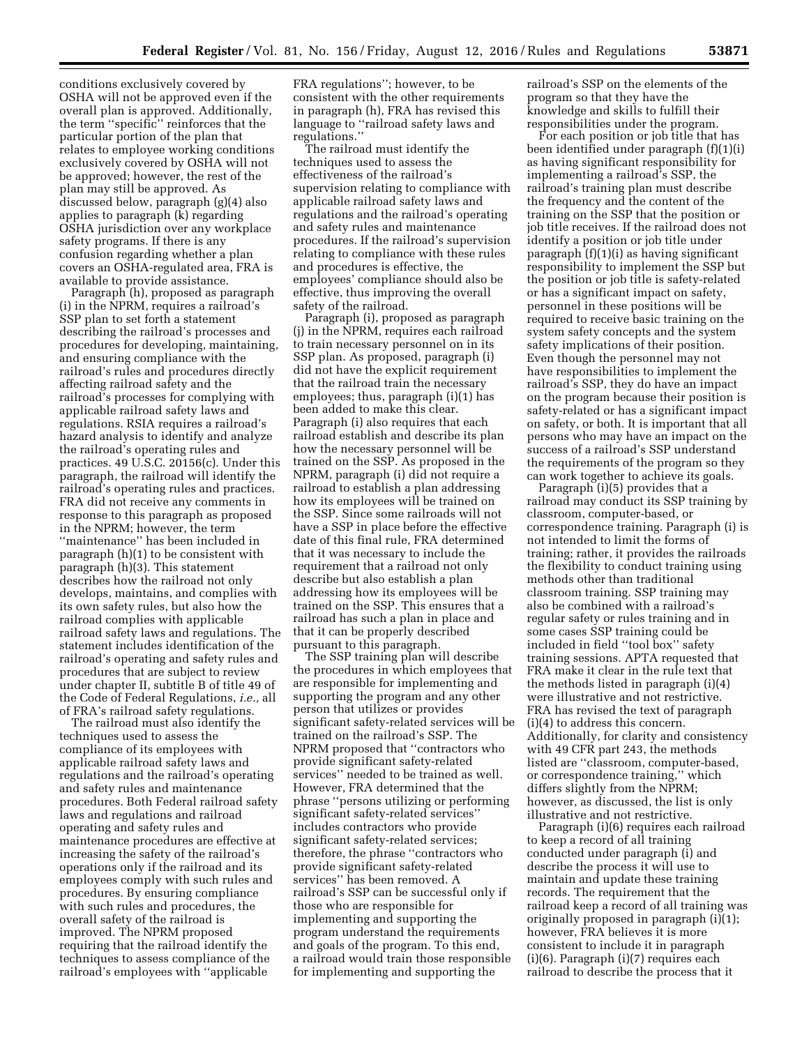conditions exclusively covered by OSHA will not be approved even if the overall plan is approved. Additionally, the term ''specific'' reinforces that the particular portion of the plan that relates to employee working conditions exclusively covered by OSHA will not be approved; however, the rest of the plan may still be approved. As discussed below, paragraph (g)(4) also applies to paragraph (k) regarding OSHA jurisdiction over any workplace safety programs. If there is any confusion regarding whether a plan covers an OSHA-regulated area, FRA is available to provide assistance.

Paragraph (h), proposed as paragraph (i) in the NPRM, requires a railroad's SSP plan to set forth a statement describing the railroad's processes and procedures for developing, maintaining, and ensuring compliance with the railroad's rules and procedures directly affecting railroad safety and the railroad's processes for complying with applicable railroad safety laws and regulations. RSIA requires a railroad's hazard analysis to identify and analyze the railroad's operating rules and practices. 49 U.S.C. 20156(c). Under this paragraph, the railroad will identify the railroad's operating rules and practices. FRA did not receive any comments in response to this paragraph as proposed in the NPRM; however, the term ''maintenance'' has been included in paragraph (h)(1) to be consistent with paragraph (h)(3). This statement describes how the railroad not only develops, maintains, and complies with its own safety rules, but also how the railroad complies with applicable railroad safety laws and regulations. The statement includes identification of the railroad's operating and safety rules and procedures that are subject to review under chapter II, subtitle B of title 49 of the Code of Federal Regulations, *i.e.,* all of FRA's railroad safety regulations.

The railroad must also identify the techniques used to assess the compliance of its employees with applicable railroad safety laws and regulations and the railroad's operating and safety rules and maintenance procedures. Both Federal railroad safety laws and regulations and railroad operating and safety rules and maintenance procedures are effective at increasing the safety of the railroad's operations only if the railroad and its employees comply with such rules and procedures. By ensuring compliance with such rules and procedures, the overall safety of the railroad is improved. The NPRM proposed requiring that the railroad identify the techniques to assess compliance of the railroad's employees with ''applicable FRA regulations''; however, to be consistent with the other requirements in paragraph (h), FRA has revised this language to ''railroad safety laws and regulations.''

The railroad must identify the techniques used to assess the effectiveness of the railroad's supervision relating to compliance with applicable railroad safety laws and regulations and the railroad's operating and safety rules and maintenance procedures. If the railroad's supervision relating to compliance with these rules and procedures is effective, the employees' compliance should also be effective, thus improving the overall safety of the railroad.

Paragraph (i), proposed as paragraph (j) in the NPRM, requires each railroad to train necessary personnel on in its SSP plan. As proposed, paragraph (i) did not have the explicit requirement that the railroad train the necessary employees; thus, paragraph (i)(1) has been added to make this clear. Paragraph (i) also requires that each railroad establish and describe its plan how the necessary personnel will be trained on the SSP. As proposed in the NPRM, paragraph (i) did not require a railroad to establish a plan addressing how its employees will be trained on the SSP. Since some railroads will not have a SSP in place before the effective date of this final rule, FRA determined that it was necessary to include the requirement that a railroad not only describe but also establish a plan addressing how its employees will be trained on the SSP. This ensures that a railroad has such a plan in place and that it can be properly described pursuant to this paragraph.

The SSP training plan will describe the procedures in which employees that are responsible for implementing and supporting the program and any other person that utilizes or provides significant safety-related services will be trained on the railroad's SSP. The NPRM proposed that ''contractors who provide significant safety-related services'' needed to be trained as well. However, FRA determined that the phrase ''persons utilizing or performing significant safety-related services'' includes contractors who provide significant safety-related services; therefore, the phrase ''contractors who provide significant safety-related services'' has been removed. A railroad's SSP can be successful only if those who are responsible for implementing and supporting the program understand the requirements and goals of the program. To this end, a railroad would train those responsible for implementing and supporting the railroad's SSP on the elements of the program so that they have the knowledge and skills to fulfill their responsibilities under the program.

For each position or job title that has been identified under paragraph (f)(1)(i) as having significant responsibility for implementing a railroad's SSP, the railroad's training plan must describe the frequency and the content of the training on the SSP that the position or job title receives. If the railroad does not identify a position or job title under paragraph (f)(1)(i) as having significant responsibility to implement the SSP but the position or job title is safety-related or has a significant impact on safety, personnel in these positions will be required to receive basic training on the system safety concepts and the system safety implications of their position. Even though the personnel may not have responsibilities to implement the railroad's SSP, they do have an impact on the program because their position is safety-related or has a significant impact on safety, or both. It is important that all persons who may have an impact on the success of a railroad's SSP understand the requirements of the program so they can work together to achieve its goals.

Paragraph (i)(5) provides that a railroad may conduct its SSP training by classroom, computer-based, or correspondence training. Paragraph (i) is not intended to limit the forms of training; rather, it provides the railroads the flexibility to conduct training using methods other than traditional classroom training. SSP training may also be combined with a railroad's regular safety or rules training and in some cases SSP training could be included in field ''tool box'' safety training sessions. APTA requested that FRA make it clear in the rule text that the methods listed in paragraph (i)(4) were illustrative and not restrictive. FRA has revised the text of paragraph (i)(4) to address this concern. Additionally, for clarity and consistency with 49 CFR part 243, the methods listed are ''classroom, computer-based, or correspondence training,'' which differs slightly from the NPRM; however, as discussed, the list is only illustrative and not restrictive.

Paragraph (i)(6) requires each railroad to keep a record of all training conducted under paragraph (i) and describe the process it will use to maintain and update these training records. The requirement that the railroad keep a record of all training was originally proposed in paragraph (i)(1); however, FRA believes it is more consistent to include it in paragraph (i)(6). Paragraph (i)(7) requires each railroad to describe the process that it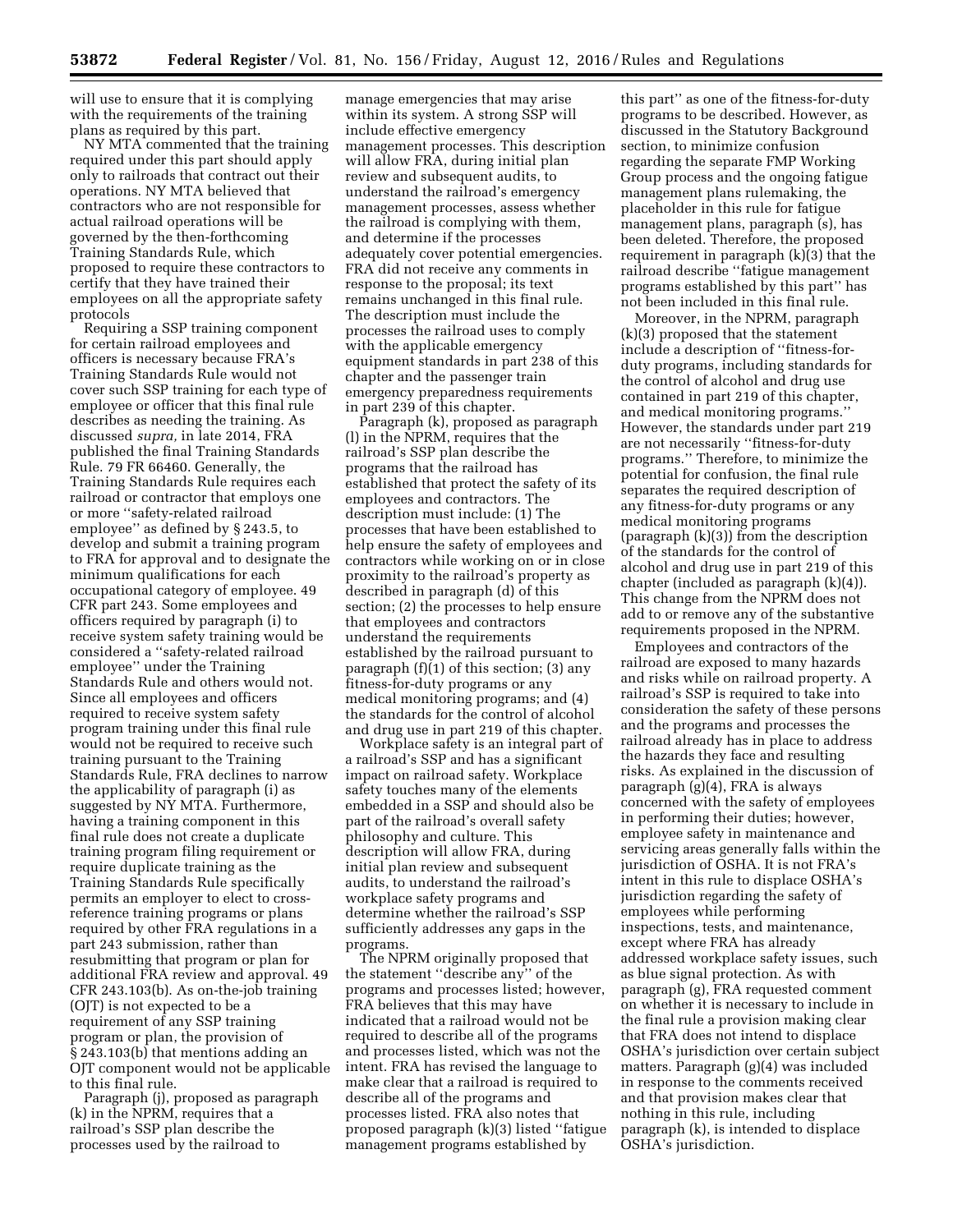will use to ensure that it is complying with the requirements of the training plans as required by this part.

NY MTA commented that the training required under this part should apply only to railroads that contract out their operations. NY MTA believed that contractors who are not responsible for actual railroad operations will be governed by the then-forthcoming Training Standards Rule, which proposed to require these contractors to certify that they have trained their employees on all the appropriate safety protocols

Requiring a SSP training component for certain railroad employees and officers is necessary because FRA's Training Standards Rule would not cover such SSP training for each type of employee or officer that this final rule describes as needing the training. As discussed *supra,* in late 2014, FRA published the final Training Standards Rule. 79 FR 66460. Generally, the Training Standards Rule requires each railroad or contractor that employs one or more ''safety-related railroad employee'' as defined by § 243.5, to develop and submit a training program to FRA for approval and to designate the minimum qualifications for each occupational category of employee. 49 CFR part 243. Some employees and officers required by paragraph (i) to receive system safety training would be considered a ''safety-related railroad employee'' under the Training Standards Rule and others would not. Since all employees and officers required to receive system safety program training under this final rule would not be required to receive such training pursuant to the Training Standards Rule, FRA declines to narrow the applicability of paragraph (i) as suggested by NY MTA. Furthermore, having a training component in this final rule does not create a duplicate training program filing requirement or require duplicate training as the Training Standards Rule specifically permits an employer to elect to cross-reference training programs or plans required by other FRA regulations in a part 243 submission, rather than resubmitting that program or plan for additional FRA review and approval. 49 CFR 243.103(b). As on-the-job training (OJT) is not expected to be a requirement of any SSP training program or plan, the provision of § 243.103(b) that mentions adding an OJT component would not be applicable to this final rule.

Paragraph (j), proposed as paragraph (k) in the NPRM, requires that a railroad's SSP plan describe the processes used by the railroad to manage emergencies that may arise within its system. A strong SSP will include effective emergency management processes. This description will allow FRA, during initial plan review and subsequent audits, to understand the railroad's emergency management processes, assess whether the railroad is complying with them, and determine if the processes adequately cover potential emergencies. FRA did not receive any comments in response to the proposal; its text remains unchanged in this final rule. The description must include the processes the railroad uses to comply with the applicable emergency equipment standards in part 238 of this chapter and the passenger train emergency preparedness requirements in part 239 of this chapter.

Paragraph (k), proposed as paragraph (l) in the NPRM, requires that the railroad's SSP plan describe the programs that the railroad has established that protect the safety of its employees and contractors. The description must include: (1) The processes that have been established to help ensure the safety of employees and contractors while working on or in close proximity to the railroad's property as described in paragraph (d) of this section; (2) the processes to help ensure that employees and contractors understand the requirements established by the railroad pursuant to paragraph (f)(1) of this section; (3) any fitness-for-duty programs or any medical monitoring programs; and (4) the standards for the control of alcohol and drug use in part 219 of this chapter.

Workplace safety is an integral part of a railroad's SSP and has a significant impact on railroad safety. Workplace safety touches many of the elements embedded in a SSP and should also be part of the railroad's overall safety philosophy and culture. This description will allow FRA, during initial plan review and subsequent audits, to understand the railroad's workplace safety programs and determine whether the railroad's SSP sufficiently addresses any gaps in the programs.

The NPRM originally proposed that the statement ''describe any'' of the programs and processes listed; however, FRA believes that this may have indicated that a railroad would not be required to describe all of the programs and processes listed, which was not the intent. FRA has revised the language to make clear that a railroad is required to describe all of the programs and processes listed. FRA also notes that proposed paragraph (k)(3) listed ''fatigue management programs established by this part'' as one of the fitness-for-duty programs to be described. However, as discussed in the Statutory Background section, to minimize confusion regarding the separate FMP Working Group process and the ongoing fatigue management plans rulemaking, the placeholder in this rule for fatigue management plans, paragraph (s), has been deleted. Therefore, the proposed requirement in paragraph (k)(3) that the railroad describe ''fatigue management programs established by this part'' has not been included in this final rule.

Moreover, in the NPRM, paragraph (k)(3) proposed that the statement include a description of ''fitness-for-duty programs, including standards for the control of alcohol and drug use contained in part 219 of this chapter, and medical monitoring programs.'' However, the standards under part 219 are not necessarily ''fitness-for-duty programs.'' Therefore, to minimize the potential for confusion, the final rule separates the required description of any fitness-for-duty programs or any medical monitoring programs (paragraph (k)(3)) from the description of the standards for the control of alcohol and drug use in part 219 of this chapter (included as paragraph (k)(4)). This change from the NPRM does not add to or remove any of the substantive requirements proposed in the NPRM.

Employees and contractors of the railroad are exposed to many hazards and risks while on railroad property. A railroad's SSP is required to take into consideration the safety of these persons and the programs and processes the railroad already has in place to address the hazards they face and resulting risks. As explained in the discussion of paragraph (g)(4), FRA is always concerned with the safety of employees in performing their duties; however, employee safety in maintenance and servicing areas generally falls within the jurisdiction of OSHA. It is not FRA's intent in this rule to displace OSHA's jurisdiction regarding the safety of employees while performing inspections, tests, and maintenance, except where FRA has already addressed workplace safety issues, such as blue signal protection. As with paragraph (g), FRA requested comment on whether it is necessary to include in the final rule a provision making clear that FRA does not intend to displace OSHA's jurisdiction over certain subject matters. Paragraph (g)(4) was included in response to the comments received and that provision makes clear that nothing in this rule, including paragraph (k), is intended to displace OSHA's jurisdiction.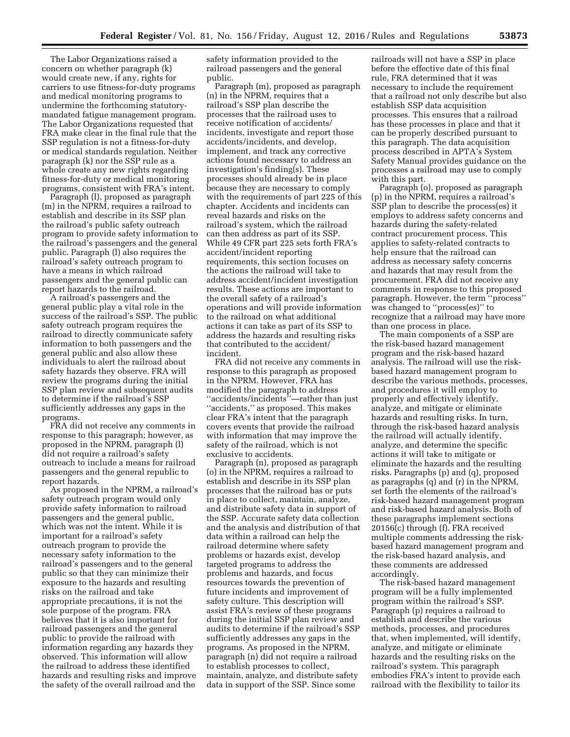The Labor Organizations raised a concern on whether paragraph (k) would create new, if any, rights for carriers to use fitness-for-duty programs and medical monitoring programs to undermine the forthcoming statutory-mandated fatigue management program. The Labor Organizations requested that FRA make clear in the final rule that the SSP regulation is not a fitness-for-duty or medical standards regulation. Neither paragraph (k) nor the SSP rule as a whole create any new rights regarding fitness-for-duty or medical monitoring programs, consistent with FRA's intent.

Paragraph (l), proposed as paragraph (m) in the NPRM, requires a railroad to establish and describe in its SSP plan the railroad's public safety outreach program to provide safety information to the railroad's passengers and the general public. Paragraph (l) also requires the railroad's safety outreach program to have a means in which railroad passengers and the general public can report hazards to the railroad.

A railroad's passengers and the general public play a vital role in the success of the railroad's SSP. The public safety outreach program requires the railroad to directly communicate safety information to both passengers and the general public and also allow these individuals to alert the railroad about safety hazards they observe. FRA will review the programs during the initial SSP plan review and subsequent audits to determine if the railroad's SSP sufficiently addresses any gaps in the programs.

FRA did not receive any comments in response to this paragraph; however, as proposed in the NPRM, paragraph (l) did not require a railroad's safety outreach to include a means for railroad passengers and the general republic to report hazards.

As proposed in the NPRM, a railroad's safety outreach program would only provide safety information to railroad passengers and the general public, which was not the intent. While it is important for a railroad's safety outreach program to provide the necessary safety information to the railroad's passengers and to the general public so that they can minimize their exposure to the hazards and resulting risks on the railroad and take appropriate precautions, it is not the sole purpose of the program. FRA believes that it is also important for railroad passengers and the general public to provide the railroad with information regarding any hazards they observed. This information will allow the railroad to address these identified hazards and resulting risks and improve the safety of the overall railroad and the safety information provided to the railroad passengers and the general public.

Paragraph (m), proposed as paragraph (n) in the NPRM, requires that a railroad's SSP plan describe the processes that the railroad uses to receive notification of accidents/incidents, investigate and report those accidents/incidents, and develop, implement, and track any corrective actions found necessary to address an investigation's finding(s). These processes should already be in place because they are necessary to comply with the requirements of part 225 of this chapter. Accidents and incidents can reveal hazards and risks on the railroad's system, which the railroad can then address as part of its SSP. While 49 CFR part 225 sets forth FRA's accident/incident reporting requirements, this section focuses on the actions the railroad will take to address accident/incident investigation results. These actions are important to the overall safety of a railroad's operations and will provide information to the railroad on what additional actions it can take as part of its SSP to address the hazards and resulting risks that contributed to the accident/incident.

FRA did not receive any comments in response to this paragraph as proposed in the NPRM. However, FRA has modified the paragraph to address "accidents/incidents"—rather than just "accidents," as proposed. This makes clear FRA's intent that the paragraph covers events that provide the railroad with information that may improve the safety of the railroad, which is not exclusive to accidents.

Paragraph (n), proposed as paragraph (o) in the NPRM, requires a railroad to establish and describe in its SSP plan processes that the railroad has or puts in place to collect, maintain, analyze, and distribute safety data in support of the SSP. Accurate safety data collection and the analysis and distribution of that data within a railroad can help the railroad determine where safety problems or hazards exist, develop targeted programs to address the problems and hazards, and focus resources towards the prevention of future incidents and improvement of safety culture. This description will assist FRA's review of these programs during the initial SSP plan review and audits to determine if the railroad's SSP sufficiently addresses any gaps in the programs. As proposed in the NPRM, paragraph (n) did not require a railroad to establish processes to collect, maintain, analyze, and distribute safety data in support of the SSP. Since some railroads will not have a SSP in place before the effective date of this final rule, FRA determined that it was necessary to include the requirement that a railroad not only describe but also establish SSP data acquisition processes. This ensures that a railroad has these processes in place and that it can be properly described pursuant to this paragraph. The data acquisition process described in APTA's System Safety Manual provides guidance on the processes a railroad may use to comply with this part.

Paragraph (o), proposed as paragraph (p) in the NPRM, requires a railroad's SSP plan to describe the process(es) it employs to address safety concerns and hazards during the safety-related contract procurement process. This applies to safety-related contracts to help ensure that the railroad can address as necessary safety concerns and hazards that may result from the procurement. FRA did not receive any comments in response to this proposed paragraph. However, the term "process" was changed to "process(es)" to recognize that a railroad may have more than one process in place.

The main components of a SSP are the risk-based hazard management program and the risk-based hazard analysis. The railroad will use the risk-based hazard management program to describe the various methods, processes, and procedures it will employ to properly and effectively identify, analyze, and mitigate or eliminate hazards and resulting risks. In turn, through the risk-based hazard analysis the railroad will actually identify, analyze, and determine the specific actions it will take to mitigate or eliminate the hazards and the resulting risks. Paragraphs (p) and (q), proposed as paragraphs (q) and (r) in the NPRM, set forth the elements of the railroad's risk-based hazard management program and risk-based hazard analysis. Both of these paragraphs implement sections 20156(c) through (f). FRA received multiple comments addressing the risk-based hazard management program and the risk-based hazard analysis, and these comments are addressed accordingly.

The risk-based hazard management program will be a fully implemented program within the railroad's SSP. Paragraph (p) requires a railroad to establish and describe the various methods, processes, and procedures that, when implemented, will identify, analyze, and mitigate or eliminate hazards and the resulting risks on the railroad's system. This paragraph embodies FRA's intent to provide each railroad with the flexibility to tailor its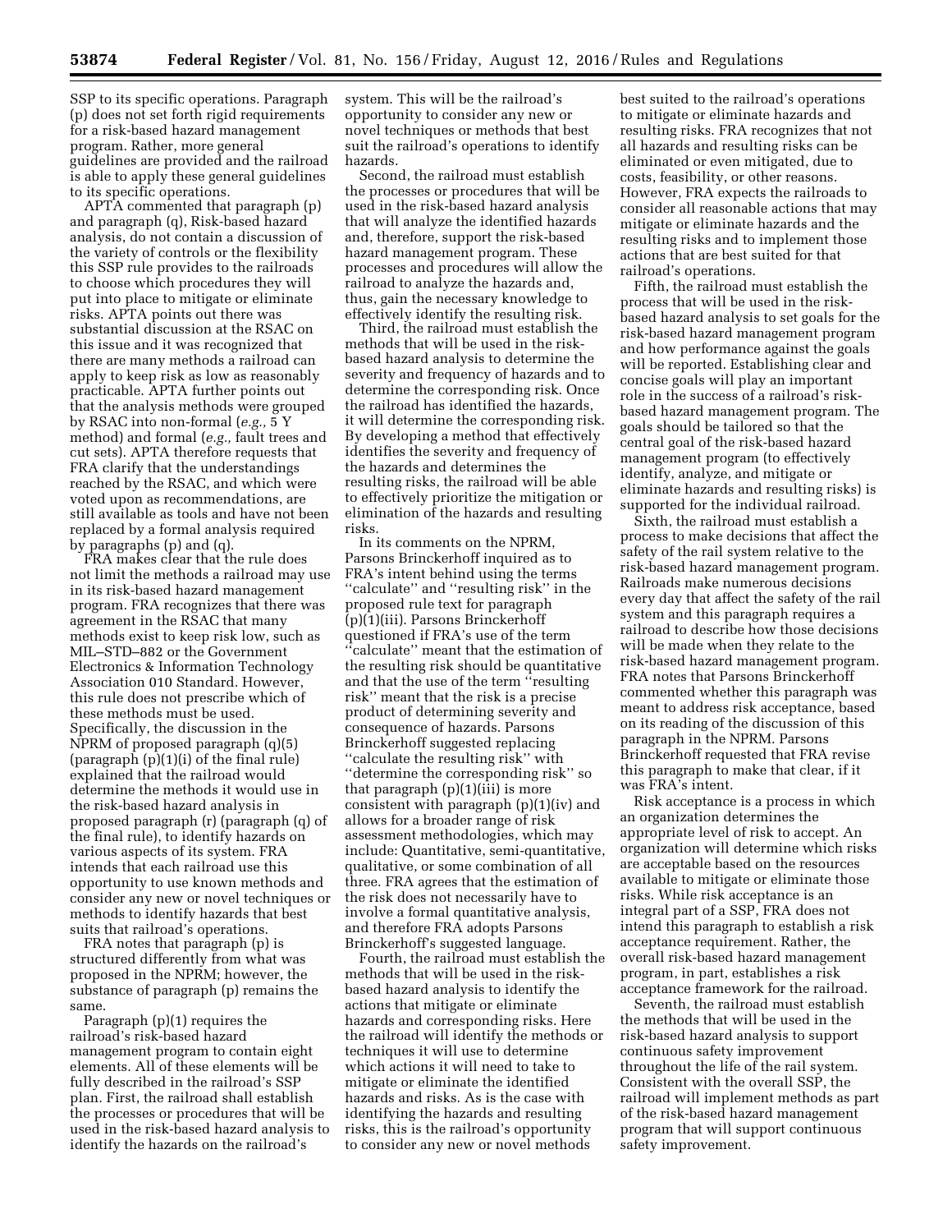SSP to its specific operations. Paragraph (p) does not set forth rigid requirements for a risk-based hazard management program. Rather, more general guidelines are provided and the railroad is able to apply these general guidelines to its specific operations.

APTA commented that paragraph (p) and paragraph (q), Risk-based hazard analysis, do not contain a discussion of the variety of controls or the flexibility this SSP rule provides to the railroads to choose which procedures they will put into place to mitigate or eliminate risks. APTA points out there was substantial discussion at the RSAC on this issue and it was recognized that there are many methods a railroad can apply to keep risk as low as reasonably practicable. APTA further points out that the analysis methods were grouped by RSAC into non-formal (*e.g.,* 5 Y method) and formal (*e.g.,* fault trees and cut sets). APTA therefore requests that FRA clarify that the understandings reached by the RSAC, and which were voted upon as recommendations, are still available as tools and have not been replaced by a formal analysis required by paragraphs (p) and (q).

FRA makes clear that the rule does not limit the methods a railroad may use in its risk-based hazard management program. FRA recognizes that there was agreement in the RSAC that many methods exist to keep risk low, such as MIL–STD–882 or the Government Electronics & Information Technology Association 010 Standard. However, this rule does not prescribe which of these methods must be used. Specifically, the discussion in the NPRM of proposed paragraph (q)(5) (paragraph (p)(1)(i) of the final rule) explained that the railroad would determine the methods it would use in the risk-based hazard analysis in proposed paragraph (r) (paragraph (q) of the final rule), to identify hazards on various aspects of its system. FRA intends that each railroad use this opportunity to use known methods and consider any new or novel techniques or methods to identify hazards that best suits that railroad's operations.

FRA notes that paragraph (p) is structured differently from what was proposed in the NPRM; however, the substance of paragraph (p) remains the same.

Paragraph (p)(1) requires the railroad's risk-based hazard management program to contain eight elements. All of these elements will be fully described in the railroad's SSP plan. First, the railroad shall establish the processes or procedures that will be used in the risk-based hazard analysis to identify the hazards on the railroad's system. This will be the railroad's opportunity to consider any new or novel techniques or methods that best suit the railroad's operations to identify hazards.

Second, the railroad must establish the processes or procedures that will be used in the risk-based hazard analysis that will analyze the identified hazards and, therefore, support the risk-based hazard management program. These processes and procedures will allow the railroad to analyze the hazards and, thus, gain the necessary knowledge to effectively identify the resulting risk.

Third, the railroad must establish the methods that will be used in the risk-based hazard analysis to determine the severity and frequency of hazards and to determine the corresponding risk. Once the railroad has identified the hazards, it will determine the corresponding risk. By developing a method that effectively identifies the severity and frequency of the hazards and determines the resulting risks, the railroad will be able to effectively prioritize the mitigation or elimination of the hazards and resulting risks.

In its comments on the NPRM, Parsons Brinckerhoff inquired as to FRA's intent behind using the terms ''calculate'' and ''resulting risk'' in the proposed rule text for paragraph (p)(1)(iii). Parsons Brinckerhoff questioned if FRA's use of the term ''calculate'' meant that the estimation of the resulting risk should be quantitative and that the use of the term ''resulting risk'' meant that the risk is a precise product of determining severity and consequence of hazards. Parsons Brinckerhoff suggested replacing ''calculate the resulting risk'' with ''determine the corresponding risk'' so that paragraph (p)(1)(iii) is more consistent with paragraph (p)(1)(iv) and allows for a broader range of risk assessment methodologies, which may include: Quantitative, semi-quantitative, qualitative, or some combination of all three. FRA agrees that the estimation of the risk does not necessarily have to involve a formal quantitative analysis, and therefore FRA adopts Parsons Brinckerhoff's suggested language.

Fourth, the railroad must establish the methods that will be used in the risk-based hazard analysis to identify the actions that mitigate or eliminate hazards and corresponding risks. Here the railroad will identify the methods or techniques it will use to determine which actions it will need to take to mitigate or eliminate the identified hazards and risks. As is the case with identifying the hazards and resulting risks, this is the railroad's opportunity to consider any new or novel methods best suited to the railroad's operations to mitigate or eliminate hazards and resulting risks. FRA recognizes that not all hazards and resulting risks can be eliminated or even mitigated, due to costs, feasibility, or other reasons. However, FRA expects the railroads to consider all reasonable actions that may mitigate or eliminate hazards and the resulting risks and to implement those actions that are best suited for that railroad's operations.

Fifth, the railroad must establish the process that will be used in the risk-based hazard analysis to set goals for the risk-based hazard management program and how performance against the goals will be reported. Establishing clear and concise goals will play an important role in the success of a railroad's risk-based hazard management program. The goals should be tailored so that the central goal of the risk-based hazard management program (to effectively identify, analyze, and mitigate or eliminate hazards and resulting risks) is supported for the individual railroad.

Sixth, the railroad must establish a process to make decisions that affect the safety of the rail system relative to the risk-based hazard management program. Railroads make numerous decisions every day that affect the safety of the rail system and this paragraph requires a railroad to describe how those decisions will be made when they relate to the risk-based hazard management program. FRA notes that Parsons Brinckerhoff commented whether this paragraph was meant to address risk acceptance, based on its reading of the discussion of this paragraph in the NPRM. Parsons Brinckerhoff requested that FRA revise this paragraph to make that clear, if it was FRA's intent.

Risk acceptance is a process in which an organization determines the appropriate level of risk to accept. An organization will determine which risks are acceptable based on the resources available to mitigate or eliminate those risks. While risk acceptance is an integral part of a SSP, FRA does not intend this paragraph to establish a risk acceptance requirement. Rather, the overall risk-based hazard management program, in part, establishes a risk acceptance framework for the railroad.

Seventh, the railroad must establish the methods that will be used in the risk-based hazard analysis to support continuous safety improvement throughout the life of the rail system. Consistent with the overall SSP, the railroad will implement methods as part of the risk-based hazard management program that will support continuous safety improvement.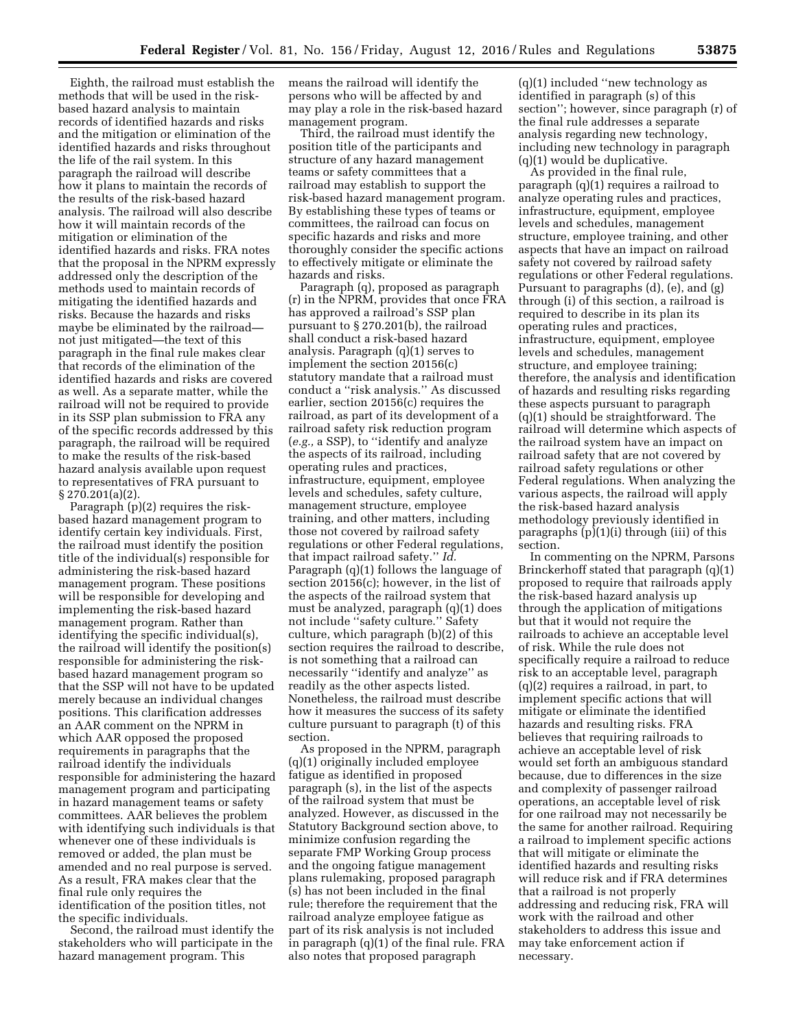Eighth, the railroad must establish the methods that will be used in the risk-based hazard analysis to maintain records of identified hazards and risks and the mitigation or elimination of the identified hazards and risks throughout the life of the rail system. In this paragraph the railroad will describe how it plans to maintain the records of the results of the risk-based hazard analysis. The railroad will also describe how it will maintain records of the mitigation or elimination of the identified hazards and risks. FRA notes that the proposal in the NPRM expressly addressed only the description of the methods used to maintain records of mitigating the identified hazards and risks. Because the hazards and risks maybe be eliminated by the railroad—not just mitigated—the text of this paragraph in the final rule makes clear that records of the elimination of the identified hazards and risks are covered as well. As a separate matter, while the railroad will not be required to provide in its SSP plan submission to FRA any of the specific records addressed by this paragraph, the railroad will be required to make the results of the risk-based hazard analysis available upon request to representatives of FRA pursuant to § 270.201(a)(2).

Paragraph (p)(2) requires the risk-based hazard management program to identify certain key individuals. First, the railroad must identify the position title of the individual(s) responsible for administering the risk-based hazard management program. These positions will be responsible for developing and implementing the risk-based hazard management program. Rather than identifying the specific individual(s), the railroad will identify the position(s) responsible for administering the risk-based hazard management program so that the SSP will not have to be updated merely because an individual changes positions. This clarification addresses an AAR comment on the NPRM in which AAR opposed the proposed requirements in paragraphs that the railroad identify the individuals responsible for administering the hazard management program and participating in hazard management teams or safety committees. AAR believes the problem with identifying such individuals is that whenever one of these individuals is removed or added, the plan must be amended and no real purpose is served. As a result, FRA makes clear that the final rule only requires the identification of the position titles, not the specific individuals.

Second, the railroad must identify the stakeholders who will participate in the hazard management program. This means the railroad will identify the persons who will be affected by and may play a role in the risk-based hazard management program.

Third, the railroad must identify the position title of the participants and structure of any hazard management teams or safety committees that a railroad may establish to support the risk-based hazard management program. By establishing these types of teams or committees, the railroad can focus on specific hazards and risks and more thoroughly consider the specific actions to effectively mitigate or eliminate the hazards and risks.

Paragraph (q), proposed as paragraph (r) in the NPRM, provides that once FRA has approved a railroad's SSP plan pursuant to § 270.201(b), the railroad shall conduct a risk-based hazard analysis. Paragraph (q)(1) serves to implement the section 20156(c) statutory mandate that a railroad must conduct a "risk analysis." As discussed earlier, section 20156(c) requires the railroad, as part of its development of a railroad safety risk reduction program (*e.g.,* a SSP), to "identify and analyze the aspects of its railroad, including operating rules and practices, infrastructure, equipment, employee levels and schedules, safety culture, management structure, employee training, and other matters, including those not covered by railroad safety regulations or other Federal regulations, that impact railroad safety." *Id.* Paragraph (q)(1) follows the language of section 20156(c); however, in the list of the aspects of the railroad system that must be analyzed, paragraph (q)(1) does not include "safety culture." Safety culture, which paragraph (b)(2) of this section requires the railroad to describe, is not something that a railroad can necessarily "identify and analyze" as readily as the other aspects listed. Nonetheless, the railroad must describe how it measures the success of its safety culture pursuant to paragraph (t) of this section.

As proposed in the NPRM, paragraph (q)(1) originally included employee fatigue as identified in proposed paragraph (s), in the list of the aspects of the railroad system that must be analyzed. However, as discussed in the Statutory Background section above, to minimize confusion regarding the separate FMP Working Group process and the ongoing fatigue management plans rulemaking, proposed paragraph (s) has not been included in the final rule; therefore the requirement that the railroad analyze employee fatigue as part of its risk analysis is not included in paragraph (q)(1) of the final rule. FRA also notes that proposed paragraph (q)(1) included "new technology as identified in paragraph (s) of this section"; however, since paragraph (r) of the final rule addresses a separate analysis regarding new technology, including new technology in paragraph (q)(1) would be duplicative.

As provided in the final rule, paragraph (q)(1) requires a railroad to analyze operating rules and practices, infrastructure, equipment, employee levels and schedules, management structure, employee training, and other aspects that have an impact on railroad safety not covered by railroad safety regulations or other Federal regulations. Pursuant to paragraphs (d), (e), and (g) through (i) of this section, a railroad is required to describe in its plan its operating rules and practices, infrastructure, equipment, employee levels and schedules, management structure, and employee training; therefore, the analysis and identification of hazards and resulting risks regarding these aspects pursuant to paragraph (q)(1) should be straightforward. The railroad will determine which aspects of the railroad system have an impact on railroad safety that are not covered by railroad safety regulations or other Federal regulations. When analyzing the various aspects, the railroad will apply the risk-based hazard analysis methodology previously identified in paragraphs (p)(1)(i) through (iii) of this section.

In commenting on the NPRM, Parsons Brinckerhoff stated that paragraph (q)(1) proposed to require that railroads apply the risk-based hazard analysis up through the application of mitigations but that it would not require the railroads to achieve an acceptable level of risk. While the rule does not specifically require a railroad to reduce risk to an acceptable level, paragraph (q)(2) requires a railroad, in part, to implement specific actions that will mitigate or eliminate the identified hazards and resulting risks. FRA believes that requiring railroads to achieve an acceptable level of risk would set forth an ambiguous standard because, due to differences in the size and complexity of passenger railroad operations, an acceptable level of risk for one railroad may not necessarily be the same for another railroad. Requiring a railroad to implement specific actions that will mitigate or eliminate the identified hazards and resulting risks will reduce risk and if FRA determines that a railroad is not properly addressing and reducing risk, FRA will work with the railroad and other stakeholders to address this issue and may take enforcement action if necessary.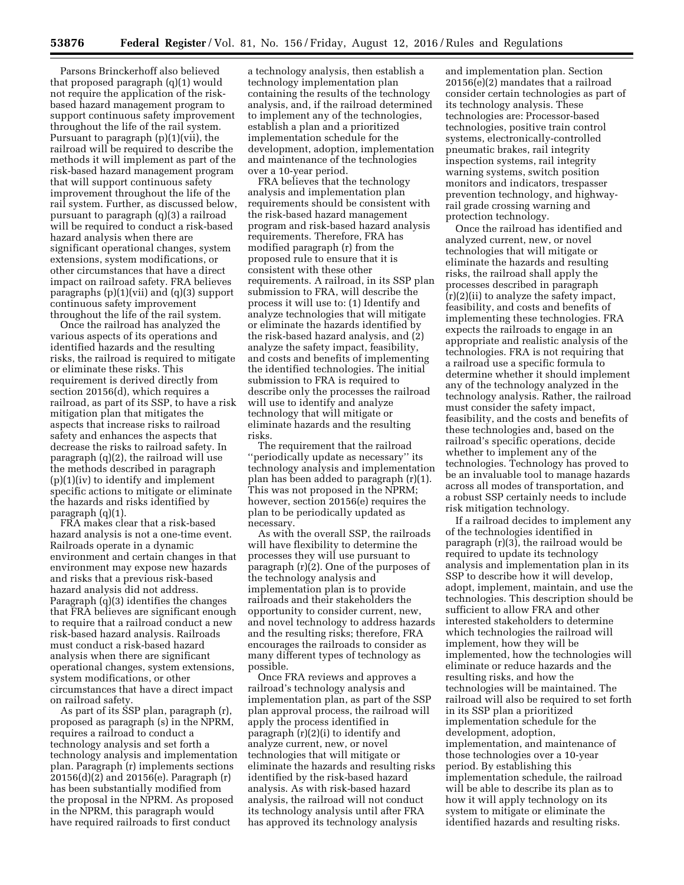Parsons Brinckerhoff also believed that proposed paragraph (q)(1) would not require the application of the risk-based hazard management program to support continuous safety improvement throughout the life of the rail system. Pursuant to paragraph (p)(1)(vii), the railroad will be required to describe the methods it will implement as part of the risk-based hazard management program that will support continuous safety improvement throughout the life of the rail system. Further, as discussed below, pursuant to paragraph (q)(3) a railroad will be required to conduct a risk-based hazard analysis when there are significant operational changes, system extensions, system modifications, or other circumstances that have a direct impact on railroad safety. FRA believes paragraphs (p)(1)(vii) and (q)(3) support continuous safety improvement throughout the life of the rail system.

Once the railroad has analyzed the various aspects of its operations and identified hazards and the resulting risks, the railroad is required to mitigate or eliminate these risks. This requirement is derived directly from section 20156(d), which requires a railroad, as part of its SSP, to have a risk mitigation plan that mitigates the aspects that increase risks to railroad safety and enhances the aspects that decrease the risks to railroad safety. In paragraph (q)(2), the railroad will use the methods described in paragraph (p)(1)(iv) to identify and implement specific actions to mitigate or eliminate the hazards and risks identified by paragraph (q)(1).

FRA makes clear that a risk-based hazard analysis is not a one-time event. Railroads operate in a dynamic environment and certain changes in that environment may expose new hazards and risks that a previous risk-based hazard analysis did not address. Paragraph (q)(3) identifies the changes that FRA believes are significant enough to require that a railroad conduct a new risk-based hazard analysis. Railroads must conduct a risk-based hazard analysis when there are significant operational changes, system extensions, system modifications, or other circumstances that have a direct impact on railroad safety.

As part of its SSP plan, paragraph (r), proposed as paragraph (s) in the NPRM, requires a railroad to conduct a technology analysis and set forth a technology analysis and implementation plan. Paragraph (r) implements sections 20156(d)(2) and 20156(e). Paragraph (r) has been substantially modified from the proposal in the NPRM. As proposed in the NPRM, this paragraph would have required railroads to first conduct a technology analysis, then establish a technology implementation plan containing the results of the technology analysis, and, if the railroad determined to implement any of the technologies, establish a plan and a prioritized implementation schedule for the development, adoption, implementation and maintenance of the technologies over a 10-year period.

FRA believes that the technology analysis and implementation plan requirements should be consistent with the risk-based hazard management program and risk-based hazard analysis requirements. Therefore, FRA has modified paragraph (r) from the proposed rule to ensure that it is consistent with these other requirements. A railroad, in its SSP plan submission to FRA, will describe the process it will use to: (1) Identify and analyze technologies that will mitigate or eliminate the hazards identified by the risk-based hazard analysis, and (2) analyze the safety impact, feasibility, and costs and benefits of implementing the identified technologies. The initial submission to FRA is required to describe only the processes the railroad will use to identify and analyze technology that will mitigate or eliminate hazards and the resulting risks.

The requirement that the railroad ''periodically update as necessary'' its technology analysis and implementation plan has been added to paragraph (r)(1). This was not proposed in the NPRM; however, section 20156(e) requires the plan to be periodically updated as necessary.

As with the overall SSP, the railroads will have flexibility to determine the processes they will use pursuant to paragraph (r)(2). One of the purposes of the technology analysis and implementation plan is to provide railroads and their stakeholders the opportunity to consider current, new, and novel technology to address hazards and the resulting risks; therefore, FRA encourages the railroads to consider as many different types of technology as possible.

Once FRA reviews and approves a railroad's technology analysis and implementation plan, as part of the SSP plan approval process, the railroad will apply the process identified in paragraph (r)(2)(i) to identify and analyze current, new, or novel technologies that will mitigate or eliminate the hazards and resulting risks identified by the risk-based hazard analysis. As with risk-based hazard analysis, the railroad will not conduct its technology analysis until after FRA has approved its technology analysis and implementation plan. Section 20156(e)(2) mandates that a railroad consider certain technologies as part of its technology analysis. These technologies are: Processor-based technologies, positive train control systems, electronically-controlled pneumatic brakes, rail integrity inspection systems, rail integrity warning systems, switch position monitors and indicators, trespasser prevention technology, and highway-rail grade crossing warning and protection technology.

Once the railroad has identified and analyzed current, new, or novel technologies that will mitigate or eliminate the hazards and resulting risks, the railroad shall apply the processes described in paragraph (r)(2)(ii) to analyze the safety impact, feasibility, and costs and benefits of implementing these technologies. FRA expects the railroads to engage in an appropriate and realistic analysis of the technologies. FRA is not requiring that a railroad use a specific formula to determine whether it should implement any of the technology analyzed in the technology analysis. Rather, the railroad must consider the safety impact, feasibility, and the costs and benefits of these technologies and, based on the railroad's specific operations, decide whether to implement any of the technologies. Technology has proved to be an invaluable tool to manage hazards across all modes of transportation, and a robust SSP certainly needs to include risk mitigation technology.

If a railroad decides to implement any of the technologies identified in paragraph (r)(3), the railroad would be required to update its technology analysis and implementation plan in its SSP to describe how it will develop, adopt, implement, maintain, and use the technologies. This description should be sufficient to allow FRA and other interested stakeholders to determine which technologies the railroad will implement, how they will be implemented, how the technologies will eliminate or reduce hazards and the resulting risks, and how the technologies will be maintained. The railroad will also be required to set forth in its SSP plan a prioritized implementation schedule for the development, adoption, implementation, and maintenance of those technologies over a 10-year period. By establishing this implementation schedule, the railroad will be able to describe its plan as to how it will apply technology on its system to mitigate or eliminate the identified hazards and resulting risks.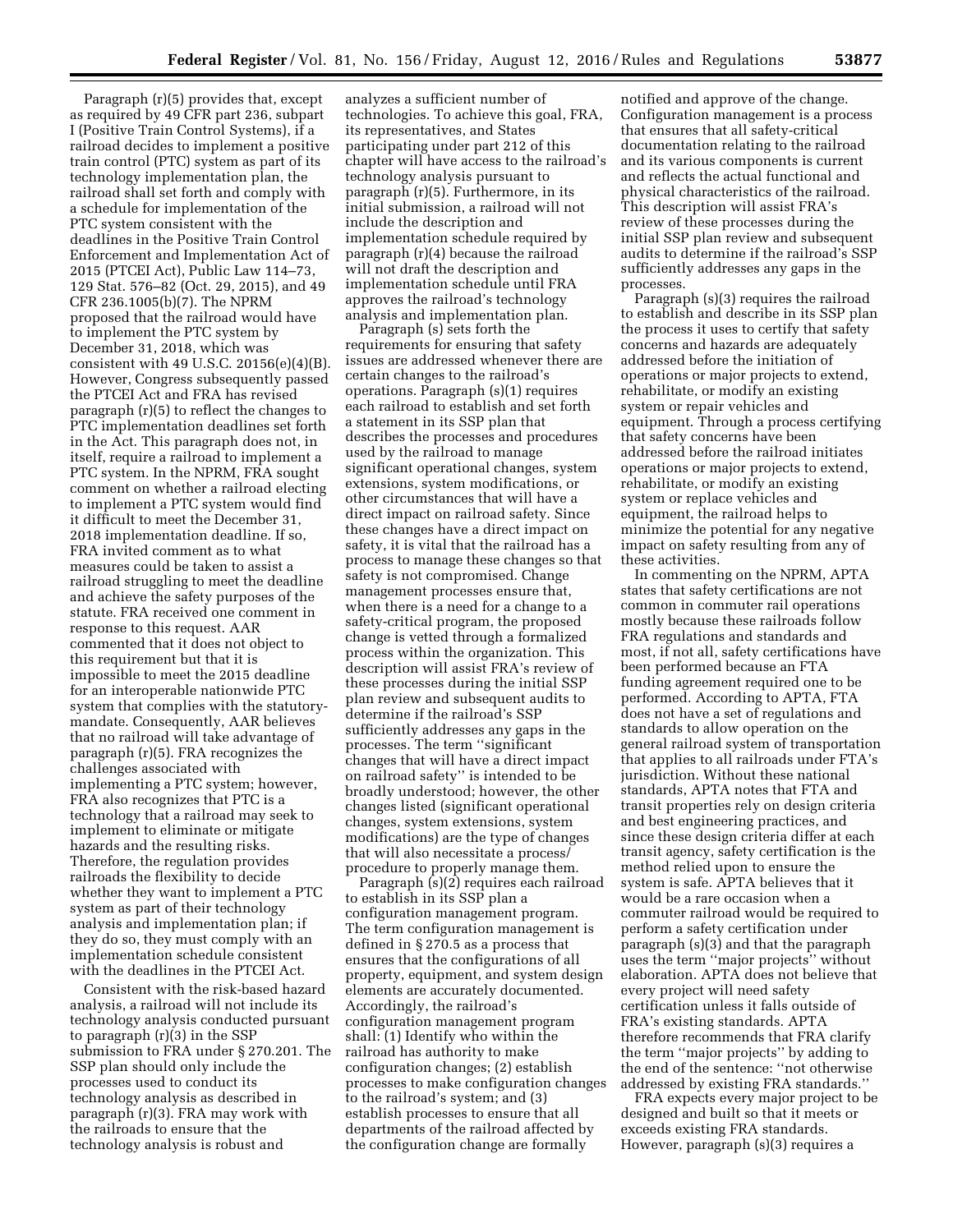Paragraph (r)(5) provides that, except as required by 49 CFR part 236, subpart I (Positive Train Control Systems), if a railroad decides to implement a positive train control (PTC) system as part of its technology implementation plan, the railroad shall set forth and comply with a schedule for implementation of the PTC system consistent with the deadlines in the Positive Train Control Enforcement and Implementation Act of 2015 (PTCEI Act), Public Law 114–73, 129 Stat. 576–82 (Oct. 29, 2015), and 49 CFR 236.1005(b)(7). The NPRM proposed that the railroad would have to implement the PTC system by December 31, 2018, which was consistent with 49 U.S.C. 20156(e)(4)(B). However, Congress subsequently passed the PTCEI Act and FRA has revised paragraph (r)(5) to reflect the changes to PTC implementation deadlines set forth in the Act. This paragraph does not, in itself, require a railroad to implement a PTC system. In the NPRM, FRA sought comment on whether a railroad electing to implement a PTC system would find it difficult to meet the December 31, 2018 implementation deadline. If so, FRA invited comment as to what measures could be taken to assist a railroad struggling to meet the deadline and achieve the safety purposes of the statute. FRA received one comment in response to this request. AAR commented that it does not object to this requirement but that it is impossible to meet the 2015 deadline for an interoperable nationwide PTC system that complies with the statutory-mandate. Consequently, AAR believes that no railroad will take advantage of paragraph (r)(5). FRA recognizes the challenges associated with implementing a PTC system; however, FRA also recognizes that PTC is a technology that a railroad may seek to implement to eliminate or mitigate hazards and the resulting risks. Therefore, the regulation provides railroads the flexibility to decide whether they want to implement a PTC system as part of their technology analysis and implementation plan; if they do so, they must comply with an implementation schedule consistent with the deadlines in the PTCEI Act.

Consistent with the risk-based hazard analysis, a railroad will not include its technology analysis conducted pursuant to paragraph (r)(3) in the SSP submission to FRA under § 270.201. The SSP plan should only include the processes used to conduct its technology analysis as described in paragraph (r)(3). FRA may work with the railroads to ensure that the technology analysis is robust and analyzes a sufficient number of technologies. To achieve this goal, FRA, its representatives, and States participating under part 212 of this chapter will have access to the railroad's technology analysis pursuant to paragraph (r)(5). Furthermore, in its initial submission, a railroad will not include the description and implementation schedule required by paragraph (r)(4) because the railroad will not draft the description and implementation schedule until FRA approves the railroad's technology analysis and implementation plan.

Paragraph (s) sets forth the requirements for ensuring that safety issues are addressed whenever there are certain changes to the railroad's operations. Paragraph (s)(1) requires each railroad to establish and set forth a statement in its SSP plan that describes the processes and procedures used by the railroad to manage significant operational changes, system extensions, system modifications, or other circumstances that will have a direct impact on railroad safety. Since these changes have a direct impact on safety, it is vital that the railroad has a process to manage these changes so that safety is not compromised. Change management processes ensure that, when there is a need for a change to a safety-critical program, the proposed change is vetted through a formalized process within the organization. This description will assist FRA's review of these processes during the initial SSP plan review and subsequent audits to determine if the railroad's SSP sufficiently addresses any gaps in the processes. The term ''significant changes that will have a direct impact on railroad safety'' is intended to be broadly understood; however, the other changes listed (significant operational changes, system extensions, system modifications) are the type of changes that will also necessitate a process/procedure to properly manage them.

Paragraph (s)(2) requires each railroad to establish in its SSP plan a configuration management program. The term configuration management is defined in § 270.5 as a process that ensures that the configurations of all property, equipment, and system design elements are accurately documented. Accordingly, the railroad's configuration management program shall: (1) Identify who within the railroad has authority to make configuration changes; (2) establish processes to make configuration changes to the railroad's system; and (3) establish processes to ensure that all departments of the railroad affected by the configuration change are formally notified and approve of the change. Configuration management is a process that ensures that all safety-critical documentation relating to the railroad and its various components is current and reflects the actual functional and physical characteristics of the railroad. This description will assist FRA's review of these processes during the initial SSP plan review and subsequent audits to determine if the railroad's SSP sufficiently addresses any gaps in the processes.

Paragraph (s)(3) requires the railroad to establish and describe in its SSP plan the process it uses to certify that safety concerns and hazards are adequately addressed before the initiation of operations or major projects to extend, rehabilitate, or modify an existing system or repair vehicles and equipment. Through a process certifying that safety concerns have been addressed before the railroad initiates operations or major projects to extend, rehabilitate, or modify an existing system or replace vehicles and equipment, the railroad helps to minimize the potential for any negative impact on safety resulting from any of these activities.

In commenting on the NPRM, APTA states that safety certifications are not common in commuter rail operations mostly because these railroads follow FRA regulations and standards and most, if not all, safety certifications have been performed because an FTA funding agreement required one to be performed. According to APTA, FTA does not have a set of regulations and standards to allow operation on the general railroad system of transportation that applies to all railroads under FTA's jurisdiction. Without these national standards, APTA notes that FTA and transit properties rely on design criteria and best engineering practices, and since these design criteria differ at each transit agency, safety certification is the method relied upon to ensure the system is safe. APTA believes that it would be a rare occasion when a commuter railroad would be required to perform a safety certification under paragraph (s)(3) and that the paragraph uses the term ''major projects'' without elaboration. APTA does not believe that every project will need safety certification unless it falls outside of FRA's existing standards. APTA therefore recommends that FRA clarify the term ''major projects'' by adding to the end of the sentence: ''not otherwise addressed by existing FRA standards.''

FRA expects every major project to be designed and built so that it meets or exceeds existing FRA standards. However, paragraph (s)(3) requires a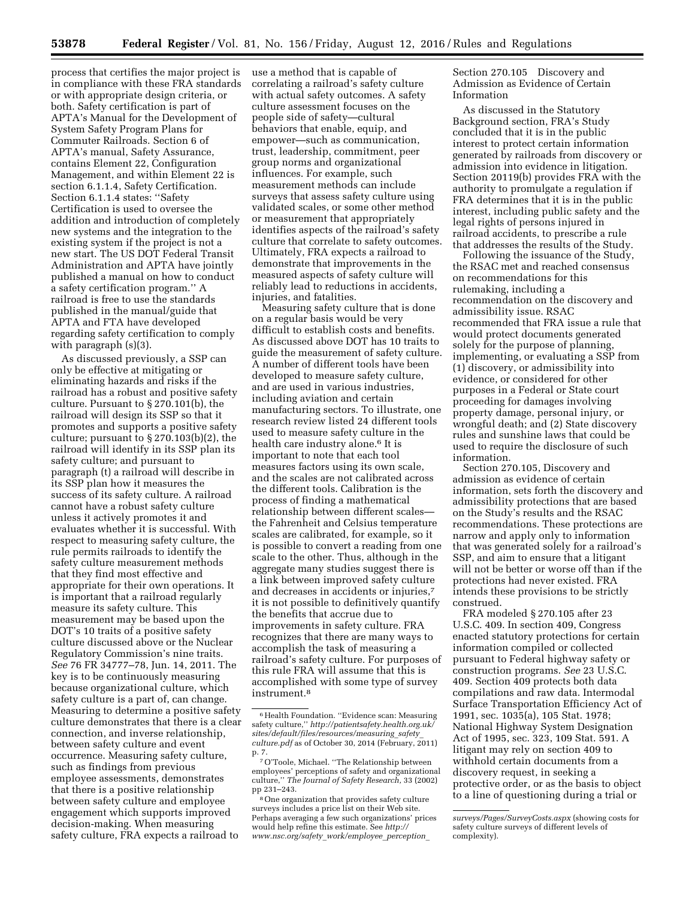process that certifies the major project is in compliance with these FRA standards or with appropriate design criteria, or both. Safety certification is part of APTA's Manual for the Development of System Safety Program Plans for Commuter Railroads. Section 6 of APTA's manual, Safety Assurance, contains Element 22, Configuration Management, and within Element 22 is section 6.1.1.4, Safety Certification. Section 6.1.1.4 states: ''Safety Certification is used to oversee the addition and introduction of completely new systems and the integration to the existing system if the project is not a new start. The US DOT Federal Transit Administration and APTA have jointly published a manual on how to conduct a safety certification program.'' A railroad is free to use the standards published in the manual/guide that APTA and FTA have developed regarding safety certification to comply with paragraph (s)(3).

As discussed previously, a SSP can only be effective at mitigating or eliminating hazards and risks if the railroad has a robust and positive safety culture. Pursuant to § 270.101(b), the railroad will design its SSP so that it promotes and supports a positive safety culture; pursuant to § 270.103(b)(2), the railroad will identify in its SSP plan its safety culture; and pursuant to paragraph (t) a railroad will describe in its SSP plan how it measures the success of its safety culture. A railroad cannot have a robust safety culture unless it actively promotes it and evaluates whether it is successful. With respect to measuring safety culture, the rule permits railroads to identify the safety culture measurement methods that they find most effective and appropriate for their own operations. It is important that a railroad regularly measure its safety culture. This measurement may be based upon the DOT's 10 traits of a positive safety culture discussed above or the Nuclear Regulatory Commission's nine traits. *See* 76 FR 34777–78, Jun. 14, 2011. The key is to be continuously measuring because organizational culture, which safety culture is a part of, can change. Measuring to determine a positive safety culture demonstrates that there is a clear connection, and inverse relationship, between safety culture and event occurrence. Measuring safety culture, such as findings from previous employee assessments, demonstrates that there is a positive relationship between safety culture and employee engagement which supports improved decision-making. When measuring safety culture, FRA expects a railroad to use a method that is capable of correlating a railroad's safety culture with actual safety outcomes. A safety culture assessment focuses on the people side of safety—cultural behaviors that enable, equip, and empower—such as communication, trust, leadership, commitment, peer group norms and organizational influences. For example, such measurement methods can include surveys that assess safety culture using validated scales, or some other method or measurement that appropriately identifies aspects of the railroad's safety culture that correlate to safety outcomes. Ultimately, FRA expects a railroad to demonstrate that improvements in the measured aspects of safety culture will reliably lead to reductions in accidents, injuries, and fatalities.

Measuring safety culture that is done on a regular basis would be very difficult to establish costs and benefits. As discussed above DOT has 10 traits to guide the measurement of safety culture. A number of different tools have been developed to measure safety culture, and are used in various industries, including aviation and certain manufacturing sectors. To illustrate, one research review listed 24 different tools used to measure safety culture in the health care industry alone.[6] It is important to note that each tool measures factors using its own scale, and the scales are not calibrated across the different tools. Calibration is the process of finding a mathematical relationship between different scales—the Fahrenheit and Celsius temperature scales are calibrated, for example, so it is possible to convert a reading from one scale to the other. Thus, although in the aggregate many studies suggest there is a link between improved safety culture and decreases in accidents or injuries,[7] it is not possible to definitively quantify the benefits that accrue due to improvements in safety culture. FRA recognizes that there are many ways to accomplish the task of measuring a railroad's safety culture. For purposes of this rule FRA will assume that this is accomplished with some type of survey instrument.[8]

Section 270.105 Discovery and Admission as Evidence of Certain Information

As discussed in the Statutory Background section, FRA's Study concluded that it is in the public interest to protect certain information generated by railroads from discovery or admission into evidence in litigation. Section 20119(b) provides FRA with the authority to promulgate a regulation if FRA determines that it is in the public interest, including public safety and the legal rights of persons injured in railroad accidents, to prescribe a rule that addresses the results of the Study.

Following the issuance of the Study, the RSAC met and reached consensus on recommendations for this rulemaking, including a recommendation on the discovery and admissibility issue. RSAC recommended that FRA issue a rule that would protect documents generated solely for the purpose of planning, implementing, or evaluating a SSP from (1) discovery, or admissibility into evidence, or considered for other purposes in a Federal or State court proceeding for damages involving property damage, personal injury, or wrongful death; and (2) State discovery rules and sunshine laws that could be used to require the disclosure of such information.

Section 270.105, Discovery and admission as evidence of certain information, sets forth the discovery and admissibility protections that are based on the Study's results and the RSAC recommendations. These protections are narrow and apply only to information that was generated solely for a railroad's SSP, and aim to ensure that a litigant will not be better or worse off than if the protections had never existed. FRA intends these provisions to be strictly construed.

FRA modeled § 270.105 after 23 U.S.C. 409. In section 409, Congress enacted statutory protections for certain information compiled or collected pursuant to Federal highway safety or construction programs. *See* 23 U.S.C. 409. Section 409 protects both data compilations and raw data. Intermodal Surface Transportation Efficiency Act of 1991, sec. 1035(a), 105 Stat. 1978; National Highway System Designation Act of 1995, sec. 323, 109 Stat. 591. A litigant may rely on section 409 to withhold certain documents from a discovery request, in seeking a protective order, or as the basis to object to a line of questioning during a trial or

---

[6] Health Foundation. ''Evidence scan: Measuring safety culture,'' *http://patientsafety.health.org.uk/sites/default/files/resources/measuring_safety_culture.pdf* as of October 30, 2014 (February, 2011) p. 7.

[7] O'Toole, Michael. ''The Relationship between employees' perceptions of safety and organizational culture,'' *The Journal of Safety Research,* 33 (2002) pp 231–243.

[8] One organization that provides safety culture surveys includes a price list on their Web site. Perhaps averaging a few such organizations' prices would help refine this estimate. See *http://www.nsc.org/safety_work/employee_perception_surveys/Pages/SurveyCosts.aspx* (showing costs for safety culture surveys of different levels of complexity).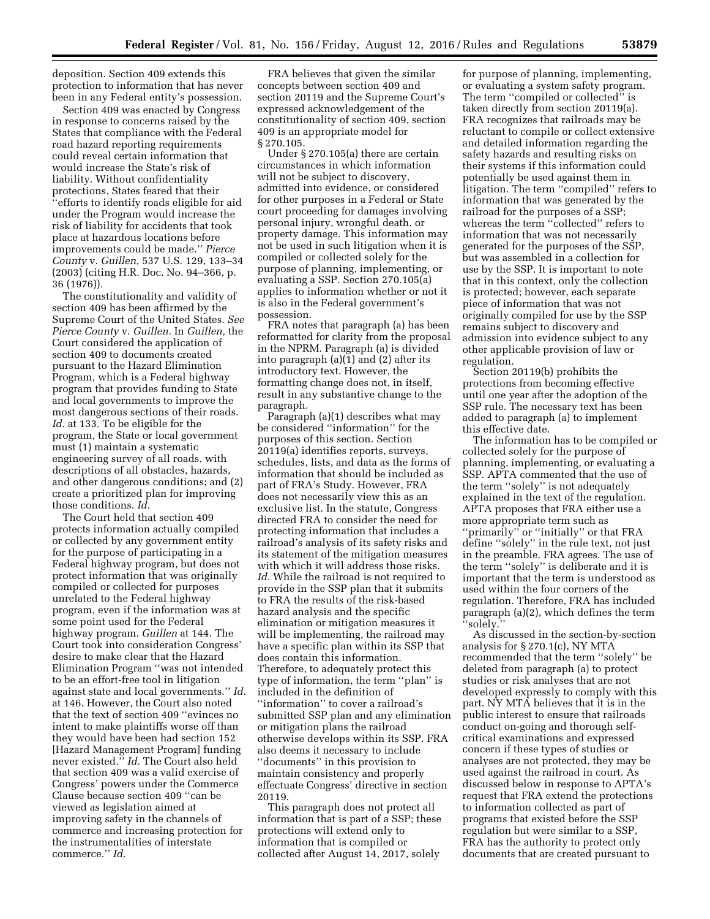deposition. Section 409 extends this protection to information that has never been in any Federal entity's possession.

Section 409 was enacted by Congress in response to concerns raised by the States that compliance with the Federal road hazard reporting requirements could reveal certain information that would increase the State's risk of liability. Without confidentiality protections, States feared that their "efforts to identify roads eligible for aid under the Program would increase the risk of liability for accidents that took place at hazardous locations before improvements could be made." *Pierce County* v. *Guillen,* 537 U.S. 129, 133–34 (2003) (citing H.R. Doc. No. 94–366, p. 36 (1976)).

The constitutionality and validity of section 409 has been affirmed by the Supreme Court of the United States. *See Pierce County* v. *Guillen.* In *Guillen,* the Court considered the application of section 409 to documents created pursuant to the Hazard Elimination Program, which is a Federal highway program that provides funding to State and local governments to improve the most dangerous sections of their roads. *Id.* at 133. To be eligible for the program, the State or local government must (1) maintain a systematic engineering survey of all roads, with descriptions of all obstacles, hazards, and other dangerous conditions; and (2) create a prioritized plan for improving those conditions. *Id.*

The Court held that section 409 protects information actually compiled or collected by any government entity for the purpose of participating in a Federal highway program, but does not protect information that was originally compiled or collected for purposes unrelated to the Federal highway program, even if the information was at some point used for the Federal highway program. *Guillen* at 144. The Court took into consideration Congress' desire to make clear that the Hazard Elimination Program "was not intended to be an effort-free tool in litigation against state and local governments." *Id.* at 146. However, the Court also noted that the text of section 409 "evinces no intent to make plaintiffs worse off than they would have been had section 152 [Hazard Management Program] funding never existed." *Id.* The Court also held that section 409 was a valid exercise of Congress' powers under the Commerce Clause because section 409 "can be viewed as legislation aimed at improving safety in the channels of commerce and increasing protection for the instrumentalities of interstate commerce." *Id.*

FRA believes that given the similar concepts between section 409 and section 20119 and the Supreme Court's expressed acknowledgement of the constitutionality of section 409, section 409 is an appropriate model for § 270.105.

Under § 270.105(a) there are certain circumstances in which information will not be subject to discovery, admitted into evidence, or considered for other purposes in a Federal or State court proceeding for damages involving personal injury, wrongful death, or property damage. This information may not be used in such litigation when it is compiled or collected solely for the purpose of planning, implementing, or evaluating a SSP. Section 270.105(a) applies to information whether or not it is also in the Federal government's possession.

FRA notes that paragraph (a) has been reformatted for clarity from the proposal in the NPRM. Paragraph (a) is divided into paragraph (a)(1) and (2) after its introductory text. However, the formatting change does not, in itself, result in any substantive change to the paragraph.

Paragraph (a)(1) describes what may be considered "information" for the purposes of this section. Section 20119(a) identifies reports, surveys, schedules, lists, and data as the forms of information that should be included as part of FRA's Study. However, FRA does not necessarily view this as an exclusive list. In the statute, Congress directed FRA to consider the need for protecting information that includes a railroad's analysis of its safety risks and its statement of the mitigation measures with which it will address those risks. *Id.* While the railroad is not required to provide in the SSP plan that it submits to FRA the results of the risk-based hazard analysis and the specific elimination or mitigation measures it will be implementing, the railroad may have a specific plan within its SSP that does contain this information. Therefore, to adequately protect this type of information, the term "plan" is included in the definition of "information" to cover a railroad's submitted SSP plan and any elimination or mitigation plans the railroad otherwise develops within its SSP. FRA also deems it necessary to include "documents" in this provision to maintain consistency and properly effectuate Congress' directive in section 20119.

This paragraph does not protect all information that is part of a SSP; these protections will extend only to information that is compiled or collected after August 14, 2017, solely for purpose of planning, implementing, or evaluating a system safety program. The term "compiled or collected" is taken directly from section 20119(a). FRA recognizes that railroads may be reluctant to compile or collect extensive and detailed information regarding the safety hazards and resulting risks on their systems if this information could potentially be used against them in litigation. The term "compiled" refers to information that was generated by the railroad for the purposes of a SSP; whereas the term "collected" refers to information that was not necessarily generated for the purposes of the SSP, but was assembled in a collection for use by the SSP. It is important to note that in this context, only the collection is protected; however, each separate piece of information that was not originally compiled for use by the SSP remains subject to discovery and admission into evidence subject to any other applicable provision of law or regulation.

Section 20119(b) prohibits the protections from becoming effective until one year after the adoption of the SSP rule. The necessary text has been added to paragraph (a) to implement this effective date.

The information has to be compiled or collected solely for the purpose of planning, implementing, or evaluating a SSP. APTA commented that the use of the term "solely" is not adequately explained in the text of the regulation. APTA proposes that FRA either use a more appropriate term such as "primarily" or "initially" or that FRA define "solely" in the rule text, not just in the preamble. FRA agrees. The use of the term "solely" is deliberate and it is important that the term is understood as used within the four corners of the regulation. Therefore, FRA has included paragraph (a)(2), which defines the term "solely."

As discussed in the section-by-section analysis for § 270.1(c), NY MTA recommended that the term "solely" be deleted from paragraph (a) to protect studies or risk analyses that are not developed expressly to comply with this part. NY MTA believes that it is in the public interest to ensure that railroads conduct on-going and thorough self-critical examinations and expressed concern if these types of studies or analyses are not protected, they may be used against the railroad in court. As discussed below in response to APTA's request that FRA extend the protections to information collected as part of programs that existed before the SSP regulation but were similar to a SSP, FRA has the authority to protect only documents that are created pursuant to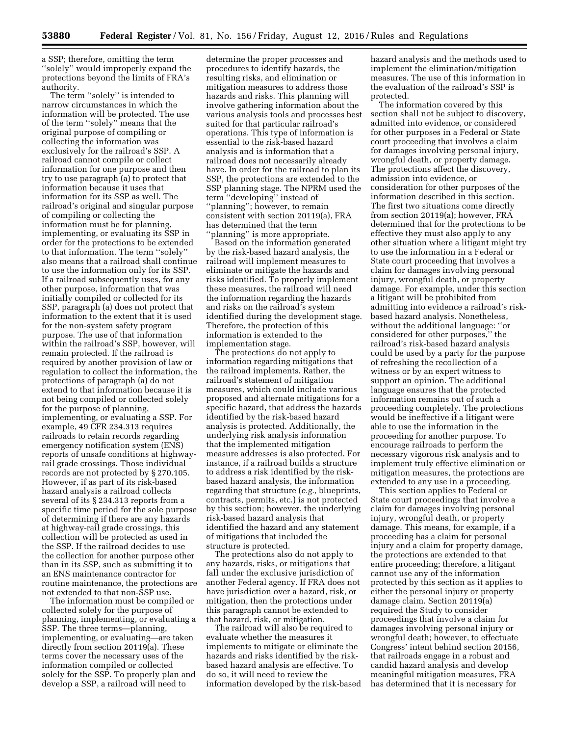a SSP; therefore, omitting the term ''solely'' would improperly expand the protections beyond the limits of FRA's authority.

The term ''solely'' is intended to narrow circumstances in which the information will be protected. The use of the term ''solely'' means that the original purpose of compiling or collecting the information was exclusively for the railroad's SSP. A railroad cannot compile or collect information for one purpose and then try to use paragraph (a) to protect that information because it uses that information for its SSP as well. The railroad's original and singular purpose of compiling or collecting the information must be for planning, implementing, or evaluating its SSP in order for the protections to be extended to that information. The term ''solely'' also means that a railroad shall continue to use the information only for its SSP. If a railroad subsequently uses, for any other purpose, information that was initially compiled or collected for its SSP, paragraph (a) does not protect that information to the extent that it is used for the non-system safety program purpose. The use of that information within the railroad's SSP, however, will remain protected. If the railroad is required by another provision of law or regulation to collect the information, the protections of paragraph (a) do not extend to that information because it is not being compiled or collected solely for the purpose of planning, implementing, or evaluating a SSP. For example, 49 CFR 234.313 requires railroads to retain records regarding emergency notification system (ENS) reports of unsafe conditions at highway-rail grade crossings. Those individual records are not protected by § 270.105. However, if as part of its risk-based hazard analysis a railroad collects several of its § 234.313 reports from a specific time period for the sole purpose of determining if there are any hazards at highway-rail grade crossings, this collection will be protected as used in the SSP. If the railroad decides to use the collection for another purpose other than in its SSP, such as submitting it to an ENS maintenance contractor for routine maintenance, the protections are not extended to that non-SSP use.

The information must be compiled or collected solely for the purpose of planning, implementing, or evaluating a SSP. The three terms—planning, implementing, or evaluating—are taken directly from section 20119(a). These terms cover the necessary uses of the information compiled or collected solely for the SSP. To properly plan and develop a SSP, a railroad will need to determine the proper processes and procedures to identify hazards, the resulting risks, and elimination or mitigation measures to address those hazards and risks. This planning will involve gathering information about the various analysis tools and processes best suited for that particular railroad's operations. This type of information is essential to the risk-based hazard analysis and is information that a railroad does not necessarily already have. In order for the railroad to plan its SSP, the protections are extended to the SSP planning stage. The NPRM used the term ''developing'' instead of ''planning''; however, to remain consistent with section 20119(a), FRA has determined that the term ''planning'' is more appropriate.

Based on the information generated by the risk-based hazard analysis, the railroad will implement measures to eliminate or mitigate the hazards and risks identified. To properly implement these measures, the railroad will need the information regarding the hazards and risks on the railroad's system identified during the development stage. Therefore, the protection of this information is extended to the implementation stage.

The protections do not apply to information regarding mitigations that the railroad implements. Rather, the railroad's statement of mitigation measures, which could include various proposed and alternate mitigations for a specific hazard, that address the hazards identified by the risk-based hazard analysis is protected. Additionally, the underlying risk analysis information that the implemented mitigation measure addresses is also protected. For instance, if a railroad builds a structure to address a risk identified by the risk-based hazard analysis, the information regarding that structure (*e.g.,* blueprints, contracts, permits, etc.) is not protected by this section; however, the underlying risk-based hazard analysis that identified the hazard and any statement of mitigations that included the structure is protected.

The protections also do not apply to any hazards, risks, or mitigations that fall under the exclusive jurisdiction of another Federal agency. If FRA does not have jurisdiction over a hazard, risk, or mitigation, then the protections under this paragraph cannot be extended to that hazard, risk, or mitigation.

The railroad will also be required to evaluate whether the measures it implements to mitigate or eliminate the hazards and risks identified by the risk-based hazard analysis are effective. To do so, it will need to review the information developed by the risk-based hazard analysis and the methods used to implement the elimination/mitigation measures. The use of this information in the evaluation of the railroad's SSP is protected.

The information covered by this section shall not be subject to discovery, admitted into evidence, or considered for other purposes in a Federal or State court proceeding that involves a claim for damages involving personal injury, wrongful death, or property damage. The protections affect the discovery, admission into evidence, or consideration for other purposes of the information described in this section. The first two situations come directly from section 20119(a); however, FRA determined that for the protections to be effective they must also apply to any other situation where a litigant might try to use the information in a Federal or State court proceeding that involves a claim for damages involving personal injury, wrongful death, or property damage. For example, under this section a litigant will be prohibited from admitting into evidence a railroad's risk-based hazard analysis. Nonetheless, without the additional language: ''or considered for other purposes,'' the railroad's risk-based hazard analysis could be used by a party for the purpose of refreshing the recollection of a witness or by an expert witness to support an opinion. The additional language ensures that the protected information remains out of such a proceeding completely. The protections would be ineffective if a litigant were able to use the information in the proceeding for another purpose. To encourage railroads to perform the necessary vigorous risk analysis and to implement truly effective elimination or mitigation measures, the protections are extended to any use in a proceeding.

This section applies to Federal or State court proceedings that involve a claim for damages involving personal injury, wrongful death, or property damage. This means, for example, if a proceeding has a claim for personal injury and a claim for property damage, the protections are extended to that entire proceeding; therefore, a litigant cannot use any of the information protected by this section as it applies to either the personal injury or property damage claim. Section 20119(a) required the Study to consider proceedings that involve a claim for damages involving personal injury or wrongful death; however, to effectuate Congress' intent behind section 20156, that railroads engage in a robust and candid hazard analysis and develop meaningful mitigation measures, FRA has determined that it is necessary for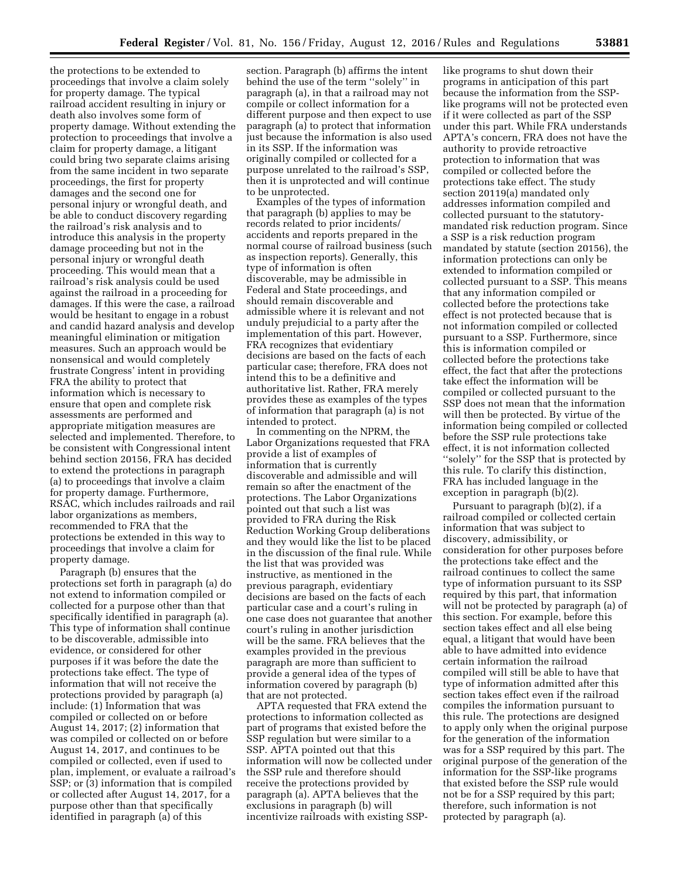the protections to be extended to proceedings that involve a claim solely for property damage. The typical railroad accident resulting in injury or death also involves some form of property damage. Without extending the protection to proceedings that involve a claim for property damage, a litigant could bring two separate claims arising from the same incident in two separate proceedings, the first for property damages and the second one for personal injury or wrongful death, and be able to conduct discovery regarding the railroad's risk analysis and to introduce this analysis in the property damage proceeding but not in the personal injury or wrongful death proceeding. This would mean that a railroad's risk analysis could be used against the railroad in a proceeding for damages. If this were the case, a railroad would be hesitant to engage in a robust and candid hazard analysis and develop meaningful elimination or mitigation measures. Such an approach would be nonsensical and would completely frustrate Congress' intent in providing FRA the ability to protect that information which is necessary to ensure that open and complete risk assessments are performed and appropriate mitigation measures are selected and implemented. Therefore, to be consistent with Congressional intent behind section 20156, FRA has decided to extend the protections in paragraph (a) to proceedings that involve a claim for property damage. Furthermore, RSAC, which includes railroads and rail labor organizations as members, recommended to FRA that the protections be extended in this way to proceedings that involve a claim for property damage.

Paragraph (b) ensures that the protections set forth in paragraph (a) do not extend to information compiled or collected for a purpose other than that specifically identified in paragraph (a). This type of information shall continue to be discoverable, admissible into evidence, or considered for other purposes if it was before the date the protections take effect. The type of information that will not receive the protections provided by paragraph (a) include: (1) Information that was compiled or collected on or before August 14, 2017; (2) information that was compiled or collected on or before August 14, 2017, and continues to be compiled or collected, even if used to plan, implement, or evaluate a railroad's SSP; or (3) information that is compiled or collected after August 14, 2017, for a purpose other than that specifically identified in paragraph (a) of this section. Paragraph (b) affirms the intent behind the use of the term ''solely'' in paragraph (a), in that a railroad may not compile or collect information for a different purpose and then expect to use paragraph (a) to protect that information just because the information is also used in its SSP. If the information was originally compiled or collected for a purpose unrelated to the railroad's SSP, then it is unprotected and will continue to be unprotected.

Examples of the types of information that paragraph (b) applies to may be records related to prior incidents/accidents and reports prepared in the normal course of railroad business (such as inspection reports). Generally, this type of information is often discoverable, may be admissible in Federal and State proceedings, and should remain discoverable and admissible where it is relevant and not unduly prejudicial to a party after the implementation of this part. However, FRA recognizes that evidentiary decisions are based on the facts of each particular case; therefore, FRA does not intend this to be a definitive and authoritative list. Rather, FRA merely provides these as examples of the types of information that paragraph (a) is not intended to protect.

In commenting on the NPRM, the Labor Organizations requested that FRA provide a list of examples of information that is currently discoverable and admissible and will remain so after the enactment of the protections. The Labor Organizations pointed out that such a list was provided to FRA during the Risk Reduction Working Group deliberations and they would like the list to be placed in the discussion of the final rule. While the list that was provided was instructive, as mentioned in the previous paragraph, evidentiary decisions are based on the facts of each particular case and a court's ruling in one case does not guarantee that another court's ruling in another jurisdiction will be the same. FRA believes that the examples provided in the previous paragraph are more than sufficient to provide a general idea of the types of information covered by paragraph (b) that are not protected.

APTA requested that FRA extend the protections to information collected as part of programs that existed before the SSP regulation but were similar to a SSP. APTA pointed out that this information will now be collected under the SSP rule and therefore should receive the protections provided by paragraph (a). APTA believes that the exclusions in paragraph (b) will incentivize railroads with existing SSP-like programs to shut down their programs in anticipation of this part because the information from the SSP-like programs will not be protected even if it were collected as part of the SSP under this part. While FRA understands APTA's concern, FRA does not have the authority to provide retroactive protection to information that was compiled or collected before the protections take effect. The study section 20119(a) mandated only addresses information compiled and collected pursuant to the statutory-mandated risk reduction program. Since a SSP is a risk reduction program mandated by statute (section 20156), the information protections can only be extended to information compiled or collected pursuant to a SSP. This means that any information compiled or collected before the protections take effect is not protected because that is not information compiled or collected pursuant to a SSP. Furthermore, since this is information compiled or collected before the protections take effect, the fact that after the protections take effect the information will be compiled or collected pursuant to the SSP does not mean that the information will then be protected. By virtue of the information being compiled or collected before the SSP rule protections take effect, it is not information collected ''solely'' for the SSP that is protected by this rule. To clarify this distinction, FRA has included language in the exception in paragraph (b)(2).

Pursuant to paragraph (b)(2), if a railroad compiled or collected certain information that was subject to discovery, admissibility, or consideration for other purposes before the protections take effect and the railroad continues to collect the same type of information pursuant to its SSP required by this part, that information will not be protected by paragraph (a) of this section. For example, before this section takes effect and all else being equal, a litigant that would have been able to have admitted into evidence certain information the railroad compiled will still be able to have that type of information admitted after this section takes effect even if the railroad compiles the information pursuant to this rule. The protections are designed to apply only when the original purpose for the generation of the information was for a SSP required by this part. The original purpose of the generation of the information for the SSP-like programs that existed before the SSP rule would not be for a SSP required by this part; therefore, such information is not protected by paragraph (a).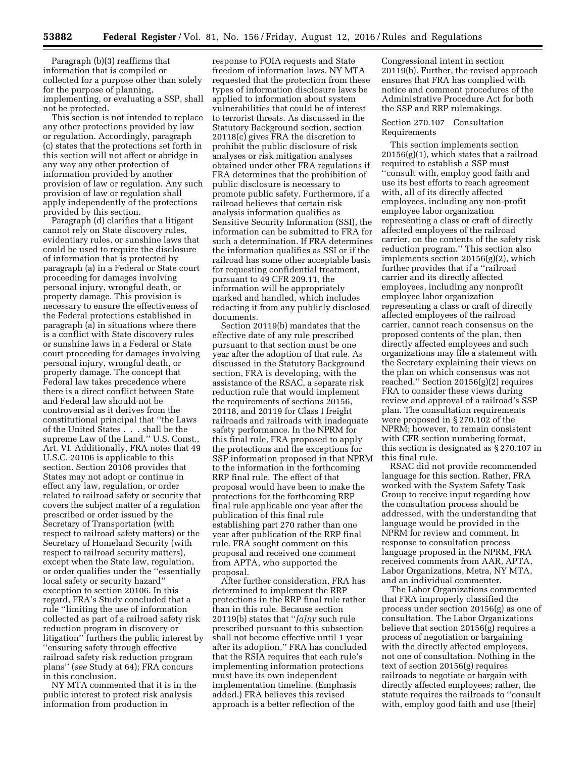Paragraph (b)(3) reaffirms that information that is compiled or collected for a purpose other than solely for the purpose of planning, implementing, or evaluating a SSP, shall not be protected.

This section is not intended to replace any other protections provided by law or regulation. Accordingly, paragraph (c) states that the protections set forth in this section will not affect or abridge in any way any other protection of information provided by another provision of law or regulation. Any such provision of law or regulation shall apply independently of the protections provided by this section.

Paragraph (d) clarifies that a litigant cannot rely on State discovery rules, evidentiary rules, or sunshine laws that could be used to require the disclosure of information that is protected by paragraph (a) in a Federal or State court proceeding for damages involving personal injury, wrongful death, or property damage. This provision is necessary to ensure the effectiveness of the Federal protections established in paragraph (a) in situations where there is a conflict with State discovery rules or sunshine laws in a Federal or State court proceeding for damages involving personal injury, wrongful death, or property damage. The concept that Federal law takes precedence where there is a direct conflict between State and Federal law should not be controversial as it derives from the constitutional principal that ''the Laws of the United States . . . shall be the supreme Law of the Land.'' U.S. Const., Art. VI. Additionally, FRA notes that 49 U.S.C. 20106 is applicable to this section. Section 20106 provides that States may not adopt or continue in effect any law, regulation, or order related to railroad safety or security that covers the subject matter of a regulation prescribed or order issued by the Secretary of Transportation (with respect to railroad safety matters) or the Secretary of Homeland Security (with respect to railroad security matters), except when the State law, regulation, or order qualifies under the ''essentially local safety or security hazard'' exception to section 20106. In this regard, FRA's Study concluded that a rule ''limiting the use of information collected as part of a railroad safety risk reduction program in discovery or litigation'' furthers the public interest by ''ensuring safety through effective railroad safety risk reduction program plans'' (*see* Study at 64); FRA concurs in this conclusion.

NY MTA commented that it is in the public interest to protect risk analysis information from production in response to FOIA requests and State freedom of information laws. NY MTA requested that the protection from these types of information disclosure laws be applied to information about system vulnerabilities that could be of interest to terrorist threats. As discussed in the Statutory Background section, section 20118(c) gives FRA the discretion to prohibit the public disclosure of risk analyses or risk mitigation analyses obtained under other FRA regulations if FRA determines that the prohibition of public disclosure is necessary to promote public safety. Furthermore, if a railroad believes that certain risk analysis information qualifies as Sensitive Security Information (SSI), the information can be submitted to FRA for such a determination. If FRA determines the information qualifies as SSI or if the railroad has some other acceptable basis for requesting confidential treatment, pursuant to 49 CFR 209.11, the information will be appropriately marked and handled, which includes redacting it from any publicly disclosed documents.

Section 20119(b) mandates that the effective date of any rule prescribed pursuant to that section must be one year after the adoption of that rule. As discussed in the Statutory Background section, FRA is developing, with the assistance of the RSAC, a separate risk reduction rule that would implement the requirements of sections 20156, 20118, and 20119 for Class I freight railroads and railroads with inadequate safety performance. In the NPRM for this final rule, FRA proposed to apply the protections and the exceptions for SSP information proposed in that NPRM to the information in the forthcoming RRP final rule. The effect of that proposal would have been to make the protections for the forthcoming RRP final rule applicable one year after the publication of this final rule establishing part 270 rather than one year after publication of the RRP final rule. FRA sought comment on this proposal and received one comment from APTA, who supported the proposal.

After further consideration, FRA has determined to implement the RRP protections in the RRP final rule rather than in this rule. Because section 20119(b) states that ''*[a]ny* such rule prescribed pursuant to this subsection shall not become effective until 1 year after its adoption,'' FRA has concluded that the RSIA requires that each rule's implementing information protections must have its own independent implementation timeline. (Emphasis added.) FRA believes this revised approach is a better reflection of the Congressional intent in section 20119(b). Further, the revised approach ensures that FRA has complied with notice and comment procedures of the Administrative Procedure Act for both the SSP and RRP rulemakings.

Section 270.107 Consultation Requirements

This section implements section 20156(g)(1), which states that a railroad required to establish a SSP must ''consult with, employ good faith and use its best efforts to reach agreement with, all of its directly affected employees, including any non-profit employee labor organization representing a class or craft of directly affected employees of the railroad carrier, on the contents of the safety risk reduction program.'' This section also implements section 20156(g)(2), which further provides that if a ''railroad carrier and its directly affected employees, including any nonprofit employee labor organization representing a class or craft of directly affected employees of the railroad carrier, cannot reach consensus on the proposed contents of the plan, then directly affected employees and such organizations may file a statement with the Secretary explaining their views on the plan on which consensus was not reached.'' Section 20156(g)(2) requires FRA to consider these views during review and approval of a railroad's SSP plan. The consultation requirements were proposed in § 270.102 of the NPRM; however, to remain consistent with CFR section numbering format, this section is designated as § 270.107 in this final rule.

RSAC did not provide recommended language for this section. Rather, FRA worked with the System Safety Task Group to receive input regarding how the consultation process should be addressed, with the understanding that language would be provided in the NPRM for review and comment. In response to consultation process language proposed in the NPRM, FRA received comments from AAR, APTA, Labor Organizations, Metra, NY MTA, and an individual commenter.

The Labor Organizations commented that FRA improperly classified the process under section 20156(g) as one of consultation. The Labor Organizations believe that section 20156(g) requires a process of negotiation or bargaining with the directly affected employees, not one of consultation. Nothing in the text of section 20156(g) requires railroads to negotiate or bargain with directly affected employees; rather, the statute requires the railroads to ''consult with, employ good faith and use [their]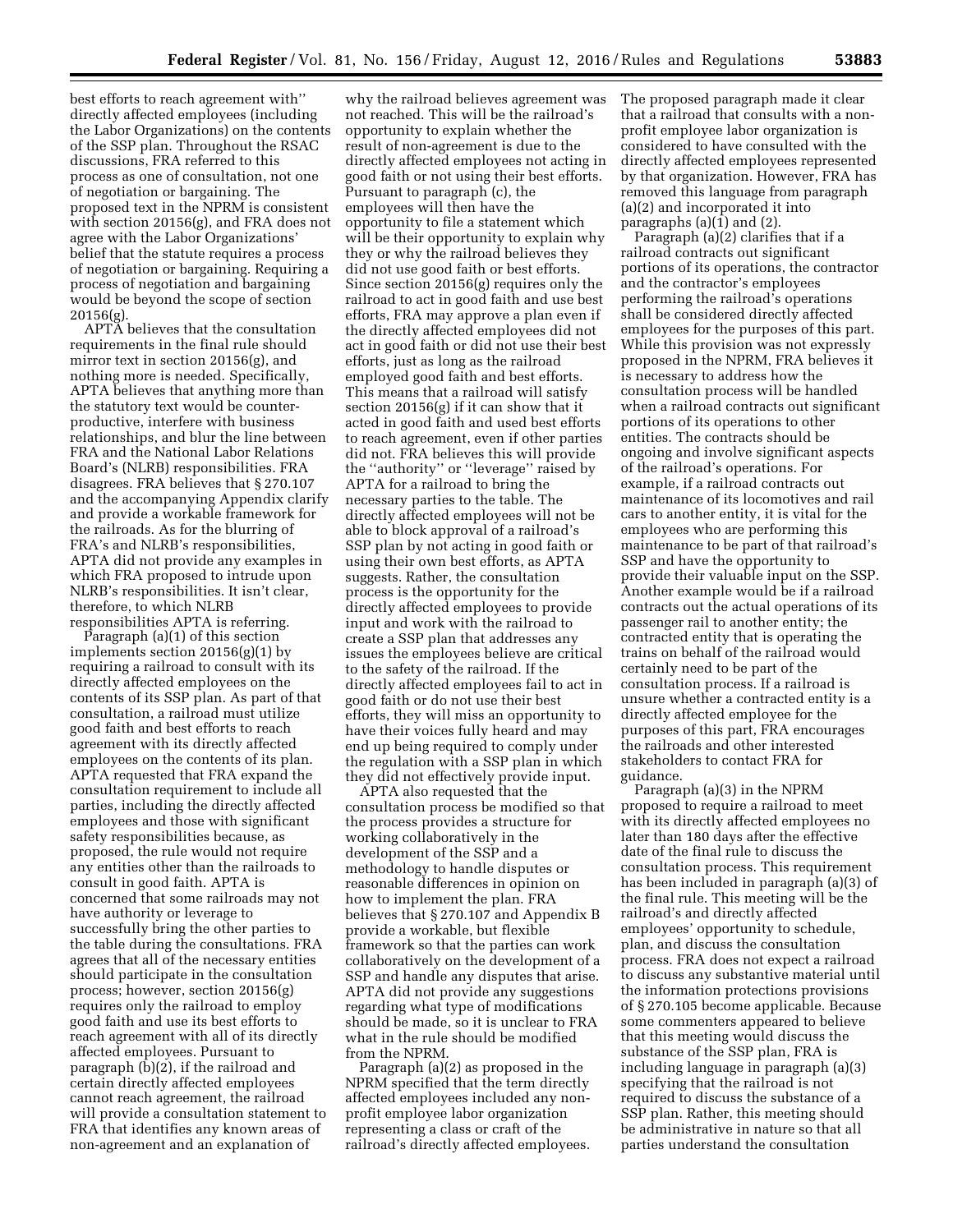best efforts to reach agreement with'' directly affected employees (including the Labor Organizations) on the contents of the SSP plan. Throughout the RSAC discussions, FRA referred to this process as one of consultation, not one of negotiation or bargaining. The proposed text in the NPRM is consistent with section 20156(g), and FRA does not agree with the Labor Organizations' belief that the statute requires a process of negotiation or bargaining. Requiring a process of negotiation and bargaining would be beyond the scope of section 20156(g).

APTA believes that the consultation requirements in the final rule should mirror text in section 20156(g), and nothing more is needed. Specifically, APTA believes that anything more than the statutory text would be counter-productive, interfere with business relationships, and blur the line between FRA and the National Labor Relations Board's (NLRB) responsibilities. FRA disagrees. FRA believes that § 270.107 and the accompanying Appendix clarify and provide a workable framework for the railroads. As for the blurring of FRA's and NLRB's responsibilities, APTA did not provide any examples in which FRA proposed to intrude upon NLRB's responsibilities. It isn't clear, therefore, to which NLRB responsibilities APTA is referring.

Paragraph (a)(1) of this section implements section 20156(g)(1) by requiring a railroad to consult with its directly affected employees on the contents of its SSP plan. As part of that consultation, a railroad must utilize good faith and best efforts to reach agreement with its directly affected employees on the contents of its plan. APTA requested that FRA expand the consultation requirement to include all parties, including the directly affected employees and those with significant safety responsibilities because, as proposed, the rule would not require any entities other than the railroads to consult in good faith. APTA is concerned that some railroads may not have authority or leverage to successfully bring the other parties to the table during the consultations. FRA agrees that all of the necessary entities should participate in the consultation process; however, section 20156(g) requires only the railroad to employ good faith and use its best efforts to reach agreement with all of its directly affected employees. Pursuant to paragraph (b)(2), if the railroad and certain directly affected employees cannot reach agreement, the railroad will provide a consultation statement to FRA that identifies any known areas of non-agreement and an explanation of why the railroad believes agreement was not reached. This will be the railroad's opportunity to explain whether the result of non-agreement is due to the directly affected employees not acting in good faith or not using their best efforts. Pursuant to paragraph (c), the employees will then have the opportunity to file a statement which will be their opportunity to explain why they or why the railroad believes they did not use good faith or best efforts. Since section 20156(g) requires only the railroad to act in good faith and use best efforts, FRA may approve a plan even if the directly affected employees did not act in good faith or did not use their best efforts, just as long as the railroad employed good faith and best efforts. This means that a railroad will satisfy section 20156(g) if it can show that it acted in good faith and used best efforts to reach agreement, even if other parties did not. FRA believes this will provide the ''authority'' or ''leverage'' raised by APTA for a railroad to bring the necessary parties to the table. The directly affected employees will not be able to block approval of a railroad's SSP plan by not acting in good faith or using their own best efforts, as APTA suggests. Rather, the consultation process is the opportunity for the directly affected employees to provide input and work with the railroad to create a SSP plan that addresses any issues the employees believe are critical to the safety of the railroad. If the directly affected employees fail to act in good faith or do not use their best efforts, they will miss an opportunity to have their voices fully heard and may end up being required to comply under the regulation with a SSP plan in which they did not effectively provide input.

APTA also requested that the consultation process be modified so that the process provides a structure for working collaboratively in the development of the SSP and a methodology to handle disputes or reasonable differences in opinion on how to implement the plan. FRA believes that § 270.107 and Appendix B provide a workable, but flexible framework so that the parties can work collaboratively on the development of a SSP and handle any disputes that arise. APTA did not provide any suggestions regarding what type of modifications should be made, so it is unclear to FRA what in the rule should be modified from the NPRM.

Paragraph (a)(2) as proposed in the NPRM specified that the term directly affected employees included any non-profit employee labor organization representing a class or craft of the railroad's directly affected employees. The proposed paragraph made it clear that a railroad that consults with a non-profit employee labor organization is considered to have consulted with the directly affected employees represented by that organization. However, FRA has removed this language from paragraph (a)(2) and incorporated it into paragraphs (a)(1) and (2).

Paragraph (a)(2) clarifies that if a railroad contracts out significant portions of its operations, the contractor and the contractor's employees performing the railroad's operations shall be considered directly affected employees for the purposes of this part. While this provision was not expressly proposed in the NPRM, FRA believes it is necessary to address how the consultation process will be handled when a railroad contracts out significant portions of its operations to other entities. The contracts should be ongoing and involve significant aspects of the railroad's operations. For example, if a railroad contracts out maintenance of its locomotives and rail cars to another entity, it is vital for the employees who are performing this maintenance to be part of that railroad's SSP and have the opportunity to provide their valuable input on the SSP. Another example would be if a railroad contracts out the actual operations of its passenger rail to another entity; the contracted entity that is operating the trains on behalf of the railroad would certainly need to be part of the consultation process. If a railroad is unsure whether a contracted entity is a directly affected employee for the purposes of this part, FRA encourages the railroads and other interested stakeholders to contact FRA for guidance.

Paragraph (a)(3) in the NPRM proposed to require a railroad to meet with its directly affected employees no later than 180 days after the effective date of the final rule to discuss the consultation process. This requirement has been included in paragraph (a)(3) of the final rule. This meeting will be the railroad's and directly affected employees' opportunity to schedule, plan, and discuss the consultation process. FRA does not expect a railroad to discuss any substantive material until the information protections provisions of § 270.105 become applicable. Because some commenters appeared to believe that this meeting would discuss the substance of the SSP plan, FRA is including language in paragraph (a)(3) specifying that the railroad is not required to discuss the substance of a SSP plan. Rather, this meeting should be administrative in nature so that all parties understand the consultation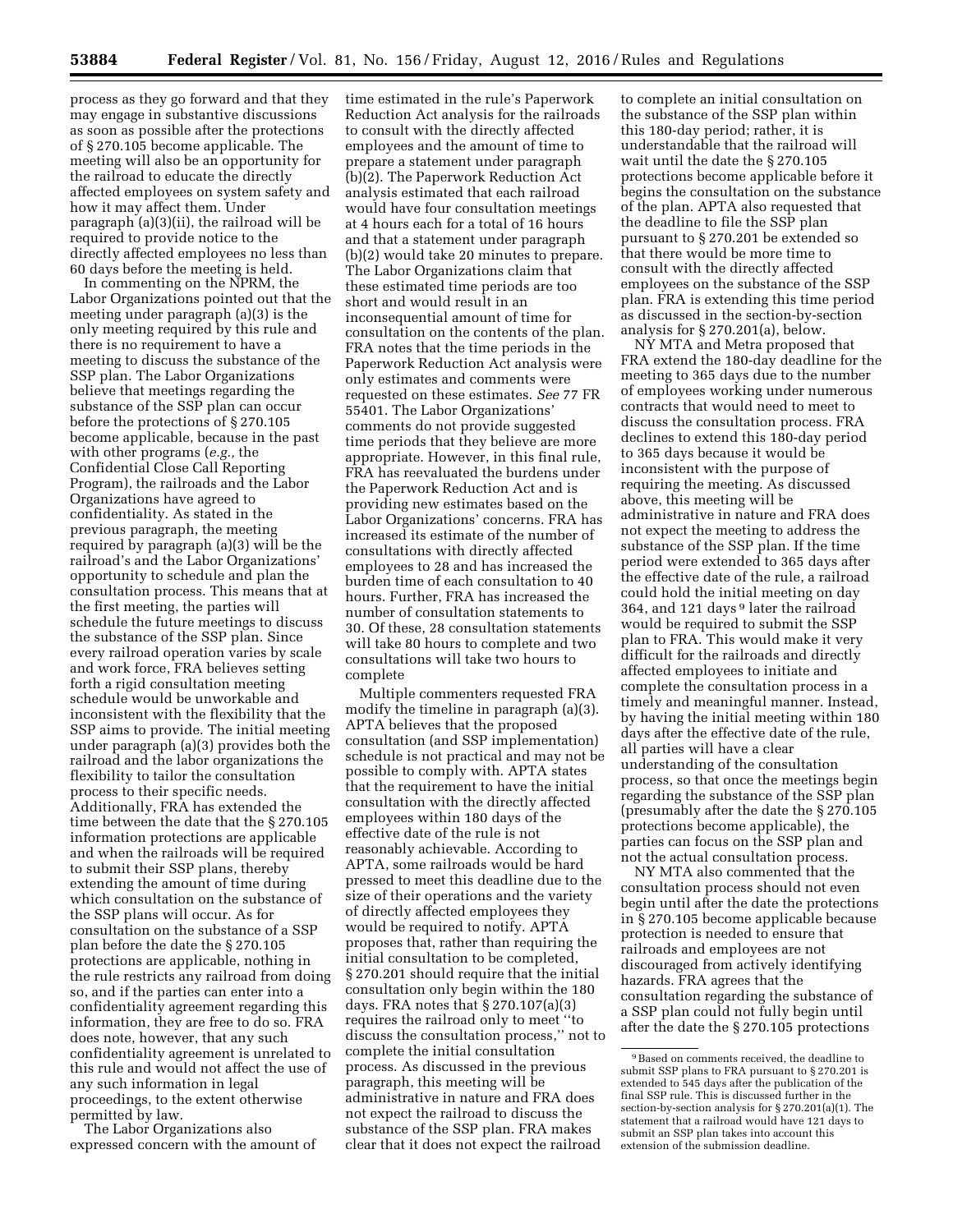process as they go forward and that they may engage in substantive discussions as soon as possible after the protections of § 270.105 become applicable. The meeting will also be an opportunity for the railroad to educate the directly affected employees on system safety and how it may affect them. Under paragraph (a)(3)(ii), the railroad will be required to provide notice to the directly affected employees no less than 60 days before the meeting is held.

In commenting on the NPRM, the Labor Organizations pointed out that the meeting under paragraph (a)(3) is the only meeting required by this rule and there is no requirement to have a meeting to discuss the substance of the SSP plan. The Labor Organizations believe that meetings regarding the substance of the SSP plan can occur before the protections of § 270.105 become applicable, because in the past with other programs (*e.g.,* the Confidential Close Call Reporting Program), the railroads and the Labor Organizations have agreed to confidentiality. As stated in the previous paragraph, the meeting required by paragraph (a)(3) will be the railroad's and the Labor Organizations' opportunity to schedule and plan the consultation process. This means that at the first meeting, the parties will schedule the future meetings to discuss the substance of the SSP plan. Since every railroad operation varies by scale and work force, FRA believes setting forth a rigid consultation meeting schedule would be unworkable and inconsistent with the flexibility that the SSP aims to provide. The initial meeting under paragraph (a)(3) provides both the railroad and the labor organizations the flexibility to tailor the consultation process to their specific needs. Additionally, FRA has extended the time between the date that the § 270.105 information protections are applicable and when the railroads will be required to submit their SSP plans, thereby extending the amount of time during which consultation on the substance of the SSP plans will occur. As for consultation on the substance of a SSP plan before the date the § 270.105 protections are applicable, nothing in the rule restricts any railroad from doing so, and if the parties can enter into a confidentiality agreement regarding this information, they are free to do so. FRA does note, however, that any such confidentiality agreement is unrelated to this rule and would not affect the use of any such information in legal proceedings, to the extent otherwise permitted by law.

The Labor Organizations also expressed concern with the amount of time estimated in the rule's Paperwork Reduction Act analysis for the railroads to consult with the directly affected employees and the amount of time to prepare a statement under paragraph (b)(2). The Paperwork Reduction Act analysis estimated that each railroad would have four consultation meetings at 4 hours each for a total of 16 hours and that a statement under paragraph (b)(2) would take 20 minutes to prepare. The Labor Organizations claim that these estimated time periods are too short and would result in an inconsequential amount of time for consultation on the contents of the plan. FRA notes that the time periods in the Paperwork Reduction Act analysis were only estimates and comments were requested on these estimates. *See* 77 FR 55401. The Labor Organizations' comments do not provide suggested time periods that they believe are more appropriate. However, in this final rule, FRA has reevaluated the burdens under the Paperwork Reduction Act and is providing new estimates based on the Labor Organizations' concerns. FRA has increased its estimate of the number of consultations with directly affected employees to 28 and has increased the burden time of each consultation to 40 hours. Further, FRA has increased the number of consultation statements to 30. Of these, 28 consultation statements will take 80 hours to complete and two consultations will take two hours to complete

Multiple commenters requested FRA modify the timeline in paragraph (a)(3). APTA believes that the proposed consultation (and SSP implementation) schedule is not practical and may not be possible to comply with. APTA states that the requirement to have the initial consultation with the directly affected employees within 180 days of the effective date of the rule is not reasonably achievable. According to APTA, some railroads would be hard pressed to meet this deadline due to the size of their operations and the variety of directly affected employees they would be required to notify. APTA proposes that, rather than requiring the initial consultation to be completed, § 270.201 should require that the initial consultation only begin within the 180 days. FRA notes that § 270.107(a)(3) requires the railroad only to meet "to discuss the consultation process," not to complete the initial consultation process. As discussed in the previous paragraph, this meeting will be administrative in nature and FRA does not expect the railroad to discuss the substance of the SSP plan. FRA makes clear that it does not expect the railroad to complete an initial consultation on the substance of the SSP plan within this 180-day period; rather, it is understandable that the railroad will wait until the date the § 270.105 protections become applicable before it begins the consultation on the substance of the plan. APTA also requested that the deadline to file the SSP plan pursuant to § 270.201 be extended so that there would be more time to consult with the directly affected employees on the substance of the SSP plan. FRA is extending this time period as discussed in the section-by-section analysis for § 270.201(a), below.

NY MTA and Metra proposed that FRA extend the 180-day deadline for the meeting to 365 days due to the number of employees working under numerous contracts that would need to meet to discuss the consultation process. FRA declines to extend this 180-day period to 365 days because it would be inconsistent with the purpose of requiring the meeting. As discussed above, this meeting will be administrative in nature and FRA does not expect the meeting to address the substance of the SSP plan. If the time period were extended to 365 days after the effective date of the rule, a railroad could hold the initial meeting on day 364, and 121 days[9] later the railroad would be required to submit the SSP plan to FRA. This would make it very difficult for the railroads and directly affected employees to initiate and complete the consultation process in a timely and meaningful manner. Instead, by having the initial meeting within 180 days after the effective date of the rule, all parties will have a clear understanding of the consultation process, so that once the meetings begin regarding the substance of the SSP plan (presumably after the date the § 270.105 protections become applicable), the parties can focus on the SSP plan and not the actual consultation process.

NY MTA also commented that the consultation process should not even begin until after the date the protections in § 270.105 become applicable because protection is needed to ensure that railroads and employees are not discouraged from actively identifying hazards. FRA agrees that the consultation regarding the substance of a SSP plan could not fully begin until after the date the § 270.105 protections

[9] Based on comments received, the deadline to submit SSP plans to FRA pursuant to § 270.201 is extended to 545 days after the publication of the final SSP rule. This is discussed further in the section-by-section analysis for § 270.201(a)(1). The statement that a railroad would have 121 days to submit an SSP plan takes into account this extension of the submission deadline.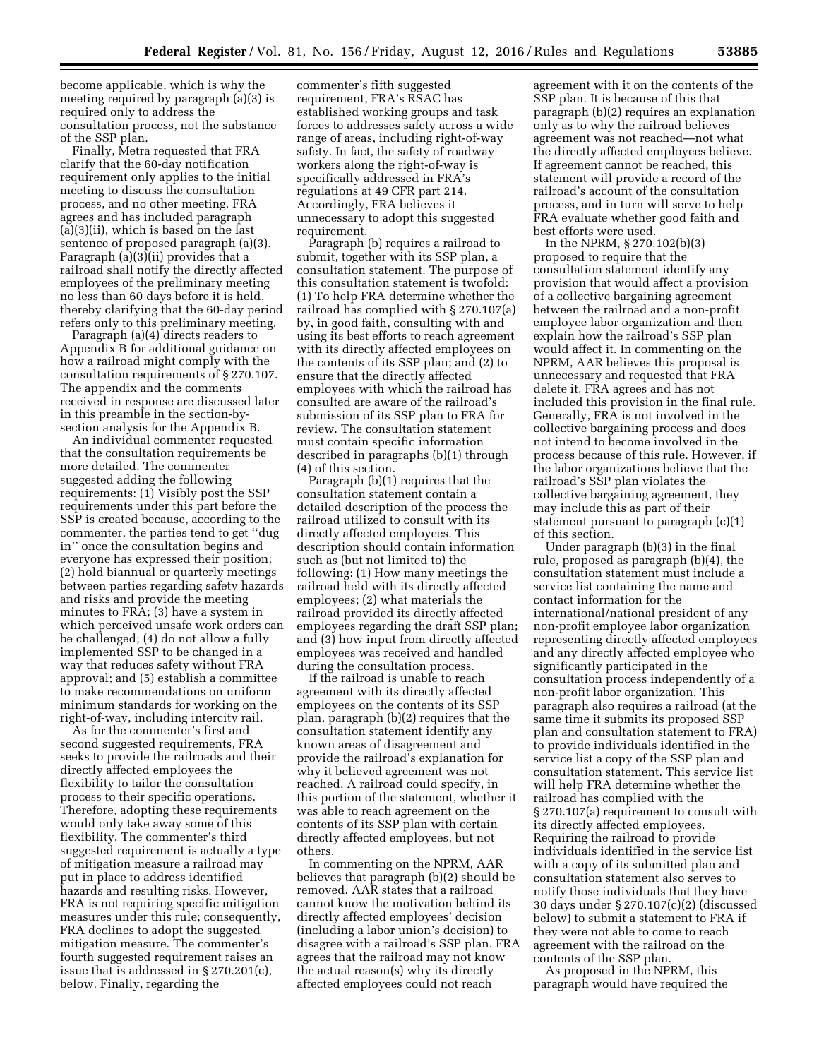become applicable, which is why the meeting required by paragraph (a)(3) is required only to address the consultation process, not the substance of the SSP plan.

Finally, Metra requested that FRA clarify that the 60-day notification requirement only applies to the initial meeting to discuss the consultation process, and no other meeting. FRA agrees and has included paragraph (a)(3)(ii), which is based on the last sentence of proposed paragraph (a)(3). Paragraph (a)(3)(ii) provides that a railroad shall notify the directly affected employees of the preliminary meeting no less than 60 days before it is held, thereby clarifying that the 60-day period refers only to this preliminary meeting.

Paragraph (a)(4) directs readers to Appendix B for additional guidance on how a railroad might comply with the consultation requirements of § 270.107. The appendix and the comments received in response are discussed later in this preamble in the section-by-section analysis for the Appendix B.

An individual commenter requested that the consultation requirements be more detailed. The commenter suggested adding the following requirements: (1) Visibly post the SSP requirements under this part before the SSP is created because, according to the commenter, the parties tend to get ''dug in'' once the consultation begins and everyone has expressed their position; (2) hold biannual or quarterly meetings between parties regarding safety hazards and risks and provide the meeting minutes to FRA; (3) have a system in which perceived unsafe work orders can be challenged; (4) do not allow a fully implemented SSP to be changed in a way that reduces safety without FRA approval; and (5) establish a committee to make recommendations on uniform minimum standards for working on the right-of-way, including intercity rail.

As for the commenter's first and second suggested requirements, FRA seeks to provide the railroads and their directly affected employees the flexibility to tailor the consultation process to their specific operations. Therefore, adopting these requirements would only take away some of this flexibility. The commenter's third suggested requirement is actually a type of mitigation measure a railroad may put in place to address identified hazards and resulting risks. However, FRA is not requiring specific mitigation measures under this rule; consequently, FRA declines to adopt the suggested mitigation measure. The commenter's fourth suggested requirement raises an issue that is addressed in § 270.201(c), below. Finally, regarding the commenter's fifth suggested requirement, FRA's RSAC has established working groups and task forces to addresses safety across a wide range of areas, including right-of-way safety. In fact, the safety of roadway workers along the right-of-way is specifically addressed in FRA's regulations at 49 CFR part 214. Accordingly, FRA believes it unnecessary to adopt this suggested requirement.

Paragraph (b) requires a railroad to submit, together with its SSP plan, a consultation statement. The purpose of this consultation statement is twofold: (1) To help FRA determine whether the railroad has complied with § 270.107(a) by, in good faith, consulting with and using its best efforts to reach agreement with its directly affected employees on the contents of its SSP plan; and (2) to ensure that the directly affected employees with which the railroad has consulted are aware of the railroad's submission of its SSP plan to FRA for review. The consultation statement must contain specific information described in paragraphs (b)(1) through (4) of this section.

Paragraph (b)(1) requires that the consultation statement contain a detailed description of the process the railroad utilized to consult with its directly affected employees. This description should contain information such as (but not limited to) the following: (1) How many meetings the railroad held with its directly affected employees; (2) what materials the railroad provided its directly affected employees regarding the draft SSP plan; and (3) how input from directly affected employees was received and handled during the consultation process.

If the railroad is unable to reach agreement with its directly affected employees on the contents of its SSP plan, paragraph (b)(2) requires that the consultation statement identify any known areas of disagreement and provide the railroad's explanation for why it believed agreement was not reached. A railroad could specify, in this portion of the statement, whether it was able to reach agreement on the contents of its SSP plan with certain directly affected employees, but not others.

In commenting on the NPRM, AAR believes that paragraph (b)(2) should be removed. AAR states that a railroad cannot know the motivation behind its directly affected employees' decision (including a labor union's decision) to disagree with a railroad's SSP plan. FRA agrees that the railroad may not know the actual reason(s) why its directly affected employees could not reach agreement with it on the contents of the SSP plan. It is because of this that paragraph (b)(2) requires an explanation only as to why the railroad believes agreement was not reached—not what the directly affected employees believe. If agreement cannot be reached, this statement will provide a record of the railroad's account of the consultation process, and in turn will serve to help FRA evaluate whether good faith and best efforts were used.

In the NPRM, § 270.102(b)(3) proposed to require that the consultation statement identify any provision that would affect a provision of a collective bargaining agreement between the railroad and a non-profit employee labor organization and then explain how the railroad's SSP plan would affect it. In commenting on the NPRM, AAR believes this proposal is unnecessary and requested that FRA delete it. FRA agrees and has not included this provision in the final rule. Generally, FRA is not involved in the collective bargaining process and does not intend to become involved in the process because of this rule. However, if the labor organizations believe that the railroad's SSP plan violates the collective bargaining agreement, they may include this as part of their statement pursuant to paragraph (c)(1) of this section.

Under paragraph (b)(3) in the final rule, proposed as paragraph (b)(4), the consultation statement must include a service list containing the name and contact information for the international/national president of any non-profit employee labor organization representing directly affected employees and any directly affected employee who significantly participated in the consultation process independently of a non-profit labor organization. This paragraph also requires a railroad (at the same time it submits its proposed SSP plan and consultation statement to FRA) to provide individuals identified in the service list a copy of the SSP plan and consultation statement. This service list will help FRA determine whether the railroad has complied with the § 270.107(a) requirement to consult with its directly affected employees. Requiring the railroad to provide individuals identified in the service list with a copy of its submitted plan and consultation statement also serves to notify those individuals that they have 30 days under § 270.107(c)(2) (discussed below) to submit a statement to FRA if they were not able to come to reach agreement with the railroad on the contents of the SSP plan.

As proposed in the NPRM, this paragraph would have required the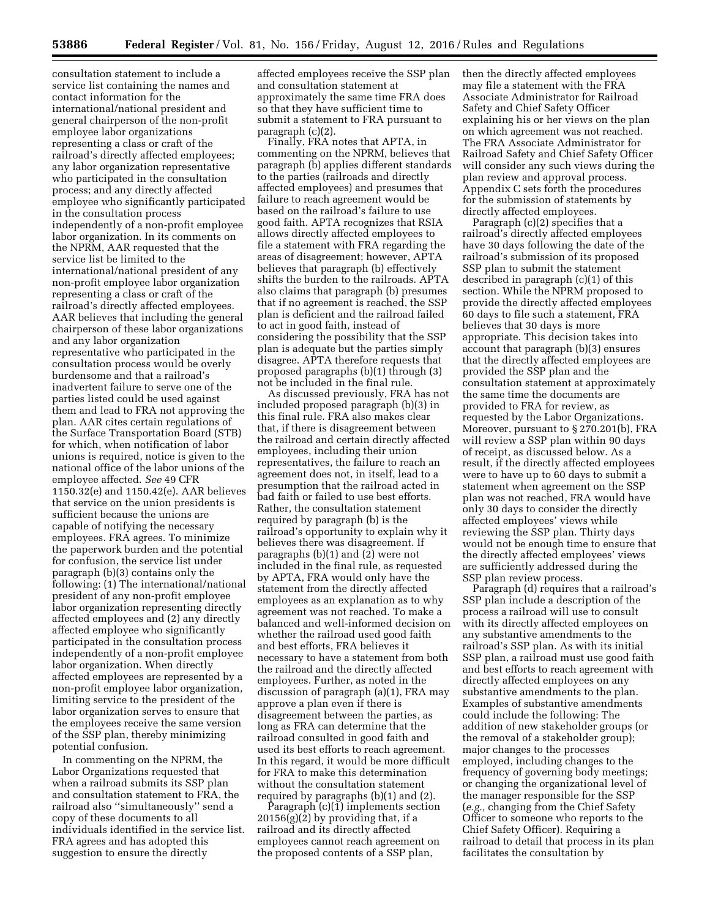consultation statement to include a service list containing the names and contact information for the international/national president and general chairperson of the non-profit employee labor organizations representing a class or craft of the railroad's directly affected employees; any labor organization representative who participated in the consultation process; and any directly affected employee who significantly participated in the consultation process independently of a non-profit employee labor organization. In its comments on the NPRM, AAR requested that the service list be limited to the international/national president of any non-profit employee labor organization representing a class or craft of the railroad's directly affected employees. AAR believes that including the general chairperson of these labor organizations and any labor organization representative who participated in the consultation process would be overly burdensome and that a railroad's inadvertent failure to serve one of the parties listed could be used against them and lead to FRA not approving the plan. AAR cites certain regulations of the Surface Transportation Board (STB) for which, when notification of labor unions is required, notice is given to the national office of the labor unions of the employee affected. *See* 49 CFR 1150.32(e) and 1150.42(e). AAR believes that service on the union presidents is sufficient because the unions are capable of notifying the necessary employees. FRA agrees. To minimize the paperwork burden and the potential for confusion, the service list under paragraph (b)(3) contains only the following: (1) The international/national president of any non-profit employee labor organization representing directly affected employees and (2) any directly affected employee who significantly participated in the consultation process independently of a non-profit employee labor organization. When directly affected employees are represented by a non-profit employee labor organization, limiting service to the president of the labor organization serves to ensure that the employees receive the same version of the SSP plan, thereby minimizing potential confusion.

In commenting on the NPRM, the Labor Organizations requested that when a railroad submits its SSP plan and consultation statement to FRA, the railroad also "simultaneously" send a copy of these documents to all individuals identified in the service list. FRA agrees and has adopted this suggestion to ensure the directly affected employees receive the SSP plan and consultation statement at approximately the same time FRA does so that they have sufficient time to submit a statement to FRA pursuant to paragraph (c)(2).

Finally, FRA notes that APTA, in commenting on the NPRM, believes that paragraph (b) applies different standards to the parties (railroads and directly affected employees) and presumes that failure to reach agreement would be based on the railroad's failure to use good faith. APTA recognizes that RSIA allows directly affected employees to file a statement with FRA regarding the areas of disagreement; however, APTA believes that paragraph (b) effectively shifts the burden to the railroads. APTA also claims that paragraph (b) presumes that if no agreement is reached, the SSP plan is deficient and the railroad failed to act in good faith, instead of considering the possibility that the SSP plan is adequate but the parties simply disagree. APTA therefore requests that proposed paragraphs (b)(1) through (3) not be included in the final rule.

As discussed previously, FRA has not included proposed paragraph (b)(3) in this final rule. FRA also makes clear that, if there is disagreement between the railroad and certain directly affected employees, including their union representatives, the failure to reach an agreement does not, in itself, lead to a presumption that the railroad acted in bad faith or failed to use best efforts. Rather, the consultation statement required by paragraph (b) is the railroad's opportunity to explain why it believes there was disagreement. If paragraphs (b)(1) and (2) were not included in the final rule, as requested by APTA, FRA would only have the statement from the directly affected employees as an explanation as to why agreement was not reached. To make a balanced and well-informed decision on whether the railroad used good faith and best efforts, FRA believes it necessary to have a statement from both the railroad and the directly affected employees. Further, as noted in the discussion of paragraph (a)(1), FRA may approve a plan even if there is disagreement between the parties, as long as FRA can determine that the railroad consulted in good faith and used its best efforts to reach agreement. In this regard, it would be more difficult for FRA to make this determination without the consultation statement required by paragraphs (b)(1) and (2).

Paragraph (c)(1) implements section 20156(g)(2) by providing that, if a railroad and its directly affected employees cannot reach agreement on the proposed contents of a SSP plan, then the directly affected employees may file a statement with the FRA Associate Administrator for Railroad Safety and Chief Safety Officer explaining his or her views on the plan on which agreement was not reached. The FRA Associate Administrator for Railroad Safety and Chief Safety Officer will consider any such views during the plan review and approval process. Appendix C sets forth the procedures for the submission of statements by directly affected employees.

Paragraph (c)(2) specifies that a railroad's directly affected employees have 30 days following the date of the railroad's submission of its proposed SSP plan to submit the statement described in paragraph (c)(1) of this section. While the NPRM proposed to provide the directly affected employees 60 days to file such a statement, FRA believes that 30 days is more appropriate. This decision takes into account that paragraph (b)(3) ensures that the directly affected employees are provided the SSP plan and the consultation statement at approximately the same time the documents are provided to FRA for review, as requested by the Labor Organizations. Moreover, pursuant to § 270.201(b), FRA will review a SSP plan within 90 days of receipt, as discussed below. As a result, if the directly affected employees were to have up to 60 days to submit a statement when agreement on the SSP plan was not reached, FRA would have only 30 days to consider the directly affected employees' views while reviewing the SSP plan. Thirty days would not be enough time to ensure that the directly affected employees' views are sufficiently addressed during the SSP plan review process.

Paragraph (d) requires that a railroad's SSP plan include a description of the process a railroad will use to consult with its directly affected employees on any substantive amendments to the railroad's SSP plan. As with its initial SSP plan, a railroad must use good faith and best efforts to reach agreement with directly affected employees on any substantive amendments to the plan. Examples of substantive amendments could include the following: The addition of new stakeholder groups (or the removal of a stakeholder group); major changes to the processes employed, including changes to the frequency of governing body meetings; or changing the organizational level of the manager responsible for the SSP (*e.g.,* changing from the Chief Safety Officer to someone who reports to the Chief Safety Officer). Requiring a railroad to detail that process in its plan facilitates the consultation by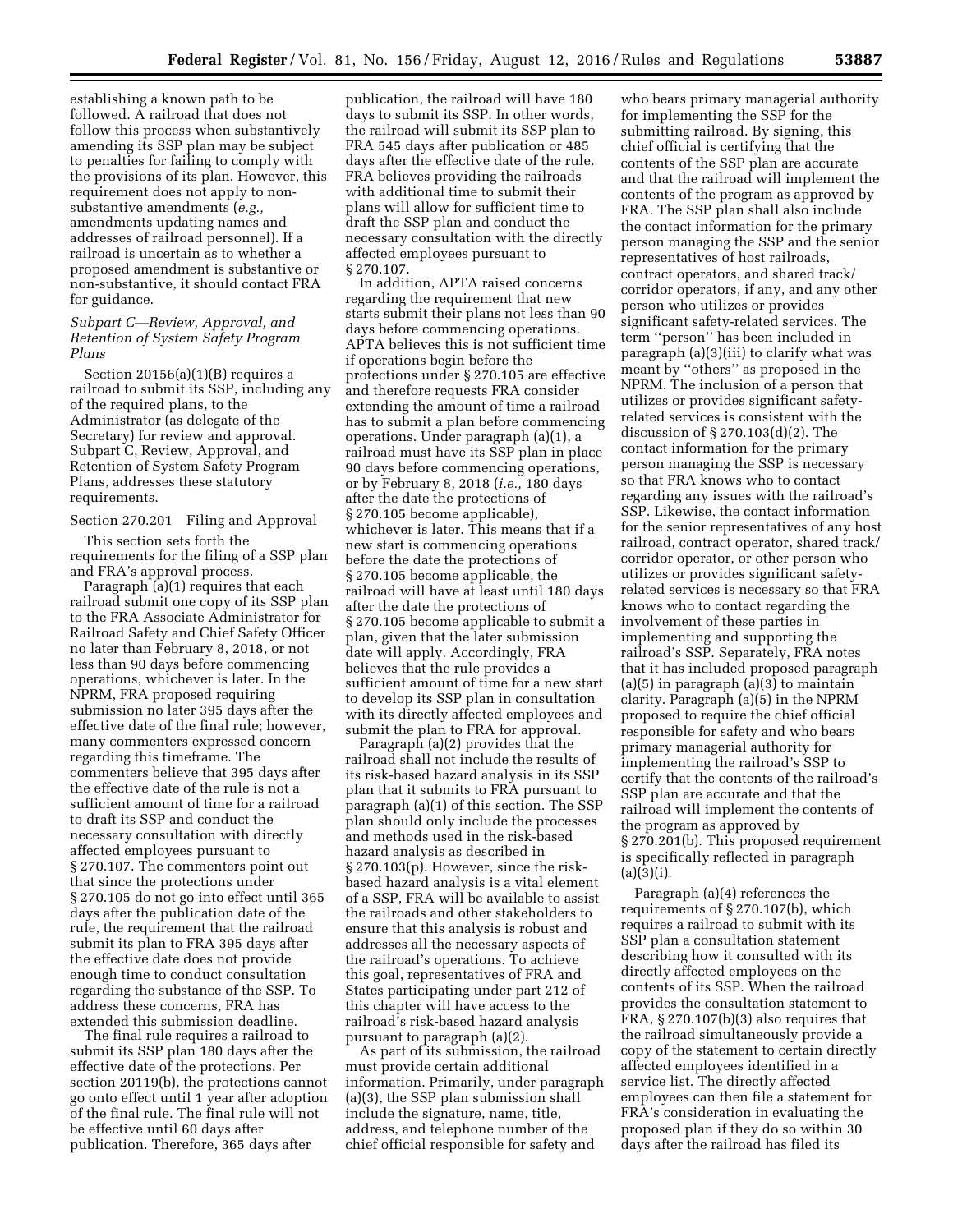establishing a known path to be followed. A railroad that does not follow this process when substantively amending its SSP plan may be subject to penalties for failing to comply with the provisions of its plan. However, this requirement does not apply to non-substantive amendments (*e.g.,* amendments updating names and addresses of railroad personnel). If a railroad is uncertain as to whether a proposed amendment is substantive or non-substantive, it should contact FRA for guidance.

### *Subpart C—Review, Approval, and Retention of System Safety Program Plans*

Section 20156(a)(1)(B) requires a railroad to submit its SSP, including any of the required plans, to the Administrator (as delegate of the Secretary) for review and approval. Subpart C, Review, Approval, and Retention of System Safety Program Plans, addresses these statutory requirements.

#### Section 270.201 Filing and Approval

This section sets forth the requirements for the filing of a SSP plan and FRA's approval process.

Paragraph (a)(1) requires that each railroad submit one copy of its SSP plan to the FRA Associate Administrator for Railroad Safety and Chief Safety Officer no later than February 8, 2018, or not less than 90 days before commencing operations, whichever is later. In the NPRM, FRA proposed requiring submission no later 395 days after the effective date of the final rule; however, many commenters expressed concern regarding this timeframe. The commenters believe that 395 days after the effective date of the rule is not a sufficient amount of time for a railroad to draft its SSP and conduct the necessary consultation with directly affected employees pursuant to § 270.107. The commenters point out that since the protections under § 270.105 do not go into effect until 365 days after the publication date of the rule, the requirement that the railroad submit its plan to FRA 395 days after the effective date does not provide enough time to conduct consultation regarding the substance of the SSP. To address these concerns, FRA has extended this submission deadline.

The final rule requires a railroad to submit its SSP plan 180 days after the effective date of the protections. Per section 20119(b), the protections cannot go onto effect until 1 year after adoption of the final rule. The final rule will not be effective until 60 days after publication. Therefore, 365 days after publication, the railroad will have 180 days to submit its SSP. In other words, the railroad will submit its SSP plan to FRA 545 days after publication or 485 days after the effective date of the rule. FRA believes providing the railroads with additional time to submit their plans will allow for sufficient time to draft the SSP plan and conduct the necessary consultation with the directly affected employees pursuant to § 270.107.

In addition, APTA raised concerns regarding the requirement that new starts submit their plans not less than 90 days before commencing operations. APTA believes this is not sufficient time if operations begin before the protections under § 270.105 are effective and therefore requests FRA consider extending the amount of time a railroad has to submit a plan before commencing operations. Under paragraph (a)(1), a railroad must have its SSP plan in place 90 days before commencing operations, or by February 8, 2018 (*i.e.,* 180 days after the date the protections of § 270.105 become applicable), whichever is later. This means that if a new start is commencing operations before the date the protections of § 270.105 become applicable, the railroad will have at least until 180 days after the date the protections of § 270.105 become applicable to submit a plan, given that the later submission date will apply. Accordingly, FRA believes that the rule provides a sufficient amount of time for a new start to develop its SSP plan in consultation with its directly affected employees and submit the plan to FRA for approval.

Paragraph (a)(2) provides that the railroad shall not include the results of its risk-based hazard analysis in its SSP plan that it submits to FRA pursuant to paragraph (a)(1) of this section. The SSP plan should only include the processes and methods used in the risk-based hazard analysis as described in § 270.103(p). However, since the risk-based hazard analysis is a vital element of a SSP, FRA will be available to assist the railroads and other stakeholders to ensure that this analysis is robust and addresses all the necessary aspects of the railroad's operations. To achieve this goal, representatives of FRA and States participating under part 212 of this chapter will have access to the railroad's risk-based hazard analysis pursuant to paragraph (a)(2).

As part of its submission, the railroad must provide certain additional information. Primarily, under paragraph (a)(3), the SSP plan submission shall include the signature, name, title, address, and telephone number of the chief official responsible for safety and who bears primary managerial authority for implementing the SSP for the submitting railroad. By signing, this chief official is certifying that the contents of the SSP plan are accurate and that the railroad will implement the contents of the program as approved by FRA. The SSP plan shall also include the contact information for the primary person managing the SSP and the senior representatives of host railroads, contract operators, and shared track/corridor operators, if any, and any other person who utilizes or provides significant safety-related services. The term ''person'' has been included in paragraph (a)(3)(iii) to clarify what was meant by ''others'' as proposed in the NPRM. The inclusion of a person that utilizes or provides significant safety-related services is consistent with the discussion of § 270.103(d)(2). The contact information for the primary person managing the SSP is necessary so that FRA knows who to contact regarding any issues with the railroad's SSP. Likewise, the contact information for the senior representatives of any host railroad, contract operator, shared track/corridor operator, or other person who utilizes or provides significant safety-related services is necessary so that FRA knows who to contact regarding the involvement of these parties in implementing and supporting the railroad's SSP. Separately, FRA notes that it has included proposed paragraph (a)(5) in paragraph (a)(3) to maintain clarity. Paragraph (a)(5) in the NPRM proposed to require the chief official responsible for safety and who bears primary managerial authority for implementing the railroad's SSP to certify that the contents of the railroad's SSP plan are accurate and that the railroad will implement the contents of the program as approved by § 270.201(b). This proposed requirement is specifically reflected in paragraph (a)(3)(i).

Paragraph (a)(4) references the requirements of § 270.107(b), which requires a railroad to submit with its SSP plan a consultation statement describing how it consulted with its directly affected employees on the contents of its SSP. When the railroad provides the consultation statement to FRA, § 270.107(b)(3) also requires that the railroad simultaneously provide a copy of the statement to certain directly affected employees identified in a service list. The directly affected employees can then file a statement for FRA's consideration in evaluating the proposed plan if they do so within 30 days after the railroad has filed its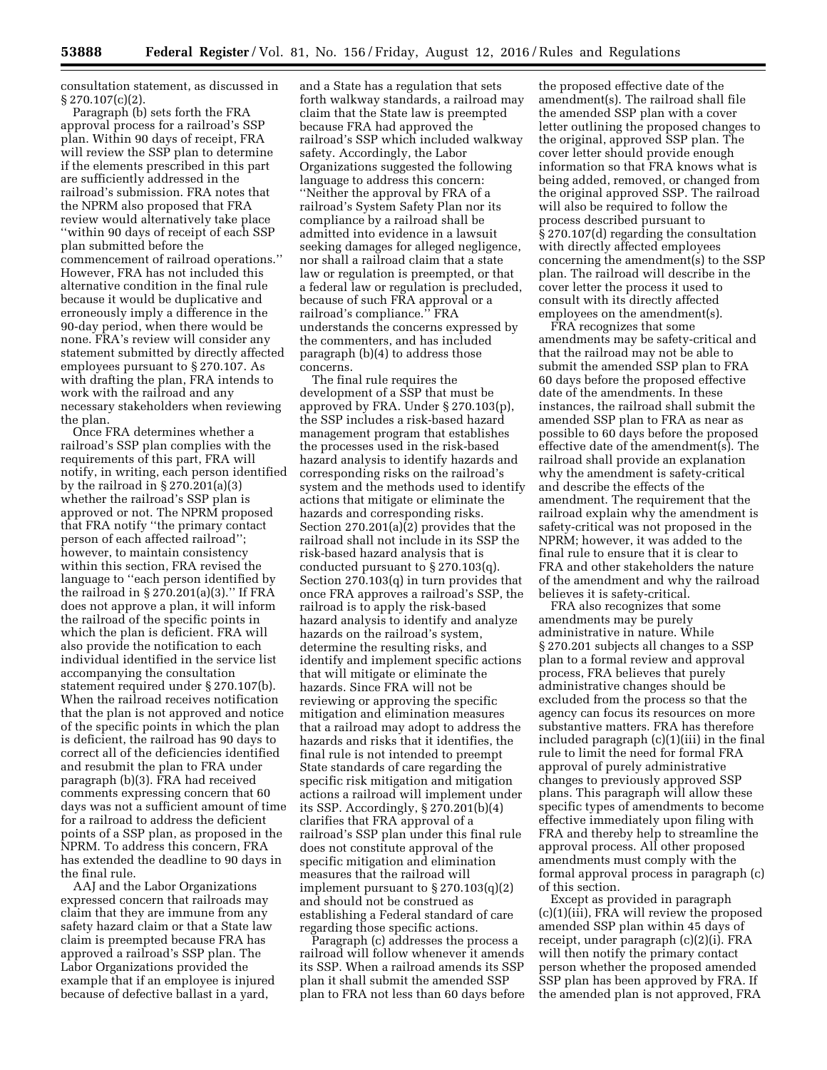consultation statement, as discussed in § 270.107(c)(2).

Paragraph (b) sets forth the FRA approval process for a railroad's SSP plan. Within 90 days of receipt, FRA will review the SSP plan to determine if the elements prescribed in this part are sufficiently addressed in the railroad's submission. FRA notes that the NPRM also proposed that FRA review would alternatively take place ''within 90 days of receipt of each SSP plan submitted before the commencement of railroad operations.'' However, FRA has not included this alternative condition in the final rule because it would be duplicative and erroneously imply a difference in the 90-day period, when there would be none. FRA's review will consider any statement submitted by directly affected employees pursuant to § 270.107. As with drafting the plan, FRA intends to work with the railroad and any necessary stakeholders when reviewing the plan.

Once FRA determines whether a railroad's SSP plan complies with the requirements of this part, FRA will notify, in writing, each person identified by the railroad in § 270.201(a)(3) whether the railroad's SSP plan is approved or not. The NPRM proposed that FRA notify ''the primary contact person of each affected railroad''; however, to maintain consistency within this section, FRA revised the language to ''each person identified by the railroad in § 270.201(a)(3).'' If FRA does not approve a plan, it will inform the railroad of the specific points in which the plan is deficient. FRA will also provide the notification to each individual identified in the service list accompanying the consultation statement required under § 270.107(b). When the railroad receives notification that the plan is not approved and notice of the specific points in which the plan is deficient, the railroad has 90 days to correct all of the deficiencies identified and resubmit the plan to FRA under paragraph (b)(3). FRA had received comments expressing concern that 60 days was not a sufficient amount of time for a railroad to address the deficient points of a SSP plan, as proposed in the NPRM. To address this concern, FRA has extended the deadline to 90 days in the final rule.

AAJ and the Labor Organizations expressed concern that railroads may claim that they are immune from any safety hazard claim or that a State law claim is preempted because FRA has approved a railroad's SSP plan. The Labor Organizations provided the example that if an employee is injured because of defective ballast in a yard, and a State has a regulation that sets forth walkway standards, a railroad may claim that the State law is preempted because FRA had approved the railroad's SSP which included walkway safety. Accordingly, the Labor Organizations suggested the following language to address this concern: ''Neither the approval by FRA of a railroad's System Safety Plan nor its compliance by a railroad shall be admitted into evidence in a lawsuit seeking damages for alleged negligence, nor shall a railroad claim that a state law or regulation is preempted, or that a federal law or regulation is precluded, because of such FRA approval or a railroad's compliance.'' FRA understands the concerns expressed by the commenters, and has included paragraph (b)(4) to address those concerns.

The final rule requires the development of a SSP that must be approved by FRA. Under § 270.103(p), the SSP includes a risk-based hazard management program that establishes the processes used in the risk-based hazard analysis to identify hazards and corresponding risks on the railroad's system and the methods used to identify actions that mitigate or eliminate the hazards and corresponding risks. Section 270.201(a)(2) provides that the railroad shall not include in its SSP the risk-based hazard analysis that is conducted pursuant to § 270.103(q). Section 270.103(q) in turn provides that once FRA approves a railroad's SSP, the railroad is to apply the risk-based hazard analysis to identify and analyze hazards on the railroad's system, determine the resulting risks, and identify and implement specific actions that will mitigate or eliminate the hazards. Since FRA will not be reviewing or approving the specific mitigation and elimination measures that a railroad may adopt to address the hazards and risks that it identifies, the final rule is not intended to preempt State standards of care regarding the specific risk mitigation and mitigation actions a railroad will implement under its SSP. Accordingly, § 270.201(b)(4) clarifies that FRA approval of a railroad's SSP plan under this final rule does not constitute approval of the specific mitigation and elimination measures that the railroad will implement pursuant to § 270.103(q)(2) and should not be construed as establishing a Federal standard of care regarding those specific actions.

Paragraph (c) addresses the process a railroad will follow whenever it amends its SSP. When a railroad amends its SSP plan it shall submit the amended SSP plan to FRA not less than 60 days before the proposed effective date of the amendment(s). The railroad shall file the amended SSP plan with a cover letter outlining the proposed changes to the original, approved SSP plan. The cover letter should provide enough information so that FRA knows what is being added, removed, or changed from the original approved SSP. The railroad will also be required to follow the process described pursuant to § 270.107(d) regarding the consultation with directly affected employees concerning the amendment(s) to the SSP plan. The railroad will describe in the cover letter the process it used to consult with its directly affected employees on the amendment(s).

FRA recognizes that some amendments may be safety-critical and that the railroad may not be able to submit the amended SSP plan to FRA 60 days before the proposed effective date of the amendments. In these instances, the railroad shall submit the amended SSP plan to FRA as near as possible to 60 days before the proposed effective date of the amendment(s). The railroad shall provide an explanation why the amendment is safety-critical and describe the effects of the amendment. The requirement that the railroad explain why the amendment is safety-critical was not proposed in the NPRM; however, it was added to the final rule to ensure that it is clear to FRA and other stakeholders the nature of the amendment and why the railroad believes it is safety-critical.

FRA also recognizes that some amendments may be purely administrative in nature. While § 270.201 subjects all changes to a SSP plan to a formal review and approval process, FRA believes that purely administrative changes should be excluded from the process so that the agency can focus its resources on more substantive matters. FRA has therefore included paragraph (c)(1)(iii) in the final rule to limit the need for formal FRA approval of purely administrative changes to previously approved SSP plans. This paragraph will allow these specific types of amendments to become effective immediately upon filing with FRA and thereby help to streamline the approval process. All other proposed amendments must comply with the formal approval process in paragraph (c) of this section.

Except as provided in paragraph (c)(1)(iii), FRA will review the proposed amended SSP plan within 45 days of receipt, under paragraph (c)(2)(i). FRA will then notify the primary contact person whether the proposed amended SSP plan has been approved by FRA. If the amended plan is not approved, FRA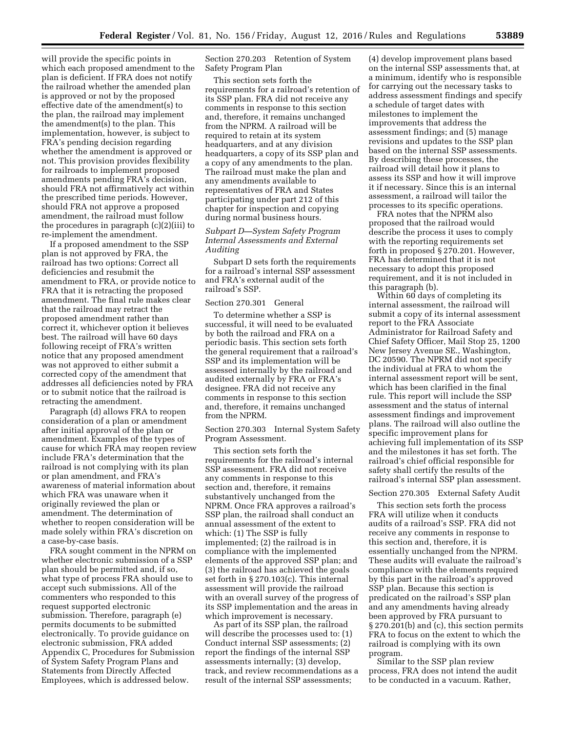will provide the specific points in which each proposed amendment to the plan is deficient. If FRA does not notify the railroad whether the amended plan is approved or not by the proposed effective date of the amendment(s) to the plan, the railroad may implement the amendment(s) to the plan. This implementation, however, is subject to FRA's pending decision regarding whether the amendment is approved or not. This provision provides flexibility for railroads to implement proposed amendments pending FRA's decision, should FRA not affirmatively act within the prescribed time periods. However, should FRA not approve a proposed amendment, the railroad must follow the procedures in paragraph (c)(2)(iii) to re-implement the amendment.

If a proposed amendment to the SSP plan is not approved by FRA, the railroad has two options: Correct all deficiencies and resubmit the amendment to FRA, or provide notice to FRA that it is retracting the proposed amendment. The final rule makes clear that the railroad may retract the proposed amendment rather than correct it, whichever option it believes best. The railroad will have 60 days following receipt of FRA's written notice that any proposed amendment was not approved to either submit a corrected copy of the amendment that addresses all deficiencies noted by FRA or to submit notice that the railroad is retracting the amendment.

Paragraph (d) allows FRA to reopen consideration of a plan or amendment after initial approval of the plan or amendment. Examples of the types of cause for which FRA may reopen review include FRA's determination that the railroad is not complying with its plan or plan amendment, and FRA's awareness of material information about which FRA was unaware when it originally reviewed the plan or amendment. The determination of whether to reopen consideration will be made solely within FRA's discretion on a case-by-case basis.

FRA sought comment in the NPRM on whether electronic submission of a SSP plan should be permitted and, if so, what type of process FRA should use to accept such submissions. All of the commenters who responded to this request supported electronic submission. Therefore, paragraph (e) permits documents to be submitted electronically. To provide guidance on electronic submission, FRA added Appendix C, Procedures for Submission of System Safety Program Plans and Statements from Directly Affected Employees, which is addressed below.

Section 270.203 Retention of System Safety Program Plan

This section sets forth the requirements for a railroad's retention of its SSP plan. FRA did not receive any comments in response to this section and, therefore, it remains unchanged from the NPRM. A railroad will be required to retain at its system headquarters, and at any division headquarters, a copy of its SSP plan and a copy of any amendments to the plan. The railroad must make the plan and any amendments available to representatives of FRA and States participating under part 212 of this chapter for inspection and copying during normal business hours.

*Subpart D—System Safety Program Internal Assessments and External Auditing*

Subpart D sets forth the requirements for a railroad's internal SSP assessment and FRA's external audit of the railroad's SSP.

Section 270.301 General

To determine whether a SSP is successful, it will need to be evaluated by both the railroad and FRA on a periodic basis. This section sets forth the general requirement that a railroad's SSP and its implementation will be assessed internally by the railroad and audited externally by FRA or FRA's designee. FRA did not receive any comments in response to this section and, therefore, it remains unchanged from the NPRM.

Section 270.303 Internal System Safety Program Assessment.

This section sets forth the requirements for the railroad's internal SSP assessment. FRA did not receive any comments in response to this section and, therefore, it remains substantively unchanged from the NPRM. Once FRA approves a railroad's SSP plan, the railroad shall conduct an annual assessment of the extent to which: (1) The SSP is fully implemented; (2) the railroad is in compliance with the implemented elements of the approved SSP plan; and (3) the railroad has achieved the goals set forth in § 270.103(c). This internal assessment will provide the railroad with an overall survey of the progress of its SSP implementation and the areas in which improvement is necessary.

As part of its SSP plan, the railroad will describe the processes used to: (1) Conduct internal SSP assessments; (2) report the findings of the internal SSP assessments internally; (3) develop, track, and review recommendations as a result of the internal SSP assessments; (4) develop improvement plans based on the internal SSP assessments that, at a minimum, identify who is responsible for carrying out the necessary tasks to address assessment findings and specify a schedule of target dates with milestones to implement the improvements that address the assessment findings; and (5) manage revisions and updates to the SSP plan based on the internal SSP assessments. By describing these processes, the railroad will detail how it plans to assess its SSP and how it will improve it if necessary. Since this is an internal assessment, a railroad will tailor the processes to its specific operations.

FRA notes that the NPRM also proposed that the railroad would describe the process it uses to comply with the reporting requirements set forth in proposed § 270.201. However, FRA has determined that it is not necessary to adopt this proposed requirement, and it is not included in this paragraph (b).

Within 60 days of completing its internal assessment, the railroad will submit a copy of its internal assessment report to the FRA Associate Administrator for Railroad Safety and Chief Safety Officer, Mail Stop 25, 1200 New Jersey Avenue SE., Washington, DC 20590. The NPRM did not specify the individual at FRA to whom the internal assessment report will be sent, which has been clarified in the final rule. This report will include the SSP assessment and the status of internal assessment findings and improvement plans. The railroad will also outline the specific improvement plans for achieving full implementation of its SSP and the milestones it has set forth. The railroad's chief official responsible for safety shall certify the results of the railroad's internal SSP plan assessment.

Section 270.305 External Safety Audit

This section sets forth the process FRA will utilize when it conducts audits of a railroad's SSP. FRA did not receive any comments in response to this section and, therefore, it is essentially unchanged from the NPRM. These audits will evaluate the railroad's compliance with the elements required by this part in the railroad's approved SSP plan. Because this section is predicated on the railroad's SSP plan and any amendments having already been approved by FRA pursuant to § 270.201(b) and (c), this section permits FRA to focus on the extent to which the railroad is complying with its own program.

Similar to the SSP plan review process, FRA does not intend the audit to be conducted in a vacuum. Rather,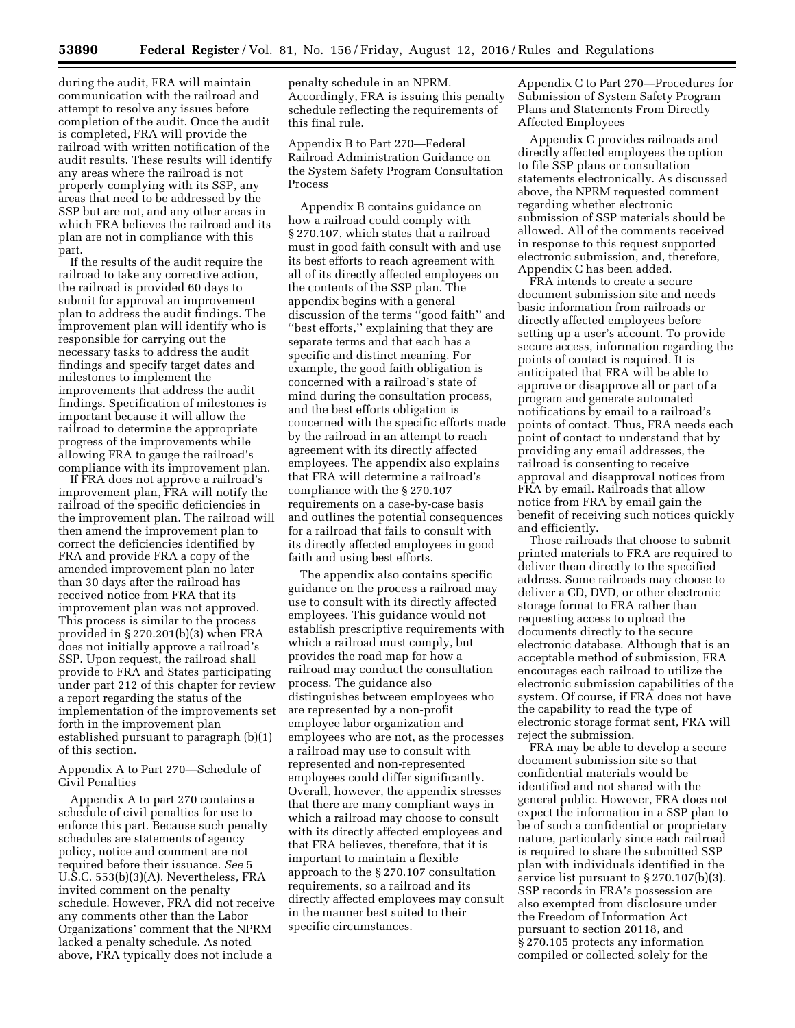during the audit, FRA will maintain communication with the railroad and attempt to resolve any issues before completion of the audit. Once the audit is completed, FRA will provide the railroad with written notification of the audit results. These results will identify any areas where the railroad is not properly complying with its SSP, any areas that need to be addressed by the SSP but are not, and any other areas in which FRA believes the railroad and its plan are not in compliance with this part.

If the results of the audit require the railroad to take any corrective action, the railroad is provided 60 days to submit for approval an improvement plan to address the audit findings. The improvement plan will identify who is responsible for carrying out the necessary tasks to address the audit findings and specify target dates and milestones to implement the improvements that address the audit findings. Specification of milestones is important because it will allow the railroad to determine the appropriate progress of the improvements while allowing FRA to gauge the railroad's compliance with its improvement plan.

If FRA does not approve a railroad's improvement plan, FRA will notify the railroad of the specific deficiencies in the improvement plan. The railroad will then amend the improvement plan to correct the deficiencies identified by FRA and provide FRA a copy of the amended improvement plan no later than 30 days after the railroad has received notice from FRA that its improvement plan was not approved. This process is similar to the process provided in § 270.201(b)(3) when FRA does not initially approve a railroad's SSP. Upon request, the railroad shall provide to FRA and States participating under part 212 of this chapter for review a report regarding the status of the implementation of the improvements set forth in the improvement plan established pursuant to paragraph (b)(1) of this section.

Appendix A to Part 270—Schedule of Civil Penalties

Appendix A to part 270 contains a schedule of civil penalties for use to enforce this part. Because such penalty schedules are statements of agency policy, notice and comment are not required before their issuance. *See* 5 U.S.C. 553(b)(3)(A). Nevertheless, FRA invited comment on the penalty schedule. However, FRA did not receive any comments other than the Labor Organizations' comment that the NPRM lacked a penalty schedule. As noted above, FRA typically does not include a penalty schedule in an NPRM. Accordingly, FRA is issuing this penalty schedule reflecting the requirements of this final rule.

Appendix B to Part 270—Federal Railroad Administration Guidance on the System Safety Program Consultation Process

Appendix B contains guidance on how a railroad could comply with § 270.107, which states that a railroad must in good faith consult with and use its best efforts to reach agreement with all of its directly affected employees on the contents of the SSP plan. The appendix begins with a general discussion of the terms "good faith" and "best efforts," explaining that they are separate terms and that each has a specific and distinct meaning. For example, the good faith obligation is concerned with a railroad's state of mind during the consultation process, and the best efforts obligation is concerned with the specific efforts made by the railroad in an attempt to reach agreement with its directly affected employees. The appendix also explains that FRA will determine a railroad's compliance with the § 270.107 requirements on a case-by-case basis and outlines the potential consequences for a railroad that fails to consult with its directly affected employees in good faith and using best efforts.

The appendix also contains specific guidance on the process a railroad may use to consult with its directly affected employees. This guidance would not establish prescriptive requirements with which a railroad must comply, but provides the road map for how a railroad may conduct the consultation process. The guidance also distinguishes between employees who are represented by a non-profit employee labor organization and employees who are not, as the processes a railroad may use to consult with represented and non-represented employees could differ significantly. Overall, however, the appendix stresses that there are many compliant ways in which a railroad may choose to consult with its directly affected employees and that FRA believes, therefore, that it is important to maintain a flexible approach to the § 270.107 consultation requirements, so a railroad and its directly affected employees may consult in the manner best suited to their specific circumstances.

Appendix C to Part 270—Procedures for Submission of System Safety Program Plans and Statements From Directly Affected Employees

Appendix C provides railroads and directly affected employees the option to file SSP plans or consultation statements electronically. As discussed above, the NPRM requested comment regarding whether electronic submission of SSP materials should be allowed. All of the comments received in response to this request supported electronic submission, and, therefore, Appendix C has been added.

FRA intends to create a secure document submission site and needs basic information from railroads or directly affected employees before setting up a user's account. To provide secure access, information regarding the points of contact is required. It is anticipated that FRA will be able to approve or disapprove all or part of a program and generate automated notifications by email to a railroad's points of contact. Thus, FRA needs each point of contact to understand that by providing any email addresses, the railroad is consenting to receive approval and disapproval notices from FRA by email. Railroads that allow notice from FRA by email gain the benefit of receiving such notices quickly and efficiently.

Those railroads that choose to submit printed materials to FRA are required to deliver them directly to the specified address. Some railroads may choose to deliver a CD, DVD, or other electronic storage format to FRA rather than requesting access to upload the documents directly to the secure electronic database. Although that is an acceptable method of submission, FRA encourages each railroad to utilize the electronic submission capabilities of the system. Of course, if FRA does not have the capability to read the type of electronic storage format sent, FRA will reject the submission.

FRA may be able to develop a secure document submission site so that confidential materials would be identified and not shared with the general public. However, FRA does not expect the information in a SSP plan to be of such a confidential or proprietary nature, particularly since each railroad is required to share the submitted SSP plan with individuals identified in the service list pursuant to § 270.107(b)(3). SSP records in FRA's possession are also exempted from disclosure under the Freedom of Information Act pursuant to section 20118, and § 270.105 protects any information compiled or collected solely for the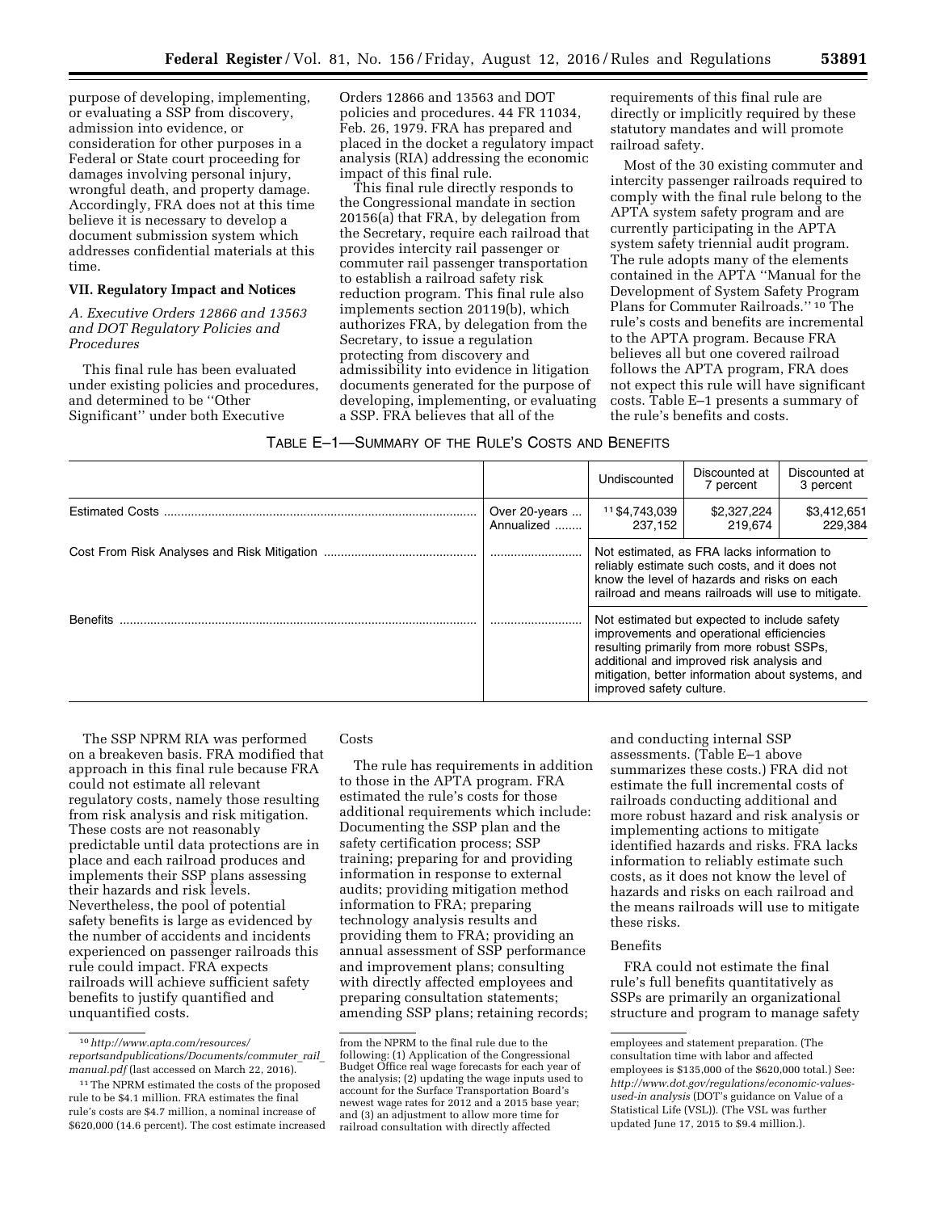purpose of developing, implementing, or evaluating a SSP from discovery, admission into evidence, or consideration for other purposes in a Federal or State court proceeding for damages involving personal injury, wrongful death, and property damage. Accordingly, FRA does not at this time believe it is necessary to develop a document submission system which addresses confidential materials at this time.

## VII. Regulatory Impact and Notices

### *A. Executive Orders 12866 and 13563 and DOT Regulatory Policies and Procedures*

This final rule has been evaluated under existing policies and procedures, and determined to be ''Other Significant'' under both Executive Orders 12866 and 13563 and DOT policies and procedures. 44 FR 11034, Feb. 26, 1979. FRA has prepared and placed in the docket a regulatory impact analysis (RIA) addressing the economic impact of this final rule.

This final rule directly responds to the Congressional mandate in section 20156(a) that FRA, by delegation from the Secretary, require each railroad that provides intercity rail passenger or commuter rail passenger transportation to establish a railroad safety risk reduction program. This final rule also implements section 20119(b), which authorizes FRA, by delegation from the Secretary, to issue a regulation protecting from discovery and admissibility into evidence in litigation documents generated for the purpose of developing, implementing, or evaluating a SSP. FRA believes that all of the requirements of this final rule are directly or implicitly required by these statutory mandates and will promote railroad safety.

Most of the 30 existing commuter and intercity passenger railroads required to comply with the final rule belong to the APTA system safety program and are currently participating in the APTA system safety triennial audit program. The rule adopts many of the elements contained in the APTA ''Manual for the Development of System Safety Program Plans for Commuter Railroads.'' [10] The rule's costs and benefits are incremental to the APTA program. Because FRA believes all but one covered railroad follows the APTA program, FRA does not expect this rule will have significant costs. Table E–1 presents a summary of the rule's benefits and costs.

TABLE E–1—SUMMARY OF THE RULE'S COSTS AND BENEFITS

| | | Undiscounted | Discounted at 7 percent | Discounted at 3 percent |
|---|---|---|---|---|
| Estimated Costs | Over 20-years<br>Annualized | [11] $4,743,039<br>237,152 | $2,327,224<br>219,674 | $3,412,651<br>229,384 |
| Cost From Risk Analyses and Risk Mitigation | | Not estimated, as FRA lacks information to reliably estimate such costs, and it does not know the level of hazards and risks on each railroad and means railroads will use to mitigate. | | |
| Benefits | | Not estimated but expected to include safety improvements and operational efficiencies resulting primarily from more robust SSPs, additional and improved risk analysis and mitigation, better information about systems, and improved safety culture. | | |

The SSP NPRM RIA was performed on a breakeven basis. FRA modified that approach in this final rule because FRA could not estimate all relevant regulatory costs, namely those resulting from risk analysis and risk mitigation. These costs are not reasonably predictable until data protections are in place and each railroad produces and implements their SSP plans assessing their hazards and risk levels. Nevertheless, the pool of potential safety benefits is large as evidenced by the number of accidents and incidents experienced on passenger railroads this rule could impact. FRA expects railroads will achieve sufficient safety benefits to justify quantified and unquantified costs.

Costs

The rule has requirements in addition to those in the APTA program. FRA estimated the rule's costs for those additional requirements which include: Documenting the SSP plan and the safety certification process; SSP training; preparing for and providing information in response to external audits; providing mitigation method information to FRA; preparing technology analysis results and providing them to FRA; providing an annual assessment of SSP performance and improvement plans; consulting with directly affected employees and preparing consultation statements; amending SSP plans; retaining records; and conducting internal SSP assessments. (Table E–1 above summarizes these costs.) FRA did not estimate the full incremental costs of railroads conducting additional and more robust hazard and risk analysis or implementing actions to mitigate identified hazards and risks. FRA lacks information to reliably estimate such costs, as it does not know the level of hazards and risks on each railroad and the means railroads will use to mitigate these risks.

Benefits

FRA could not estimate the final rule's full benefits quantitatively as SSPs are primarily an organizational structure and program to manage safety

---

[10] *http://www.apta.com/resources/reportsandpublications/Documents/commuter_rail_manual.pdf* (last accessed on March 22, 2016).

[11] The NPRM estimated the costs of the proposed rule to be $4.1 million. FRA estimates the final rule's costs are $4.7 million, a nominal increase of $620,000 (14.6 percent). The cost estimate increased from the NPRM to the final rule due to the following: (1) Application of the Congressional Budget Office real wage forecasts for each year of the analysis; (2) updating the wage inputs used to account for the Surface Transportation Board's newest wage rates for 2012 and a 2015 base year; and (3) an adjustment to allow more time for railroad consultation with directly affected employees and statement preparation. (The consultation time with labor and affected employees is $135,000 of the $620,000 total.) See: *http://www.dot.gov/regulations/economic-values-used-in analysis* (DOT's guidance on Value of a Statistical Life (VSL)). (The VSL was further updated June 17, 2015 to $9.4 million.).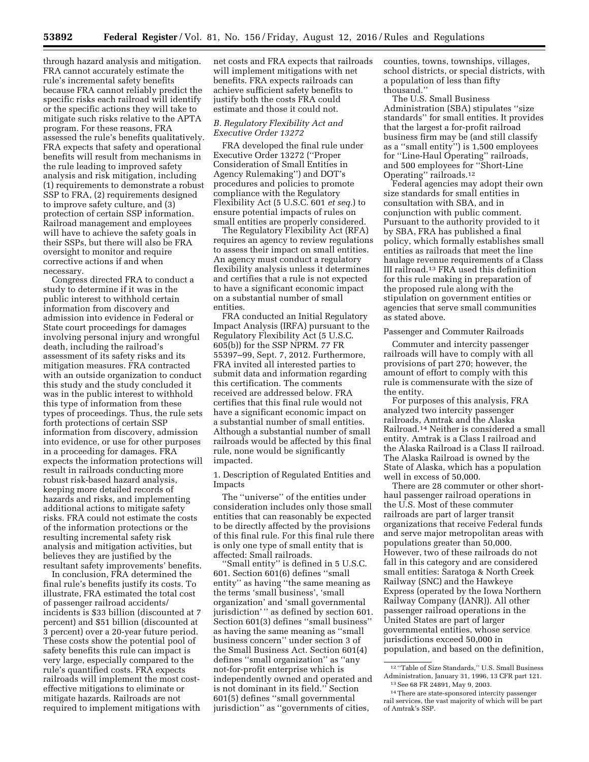through hazard analysis and mitigation. FRA cannot accurately estimate the rule's incremental safety benefits because FRA cannot reliably predict the specific risks each railroad will identify or the specific actions they will take to mitigate such risks relative to the APTA program. For these reasons, FRA assessed the rule's benefits qualitatively. FRA expects that safety and operational benefits will result from mechanisms in the rule leading to improved safety analysis and risk mitigation, including (1) requirements to demonstrate a robust SSP to FRA, (2) requirements designed to improve safety culture, and (3) protection of certain SSP information. Railroad management and employees will have to achieve the safety goals in their SSPs, but there will also be FRA oversight to monitor and require corrective actions if and when necessary.

Congress directed FRA to conduct a study to determine if it was in the public interest to withhold certain information from discovery and admission into evidence in Federal or State court proceedings for damages involving personal injury and wrongful death, including the railroad's assessment of its safety risks and its mitigation measures. FRA contracted with an outside organization to conduct this study and the study concluded it was in the public interest to withhold this type of information from these types of proceedings. Thus, the rule sets forth protections of certain SSP information from discovery, admission into evidence, or use for other purposes in a proceeding for damages. FRA expects the information protections will result in railroads conducting more robust risk-based hazard analysis, keeping more detailed records of hazards and risks, and implementing additional actions to mitigate safety risks. FRA could not estimate the costs of the information protections or the resulting incremental safety risk analysis and mitigation activities, but believes they are justified by the resultant safety improvements' benefits.

In conclusion, FRA determined the final rule's benefits justify its costs. To illustrate, FRA estimated the total cost of passenger railroad accidents/incidents is $33 billion (discounted at 7 percent) and $51 billion (discounted at 3 percent) over a 20-year future period. These costs show the potential pool of safety benefits this rule can impact is very large, especially compared to the rule's quantified costs. FRA expects railroads will implement the most cost-effective mitigations to eliminate or mitigate hazards. Railroads are not required to implement mitigations with net costs and FRA expects that railroads will implement mitigations with net benefits. FRA expects railroads can achieve sufficient safety benefits to justify both the costs FRA could estimate and those it could not.

### *B. Regulatory Flexibility Act and Executive Order 13272*

FRA developed the final rule under Executive Order 13272 (''Proper Consideration of Small Entities in Agency Rulemaking'') and DOT's procedures and policies to promote compliance with the Regulatory Flexibility Act (5 U.S.C. 601 *et seq.*) to ensure potential impacts of rules on small entities are properly considered.

The Regulatory Flexibility Act (RFA) requires an agency to review regulations to assess their impact on small entities. An agency must conduct a regulatory flexibility analysis unless it determines and certifies that a rule is not expected to have a significant economic impact on a substantial number of small entities.

FRA conducted an Initial Regulatory Impact Analysis (IRFA) pursuant to the Regulatory Flexibility Act (5 U.S.C. 605(b)) for the SSP NPRM. 77 FR 55397–99, Sept. 7, 2012. Furthermore, FRA invited all interested parties to submit data and information regarding this certification. The comments received are addressed below. FRA certifies that this final rule would not have a significant economic impact on a substantial number of small entities. Although a substantial number of small railroads would be affected by this final rule, none would be significantly impacted.

#### 1. Description of Regulated Entities and Impacts

The ''universe'' of the entities under consideration includes only those small entities that can reasonably be expected to be directly affected by the provisions of this final rule. For this final rule there is only one type of small entity that is affected: Small railroads.

''Small entity'' is defined in 5 U.S.C. 601. Section 601(6) defines ''small entity'' as having ''the same meaning as the terms 'small business', 'small organization' and 'small governmental jurisdiction' '' as defined by section 601. Section 601(3) defines ''small business'' as having the same meaning as ''small business concern'' under section 3 of the Small Business Act. Section 601(4) defines ''small organization'' as ''any not-for-profit enterprise which is independently owned and operated and is not dominant in its field.'' Section 601(5) defines ''small governmental jurisdiction'' as ''governments of cities, counties, towns, townships, villages, school districts, or special districts, with a population of less than fifty thousand.''

The U.S. Small Business Administration (SBA) stipulates ''size standards'' for small entities. It provides that the largest a for-profit railroad business firm may be (and still classify as a ''small entity'') is 1,500 employees for ''Line-Haul Operating'' railroads, and 500 employees for ''Short-Line Operating'' railroads.[12]

Federal agencies may adopt their own size standards for small entities in consultation with SBA, and in conjunction with public comment. Pursuant to the authority provided to it by SBA, FRA has published a final policy, which formally establishes small entities as railroads that meet the line haulage revenue requirements of a Class III railroad.[13] FRA used this definition for this rule making in preparation of the proposed rule along with the stipulation on government entities or agencies that serve small communities as stated above.

Passenger and Commuter Railroads

Commuter and intercity passenger railroads will have to comply with all provisions of part 270; however, the amount of effort to comply with this rule is commensurate with the size of the entity.

For purposes of this analysis, FRA analyzed two intercity passenger railroads, Amtrak and the Alaska Railroad.[14] Neither is considered a small entity. Amtrak is a Class I railroad and the Alaska Railroad is a Class II railroad. The Alaska Railroad is owned by the State of Alaska, which has a population well in excess of 50,000.

There are 28 commuter or other short-haul passenger railroad operations in the U.S. Most of these commuter railroads are part of larger transit organizations that receive Federal funds and serve major metropolitan areas with populations greater than 50,000. However, two of these railroads do not fall in this category and are considered small entities: Saratoga & North Creek Railway (SNC) and the Hawkeye Express (operated by the Iowa Northern Railway Company (IANR)). All other passenger railroad operations in the United States are part of larger governmental entities, whose service jurisdictions exceed 50,000 in population, and based on the definition,

---

[12] ''Table of Size Standards,'' U.S. Small Business Administration, January 31, 1996, 13 CFR part 121.

[13] See 68 FR 24891, May 9, 2003.

[14] There are state-sponsored intercity passenger rail services, the vast majority of which will be part of Amtrak's SSP.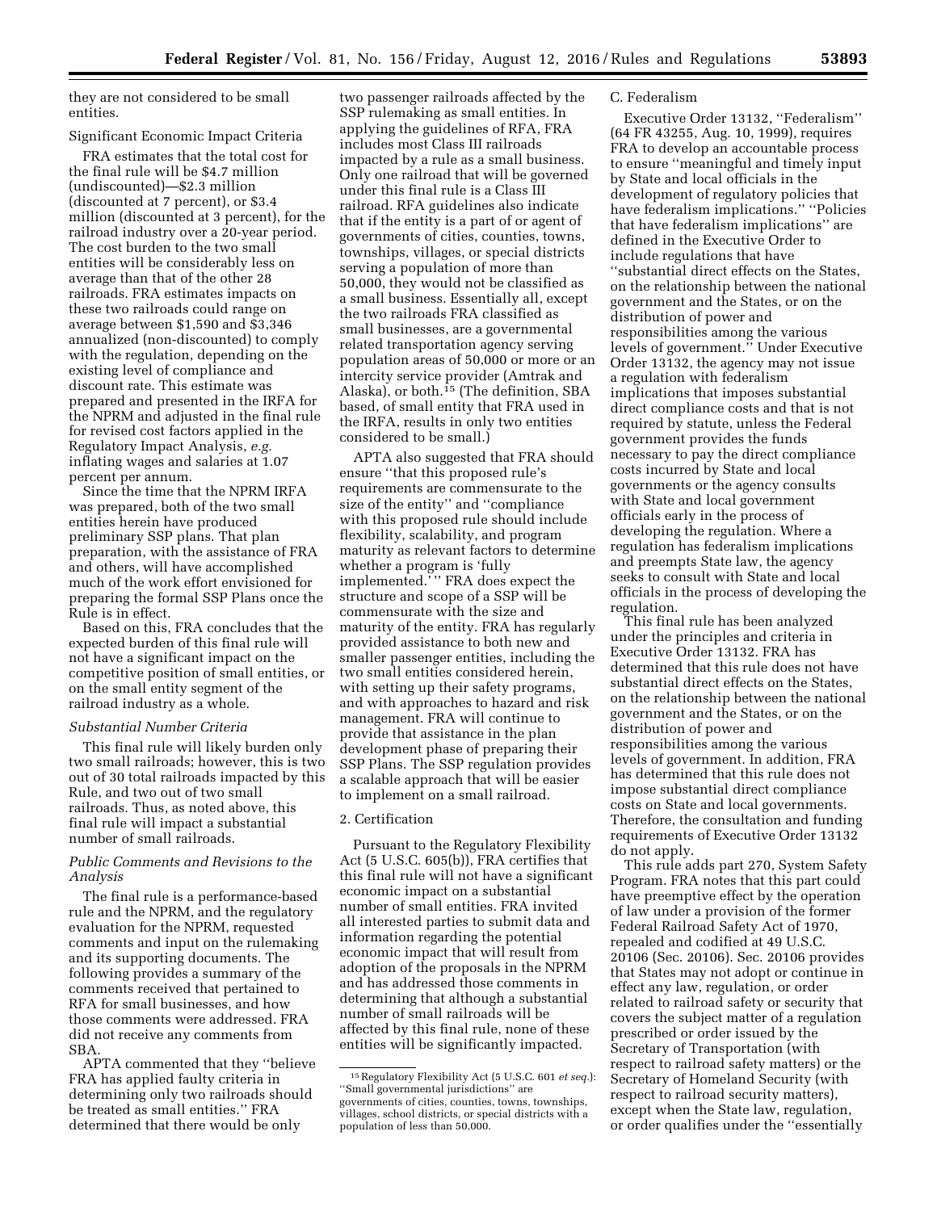they are not considered to be small entities.

Significant Economic Impact Criteria

FRA estimates that the total cost for the final rule will be $4.7 million (undiscounted)—$2.3 million (discounted at 7 percent), or $3.4 million (discounted at 3 percent), for the railroad industry over a 20-year period. The cost burden to the two small entities will be considerably less on average than that of the other 28 railroads. FRA estimates impacts on these two railroads could range on average between $1,590 and $3,346 annualized (non-discounted) to comply with the regulation, depending on the existing level of compliance and discount rate. This estimate was prepared and presented in the IRFA for the NPRM and adjusted in the final rule for revised cost factors applied in the Regulatory Impact Analysis, *e.g.* inflating wages and salaries at 1.07 percent per annum.

Since the time that the NPRM IRFA was prepared, both of the two small entities herein have produced preliminary SSP plans. That plan preparation, with the assistance of FRA and others, will have accomplished much of the work effort envisioned for preparing the formal SSP Plans once the Rule is in effect.

Based on this, FRA concludes that the expected burden of this final rule will not have a significant impact on the competitive position of small entities, or on the small entity segment of the railroad industry as a whole.

*Substantial Number Criteria*

This final rule will likely burden only two small railroads; however, this is two out of 30 total railroads impacted by this Rule, and two out of two small railroads. Thus, as noted above, this final rule will impact a substantial number of small railroads.

*Public Comments and Revisions to the Analysis*

The final rule is a performance-based rule and the NPRM, and the regulatory evaluation for the NPRM, requested comments and input on the rulemaking and its supporting documents. The following provides a summary of the comments received that pertained to RFA for small businesses, and how those comments were addressed. FRA did not receive any comments from SBA.

APTA commented that they "believe FRA has applied faulty criteria in determining only two railroads should be treated as small entities." FRA determined that there would be only two passenger railroads affected by the SSP rulemaking as small entities. In applying the guidelines of RFA, FRA includes most Class III railroads impacted by a rule as a small business. Only one railroad that will be governed under this final rule is a Class III railroad. RFA guidelines also indicate that if the entity is a part of or agent of governments of cities, counties, towns, townships, villages, or special districts serving a population of more than 50,000, they would not be classified as a small business. Essentially all, except the two railroads FRA classified as small businesses, are a governmental related transportation agency serving population areas of 50,000 or more or an intercity service provider (Amtrak and Alaska), or both.[15] (The definition, SBA based, of small entity that FRA used in the IRFA, results in only two entities considered to be small.)

APTA also suggested that FRA should ensure "that this proposed rule's requirements are commensurate to the size of the entity" and "compliance with this proposed rule should include flexibility, scalability, and program maturity as relevant factors to determine whether a program is 'fully implemented.'" FRA does expect the structure and scope of a SSP will be commensurate with the size and maturity of the entity. FRA has regularly provided assistance to both new and smaller passenger entities, including the two small entities considered herein, with setting up their safety programs, and with approaches to hazard and risk management. FRA will continue to provide that assistance in the plan development phase of preparing their SSP Plans. The SSP regulation provides a scalable approach that will be easier to implement on a small railroad.

2. Certification

Pursuant to the Regulatory Flexibility Act (5 U.S.C. 605(b)), FRA certifies that this final rule will not have a significant economic impact on a substantial number of small entities. FRA invited all interested parties to submit data and information regarding the potential economic impact that will result from adoption of the proposals in the NPRM and has addressed those comments in determining that although a substantial number of small railroads will be affected by this final rule, none of these entities will be significantly impacted.

[15] Regulatory Flexibility Act (5 U.S.C. 601 *et seq.*): "Small governmental jurisdictions" are governments of cities, counties, towns, townships, villages, school districts, or special districts with a population of less than 50,000.

C. Federalism

Executive Order 13132, "Federalism" (64 FR 43255, Aug. 10, 1999), requires FRA to develop an accountable process to ensure "meaningful and timely input by State and local officials in the development of regulatory policies that have federalism implications." "Policies that have federalism implications" are defined in the Executive Order to include regulations that have "substantial direct effects on the States, on the relationship between the national government and the States, or on the distribution of power and responsibilities among the various levels of government." Under Executive Order 13132, the agency may not issue a regulation with federalism implications that imposes substantial direct compliance costs and that is not required by statute, unless the Federal government provides the funds necessary to pay the direct compliance costs incurred by State and local governments or the agency consults with State and local government officials early in the process of developing the regulation. Where a regulation has federalism implications and preempts State law, the agency seeks to consult with State and local officials in the process of developing the regulation.

This final rule has been analyzed under the principles and criteria in Executive Order 13132. FRA has determined that this rule does not have substantial direct effects on the States, on the relationship between the national government and the States, or on the distribution of power and responsibilities among the various levels of government. In addition, FRA has determined that this rule does not impose substantial direct compliance costs on State and local governments. Therefore, the consultation and funding requirements of Executive Order 13132 do not apply.

This rule adds part 270, System Safety Program. FRA notes that this part could have preemptive effect by the operation of law under a provision of the former Federal Railroad Safety Act of 1970, repealed and codified at 49 U.S.C. 20106 (Sec. 20106). Sec. 20106 provides that States may not adopt or continue in effect any law, regulation, or order related to railroad safety or security that covers the subject matter of a regulation prescribed or order issued by the Secretary of Transportation (with respect to railroad safety matters) or the Secretary of Homeland Security (with respect to railroad security matters), except when the State law, regulation, or order qualifies under the "essentially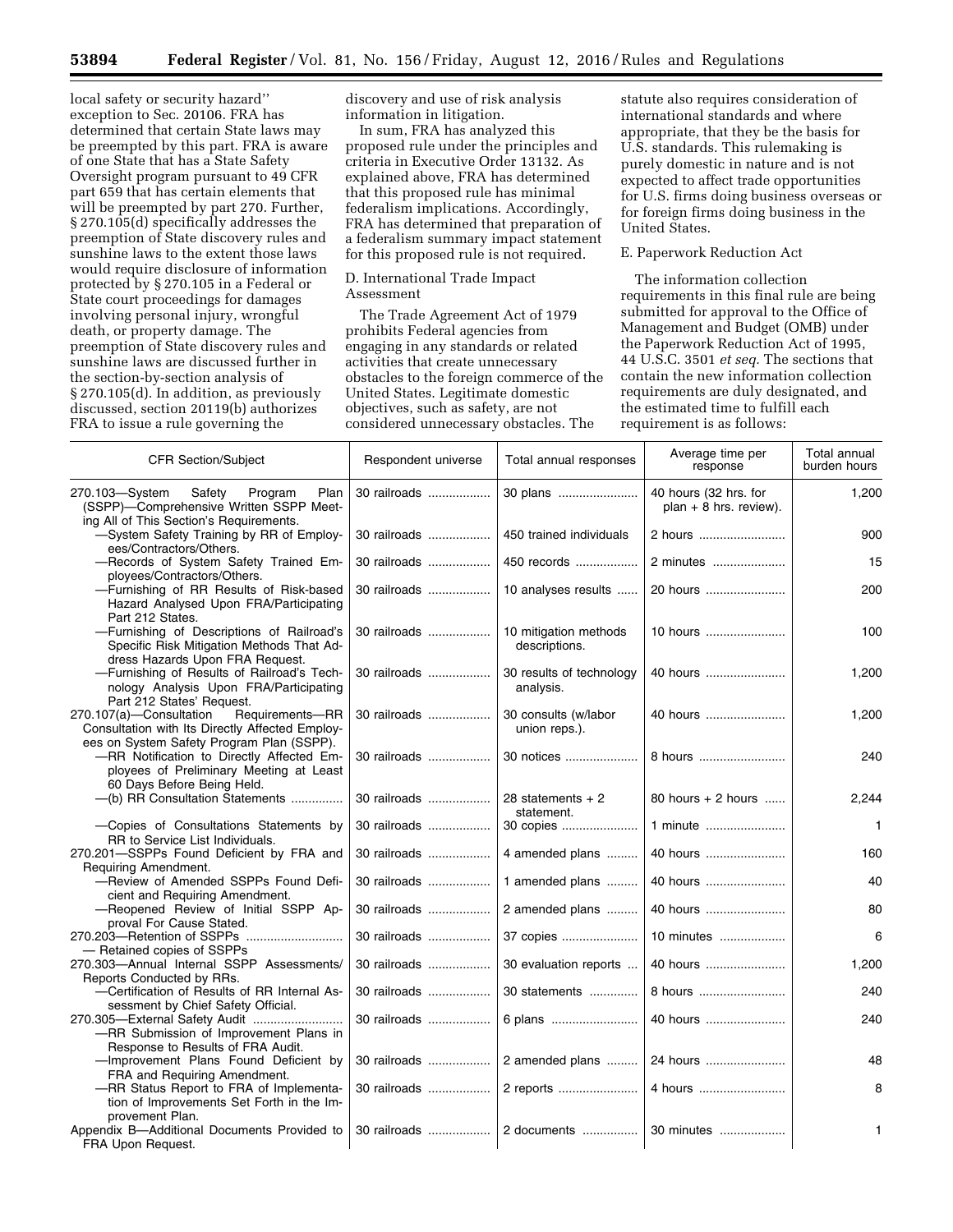local safety or security hazard'' exception to Sec. 20106. FRA has determined that certain State laws may be preempted by this part. FRA is aware of one State that has a State Safety Oversight program pursuant to 49 CFR part 659 that has certain elements that will be preempted by part 270. Further, § 270.105(d) specifically addresses the preemption of State discovery rules and sunshine laws to the extent those laws would require disclosure of information protected by § 270.105 in a Federal or State court proceedings for damages involving personal injury, wrongful death, or property damage. The preemption of State discovery rules and sunshine laws are discussed further in the section-by-section analysis of § 270.105(d). In addition, as previously discussed, section 20119(b) authorizes FRA to issue a rule governing the discovery and use of risk analysis information in litigation.

In sum, FRA has analyzed this proposed rule under the principles and criteria in Executive Order 13132. As explained above, FRA has determined that this proposed rule has minimal federalism implications. Accordingly, FRA has determined that preparation of a federalism summary impact statement for this proposed rule is not required.

D. International Trade Impact Assessment

The Trade Agreement Act of 1979 prohibits Federal agencies from engaging in any standards or related activities that create unnecessary obstacles to the foreign commerce of the United States. Legitimate domestic objectives, such as safety, are not considered unnecessary obstacles. The statute also requires consideration of international standards and where appropriate, that they be the basis for U.S. standards. This rulemaking is purely domestic in nature and is not expected to affect trade opportunities for U.S. firms doing business overseas or for foreign firms doing business in the United States.

E. Paperwork Reduction Act

The information collection requirements in this final rule are being submitted for approval to the Office of Management and Budget (OMB) under the Paperwork Reduction Act of 1995, 44 U.S.C. 3501 *et seq.* The sections that contain the new information collection requirements are duly designated, and the estimated time to fulfill each requirement is as follows:

| CFR Section/Subject | Respondent universe | Total annual responses | Average time per response | Total annual burden hours |
|---|---|---|---|---|
| 270.103—System Safety Program Plan (SSPP)—Comprehensive Written SSPP Meeting All of This Section's Requirements. | 30 railroads | 30 plans | 40 hours (32 hrs. for plan + 8 hrs. review). | 1,200 |
| —System Safety Training by RR of Employees/Contractors/Others. | 30 railroads | 450 trained individuals | 2 hours | 900 |
| —Records of System Safety Trained Employees/Contractors/Others. | 30 railroads | 450 records | 2 minutes | 15 |
| —Furnishing of RR Results of Risk-based Hazard Analysed Upon FRA/Participating Part 212 States. | 30 railroads | 10 analyses results | 20 hours | 200 |
| —Furnishing of Descriptions of Railroad's Specific Risk Mitigation Methods That Address Hazards Upon FRA Request. | 30 railroads | 10 mitigation methods descriptions. | 10 hours | 100 |
| —Furnishing of Results of Railroad's Technology Analysis Upon FRA/Participating Part 212 States' Request. | 30 railroads | 30 results of technology analysis. | 40 hours | 1,200 |
| 270.107(a)—Consultation Requirements—RR Consultation with Its Directly Affected Employees on System Safety Program Plan (SSPP). | 30 railroads | 30 consults (w/labor union reps.). | 40 hours | 1,200 |
| —RR Notification to Directly Affected Employees of Preliminary Meeting at Least 60 Days Before Being Held. | 30 railroads | 30 notices | 8 hours | 240 |
| —(b) RR Consultation Statements | 30 railroads | 28 statements + 2 statement. | 80 hours + 2 hours | 2,244 |
| —Copies of Consultations Statements by RR to Service List Individuals. | 30 railroads | 30 copies | 1 minute | 1 |
| 270.201—SSPPs Found Deficient by FRA and Requiring Amendment. | 30 railroads | 4 amended plans | 40 hours | 160 |
| —Review of Amended SSPPs Found Deficient and Requiring Amendment. | 30 railroads | 1 amended plans | 40 hours | 40 |
| —Reopened Review of Initial SSPP Approval For Cause Stated. | 30 railroads | 2 amended plans | 40 hours | 80 |
| 270.203—Retention of SSPPs — Retained copies of SSPPs | 30 railroads | 37 copies | 10 minutes | 6 |
| 270.303—Annual Internal SSPP Assessments/Reports Conducted by RRs. | 30 railroads | 30 evaluation reports | 40 hours | 1,200 |
| —Certification of Results of RR Internal Assessment by Chief Safety Official. | 30 railroads | 30 statements | 8 hours | 240 |
| 270.305—External Safety Audit —RR Submission of Improvement Plans in Response to Results of FRA Audit. | 30 railroads | 6 plans | 40 hours | 240 |
| —Improvement Plans Found Deficient by FRA and Requiring Amendment. | 30 railroads | 2 amended plans | 24 hours | 48 |
| —RR Status Report to FRA of Implementation of Improvements Set Forth in the Improvement Plan. | 30 railroads | 2 reports | 4 hours | 8 |
| Appendix B—Additional Documents Provided to FRA Upon Request. | 30 railroads | 2 documents | 30 minutes | 1 |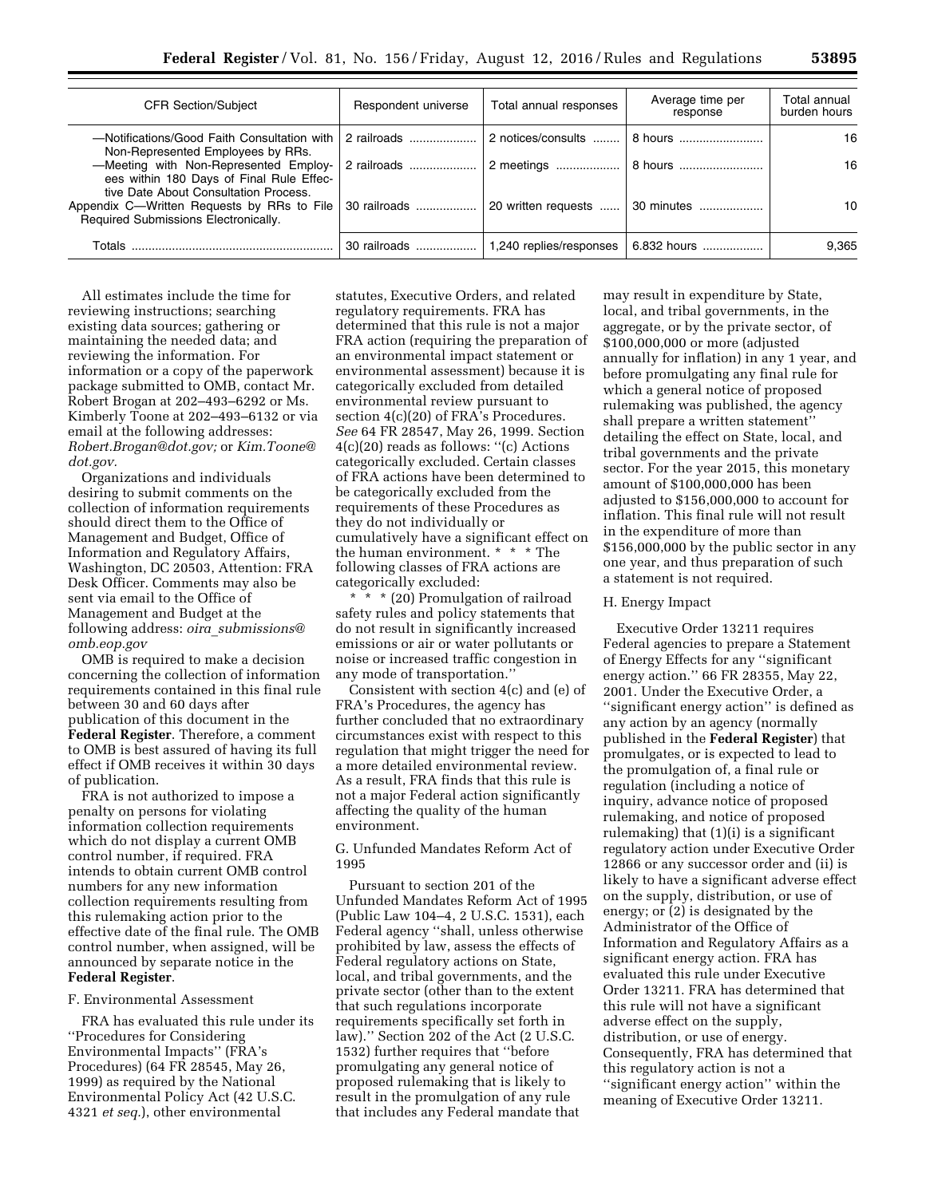| CFR Section/Subject | Respondent universe | Total annual responses | Average time per response | Total annual burden hours |
|---|---|---|---|---|
| —Notifications/Good Faith Consultation with Non-Represented Employees by RRs. | 2 railroads | 2 notices/consults | 8 hours | 16 |
| —Meeting with Non-Represented Employees within 180 Days of Final Rule Effective Date About Consultation Process. | 2 railroads | 2 meetings | 8 hours | 16 |
| Appendix C—Written Requests by RRs to File Required Submissions Electronically. | 30 railroads | 20 written requests | 30 minutes | 10 |
| Totals | 30 railroads | 1,240 replies/responses | 6.832 hours | 9,365 |

All estimates include the time for reviewing instructions; searching existing data sources; gathering or maintaining the needed data; and reviewing the information. For information or a copy of the paperwork package submitted to OMB, contact Mr. Robert Brogan at 202–493–6292 or Ms. Kimberly Toone at 202–493–6132 or via email at the following addresses: *Robert.Brogan@dot.gov;* or *Kim.Toone@dot.gov.*

Organizations and individuals desiring to submit comments on the collection of information requirements should direct them to the Office of Management and Budget, Office of Information and Regulatory Affairs, Washington, DC 20503, Attention: FRA Desk Officer. Comments may also be sent via email to the Office of Management and Budget at the following address: *oira_submissions@omb.eop.gov*

OMB is required to make a decision concerning the collection of information requirements contained in this final rule between 30 and 60 days after publication of this document in the **Federal Register**. Therefore, a comment to OMB is best assured of having its full effect if OMB receives it within 30 days of publication.

FRA is not authorized to impose a penalty on persons for violating information collection requirements which do not display a current OMB control number, if required. FRA intends to obtain current OMB control numbers for any new information collection requirements resulting from this rulemaking action prior to the effective date of the final rule. The OMB control number, when assigned, will be announced by separate notice in the **Federal Register**.

F. Environmental Assessment

FRA has evaluated this rule under its ''Procedures for Considering Environmental Impacts'' (FRA's Procedures) (64 FR 28545, May 26, 1999) as required by the National Environmental Policy Act (42 U.S.C. 4321 *et seq.*), other environmental statutes, Executive Orders, and related regulatory requirements. FRA has determined that this rule is not a major FRA action (requiring the preparation of an environmental impact statement or environmental assessment) because it is categorically excluded from detailed environmental review pursuant to section 4(c)(20) of FRA's Procedures. *See* 64 FR 28547, May 26, 1999. Section 4(c)(20) reads as follows: ''(c) Actions categorically excluded. Certain classes of FRA actions have been determined to be categorically excluded from the requirements of these Procedures as they do not individually or cumulatively have a significant effect on the human environment. * * * The following classes of FRA actions are categorically excluded:

* * * (20) Promulgation of railroad safety rules and policy statements that do not result in significantly increased emissions or air or water pollutants or noise or increased traffic congestion in any mode of transportation.''

Consistent with section 4(c) and (e) of FRA's Procedures, the agency has further concluded that no extraordinary circumstances exist with respect to this regulation that might trigger the need for a more detailed environmental review. As a result, FRA finds that this rule is not a major Federal action significantly affecting the quality of the human environment.

G. Unfunded Mandates Reform Act of 1995

Pursuant to section 201 of the Unfunded Mandates Reform Act of 1995 (Public Law 104–4, 2 U.S.C. 1531), each Federal agency ''shall, unless otherwise prohibited by law, assess the effects of Federal regulatory actions on State, local, and tribal governments, and the private sector (other than to the extent that such regulations incorporate requirements specifically set forth in law).'' Section 202 of the Act (2 U.S.C. 1532) further requires that ''before promulgating any general notice of proposed rulemaking that is likely to result in the promulgation of any rule that includes any Federal mandate that may result in expenditure by State, local, and tribal governments, in the aggregate, or by the private sector, of $100,000,000 or more (adjusted annually for inflation) in any 1 year, and before promulgating any final rule for which a general notice of proposed rulemaking was published, the agency shall prepare a written statement'' detailing the effect on State, local, and tribal governments and the private sector. For the year 2015, this monetary amount of $100,000,000 has been adjusted to $156,000,000 to account for inflation. This final rule will not result in the expenditure of more than $156,000,000 by the public sector in any one year, and thus preparation of such a statement is not required.

H. Energy Impact

Executive Order 13211 requires Federal agencies to prepare a Statement of Energy Effects for any ''significant energy action.'' 66 FR 28355, May 22, 2001. Under the Executive Order, a ''significant energy action'' is defined as any action by an agency (normally published in the **Federal Register**) that promulgates, or is expected to lead to the promulgation of, a final rule or regulation (including a notice of inquiry, advance notice of proposed rulemaking, and notice of proposed rulemaking) that (1)(i) is a significant regulatory action under Executive Order 12866 or any successor order and (ii) is likely to have a significant adverse effect on the supply, distribution, or use of energy; or (2) is designated by the Administrator of the Office of Information and Regulatory Affairs as a significant energy action. FRA has evaluated this rule under Executive Order 13211. FRA has determined that this rule will not have a significant adverse effect on the supply, distribution, or use of energy. Consequently, FRA has determined that this regulatory action is not a ''significant energy action'' within the meaning of Executive Order 13211.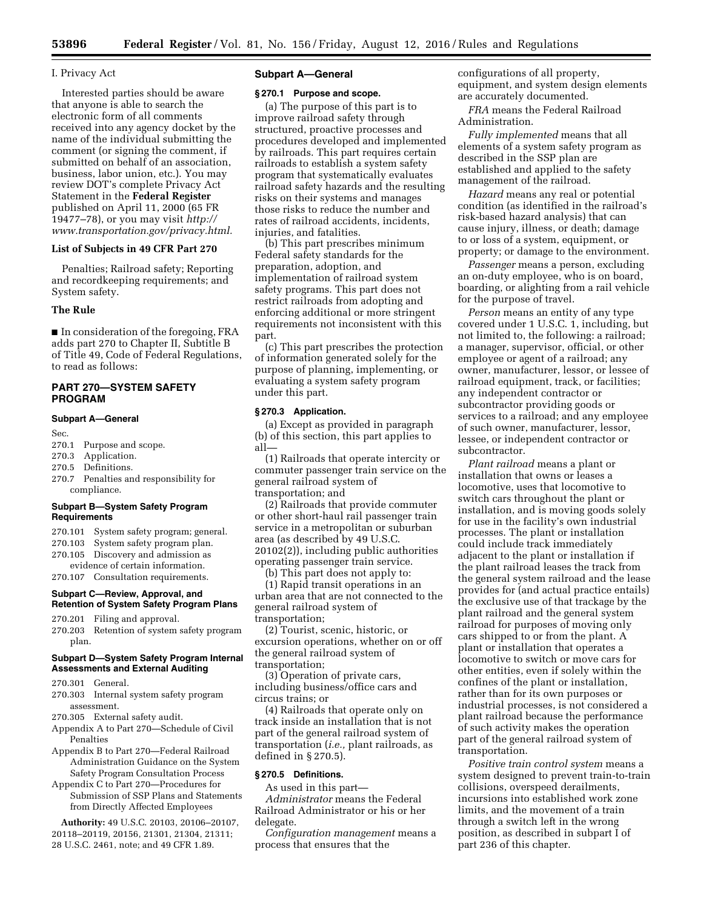I. Privacy Act

Interested parties should be aware that anyone is able to search the electronic form of all comments received into any agency docket by the name of the individual submitting the comment (or signing the comment, if submitted on behalf of an association, business, labor union, etc.). You may review DOT's complete Privacy Act Statement in the **Federal Register** published on April 11, 2000 (65 FR 19477–78), or you may visit *http://www.transportation.gov/privacy.html.*

### List of Subjects in 49 CFR Part 270

Penalties; Railroad safety; Reporting and recordkeeping requirements; and System safety.

### The Rule

■ In consideration of the foregoing, FRA adds part 270 to Chapter II, Subtitle B of Title 49, Code of Federal Regulations, to read as follows:

## PART 270—SYSTEM SAFETY PROGRAM

### Subpart A—General

Sec.
270.1 Purpose and scope.
270.3 Application.
270.5 Definitions.
270.7 Penalties and responsibility for compliance.

### Subpart B—System Safety Program Requirements

270.101 System safety program; general.
270.103 System safety program plan.
270.105 Discovery and admission as evidence of certain information.
270.107 Consultation requirements.

### Subpart C—Review, Approval, and Retention of System Safety Program Plans

270.201 Filing and approval.
270.203 Retention of system safety program plan.

### Subpart D—System Safety Program Internal Assessments and External Auditing

270.301 General.
270.303 Internal system safety program assessment.
270.305 External safety audit.
Appendix A to Part 270—Schedule of Civil Penalties
Appendix B to Part 270—Federal Railroad Administration Guidance on the System Safety Program Consultation Process
Appendix C to Part 270—Procedures for Submission of SSP Plans and Statements from Directly Affected Employees

**Authority:** 49 U.S.C. 20103, 20106–20107, 20118–20119, 20156, 21301, 21304, 21311; 28 U.S.C. 2461, note; and 49 CFR 1.89.

### Subpart A—General

#### § 270.1 Purpose and scope.

(a) The purpose of this part is to improve railroad safety through structured, proactive processes and procedures developed and implemented by railroads. This part requires certain railroads to establish a system safety program that systematically evaluates railroad safety hazards and the resulting risks on their systems and manages those risks to reduce the number and rates of railroad accidents, incidents, injuries, and fatalities.

(b) This part prescribes minimum Federal safety standards for the preparation, adoption, and implementation of railroad system safety programs. This part does not restrict railroads from adopting and enforcing additional or more stringent requirements not inconsistent with this part.

(c) This part prescribes the protection of information generated solely for the purpose of planning, implementing, or evaluating a system safety program under this part.

#### § 270.3 Application.

(a) Except as provided in paragraph (b) of this section, this part applies to all—

(1) Railroads that operate intercity or commuter passenger train service on the general railroad system of transportation; and

(2) Railroads that provide commuter or other short-haul rail passenger train service in a metropolitan or suburban area (as described by 49 U.S.C. 20102(2)), including public authorities operating passenger train service.

(b) This part does not apply to:

(1) Rapid transit operations in an urban area that are not connected to the general railroad system of transportation;

(2) Tourist, scenic, historic, or excursion operations, whether on or off the general railroad system of transportation;

(3) Operation of private cars, including business/office cars and circus trains; or

(4) Railroads that operate only on track inside an installation that is not part of the general railroad system of transportation (*i.e.,* plant railroads, as defined in § 270.5).

#### § 270.5 Definitions.

As used in this part—

*Administrator* means the Federal Railroad Administrator or his or her delegate.

*Configuration management* means a process that ensures that the configurations of all property, equipment, and system design elements are accurately documented.

*FRA* means the Federal Railroad Administration.

*Fully implemented* means that all elements of a system safety program as described in the SSP plan are established and applied to the safety management of the railroad.

*Hazard* means any real or potential condition (as identified in the railroad's risk-based hazard analysis) that can cause injury, illness, or death; damage to or loss of a system, equipment, or property; or damage to the environment.

*Passenger* means a person, excluding an on-duty employee, who is on board, boarding, or alighting from a rail vehicle for the purpose of travel.

*Person* means an entity of any type covered under 1 U.S.C. 1, including, but not limited to, the following: a railroad; a manager, supervisor, official, or other employee or agent of a railroad; any owner, manufacturer, lessor, or lessee of railroad equipment, track, or facilities; any independent contractor or subcontractor providing goods or services to a railroad; and any employee of such owner, manufacturer, lessor, lessee, or independent contractor or subcontractor.

*Plant railroad* means a plant or installation that owns or leases a locomotive, uses that locomotive to switch cars throughout the plant or installation, and is moving goods solely for use in the facility's own industrial processes. The plant or installation could include track immediately adjacent to the plant or installation if the plant railroad leases the track from the general system railroad and the lease provides for (and actual practice entails) the exclusive use of that trackage by the plant railroad and the general system railroad for purposes of moving only cars shipped to or from the plant. A plant or installation that operates a locomotive to switch or move cars for other entities, even if solely within the confines of the plant or installation, rather than for its own purposes or industrial processes, is not considered a plant railroad because the performance of such activity makes the operation part of the general railroad system of transportation.

*Positive train control system* means a system designed to prevent train-to-train collisions, overspeed derailments, incursions into established work zone limits, and the movement of a train through a switch left in the wrong position, as described in subpart I of part 236 of this chapter.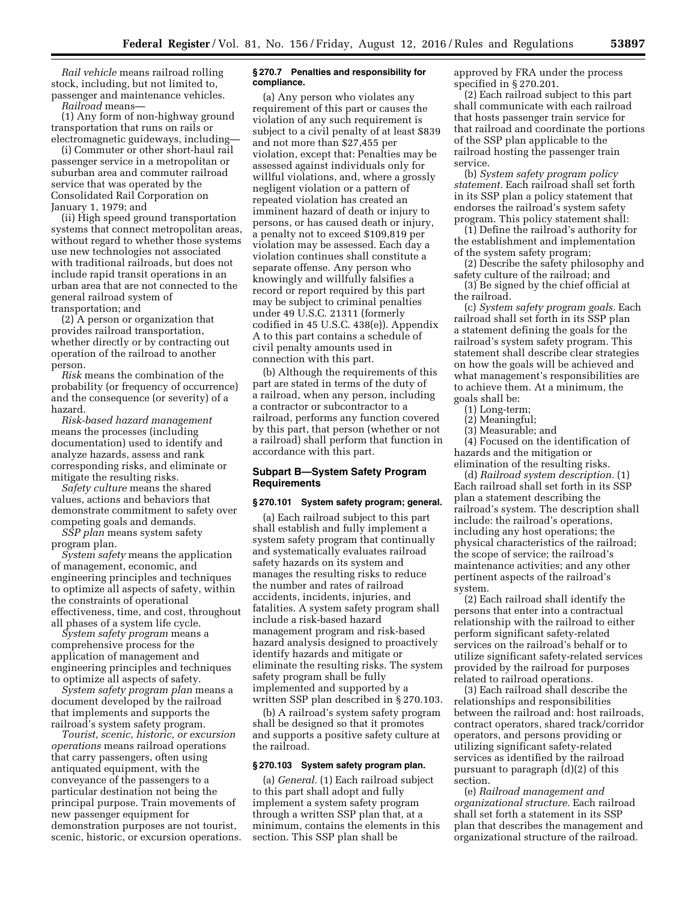*Rail vehicle* means railroad rolling stock, including, but not limited to, passenger and maintenance vehicles.

*Railroad* means—

(1) Any form of non-highway ground transportation that runs on rails or electromagnetic guideways, including—

(i) Commuter or other short-haul rail passenger service in a metropolitan or suburban area and commuter railroad service that was operated by the Consolidated Rail Corporation on January 1, 1979; and

(ii) High speed ground transportation systems that connect metropolitan areas, without regard to whether those systems use new technologies not associated with traditional railroads, but does not include rapid transit operations in an urban area that are not connected to the general railroad system of transportation; and

(2) A person or organization that provides railroad transportation, whether directly or by contracting out operation of the railroad to another person.

*Risk* means the combination of the probability (or frequency of occurrence) and the consequence (or severity) of a hazard.

*Risk-based hazard management* means the processes (including documentation) used to identify and analyze hazards, assess and rank corresponding risks, and eliminate or mitigate the resulting risks.

*Safety culture* means the shared values, actions and behaviors that demonstrate commitment to safety over competing goals and demands.

*SSP plan* means system safety program plan.

*System safety* means the application of management, economic, and engineering principles and techniques to optimize all aspects of safety, within the constraints of operational effectiveness, time, and cost, throughout all phases of a system life cycle.

*System safety program* means a comprehensive process for the application of management and engineering principles and techniques to optimize all aspects of safety.

*System safety program plan* means a document developed by the railroad that implements and supports the railroad's system safety program.

*Tourist, scenic, historic, or excursion operations* means railroad operations that carry passengers, often using antiquated equipment, with the conveyance of the passengers to a particular destination not being the principal purpose. Train movements of new passenger equipment for demonstration purposes are not tourist, scenic, historic, or excursion operations.

**§ 270.7 Penalties and responsibility for compliance.**

(a) Any person who violates any requirement of this part or causes the violation of any such requirement is subject to a civil penalty of at least $839 and not more than $27,455 per violation, except that: Penalties may be assessed against individuals only for willful violations, and, where a grossly negligent violation or a pattern of repeated violation has created an imminent hazard of death or injury to persons, or has caused death or injury, a penalty not to exceed $109,819 per violation may be assessed. Each day a violation continues shall constitute a separate offense. Any person who knowingly and willfully falsifies a record or report required by this part may be subject to criminal penalties under 49 U.S.C. 21311 (formerly codified in 45 U.S.C. 438(e)). Appendix A to this part contains a schedule of civil penalty amounts used in connection with this part.

(b) Although the requirements of this part are stated in terms of the duty of a railroad, when any person, including a contractor or subcontractor to a railroad, performs any function covered by this part, that person (whether or not a railroad) shall perform that function in accordance with this part.

## Subpart B—System Safety Program Requirements

**§ 270.101 System safety program; general.**

(a) Each railroad subject to this part shall establish and fully implement a system safety program that continually and systematically evaluates railroad safety hazards on its system and manages the resulting risks to reduce the number and rates of railroad accidents, incidents, injuries, and fatalities. A system safety program shall include a risk-based hazard management program and risk-based hazard analysis designed to proactively identify hazards and mitigate or eliminate the resulting risks. The system safety program shall be fully implemented and supported by a written SSP plan described in § 270.103.

(b) A railroad's system safety program shall be designed so that it promotes and supports a positive safety culture at the railroad.

**§ 270.103 System safety program plan.**

(a) *General.* (1) Each railroad subject to this part shall adopt and fully implement a system safety program through a written SSP plan that, at a minimum, contains the elements in this section. This SSP plan shall be approved by FRA under the process specified in § 270.201.

(2) Each railroad subject to this part shall communicate with each railroad that hosts passenger train service for that railroad and coordinate the portions of the SSP plan applicable to the railroad hosting the passenger train service.

(b) *System safety program policy statement.* Each railroad shall set forth in its SSP plan a policy statement that endorses the railroad's system safety program. This policy statement shall:

(1) Define the railroad's authority for the establishment and implementation of the system safety program;

(2) Describe the safety philosophy and safety culture of the railroad; and

(3) Be signed by the chief official at the railroad.

(c) *System safety program goals.* Each railroad shall set forth in its SSP plan a statement defining the goals for the railroad's system safety program. This statement shall describe clear strategies on how the goals will be achieved and what management's responsibilities are to achieve them. At a minimum, the goals shall be:

(1) Long-term;

(2) Meaningful;

(3) Measurable; and

(4) Focused on the identification of hazards and the mitigation or elimination of the resulting risks.

(d) *Railroad system description.* (1) Each railroad shall set forth in its SSP plan a statement describing the railroad's system. The description shall include: the railroad's operations, including any host operations; the physical characteristics of the railroad; the scope of service; the railroad's maintenance activities; and any other pertinent aspects of the railroad's system.

(2) Each railroad shall identify the persons that enter into a contractual relationship with the railroad to either perform significant safety-related services on the railroad's behalf or to utilize significant safety-related services provided by the railroad for purposes related to railroad operations.

(3) Each railroad shall describe the relationships and responsibilities between the railroad and: host railroads, contract operators, shared track/corridor operators, and persons providing or utilizing significant safety-related services as identified by the railroad pursuant to paragraph (d)(2) of this section.

(e) *Railroad management and organizational structure.* Each railroad shall set forth a statement in its SSP plan that describes the management and organizational structure of the railroad.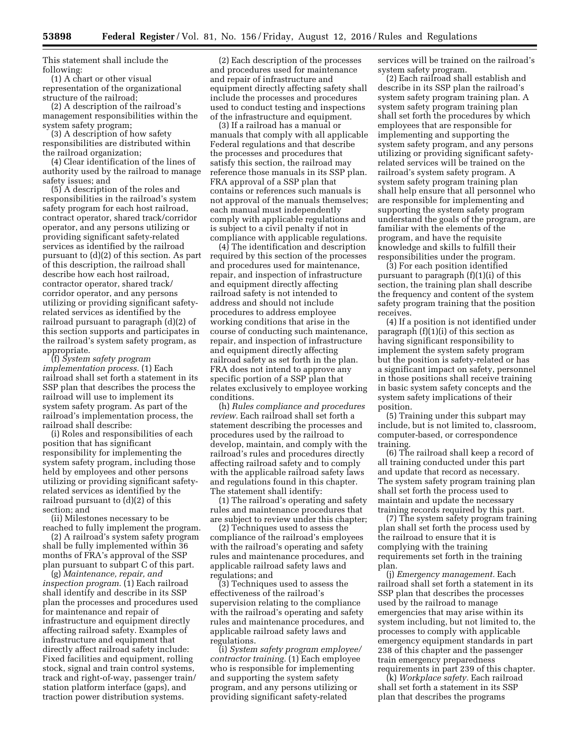This statement shall include the following:

(1) A chart or other visual representation of the organizational structure of the railroad;

(2) A description of the railroad's management responsibilities within the system safety program;

(3) A description of how safety responsibilities are distributed within the railroad organization;

(4) Clear identification of the lines of authority used by the railroad to manage safety issues; and

(5) A description of the roles and responsibilities in the railroad's system safety program for each host railroad, contract operator, shared track/corridor operator, and any persons utilizing or providing significant safety-related services as identified by the railroad pursuant to (d)(2) of this section. As part of this description, the railroad shall describe how each host railroad, contractor operator, shared track/corridor operator, and any persons utilizing or providing significant safety-related services as identified by the railroad pursuant to paragraph (d)(2) of this section supports and participates in the railroad's system safety program, as appropriate.

(f) *System safety program implementation process.* (1) Each railroad shall set forth a statement in its SSP plan that describes the process the railroad will use to implement its system safety program. As part of the railroad's implementation process, the railroad shall describe:

(i) Roles and responsibilities of each position that has significant responsibility for implementing the system safety program, including those held by employees and other persons utilizing or providing significant safety-related services as identified by the railroad pursuant to (d)(2) of this section; and

(ii) Milestones necessary to be reached to fully implement the program.

(2) A railroad's system safety program shall be fully implemented within 36 months of FRA's approval of the SSP plan pursuant to subpart C of this part.

(g) *Maintenance, repair, and inspection program.* (1) Each railroad shall identify and describe in its SSP plan the processes and procedures used for maintenance and repair of infrastructure and equipment directly affecting railroad safety. Examples of infrastructure and equipment that directly affect railroad safety include: Fixed facilities and equipment, rolling stock, signal and train control systems, track and right-of-way, passenger train/station platform interface (gaps), and traction power distribution systems.

(2) Each description of the processes and procedures used for maintenance and repair of infrastructure and equipment directly affecting safety shall include the processes and procedures used to conduct testing and inspections of the infrastructure and equipment.

(3) If a railroad has a manual or manuals that comply with all applicable Federal regulations and that describe the processes and procedures that satisfy this section, the railroad may reference those manuals in its SSP plan. FRA approval of a SSP plan that contains or references such manuals is not approval of the manuals themselves; each manual must independently comply with applicable regulations and is subject to a civil penalty if not in compliance with applicable regulations.

(4) The identification and description required by this section of the processes and procedures used for maintenance, repair, and inspection of infrastructure and equipment directly affecting railroad safety is not intended to address and should not include procedures to address employee working conditions that arise in the course of conducting such maintenance, repair, and inspection of infrastructure and equipment directly affecting railroad safety as set forth in the plan. FRA does not intend to approve any specific portion of a SSP plan that relates exclusively to employee working conditions.

(h) *Rules compliance and procedures review.* Each railroad shall set forth a statement describing the processes and procedures used by the railroad to develop, maintain, and comply with the railroad's rules and procedures directly affecting railroad safety and to comply with the applicable railroad safety laws and regulations found in this chapter. The statement shall identify:

(1) The railroad's operating and safety rules and maintenance procedures that are subject to review under this chapter;

(2) Techniques used to assess the compliance of the railroad's employees with the railroad's operating and safety rules and maintenance procedures, and applicable railroad safety laws and regulations; and

(3) Techniques used to assess the effectiveness of the railroad's supervision relating to the compliance with the railroad's operating and safety rules and maintenance procedures, and applicable railroad safety laws and regulations.

(i) *System safety program employee/contractor training.* (1) Each employee who is responsible for implementing and supporting the system safety program, and any persons utilizing or providing significant safety-related services will be trained on the railroad's system safety program.

(2) Each railroad shall establish and describe in its SSP plan the railroad's system safety program training plan. A system safety program training plan shall set forth the procedures by which employees that are responsible for implementing and supporting the system safety program, and any persons utilizing or providing significant safety-related services will be trained on the railroad's system safety program. A system safety program training plan shall help ensure that all personnel who are responsible for implementing and supporting the system safety program understand the goals of the program, are familiar with the elements of the program, and have the requisite knowledge and skills to fulfill their responsibilities under the program.

(3) For each position identified pursuant to paragraph (f)(1)(i) of this section, the training plan shall describe the frequency and content of the system safety program training that the position receives.

(4) If a position is not identified under paragraph (f)(1)(i) of this section as having significant responsibility to implement the system safety program but the position is safety-related or has a significant impact on safety, personnel in those positions shall receive training in basic system safety concepts and the system safety implications of their position.

(5) Training under this subpart may include, but is not limited to, classroom, computer-based, or correspondence training.

(6) The railroad shall keep a record of all training conducted under this part and update that record as necessary. The system safety program training plan shall set forth the process used to maintain and update the necessary training records required by this part.

(7) The system safety program training plan shall set forth the process used by the railroad to ensure that it is complying with the training requirements set forth in the training plan.

(j) *Emergency management.* Each railroad shall set forth a statement in its SSP plan that describes the processes used by the railroad to manage emergencies that may arise within its system including, but not limited to, the processes to comply with applicable emergency equipment standards in part 238 of this chapter and the passenger train emergency preparedness requirements in part 239 of this chapter.

(k) *Workplace safety.* Each railroad shall set forth a statement in its SSP plan that describes the programs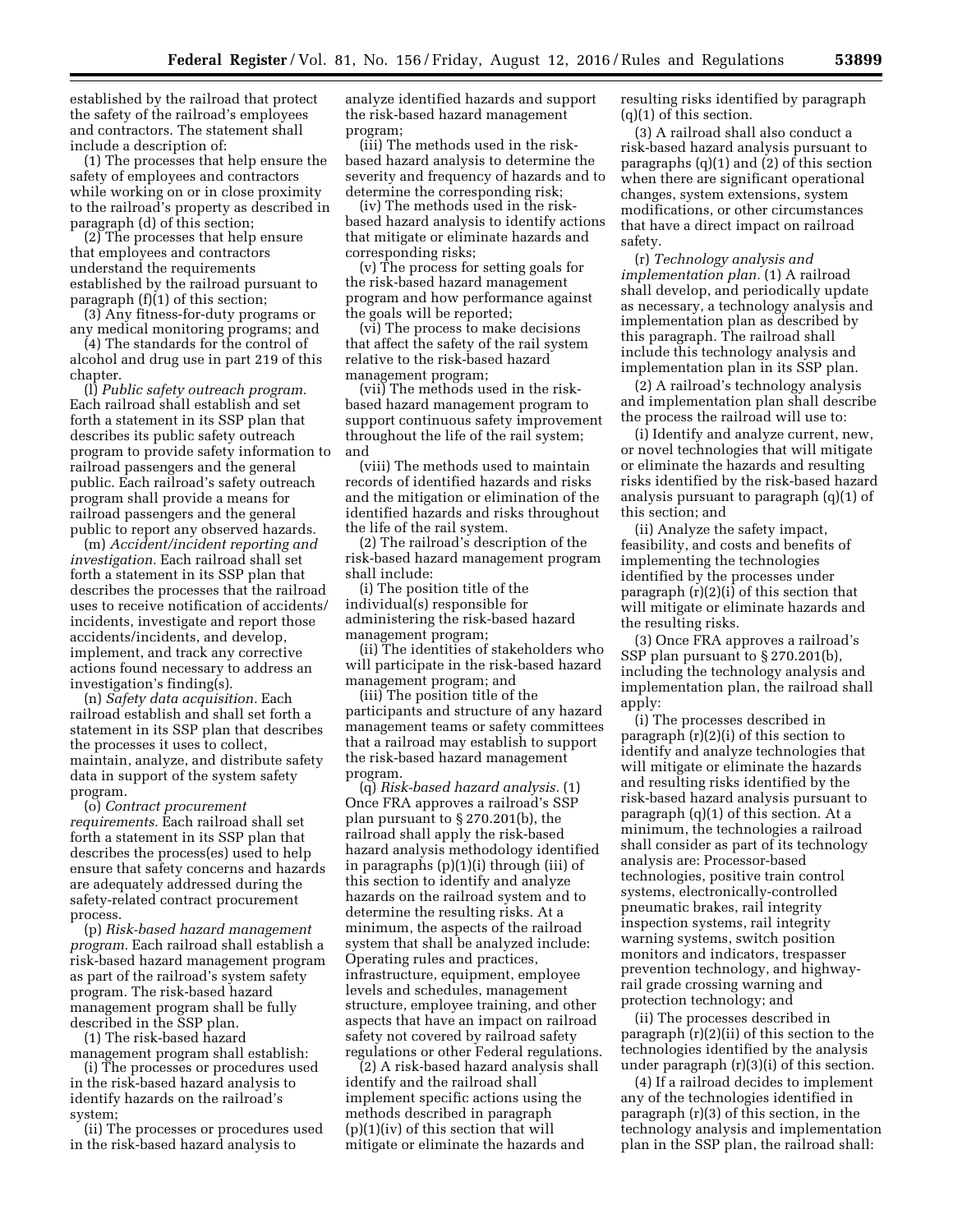established by the railroad that protect the safety of the railroad's employees and contractors. The statement shall include a description of:

(1) The processes that help ensure the safety of employees and contractors while working on or in close proximity to the railroad's property as described in paragraph (d) of this section;

(2) The processes that help ensure that employees and contractors understand the requirements established by the railroad pursuant to paragraph (f)(1) of this section;

(3) Any fitness-for-duty programs or any medical monitoring programs; and

(4) The standards for the control of alcohol and drug use in part 219 of this chapter.

(l) *Public safety outreach program.* Each railroad shall establish and set forth a statement in its SSP plan that describes its public safety outreach program to provide safety information to railroad passengers and the general public. Each railroad's safety outreach program shall provide a means for railroad passengers and the general public to report any observed hazards.

(m) *Accident/incident reporting and investigation.* Each railroad shall set forth a statement in its SSP plan that describes the processes that the railroad uses to receive notification of accidents/incidents, investigate and report those accidents/incidents, and develop, implement, and track any corrective actions found necessary to address an investigation's finding(s).

(n) *Safety data acquisition.* Each railroad establish and shall set forth a statement in its SSP plan that describes the processes it uses to collect, maintain, analyze, and distribute safety data in support of the system safety program.

(o) *Contract procurement requirements.* Each railroad shall set forth a statement in its SSP plan that describes the process(es) used to help ensure that safety concerns and hazards are adequately addressed during the safety-related contract procurement process.

(p) *Risk-based hazard management program.* Each railroad shall establish a risk-based hazard management program as part of the railroad's system safety program. The risk-based hazard management program shall be fully described in the SSP plan.

(1) The risk-based hazard management program shall establish:

(i) The processes or procedures used in the risk-based hazard analysis to identify hazards on the railroad's system;

(ii) The processes or procedures used in the risk-based hazard analysis to analyze identified hazards and support the risk-based hazard management program;

(iii) The methods used in the risk-based hazard analysis to determine the severity and frequency of hazards and to determine the corresponding risk;

(iv) The methods used in the risk-based hazard analysis to identify actions that mitigate or eliminate hazards and corresponding risks;

(v) The process for setting goals for the risk-based hazard management program and how performance against the goals will be reported;

(vi) The process to make decisions that affect the safety of the rail system relative to the risk-based hazard management program;

(vii) The methods used in the risk-based hazard management program to support continuous safety improvement throughout the life of the rail system; and

(viii) The methods used to maintain records of identified hazards and risks and the mitigation or elimination of the identified hazards and risks throughout the life of the rail system.

(2) The railroad's description of the risk-based hazard management program shall include:

(i) The position title of the individual(s) responsible for administering the risk-based hazard management program;

(ii) The identities of stakeholders who will participate in the risk-based hazard management program; and

(iii) The position title of the participants and structure of any hazard management teams or safety committees that a railroad may establish to support the risk-based hazard management program.

(q) *Risk-based hazard analysis.* (1) Once FRA approves a railroad's SSP plan pursuant to § 270.201(b), the railroad shall apply the risk-based hazard analysis methodology identified in paragraphs (p)(1)(i) through (iii) of this section to identify and analyze hazards on the railroad system and to determine the resulting risks. At a minimum, the aspects of the railroad system that shall be analyzed include: Operating rules and practices, infrastructure, equipment, employee levels and schedules, management structure, employee training, and other aspects that have an impact on railroad safety not covered by railroad safety regulations or other Federal regulations.

(2) A risk-based hazard analysis shall identify and the railroad shall implement specific actions using the methods described in paragraph (p)(1)(iv) of this section that will mitigate or eliminate the hazards and resulting risks identified by paragraph (q)(1) of this section.

(3) A railroad shall also conduct a risk-based hazard analysis pursuant to paragraphs (q)(1) and (2) of this section when there are significant operational changes, system extensions, system modifications, or other circumstances that have a direct impact on railroad safety.

(r) *Technology analysis and implementation plan.* (1) A railroad shall develop, and periodically update as necessary, a technology analysis and implementation plan as described by this paragraph. The railroad shall include this technology analysis and implementation plan in its SSP plan.

(2) A railroad's technology analysis and implementation plan shall describe the process the railroad will use to:

(i) Identify and analyze current, new, or novel technologies that will mitigate or eliminate the hazards and resulting risks identified by the risk-based hazard analysis pursuant to paragraph (q)(1) of this section; and

(ii) Analyze the safety impact, feasibility, and costs and benefits of implementing the technologies identified by the processes under paragraph (r)(2)(i) of this section that will mitigate or eliminate hazards and the resulting risks.

(3) Once FRA approves a railroad's SSP plan pursuant to § 270.201(b), including the technology analysis and implementation plan, the railroad shall apply:

(i) The processes described in paragraph (r)(2)(i) of this section to identify and analyze technologies that will mitigate or eliminate the hazards and resulting risks identified by the risk-based hazard analysis pursuant to paragraph (q)(1) of this section. At a minimum, the technologies a railroad shall consider as part of its technology analysis are: Processor-based technologies, positive train control systems, electronically-controlled pneumatic brakes, rail integrity inspection systems, rail integrity warning systems, switch position monitors and indicators, trespasser prevention technology, and highway-rail grade crossing warning and protection technology; and

(ii) The processes described in paragraph (r)(2)(ii) of this section to the technologies identified by the analysis under paragraph (r)(3)(i) of this section.

(4) If a railroad decides to implement any of the technologies identified in paragraph (r)(3) of this section, in the technology analysis and implementation plan in the SSP plan, the railroad shall: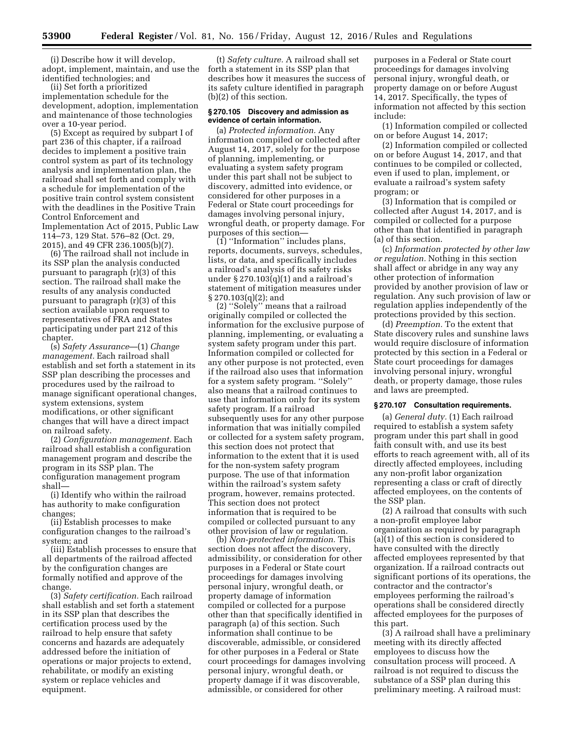(i) Describe how it will develop, adopt, implement, maintain, and use the identified technologies; and

(ii) Set forth a prioritized implementation schedule for the development, adoption, implementation and maintenance of those technologies over a 10-year period.

(5) Except as required by subpart I of part 236 of this chapter, if a railroad decides to implement a positive train control system as part of its technology analysis and implementation plan, the railroad shall set forth and comply with a schedule for implementation of the positive train control system consistent with the deadlines in the Positive Train Control Enforcement and Implementation Act of 2015, Public Law 114–73, 129 Stat. 576–82 (Oct. 29, 2015), and 49 CFR 236.1005(b)(7).

(6) The railroad shall not include in its SSP plan the analysis conducted pursuant to paragraph (r)(3) of this section. The railroad shall make the results of any analysis conducted pursuant to paragraph (r)(3) of this section available upon request to representatives of FRA and States participating under part 212 of this chapter.

(s) *Safety Assurance*—(1) *Change management.* Each railroad shall establish and set forth a statement in its SSP plan describing the processes and procedures used by the railroad to manage significant operational changes, system extensions, system modifications, or other significant changes that will have a direct impact on railroad safety.

(2) *Configuration management.* Each railroad shall establish a configuration management program and describe the program in its SSP plan. The configuration management program shall—

(i) Identify who within the railroad has authority to make configuration changes;

(ii) Establish processes to make configuration changes to the railroad's system; and

(iii) Establish processes to ensure that all departments of the railroad affected by the configuration changes are formally notified and approve of the change.

(3) *Safety certification.* Each railroad shall establish and set forth a statement in its SSP plan that describes the certification process used by the railroad to help ensure that safety concerns and hazards are adequately addressed before the initiation of operations or major projects to extend, rehabilitate, or modify an existing system or replace vehicles and equipment.

(t) *Safety culture.* A railroad shall set forth a statement in its SSP plan that describes how it measures the success of its safety culture identified in paragraph (b)(2) of this section.

**§ 270.105 Discovery and admission as evidence of certain information.**

(a) *Protected information.* Any information compiled or collected after August 14, 2017, solely for the purpose of planning, implementing, or evaluating a system safety program under this part shall not be subject to discovery, admitted into evidence, or considered for other purposes in a Federal or State court proceedings for damages involving personal injury, wrongful death, or property damage. For purposes of this section—

(1) ''Information'' includes plans, reports, documents, surveys, schedules, lists, or data, and specifically includes a railroad's analysis of its safety risks under § 270.103(q)(1) and a railroad's statement of mitigation measures under § 270.103(q)(2); and

(2) ''Solely'' means that a railroad originally compiled or collected the information for the exclusive purpose of planning, implementing, or evaluating a system safety program under this part. Information compiled or collected for any other purpose is not protected, even if the railroad also uses that information for a system safety program. ''Solely'' also means that a railroad continues to use that information only for its system safety program. If a railroad subsequently uses for any other purpose information that was initially compiled or collected for a system safety program, this section does not protect that information to the extent that it is used for the non-system safety program purpose. The use of that information within the railroad's system safety program, however, remains protected. This section does not protect information that is required to be compiled or collected pursuant to any other provision of law or regulation.

(b) *Non-protected information.* This section does not affect the discovery, admissibility, or consideration for other purposes in a Federal or State court proceedings for damages involving personal injury, wrongful death, or property damage of information compiled or collected for a purpose other than that specifically identified in paragraph (a) of this section. Such information shall continue to be discoverable, admissible, or considered for other purposes in a Federal or State court proceedings for damages involving personal injury, wrongful death, or property damage if it was discoverable, admissible, or considered for other purposes in a Federal or State court proceedings for damages involving personal injury, wrongful death, or property damage on or before August 14, 2017. Specifically, the types of information not affected by this section include:

(1) Information compiled or collected on or before August 14, 2017;

(2) Information compiled or collected on or before August 14, 2017, and that continues to be compiled or collected, even if used to plan, implement, or evaluate a railroad's system safety program; or

(3) Information that is compiled or collected after August 14, 2017, and is compiled or collected for a purpose other than that identified in paragraph (a) of this section.

(c) *Information protected by other law or regulation.* Nothing in this section shall affect or abridge in any way any other protection of information provided by another provision of law or regulation. Any such provision of law or regulation applies independently of the protections provided by this section.

(d) *Preemption.* To the extent that State discovery rules and sunshine laws would require disclosure of information protected by this section in a Federal or State court proceedings for damages involving personal injury, wrongful death, or property damage, those rules and laws are preempted.

**§ 270.107 Consultation requirements.**

(a) *General duty.* (1) Each railroad required to establish a system safety program under this part shall in good faith consult with, and use its best efforts to reach agreement with, all of its directly affected employees, including any non-profit labor organization representing a class or craft of directly affected employees, on the contents of the SSP plan.

(2) A railroad that consults with such a non-profit employee labor organization as required by paragraph (a)(1) of this section is considered to have consulted with the directly affected employees represented by that organization. If a railroad contracts out significant portions of its operations, the contractor and the contractor's employees performing the railroad's operations shall be considered directly affected employees for the purposes of this part.

(3) A railroad shall have a preliminary meeting with its directly affected employees to discuss how the consultation process will proceed. A railroad is not required to discuss the substance of a SSP plan during this preliminary meeting. A railroad must: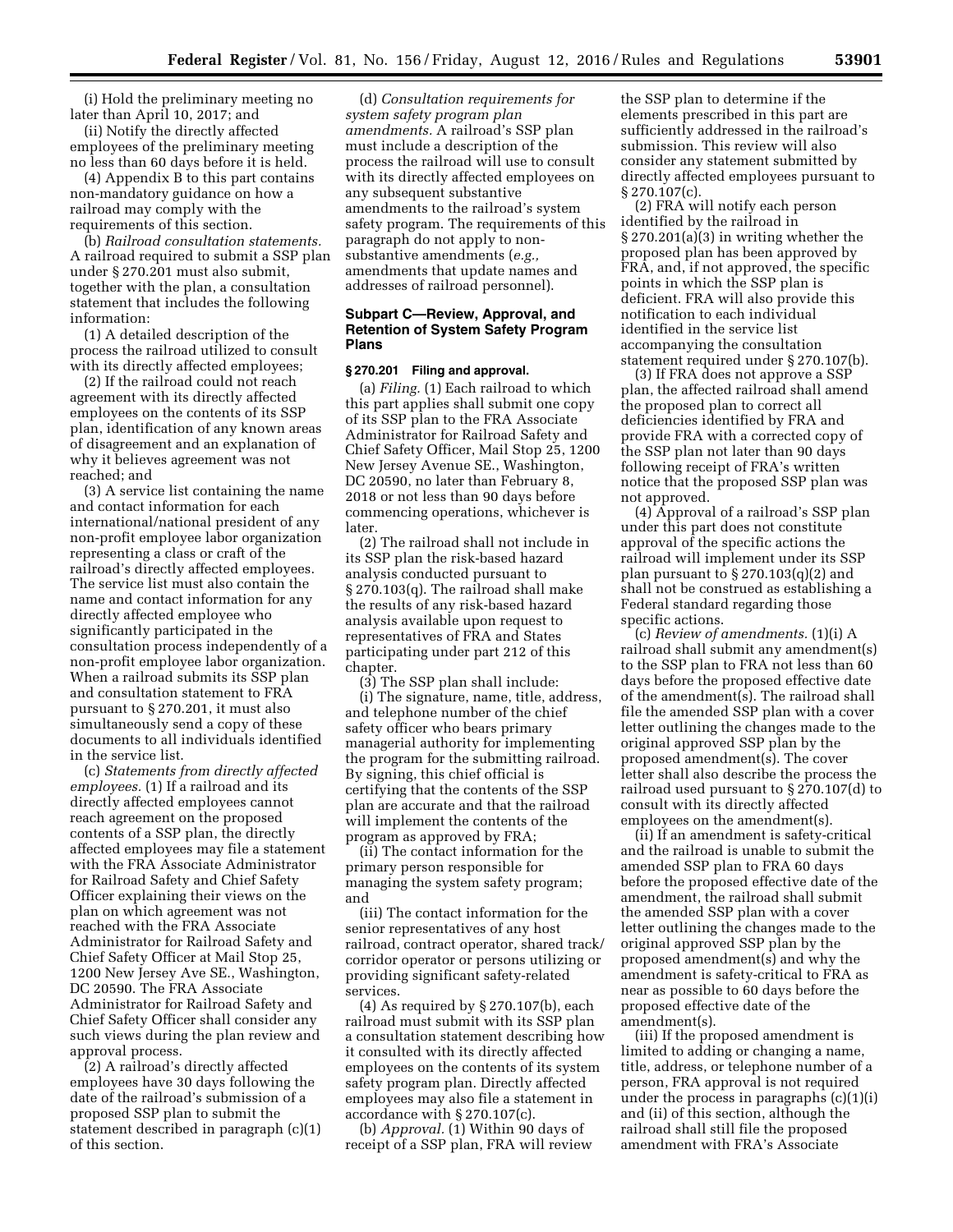(i) Hold the preliminary meeting no later than April 10, 2017; and

(ii) Notify the directly affected employees of the preliminary meeting no less than 60 days before it is held.

(4) Appendix B to this part contains non-mandatory guidance on how a railroad may comply with the requirements of this section.

(b) *Railroad consultation statements.* A railroad required to submit a SSP plan under § 270.201 must also submit, together with the plan, a consultation statement that includes the following information:

(1) A detailed description of the process the railroad utilized to consult with its directly affected employees;

(2) If the railroad could not reach agreement with its directly affected employees on the contents of its SSP plan, identification of any known areas of disagreement and an explanation of why it believes agreement was not reached; and

(3) A service list containing the name and contact information for each international/national president of any non-profit employee labor organization representing a class or craft of the railroad's directly affected employees. The service list must also contain the name and contact information for any directly affected employee who significantly participated in the consultation process independently of a non-profit employee labor organization. When a railroad submits its SSP plan and consultation statement to FRA pursuant to § 270.201, it must also simultaneously send a copy of these documents to all individuals identified in the service list.

(c) *Statements from directly affected employees.* (1) If a railroad and its directly affected employees cannot reach agreement on the proposed contents of a SSP plan, the directly affected employees may file a statement with the FRA Associate Administrator for Railroad Safety and Chief Safety Officer explaining their views on the plan on which agreement was not reached with the FRA Associate Administrator for Railroad Safety and Chief Safety Officer at Mail Stop 25, 1200 New Jersey Ave SE., Washington, DC 20590. The FRA Associate Administrator for Railroad Safety and Chief Safety Officer shall consider any such views during the plan review and approval process.

(2) A railroad's directly affected employees have 30 days following the date of the railroad's submission of a proposed SSP plan to submit the statement described in paragraph (c)(1) of this section.

(d) *Consultation requirements for system safety program plan amendments.* A railroad's SSP plan must include a description of the process the railroad will use to consult with its directly affected employees on any subsequent substantive amendments to the railroad's system safety program. The requirements of this paragraph do not apply to non-substantive amendments (*e.g.,* amendments that update names and addresses of railroad personnel).

## Subpart C—Review, Approval, and Retention of System Safety Program Plans

### § 270.201 Filing and approval.

(a) *Filing.* (1) Each railroad to which this part applies shall submit one copy of its SSP plan to the FRA Associate Administrator for Railroad Safety and Chief Safety Officer, Mail Stop 25, 1200 New Jersey Avenue SE., Washington, DC 20590, no later than February 8, 2018 or not less than 90 days before commencing operations, whichever is later.

(2) The railroad shall not include in its SSP plan the risk-based hazard analysis conducted pursuant to § 270.103(q). The railroad shall make the results of any risk-based hazard analysis available upon request to representatives of FRA and States participating under part 212 of this chapter.

(3) The SSP plan shall include:

(i) The signature, name, title, address, and telephone number of the chief safety officer who bears primary managerial authority for implementing the program for the submitting railroad. By signing, this chief official is certifying that the contents of the SSP plan are accurate and that the railroad will implement the contents of the program as approved by FRA;

(ii) The contact information for the primary person responsible for managing the system safety program; and

(iii) The contact information for the senior representatives of any host railroad, contract operator, shared track/corridor operator or persons utilizing or providing significant safety-related services.

(4) As required by § 270.107(b), each railroad must submit with its SSP plan a consultation statement describing how it consulted with its directly affected employees on the contents of its system safety program plan. Directly affected employees may also file a statement in accordance with § 270.107(c).

(b) *Approval.* (1) Within 90 days of receipt of a SSP plan, FRA will review the SSP plan to determine if the elements prescribed in this part are sufficiently addressed in the railroad's submission. This review will also consider any statement submitted by directly affected employees pursuant to § 270.107(c).

(2) FRA will notify each person identified by the railroad in § 270.201(a)(3) in writing whether the proposed plan has been approved by FRA, and, if not approved, the specific points in which the SSP plan is deficient. FRA will also provide this notification to each individual identified in the service list accompanying the consultation statement required under § 270.107(b).

(3) If FRA does not approve a SSP plan, the affected railroad shall amend the proposed plan to correct all deficiencies identified by FRA and provide FRA with a corrected copy of the SSP plan not later than 90 days following receipt of FRA's written notice that the proposed SSP plan was not approved.

(4) Approval of a railroad's SSP plan under this part does not constitute approval of the specific actions the railroad will implement under its SSP plan pursuant to § 270.103(q)(2) and shall not be construed as establishing a Federal standard regarding those specific actions.

(c) *Review of amendments.* (1)(i) A railroad shall submit any amendment(s) to the SSP plan to FRA not less than 60 days before the proposed effective date of the amendment(s). The railroad shall file the amended SSP plan with a cover letter outlining the changes made to the original approved SSP plan by the proposed amendment(s). The cover letter shall also describe the process the railroad used pursuant to § 270.107(d) to consult with its directly affected employees on the amendment(s).

(ii) If an amendment is safety-critical and the railroad is unable to submit the amended SSP plan to FRA 60 days before the proposed effective date of the amendment, the railroad shall submit the amended SSP plan with a cover letter outlining the changes made to the original approved SSP plan by the proposed amendment(s) and why the amendment is safety-critical to FRA as near as possible to 60 days before the proposed effective date of the amendment(s).

(iii) If the proposed amendment is limited to adding or changing a name, title, address, or telephone number of a person, FRA approval is not required under the process in paragraphs (c)(1)(i) and (ii) of this section, although the railroad shall still file the proposed amendment with FRA's Associate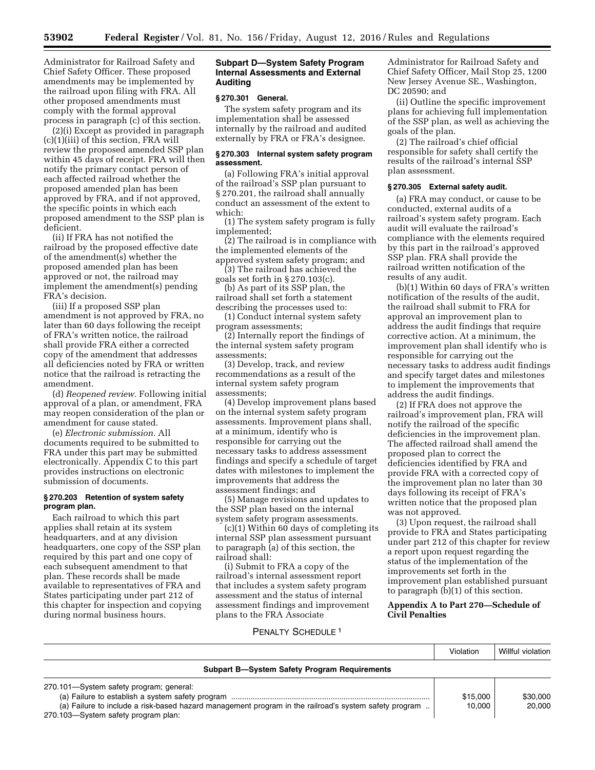Administrator for Railroad Safety and Chief Safety Officer. These proposed amendments may be implemented by the railroad upon filing with FRA. All other proposed amendments must comply with the formal approval process in paragraph (c) of this section.

(2)(i) Except as provided in paragraph (c)(1)(iii) of this section, FRA will review the proposed amended SSP plan within 45 days of receipt. FRA will then notify the primary contact person of each affected railroad whether the proposed amended plan has been approved by FRA, and if not approved, the specific points in which each proposed amendment to the SSP plan is deficient.

(ii) If FRA has not notified the railroad by the proposed effective date of the amendment(s) whether the proposed amended plan has been approved or not, the railroad may implement the amendment(s) pending FRA's decision.

(iii) If a proposed SSP plan amendment is not approved by FRA, no later than 60 days following the receipt of FRA's written notice, the railroad shall provide FRA either a corrected copy of the amendment that addresses all deficiencies noted by FRA or written notice that the railroad is retracting the amendment.

(d) *Reopened review.* Following initial approval of a plan, or amendment, FRA may reopen consideration of the plan or amendment for cause stated.

(e) *Electronic submission.* All documents required to be submitted to FRA under this part may be submitted electronically. Appendix C to this part provides instructions on electronic submission of documents.

### § 270.203 Retention of system safety program plan.

Each railroad to which this part applies shall retain at its system headquarters, and at any division headquarters, one copy of the SSP plan required by this part and one copy of each subsequent amendment to that plan. These records shall be made available to representatives of FRA and States participating under part 212 of this chapter for inspection and copying during normal business hours.

## Subpart D—System Safety Program Internal Assessments and External Auditing

### § 270.301 General.

The system safety program and its implementation shall be assessed internally by the railroad and audited externally by FRA or FRA's designee.

### § 270.303 Internal system safety program assessment.

(a) Following FRA's initial approval of the railroad's SSP plan pursuant to § 270.201, the railroad shall annually conduct an assessment of the extent to which:

(1) The system safety program is fully implemented;

(2) The railroad is in compliance with the implemented elements of the approved system safety program; and

(3) The railroad has achieved the goals set forth in § 270.103(c).

(b) As part of its SSP plan, the railroad shall set forth a statement describing the processes used to:

(1) Conduct internal system safety program assessments;

(2) Internally report the findings of the internal system safety program assessments;

(3) Develop, track, and review recommendations as a result of the internal system safety program assessments;

(4) Develop improvement plans based on the internal system safety program assessments. Improvement plans shall, at a minimum, identify who is responsible for carrying out the necessary tasks to address assessment findings and specify a schedule of target dates with milestones to implement the improvements that address the assessment findings; and

(5) Manage revisions and updates to the SSP plan based on the internal system safety program assessments.

(c)(1) Within 60 days of completing its internal SSP plan assessment pursuant to paragraph (a) of this section, the railroad shall:

(i) Submit to FRA a copy of the railroad's internal assessment report that includes a system safety program assessment and the status of internal assessment findings and improvement plans to the FRA Associate Administrator for Railroad Safety and Chief Safety Officer, Mail Stop 25, 1200 New Jersey Avenue SE., Washington, DC 20590; and

(ii) Outline the specific improvement plans for achieving full implementation of the SSP plan, as well as achieving the goals of the plan.

(2) The railroad's chief official responsible for safety shall certify the results of the railroad's internal SSP plan assessment.

### § 270.305 External safety audit.

(a) FRA may conduct, or cause to be conducted, external audits of a railroad's system safety program. Each audit will evaluate the railroad's compliance with the elements required by this part in the railroad's approved SSP plan. FRA shall provide the railroad written notification of the results of any audit.

(b)(1) Within 60 days of FRA's written notification of the results of the audit, the railroad shall submit to FRA for approval an improvement plan to address the audit findings that require corrective action. At a minimum, the improvement plan shall identify who is responsible for carrying out the necessary tasks to address audit findings and specify target dates and milestones to implement the improvements that address the audit findings.

(2) If FRA does not approve the railroad's improvement plan, FRA will notify the railroad of the specific deficiencies in the improvement plan. The affected railroad shall amend the proposed plan to correct the deficiencies identified by FRA and provide FRA with a corrected copy of the improvement plan no later than 30 days following its receipt of FRA's written notice that the proposed plan was not approved.

(3) Upon request, the railroad shall provide to FRA and States participating under part 212 of this chapter for review a report upon request regarding the status of the implementation of the improvements set forth in the improvement plan established pursuant to paragraph (b)(1) of this section.

## Appendix A to Part 270—Schedule of Civil Penalties

PENALTY SCHEDULE [1]

| | Violation | Willful violation |
|---|---|---|
| **Subpart B—System Safety Program Requirements** | | |
| 270.101—System safety program; general: | | |
| (a) Failure to establish a system safety program | $15,000 | $30,000 |
| (a) Failure to include a risk-based hazard management program in the railroad's system safety program | 10,000 | 20,000 |
| 270.103—System safety program plan: | | |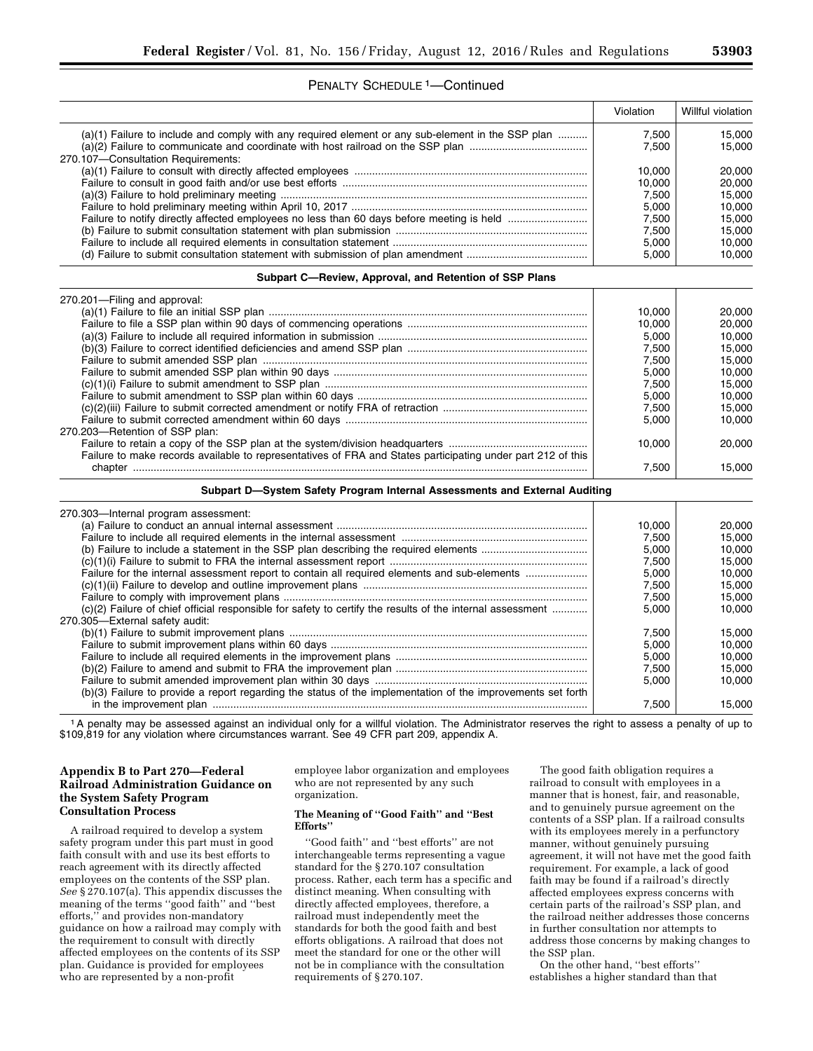PENALTY SCHEDULE [1]—Continued

| | Violation | Willful violation |
|---|---|---|
| (a)(1) Failure to include and comply with any required element or any sub-element in the SSP plan | 7,500 | 15,000 |
| (a)(2) Failure to communicate and coordinate with host railroad on the SSP plan | 7,500 | 15,000 |
| 270.107—Consultation Requirements: | | |
| (a)(1) Failure to consult with directly affected employees | 10,000 | 20,000 |
| Failure to consult in good faith and/or use best efforts | 10,000 | 20,000 |
| (a)(3) Failure to hold preliminary meeting | 7,500 | 15,000 |
| Failure to hold preliminary meeting within April 10, 2017 | 5,000 | 10,000 |
| Failure to notify directly affected employees no less than 60 days before meeting is held | 7,500 | 15,000 |
| (b) Failure to submit consultation statement with plan submission | 7,500 | 15,000 |
| Failure to include all required elements in consultation statement | 5,000 | 10,000 |
| (d) Failure to submit consultation statement with submission of plan amendment | 5,000 | 10,000 |
| **Subpart C—Review, Approval, and Retention of SSP Plans** | | |
| 270.201—Filing and approval: | | |
| (a)(1) Failure to file an initial SSP plan | 10,000 | 20,000 |
| Failure to file a SSP plan within 90 days of commencing operations | 10,000 | 20,000 |
| (a)(3) Failure to include all required information in submission | 5,000 | 10,000 |
| (b)(3) Failure to correct identified deficiencies and amend SSP plan | 7,500 | 15,000 |
| Failure to submit amended SSP plan | 7,500 | 15,000 |
| Failure to submit amended SSP plan within 90 days | 5,000 | 10,000 |
| (c)(1)(i) Failure to submit amendment to SSP plan | 7,500 | 15,000 |
| Failure to submit amendment to SSP plan within 60 days | 5,000 | 10,000 |
| (c)(2)(iii) Failure to submit corrected amendment or notify FRA of retraction | 7,500 | 15,000 |
| Failure to submit corrected amendment within 60 days | 5,000 | 10,000 |
| 270.203—Retention of SSP plan: | | |
| Failure to retain a copy of the SSP plan at the system/division headquarters | 10,000 | 20,000 |
| Failure to make records available to representatives of FRA and States participating under part 212 of this chapter | 7,500 | 15,000 |
| **Subpart D—System Safety Program Internal Assessments and External Auditing** | | |
| 270.303—Internal program assessment: | | |
| (a) Failure to conduct an annual internal assessment | 10,000 | 20,000 |
| Failure to include all required elements in the internal assessment | 7,500 | 15,000 |
| (b) Failure to include a statement in the SSP plan describing the required elements | 5,000 | 10,000 |
| (c)(1)(i) Failure to submit to FRA the internal assessment report | 7,500 | 15,000 |
| Failure for the internal assessment report to contain all required elements and sub-elements | 5,000 | 10,000 |
| (c)(1)(ii) Failure to develop and outline improvement plans | 7,500 | 15,000 |
| Failure to comply with improvement plans | 7,500 | 15,000 |
| (c)(2) Failure of chief official responsible for safety to certify the results of the internal assessment | 5,000 | 10,000 |
| 270.305—External safety audit: | | |
| (b)(1) Failure to submit improvement plans | 7,500 | 15,000 |
| Failure to submit improvement plans within 60 days | 5,000 | 10,000 |
| Failure to include all required elements in the improvement plans | 5,000 | 10,000 |
| (b)(2) Failure to amend and submit to FRA the improvement plan | 7,500 | 15,000 |
| Failure to submit amended improvement plan within 30 days | 5,000 | 10,000 |
| (b)(3) Failure to provide a report regarding the status of the implementation of the improvements set forth in the improvement plan | 7,500 | 15,000 |

[1] A penalty may be assessed against an individual only for a willful violation. The Administrator reserves the right to assess a penalty of up to $109,819 for any violation where circumstances warrant. See 49 CFR part 209, appendix A.

## Appendix B to Part 270—Federal Railroad Administration Guidance on the System Safety Program Consultation Process

A railroad required to develop a system safety program under this part must in good faith consult with and use its best efforts to reach agreement with its directly affected employees on the contents of the SSP plan. *See* § 270.107(a). This appendix discusses the meaning of the terms "good faith" and "best efforts," and provides non-mandatory guidance on how a railroad may comply with the requirement to consult with directly affected employees on the contents of its SSP plan. Guidance is provided for employees who are represented by a non-profit employee labor organization and employees who are not represented by any such organization.

### The Meaning of "Good Faith" and "Best Efforts"

"Good faith" and "best efforts" are not interchangeable terms representing a vague standard for the § 270.107 consultation process. Rather, each term has a specific and distinct meaning. When consulting with directly affected employees, therefore, a railroad must independently meet the standards for both the good faith and best efforts obligations. A railroad that does not meet the standard for one or the other will not be in compliance with the consultation requirements of § 270.107.

The good faith obligation requires a railroad to consult with employees in a manner that is honest, fair, and reasonable, and to genuinely pursue agreement on the contents of a SSP plan. If a railroad consults with its employees merely in a perfunctory manner, without genuinely pursuing agreement, it will not have met the good faith requirement. For example, a lack of good faith may be found if a railroad's directly affected employees express concerns with certain parts of the railroad's SSP plan, and the railroad neither addresses those concerns in further consultation nor attempts to address those concerns by making changes to the SSP plan.

On the other hand, "best efforts" establishes a higher standard than that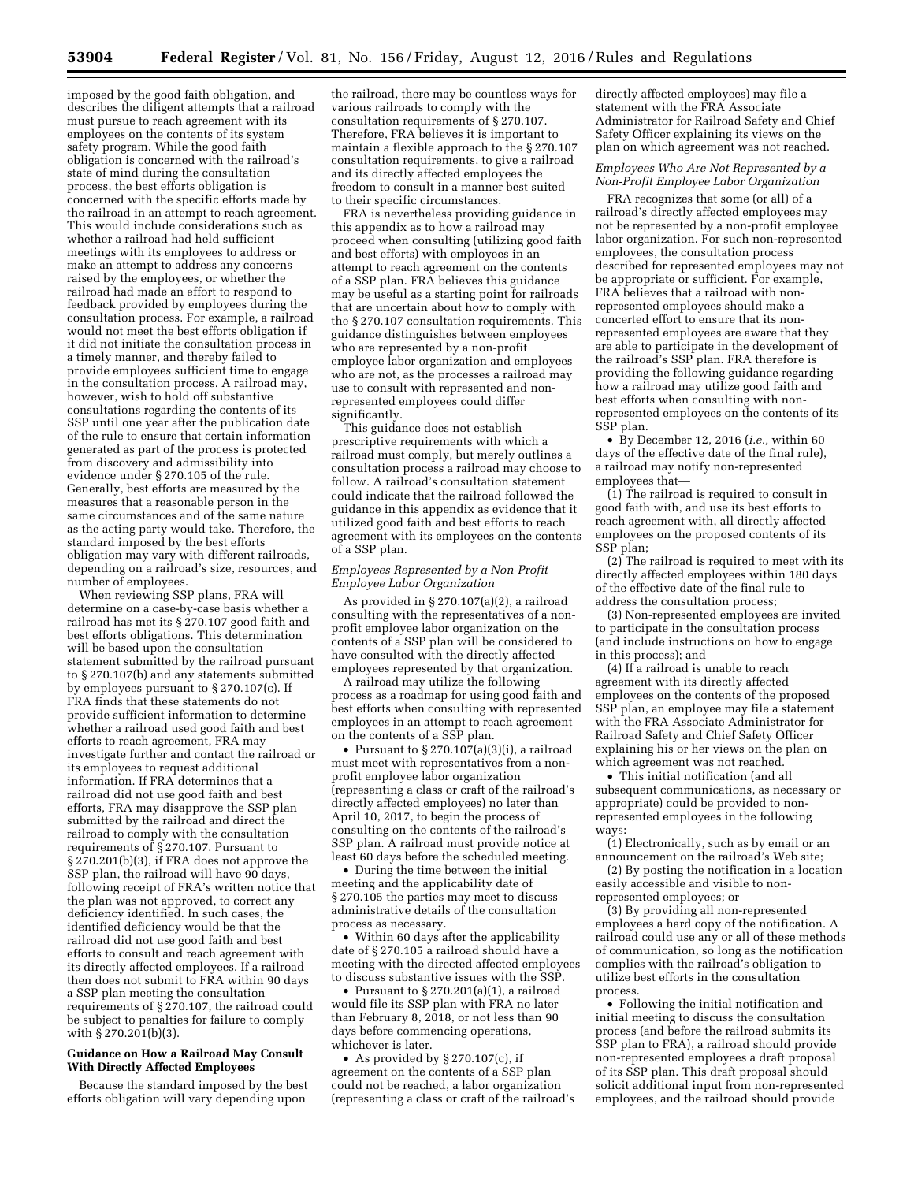imposed by the good faith obligation, and describes the diligent attempts that a railroad must pursue to reach agreement with its employees on the contents of its system safety program. While the good faith obligation is concerned with the railroad's state of mind during the consultation process, the best efforts obligation is concerned with the specific efforts made by the railroad in an attempt to reach agreement. This would include considerations such as whether a railroad had held sufficient meetings with its employees to address or make an attempt to address any concerns raised by the employees, or whether the railroad had made an effort to respond to feedback provided by employees during the consultation process. For example, a railroad would not meet the best efforts obligation if it did not initiate the consultation process in a timely manner, and thereby failed to provide employees sufficient time to engage in the consultation process. A railroad may, however, wish to hold off substantive consultations regarding the contents of its SSP until one year after the publication date of the rule to ensure that certain information generated as part of the process is protected from discovery and admissibility into evidence under § 270.105 of the rule. Generally, best efforts are measured by the measures that a reasonable person in the same circumstances and of the same nature as the acting party would take. Therefore, the standard imposed by the best efforts obligation may vary with different railroads, depending on a railroad's size, resources, and number of employees.

When reviewing SSP plans, FRA will determine on a case-by-case basis whether a railroad has met its § 270.107 good faith and best efforts obligations. This determination will be based upon the consultation statement submitted by the railroad pursuant to § 270.107(b) and any statements submitted by employees pursuant to § 270.107(c). If FRA finds that these statements do not provide sufficient information to determine whether a railroad used good faith and best efforts to reach agreement, FRA may investigate further and contact the railroad or its employees to request additional information. If FRA determines that a railroad did not use good faith and best efforts, FRA may disapprove the SSP plan submitted by the railroad and direct the railroad to comply with the consultation requirements of § 270.107. Pursuant to § 270.201(b)(3), if FRA does not approve the SSP plan, the railroad will have 90 days, following receipt of FRA's written notice that the plan was not approved, to correct any deficiency identified. In such cases, the identified deficiency would be that the railroad did not use good faith and best efforts to consult and reach agreement with its directly affected employees. If a railroad then does not submit to FRA within 90 days a SSP plan meeting the consultation requirements of § 270.107, the railroad could be subject to penalties for failure to comply with § 270.201(b)(3).

## Guidance on How a Railroad May Consult With Directly Affected Employees

Because the standard imposed by the best efforts obligation will vary depending upon the railroad, there may be countless ways for various railroads to comply with the consultation requirements of § 270.107. Therefore, FRA believes it is important to maintain a flexible approach to the § 270.107 consultation requirements, to give a railroad and its directly affected employees the freedom to consult in a manner best suited to their specific circumstances.

FRA is nevertheless providing guidance in this appendix as to how a railroad may proceed when consulting (utilizing good faith and best efforts) with employees in an attempt to reach agreement on the contents of a SSP plan. FRA believes this guidance may be useful as a starting point for railroads that are uncertain about how to comply with the § 270.107 consultation requirements. This guidance distinguishes between employees who are represented by a non-profit employee labor organization and employees who are not, as the processes a railroad may use to consult with represented and non-represented employees could differ significantly.

This guidance does not establish prescriptive requirements with which a railroad must comply, but merely outlines a consultation process a railroad may choose to follow. A railroad's consultation statement could indicate that the railroad followed the guidance in this appendix as evidence that it utilized good faith and best efforts to reach agreement with its employees on the contents of a SSP plan.

### *Employees Represented by a Non-Profit Employee Labor Organization*

As provided in § 270.107(a)(2), a railroad consulting with the representatives of a non-profit employee labor organization on the contents of a SSP plan will be considered to have consulted with the directly affected employees represented by that organization.

A railroad may utilize the following process as a roadmap for using good faith and best efforts when consulting with represented employees in an attempt to reach agreement on the contents of a SSP plan.

- Pursuant to § 270.107(a)(3)(i), a railroad must meet with representatives from a non-profit employee labor organization (representing a class or craft of the railroad's directly affected employees) no later than April 10, 2017, to begin the process of consulting on the contents of the railroad's SSP plan. A railroad must provide notice at least 60 days before the scheduled meeting.
- During the time between the initial meeting and the applicability date of § 270.105 the parties may meet to discuss administrative details of the consultation process as necessary.
- Within 60 days after the applicability date of § 270.105 a railroad should have a meeting with the directed affected employees to discuss substantive issues with the SSP.
- Pursuant to § 270.201(a)(1), a railroad would file its SSP plan with FRA no later than February 8, 2018, or not less than 90 days before commencing operations, whichever is later.
- As provided by § 270.107(c), if agreement on the contents of a SSP plan could not be reached, a labor organization (representing a class or craft of the railroad's directly affected employees) may file a statement with the FRA Associate Administrator for Railroad Safety and Chief Safety Officer explaining its views on the plan on which agreement was not reached.

### *Employees Who Are Not Represented by a Non-Profit Employee Labor Organization*

FRA recognizes that some (or all) of a railroad's directly affected employees may not be represented by a non-profit employee labor organization. For such non-represented employees, the consultation process described for represented employees may not be appropriate or sufficient. For example, FRA believes that a railroad with non-represented employees should make a concerted effort to ensure that its non-represented employees are aware that they are able to participate in the development of the railroad's SSP plan. FRA therefore is providing the following guidance regarding how a railroad may utilize good faith and best efforts when consulting with non-represented employees on the contents of its SSP plan.

- By December 12, 2016 (*i.e.,* within 60 days of the effective date of the final rule), a railroad may notify non-represented employees that—

(1) The railroad is required to consult in good faith with, and use its best efforts to reach agreement with, all directly affected employees on the proposed contents of its SSP plan;

(2) The railroad is required to meet with its directly affected employees within 180 days of the effective date of the final rule to address the consultation process;

(3) Non-represented employees are invited to participate in the consultation process (and include instructions on how to engage in this process); and

(4) If a railroad is unable to reach agreement with its directly affected employees on the contents of the proposed SSP plan, an employee may file a statement with the FRA Associate Administrator for Railroad Safety and Chief Safety Officer explaining his or her views on the plan on which agreement was not reached.

- This initial notification (and all subsequent communications, as necessary or appropriate) could be provided to non-represented employees in the following ways:

(1) Electronically, such as by email or an announcement on the railroad's Web site;

(2) By posting the notification in a location easily accessible and visible to non-represented employees; or

(3) By providing all non-represented employees a hard copy of the notification. A railroad could use any or all of these methods of communication, so long as the notification complies with the railroad's obligation to utilize best efforts in the consultation process.

- Following the initial notification and initial meeting to discuss the consultation process (and before the railroad submits its SSP plan to FRA), a railroad should provide non-represented employees a draft proposal of its SSP plan. This draft proposal should solicit additional input from non-represented employees, and the railroad should provide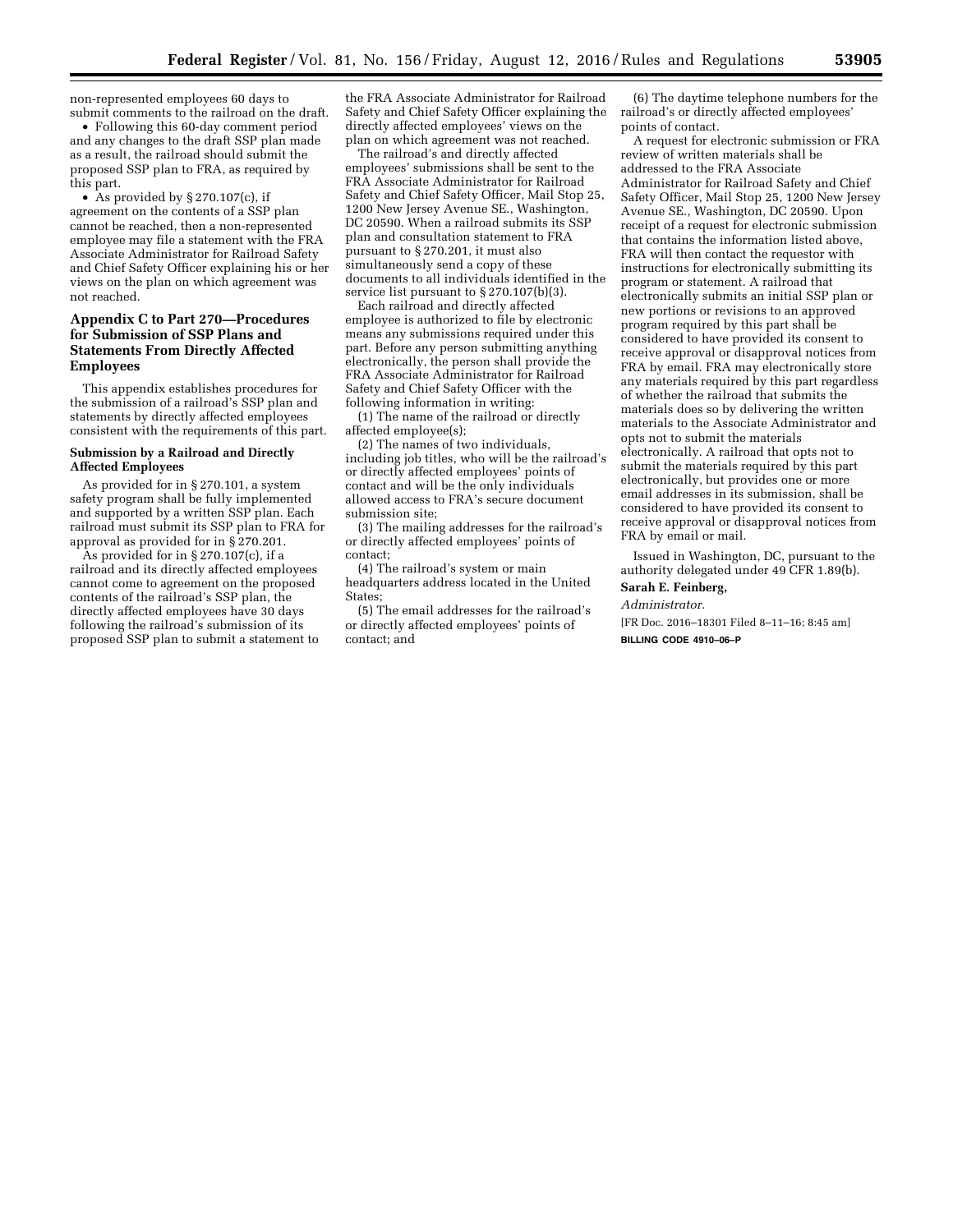non-represented employees 60 days to submit comments to the railroad on the draft.

- Following this 60-day comment period and any changes to the draft SSP plan made as a result, the railroad should submit the proposed SSP plan to FRA, as required by this part.
- As provided by § 270.107(c), if agreement on the contents of a SSP plan cannot be reached, then a non-represented employee may file a statement with the FRA Associate Administrator for Railroad Safety and Chief Safety Officer explaining his or her views on the plan on which agreement was not reached.

## Appendix C to Part 270—Procedures for Submission of SSP Plans and Statements From Directly Affected Employees

This appendix establishes procedures for the submission of a railroad's SSP plan and statements by directly affected employees consistent with the requirements of this part.

### Submission by a Railroad and Directly Affected Employees

As provided for in § 270.101, a system safety program shall be fully implemented and supported by a written SSP plan. Each railroad must submit its SSP plan to FRA for approval as provided for in § 270.201.

As provided for in § 270.107(c), if a railroad and its directly affected employees cannot come to agreement on the proposed contents of the railroad's SSP plan, the directly affected employees have 30 days following the railroad's submission of its proposed SSP plan to submit a statement to the FRA Associate Administrator for Railroad Safety and Chief Safety Officer explaining the directly affected employees' views on the plan on which agreement was not reached.

The railroad's and directly affected employees' submissions shall be sent to the FRA Associate Administrator for Railroad Safety and Chief Safety Officer, Mail Stop 25, 1200 New Jersey Avenue SE., Washington, DC 20590. When a railroad submits its SSP plan and consultation statement to FRA pursuant to § 270.201, it must also simultaneously send a copy of these documents to all individuals identified in the service list pursuant to § 270.107(b)(3).

Each railroad and directly affected employee is authorized to file by electronic means any submissions required under this part. Before any person submitting anything electronically, the person shall provide the FRA Associate Administrator for Railroad Safety and Chief Safety Officer with the following information in writing:

(1) The name of the railroad or directly affected employee(s);

(2) The names of two individuals, including job titles, who will be the railroad's or directly affected employees' points of contact and will be the only individuals allowed access to FRA's secure document submission site;

(3) The mailing addresses for the railroad's or directly affected employees' points of contact;

(4) The railroad's system or main headquarters address located in the United States;

(5) The email addresses for the railroad's or directly affected employees' points of contact; and

(6) The daytime telephone numbers for the railroad's or directly affected employees' points of contact.

A request for electronic submission or FRA review of written materials shall be addressed to the FRA Associate Administrator for Railroad Safety and Chief Safety Officer, Mail Stop 25, 1200 New Jersey Avenue SE., Washington, DC 20590. Upon receipt of a request for electronic submission that contains the information listed above, FRA will then contact the requestor with instructions for electronically submitting its program or statement. A railroad that electronically submits an initial SSP plan or new portions or revisions to an approved program required by this part shall be considered to have provided its consent to receive approval or disapproval notices from FRA by email. FRA may electronically store any materials required by this part regardless of whether the railroad that submits the materials does so by delivering the written materials to the Associate Administrator and opts not to submit the materials electronically. A railroad that opts not to submit the materials required by this part electronically, but provides one or more email addresses in its submission, shall be considered to have provided its consent to receive approval or disapproval notices from FRA by email or mail.

Issued in Washington, DC, pursuant to the authority delegated under 49 CFR 1.89(b).

**Sarah E. Feinberg,**

*Administrator.*

[FR Doc. 2016–18301 Filed 8–11–16; 8:45 am]

**BILLING CODE 4910–06–P**